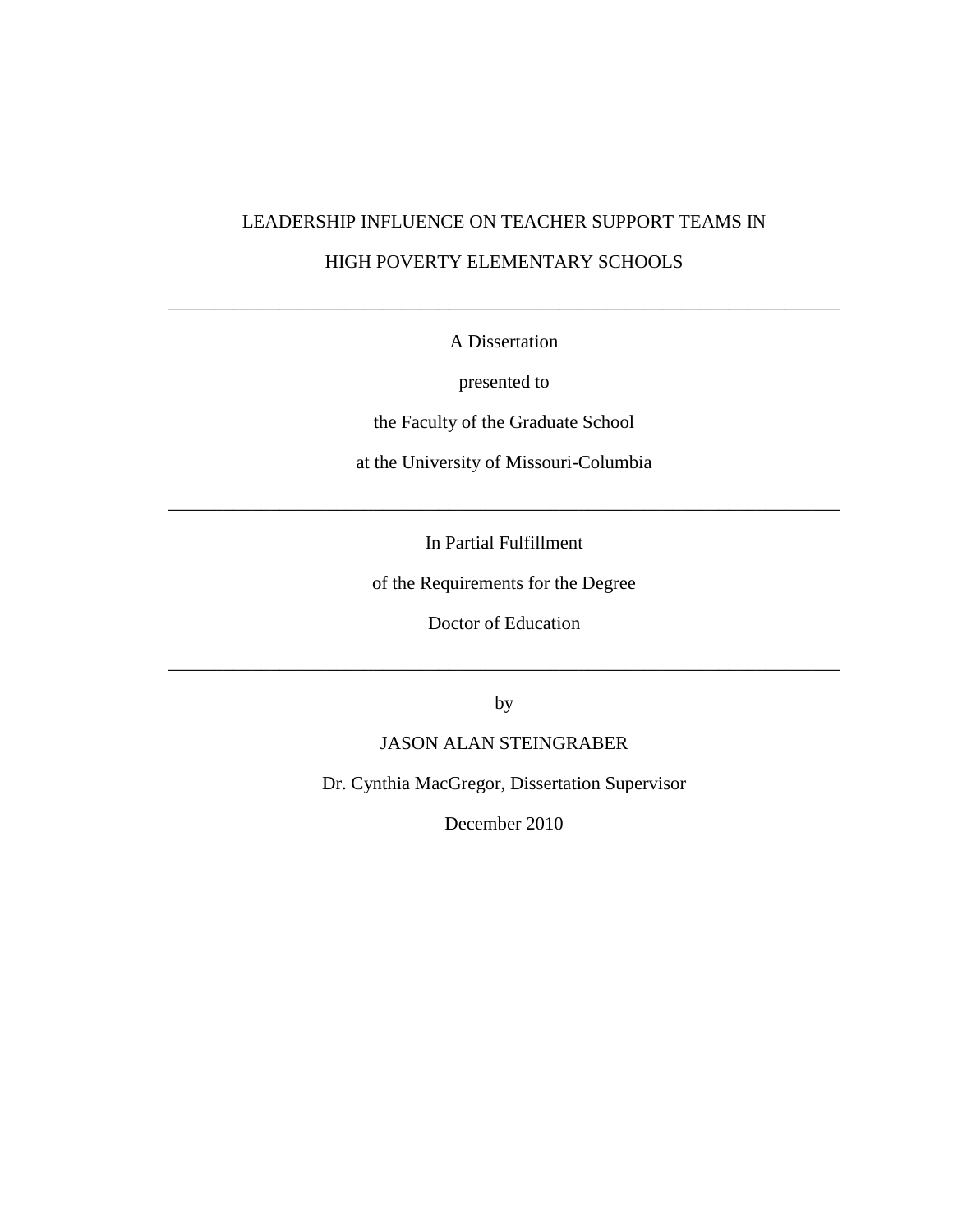# LEADERSHIP INFLUENCE ON TEACHER SUPPORT TEAMS IN HIGH POVERTY ELEMENTARY SCHOOLS

---

A Dissertation

presented to

the Faculty of the Graduate School

at the University of Missouri-Columbia

---

In Partial Fulfillment

of the Requirements for the Degree

Doctor of Education

---

by

JASON ALAN STEINGRABER

Dr. Cynthia MacGregor, Dissertation Supervisor

December 2010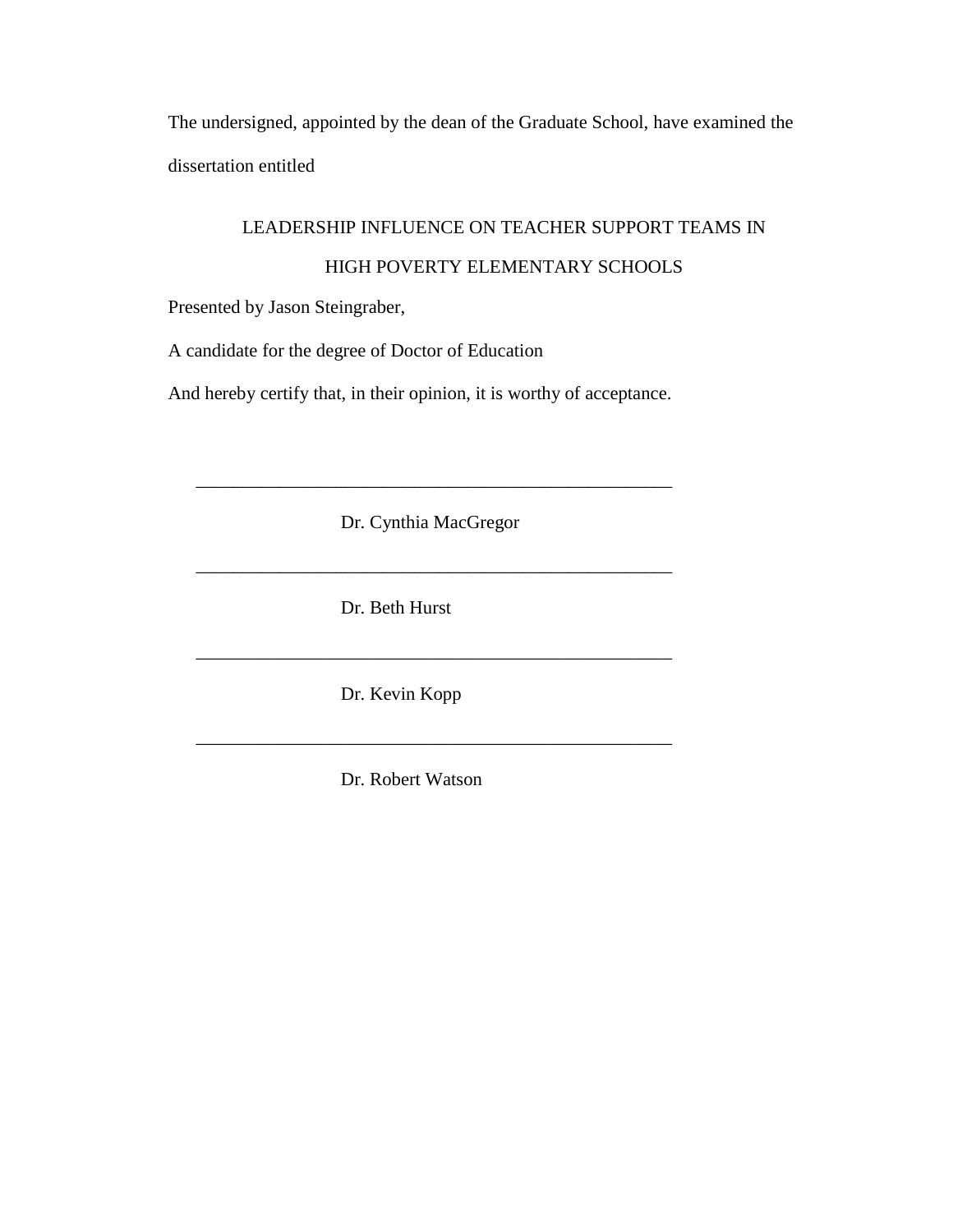The undersigned, appointed by the dean of the Graduate School, have examined the dissertation entitled

LEADERSHIP INFLUENCE ON TEACHER SUPPORT TEAMS IN HIGH POVERTY ELEMENTARY SCHOOLS

Presented by Jason Steingraber,

A candidate for the degree of Doctor of Education

And hereby certify that, in their opinion, it is worthy of acceptance.

\_\_\_\_\_\_\_\_\_\_\_\_\_\_\_\_\_\_\_\_\_\_\_\_\_\_\_\_\_\_\_\_\_\_\_\_\_\_\_\_\_\_\_\_\_\_\_\_\_\_\_\_

Dr. Cynthia MacGregor

\_\_\_\_\_\_\_\_\_\_\_\_\_\_\_\_\_\_\_\_\_\_\_\_\_\_\_\_\_\_\_\_\_\_\_\_\_\_\_\_\_\_\_\_\_\_\_\_\_\_\_\_

Dr. Beth Hurst

\_\_\_\_\_\_\_\_\_\_\_\_\_\_\_\_\_\_\_\_\_\_\_\_\_\_\_\_\_\_\_\_\_\_\_\_\_\_\_\_\_\_\_\_\_\_\_\_\_\_\_\_

Dr. Kevin Kopp

\_\_\_\_\_\_\_\_\_\_\_\_\_\_\_\_\_\_\_\_\_\_\_\_\_\_\_\_\_\_\_\_\_\_\_\_\_\_\_\_\_\_\_\_\_\_\_\_\_\_\_\_

Dr. Robert Watson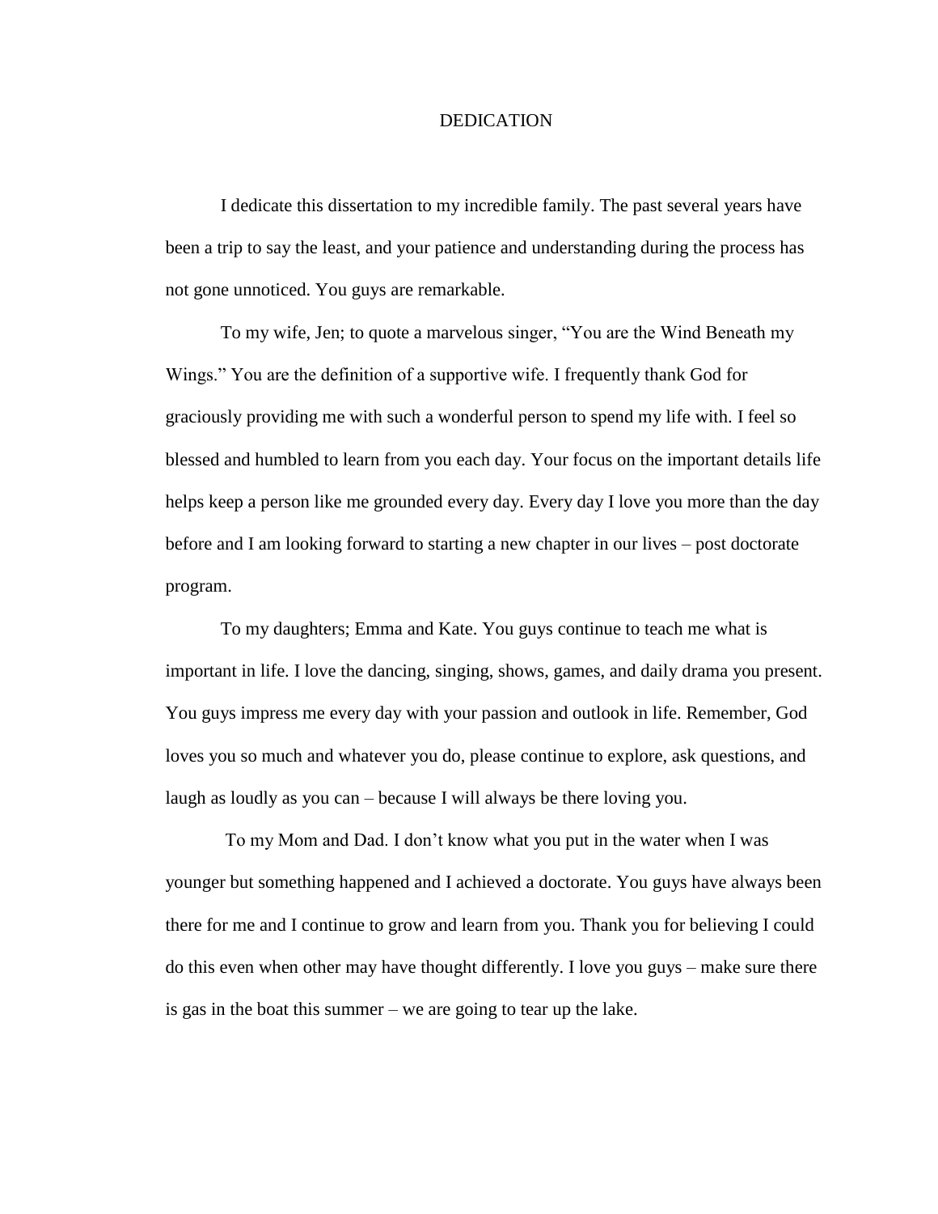# DEDICATION

I dedicate this dissertation to my incredible family. The past several years have been a trip to say the least, and your patience and understanding during the process has not gone unnoticed. You guys are remarkable.

To my wife, Jen; to quote a marvelous singer, "You are the Wind Beneath my Wings." You are the definition of a supportive wife. I frequently thank God for graciously providing me with such a wonderful person to spend my life with. I feel so blessed and humbled to learn from you each day. Your focus on the important details life helps keep a person like me grounded every day. Every day I love you more than the day before and I am looking forward to starting a new chapter in our lives – post doctorate program.

To my daughters; Emma and Kate. You guys continue to teach me what is important in life. I love the dancing, singing, shows, games, and daily drama you present. You guys impress me every day with your passion and outlook in life. Remember, God loves you so much and whatever you do, please continue to explore, ask questions, and laugh as loudly as you can – because I will always be there loving you.

To my Mom and Dad. I don't know what you put in the water when I was younger but something happened and I achieved a doctorate. You guys have always been there for me and I continue to grow and learn from you. Thank you for believing I could do this even when other may have thought differently. I love you guys – make sure there is gas in the boat this summer – we are going to tear up the lake.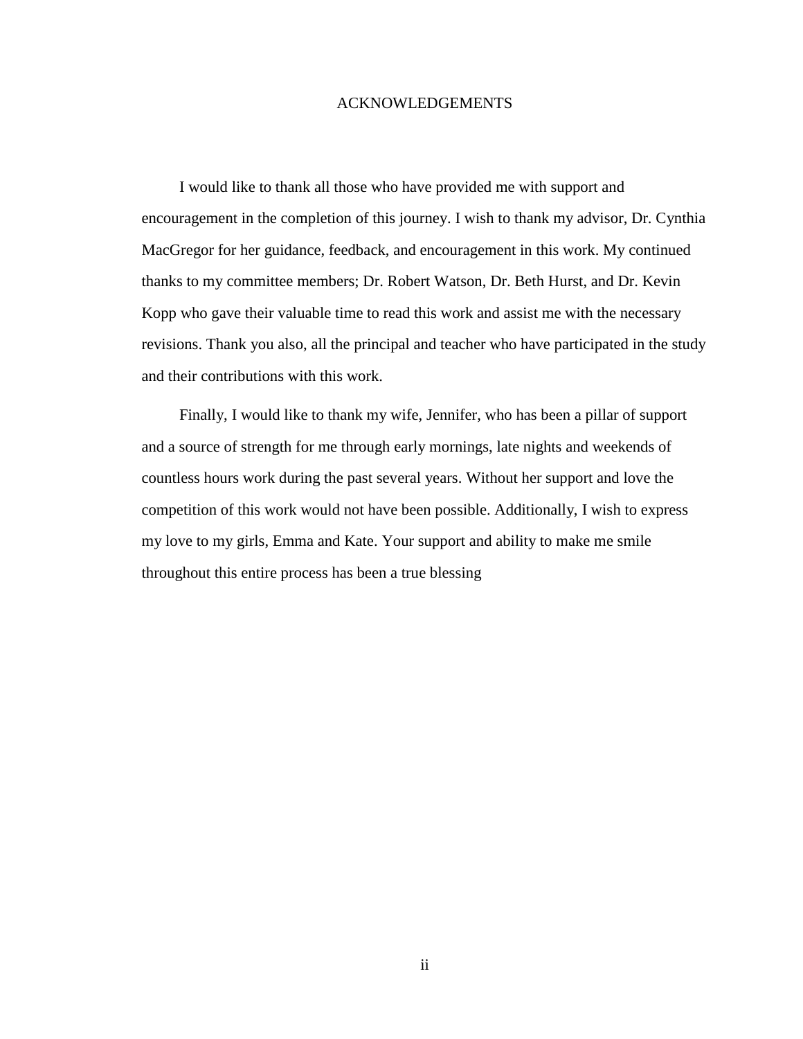# ACKNOWLEDGEMENTS

I would like to thank all those who have provided me with support and encouragement in the completion of this journey. I wish to thank my advisor, Dr. Cynthia MacGregor for her guidance, feedback, and encouragement in this work. My continued thanks to my committee members; Dr. Robert Watson, Dr. Beth Hurst, and Dr. Kevin Kopp who gave their valuable time to read this work and assist me with the necessary revisions. Thank you also, all the principal and teacher who have participated in the study and their contributions with this work.

Finally, I would like to thank my wife, Jennifer, who has been a pillar of support and a source of strength for me through early mornings, late nights and weekends of countless hours work during the past several years. Without her support and love the competition of this work would not have been possible. Additionally, I wish to express my love to my girls, Emma and Kate. Your support and ability to make me smile throughout this entire process has been a true blessing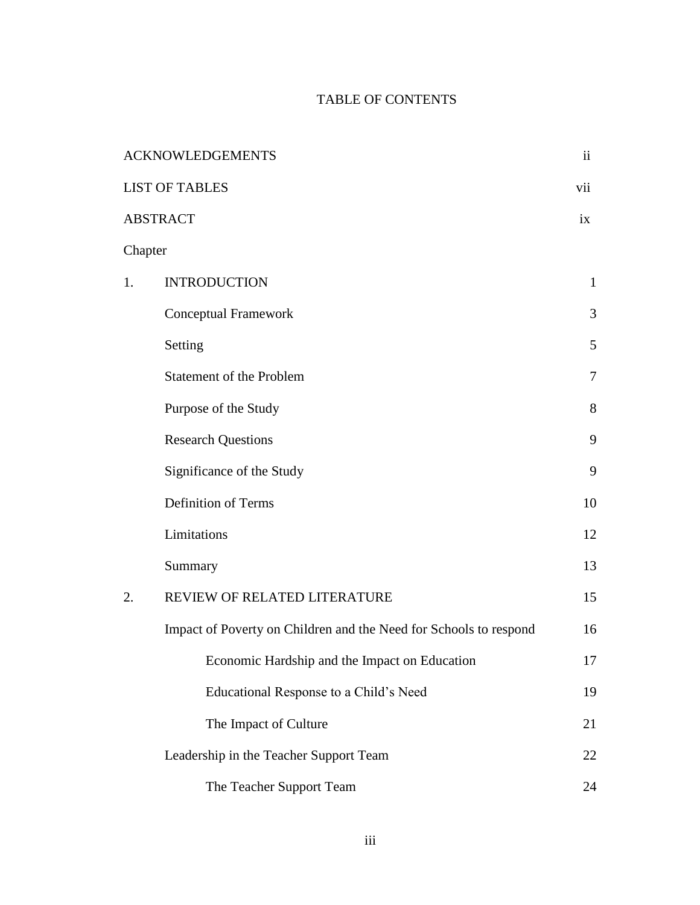# TABLE OF CONTENTS

| | | |
|---|---|---|
| ACKNOWLEDGEMENTS | | ii |
| LIST OF TABLES | | vii |
| ABSTRACT | | ix |
| Chapter | | |
| 1. | INTRODUCTION | 1 |
| | Conceptual Framework | 3 |
| | Setting | 5 |
| | Statement of the Problem | 7 |
| | Purpose of the Study | 8 |
| | Research Questions | 9 |
| | Significance of the Study | 9 |
| | Definition of Terms | 10 |
| | Limitations | 12 |
| | Summary | 13 |
| 2. | REVIEW OF RELATED LITERATURE | 15 |
| | Impact of Poverty on Children and the Need for Schools to respond | 16 |
| | Economic Hardship and the Impact on Education | 17 |
| | Educational Response to a Child's Need | 19 |
| | The Impact of Culture | 21 |
| | Leadership in the Teacher Support Team | 22 |
| | The Teacher Support Team | 24 |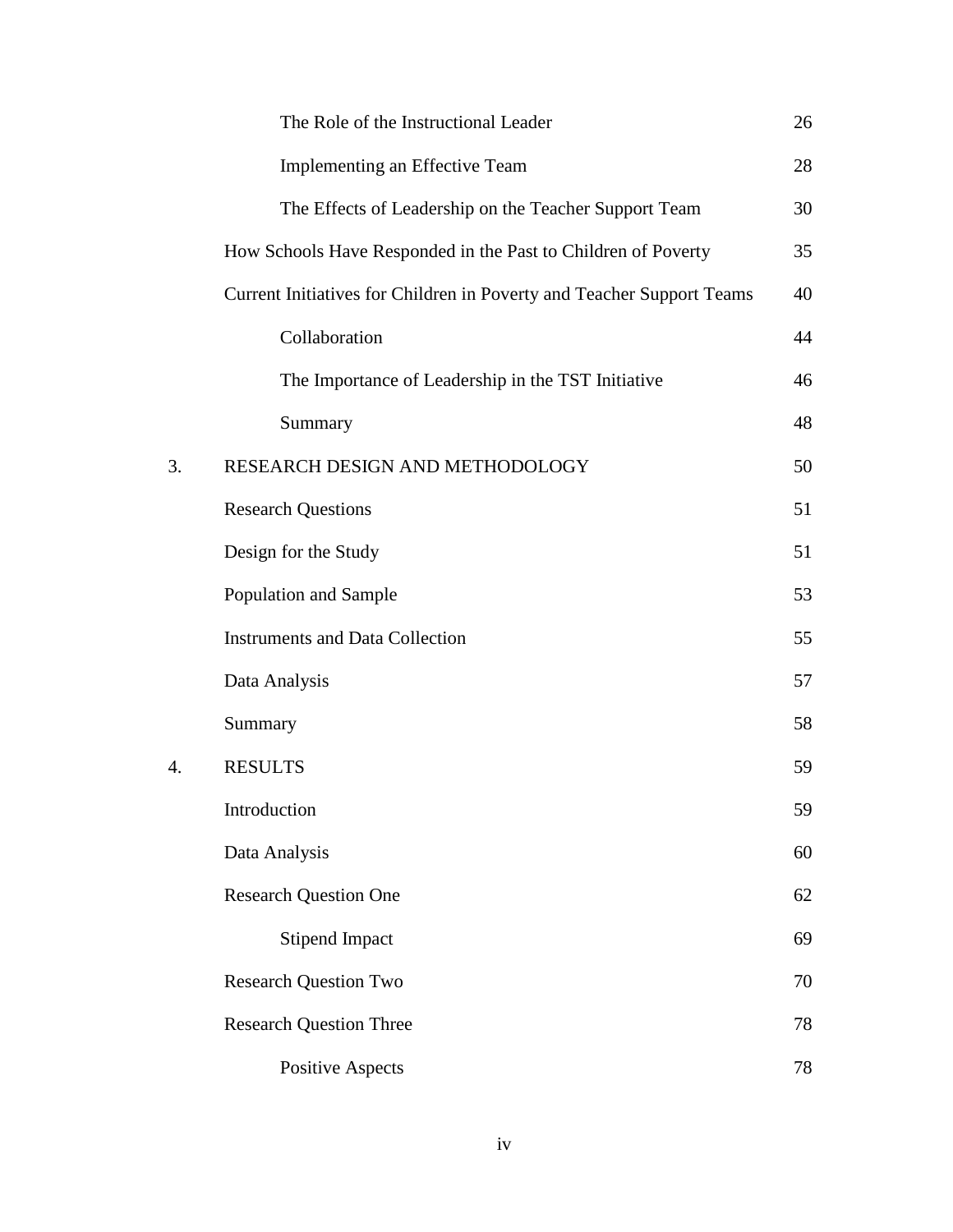| | | |
|---|---|---|
| | The Role of the Instructional Leader | 26 |
| | Implementing an Effective Team | 28 |
| | The Effects of Leadership on the Teacher Support Team | 30 |
| | How Schools Have Responded in the Past to Children of Poverty | 35 |
| | Current Initiatives for Children in Poverty and Teacher Support Teams | 40 |
| | Collaboration | 44 |
| | The Importance of Leadership in the TST Initiative | 46 |
| | Summary | 48 |
| 3. | RESEARCH DESIGN AND METHODOLOGY | 50 |
| | Research Questions | 51 |
| | Design for the Study | 51 |
| | Population and Sample | 53 |
| | Instruments and Data Collection | 55 |
| | Data Analysis | 57 |
| | Summary | 58 |
| 4. | RESULTS | 59 |
| | Introduction | 59 |
| | Data Analysis | 60 |
| | Research Question One | 62 |
| | Stipend Impact | 69 |
| | Research Question Two | 70 |
| | Research Question Three | 78 |
| | Positive Aspects | 78 |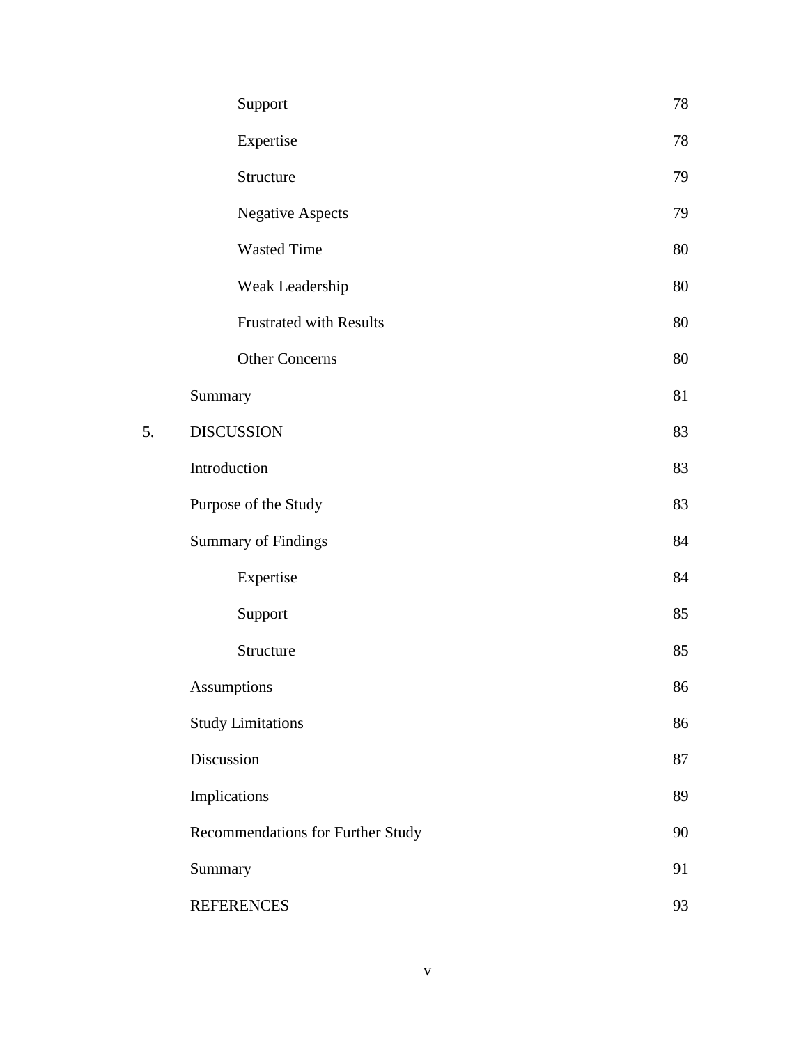| | | |
|---|---|---|
| | Support | 78 |
| | Expertise | 78 |
| | Structure | 79 |
| | Negative Aspects | 79 |
| | Wasted Time | 80 |
| | Weak Leadership | 80 |
| | Frustrated with Results | 80 |
| | Other Concerns | 80 |
| | Summary | 81 |
| 5. | DISCUSSION | 83 |
| | Introduction | 83 |
| | Purpose of the Study | 83 |
| | Summary of Findings | 84 |
| | Expertise | 84 |
| | Support | 85 |
| | Structure | 85 |
| | Assumptions | 86 |
| | Study Limitations | 86 |
| | Discussion | 87 |
| | Implications | 89 |
| | Recommendations for Further Study | 90 |
| | Summary | 91 |
| | REFERENCES | 93 |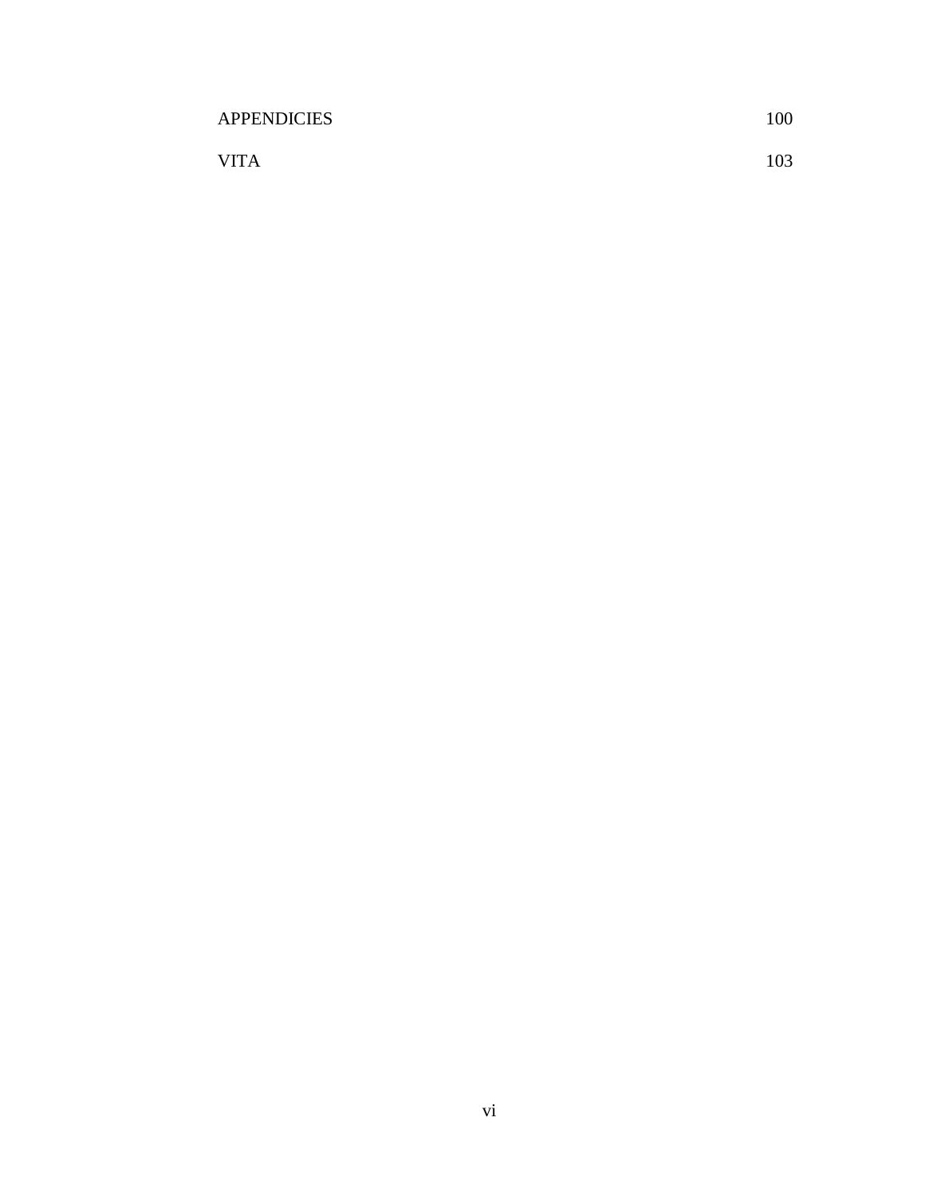| | |
|---|---|
| APPENDICIES | 100 |
| VITA | 103 |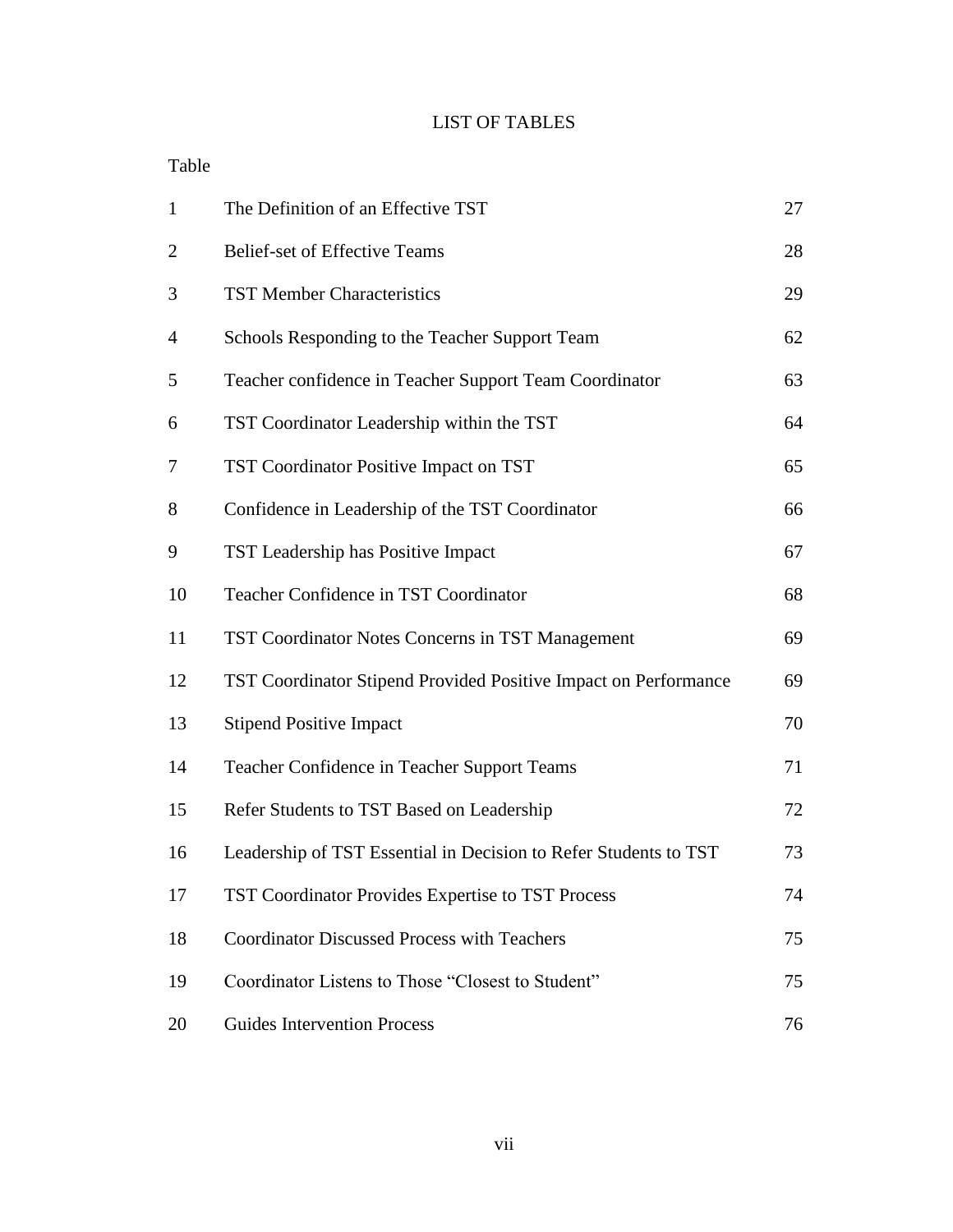# LIST OF TABLES

| Table | | |
|---|---|---|
| 1 | The Definition of an Effective TST | 27 |
| 2 | Belief-set of Effective Teams | 28 |
| 3 | TST Member Characteristics | 29 |
| 4 | Schools Responding to the Teacher Support Team | 62 |
| 5 | Teacher confidence in Teacher Support Team Coordinator | 63 |
| 6 | TST Coordinator Leadership within the TST | 64 |
| 7 | TST Coordinator Positive Impact on TST | 65 |
| 8 | Confidence in Leadership of the TST Coordinator | 66 |
| 9 | TST Leadership has Positive Impact | 67 |
| 10 | Teacher Confidence in TST Coordinator | 68 |
| 11 | TST Coordinator Notes Concerns in TST Management | 69 |
| 12 | TST Coordinator Stipend Provided Positive Impact on Performance | 69 |
| 13 | Stipend Positive Impact | 70 |
| 14 | Teacher Confidence in Teacher Support Teams | 71 |
| 15 | Refer Students to TST Based on Leadership | 72 |
| 16 | Leadership of TST Essential in Decision to Refer Students to TST | 73 |
| 17 | TST Coordinator Provides Expertise to TST Process | 74 |
| 18 | Coordinator Discussed Process with Teachers | 75 |
| 19 | Coordinator Listens to Those "Closest to Student" | 75 |
| 20 | Guides Intervention Process | 76 |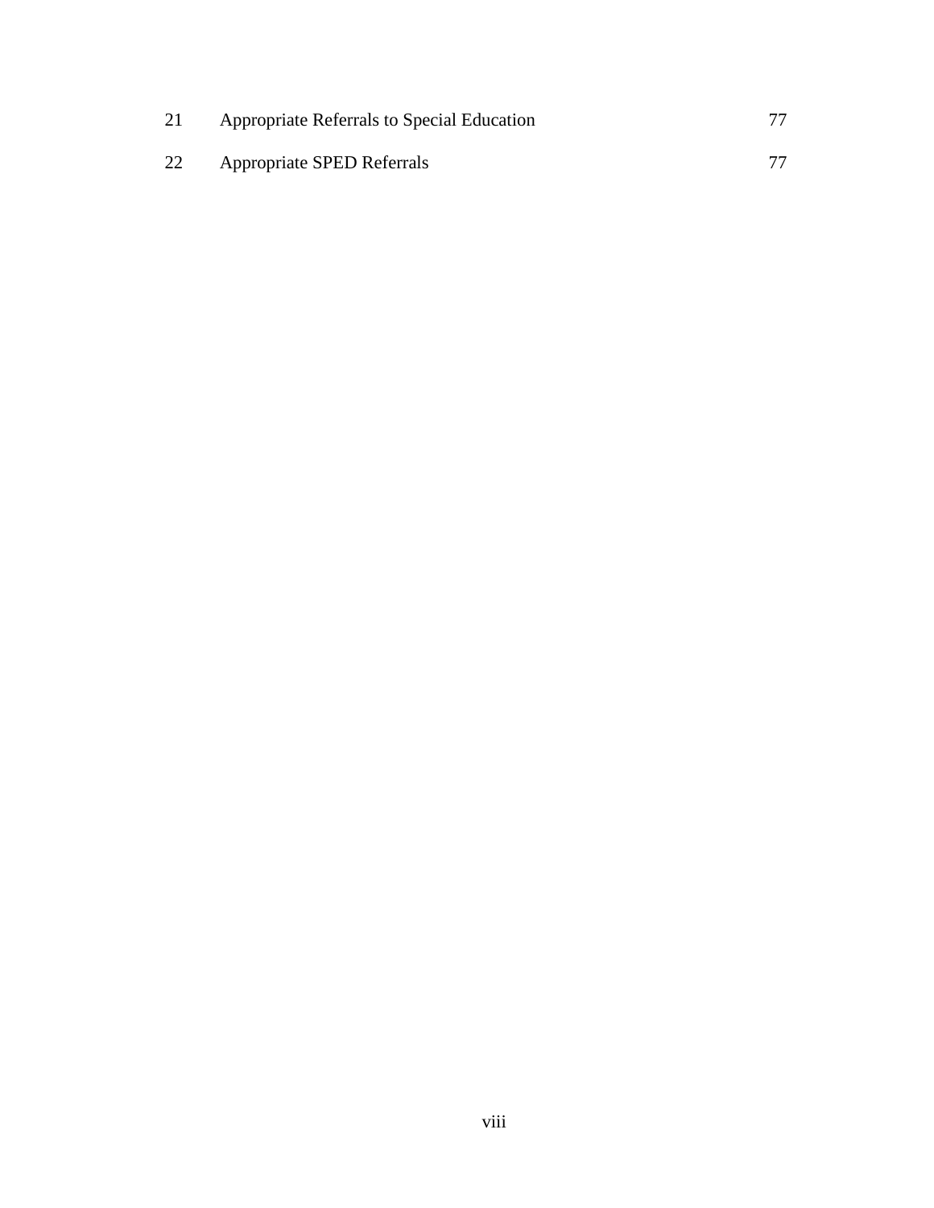| | | |
|---|---|---|
| 21 | Appropriate Referrals to Special Education | 77 |
| 22 | Appropriate SPED Referrals | 77 |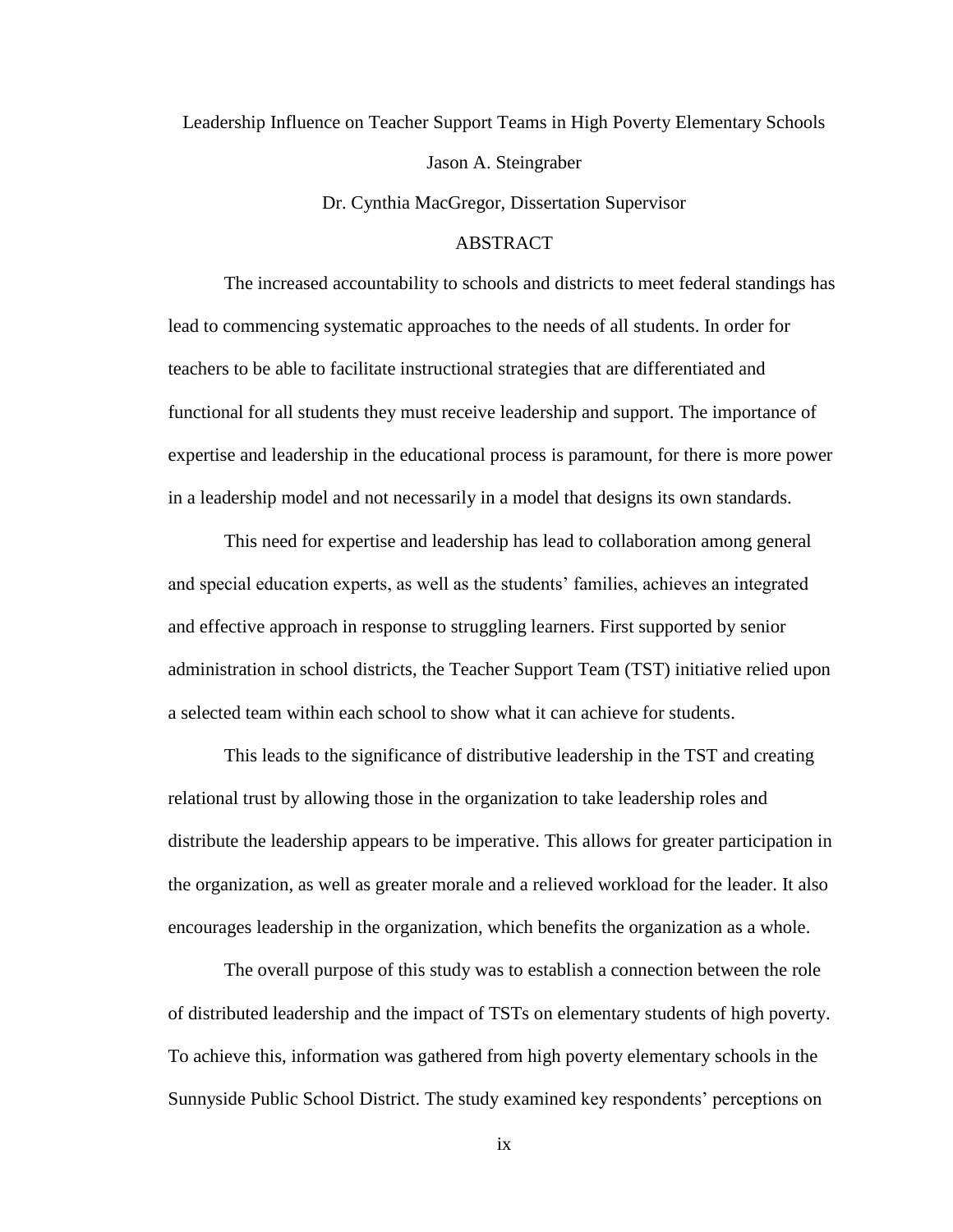Leadership Influence on Teacher Support Teams in High Poverty Elementary Schools

Jason A. Steingraber

Dr. Cynthia MacGregor, Dissertation Supervisor

## ABSTRACT

The increased accountability to schools and districts to meet federal standings has lead to commencing systematic approaches to the needs of all students. In order for teachers to be able to facilitate instructional strategies that are differentiated and functional for all students they must receive leadership and support. The importance of expertise and leadership in the educational process is paramount, for there is more power in a leadership model and not necessarily in a model that designs its own standards.

This need for expertise and leadership has lead to collaboration among general and special education experts, as well as the students' families, achieves an integrated and effective approach in response to struggling learners. First supported by senior administration in school districts, the Teacher Support Team (TST) initiative relied upon a selected team within each school to show what it can achieve for students.

This leads to the significance of distributive leadership in the TST and creating relational trust by allowing those in the organization to take leadership roles and distribute the leadership appears to be imperative. This allows for greater participation in the organization, as well as greater morale and a relieved workload for the leader. It also encourages leadership in the organization, which benefits the organization as a whole.

The overall purpose of this study was to establish a connection between the role of distributed leadership and the impact of TSTs on elementary students of high poverty. To achieve this, information was gathered from high poverty elementary schools in the Sunnyside Public School District. The study examined key respondents' perceptions on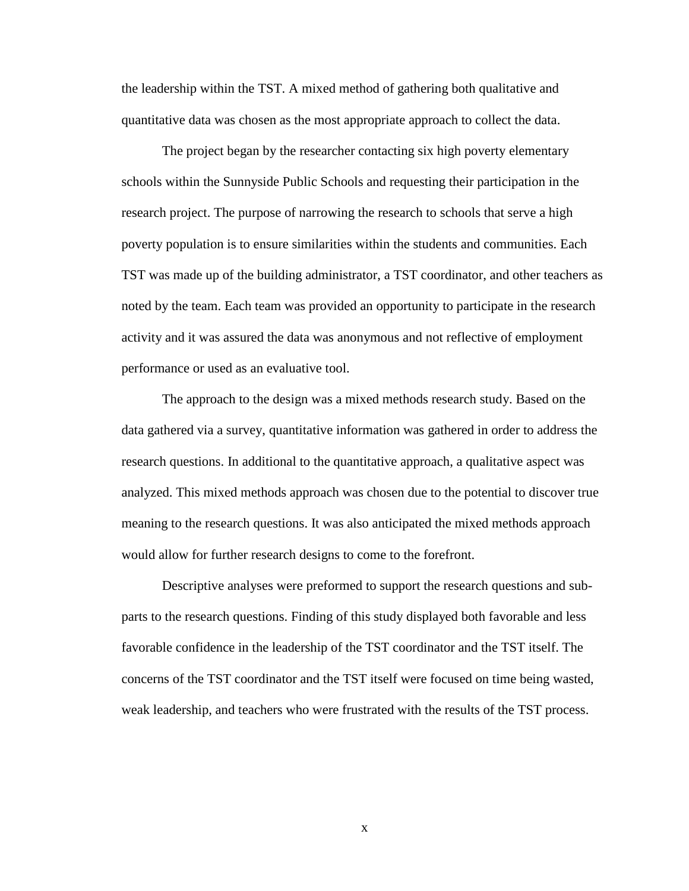the leadership within the TST. A mixed method of gathering both qualitative and quantitative data was chosen as the most appropriate approach to collect the data.

The project began by the researcher contacting six high poverty elementary schools within the Sunnyside Public Schools and requesting their participation in the research project. The purpose of narrowing the research to schools that serve a high poverty population is to ensure similarities within the students and communities. Each TST was made up of the building administrator, a TST coordinator, and other teachers as noted by the team. Each team was provided an opportunity to participate in the research activity and it was assured the data was anonymous and not reflective of employment performance or used as an evaluative tool.

The approach to the design was a mixed methods research study. Based on the data gathered via a survey, quantitative information was gathered in order to address the research questions. In additional to the quantitative approach, a qualitative aspect was analyzed. This mixed methods approach was chosen due to the potential to discover true meaning to the research questions. It was also anticipated the mixed methods approach would allow for further research designs to come to the forefront.

Descriptive analyses were preformed to support the research questions and sub-parts to the research questions. Finding of this study displayed both favorable and less favorable confidence in the leadership of the TST coordinator and the TST itself. The concerns of the TST coordinator and the TST itself were focused on time being wasted, weak leadership, and teachers who were frustrated with the results of the TST process.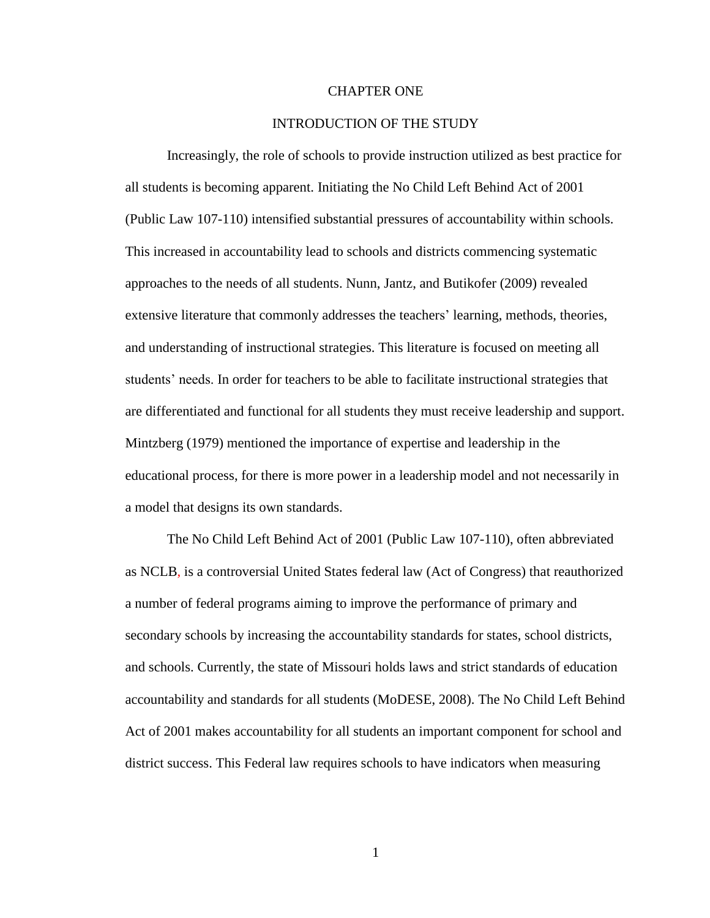# CHAPTER ONE

## INTRODUCTION OF THE STUDY

Increasingly, the role of schools to provide instruction utilized as best practice for all students is becoming apparent. Initiating the No Child Left Behind Act of 2001 (Public Law 107-110) intensified substantial pressures of accountability within schools. This increased in accountability lead to schools and districts commencing systematic approaches to the needs of all students. Nunn, Jantz, and Butikofer (2009) revealed extensive literature that commonly addresses the teachers' learning, methods, theories, and understanding of instructional strategies. This literature is focused on meeting all students' needs. In order for teachers to be able to facilitate instructional strategies that are differentiated and functional for all students they must receive leadership and support. Mintzberg (1979) mentioned the importance of expertise and leadership in the educational process, for there is more power in a leadership model and not necessarily in a model that designs its own standards.

The No Child Left Behind Act of 2001 (Public Law 107-110), often abbreviated as NCLB, is a controversial United States federal law (Act of Congress) that reauthorized a number of federal programs aiming to improve the performance of primary and secondary schools by increasing the accountability standards for states, school districts, and schools. Currently, the state of Missouri holds laws and strict standards of education accountability and standards for all students (MoDESE, 2008). The No Child Left Behind Act of 2001 makes accountability for all students an important component for school and district success. This Federal law requires schools to have indicators when measuring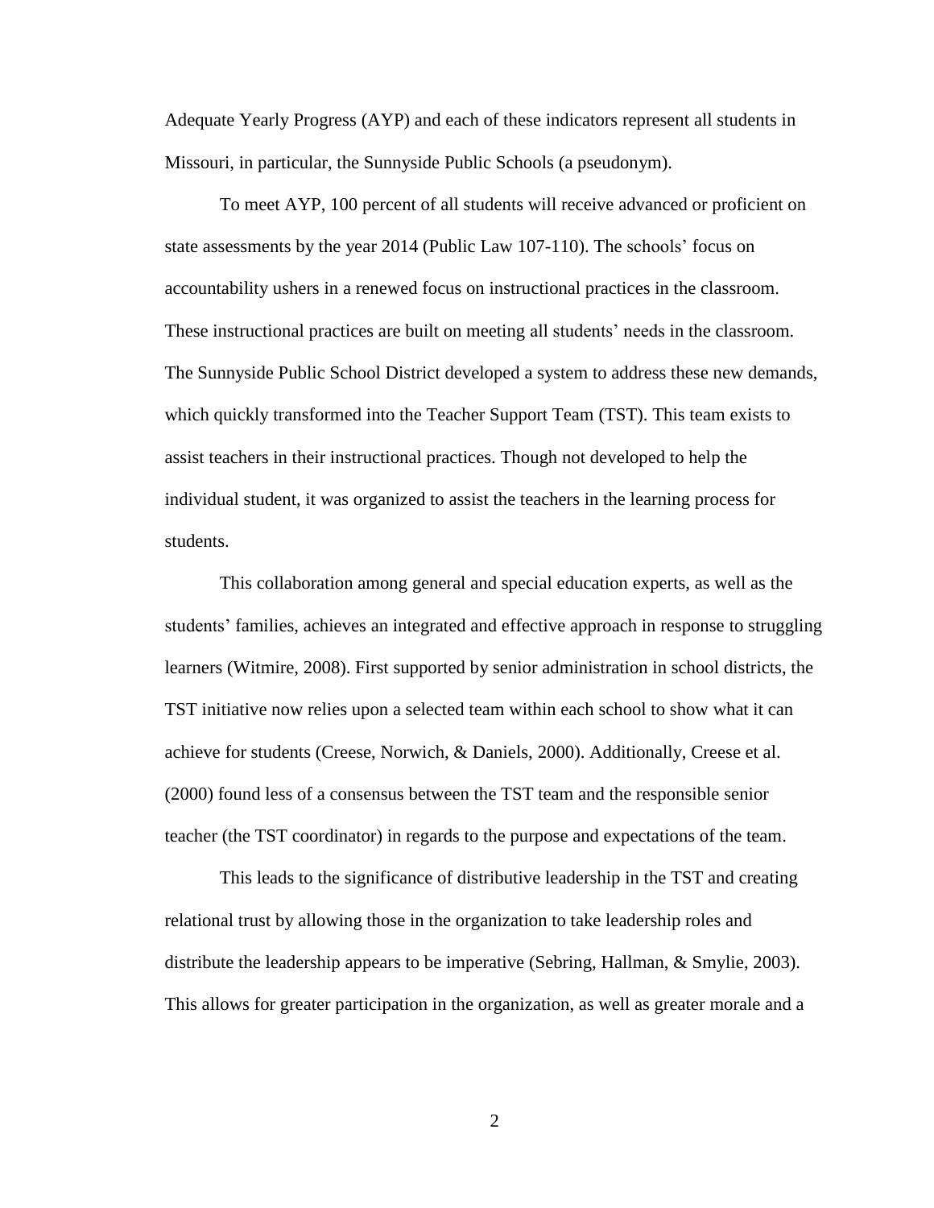Adequate Yearly Progress (AYP) and each of these indicators represent all students in Missouri, in particular, the Sunnyside Public Schools (a pseudonym).

To meet AYP, 100 percent of all students will receive advanced or proficient on state assessments by the year 2014 (Public Law 107-110). The schools' focus on accountability ushers in a renewed focus on instructional practices in the classroom. These instructional practices are built on meeting all students' needs in the classroom. The Sunnyside Public School District developed a system to address these new demands, which quickly transformed into the Teacher Support Team (TST). This team exists to assist teachers in their instructional practices. Though not developed to help the individual student, it was organized to assist the teachers in the learning process for students.

This collaboration among general and special education experts, as well as the students' families, achieves an integrated and effective approach in response to struggling learners (Witmire, 2008). First supported by senior administration in school districts, the TST initiative now relies upon a selected team within each school to show what it can achieve for students (Creese, Norwich, & Daniels, 2000). Additionally, Creese et al. (2000) found less of a consensus between the TST team and the responsible senior teacher (the TST coordinator) in regards to the purpose and expectations of the team.

This leads to the significance of distributive leadership in the TST and creating relational trust by allowing those in the organization to take leadership roles and distribute the leadership appears to be imperative (Sebring, Hallman, & Smylie, 2003). This allows for greater participation in the organization, as well as greater morale and a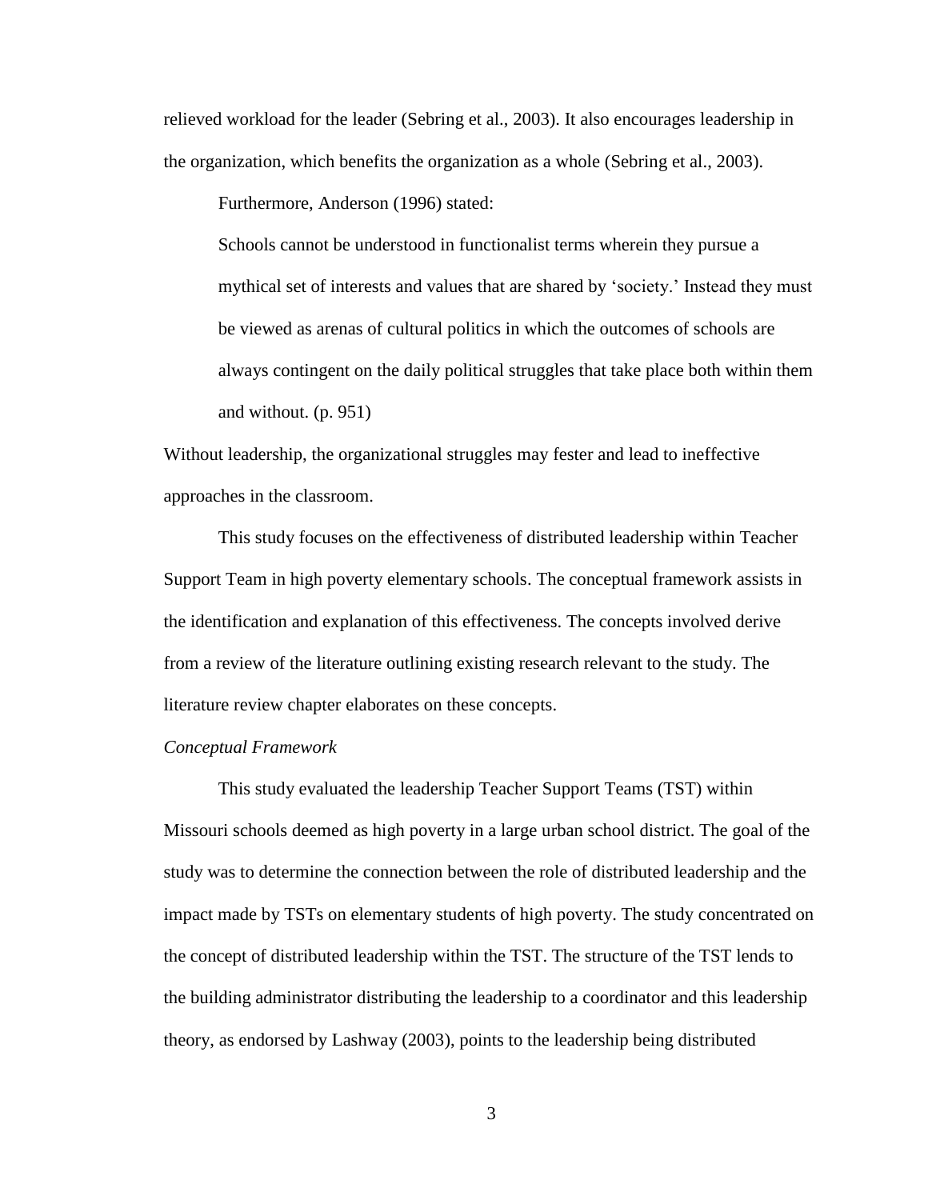relieved workload for the leader (Sebring et al., 2003). It also encourages leadership in the organization, which benefits the organization as a whole (Sebring et al., 2003).

Furthermore, Anderson (1996) stated:

> Schools cannot be understood in functionalist terms wherein they pursue a mythical set of interests and values that are shared by 'society.' Instead they must be viewed as arenas of cultural politics in which the outcomes of schools are always contingent on the daily political struggles that take place both within them and without. (p. 951)

Without leadership, the organizational struggles may fester and lead to ineffective approaches in the classroom.

This study focuses on the effectiveness of distributed leadership within Teacher Support Team in high poverty elementary schools. The conceptual framework assists in the identification and explanation of this effectiveness. The concepts involved derive from a review of the literature outlining existing research relevant to the study. The literature review chapter elaborates on these concepts.

*Conceptual Framework*

This study evaluated the leadership Teacher Support Teams (TST) within Missouri schools deemed as high poverty in a large urban school district. The goal of the study was to determine the connection between the role of distributed leadership and the impact made by TSTs on elementary students of high poverty. The study concentrated on the concept of distributed leadership within the TST. The structure of the TST lends to the building administrator distributing the leadership to a coordinator and this leadership theory, as endorsed by Lashway (2003), points to the leadership being distributed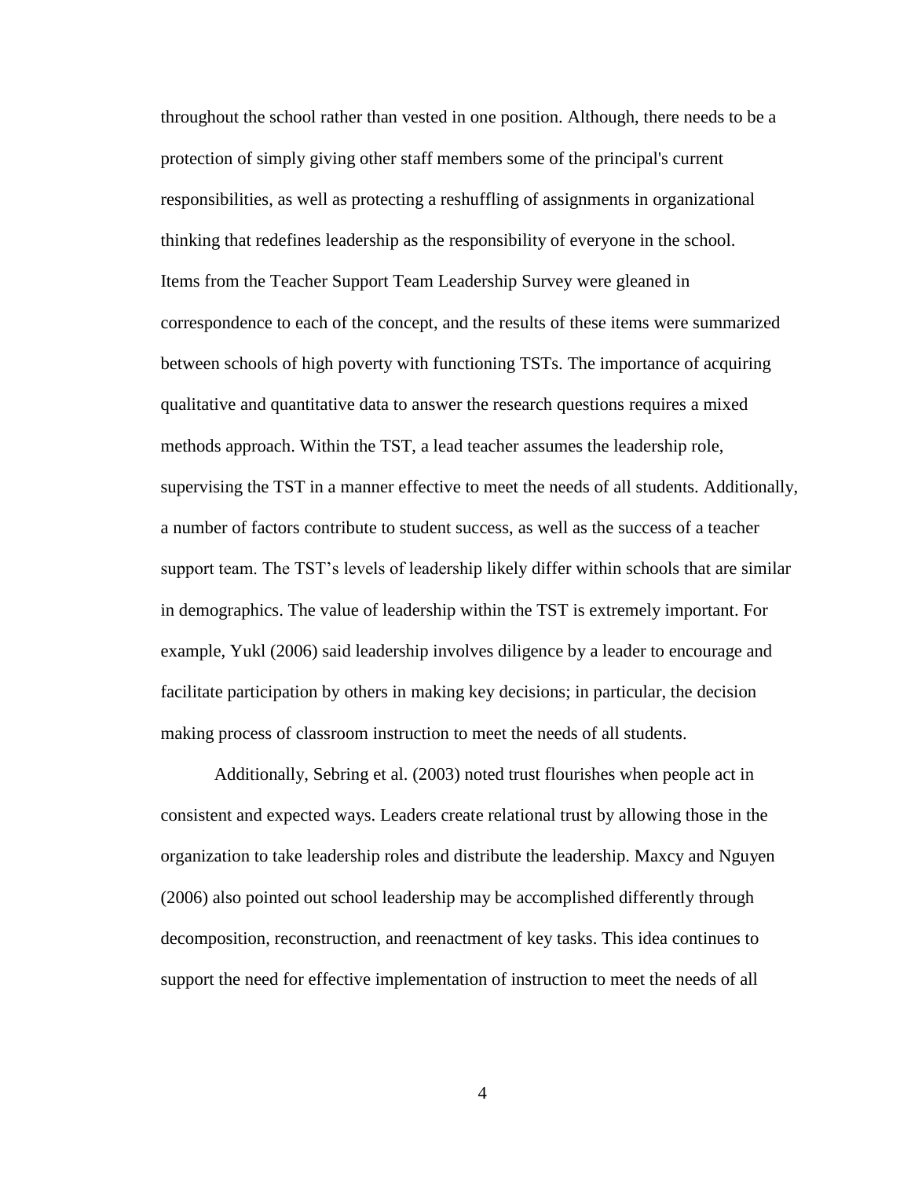throughout the school rather than vested in one position. Although, there needs to be a protection of simply giving other staff members some of the principal's current responsibilities, as well as protecting a reshuffling of assignments in organizational thinking that redefines leadership as the responsibility of everyone in the school. Items from the Teacher Support Team Leadership Survey were gleaned in correspondence to each of the concept, and the results of these items were summarized between schools of high poverty with functioning TSTs. The importance of acquiring qualitative and quantitative data to answer the research questions requires a mixed methods approach. Within the TST, a lead teacher assumes the leadership role, supervising the TST in a manner effective to meet the needs of all students. Additionally, a number of factors contribute to student success, as well as the success of a teacher support team. The TST's levels of leadership likely differ within schools that are similar in demographics. The value of leadership within the TST is extremely important. For example, Yukl (2006) said leadership involves diligence by a leader to encourage and facilitate participation by others in making key decisions; in particular, the decision making process of classroom instruction to meet the needs of all students.

Additionally, Sebring et al. (2003) noted trust flourishes when people act in consistent and expected ways. Leaders create relational trust by allowing those in the organization to take leadership roles and distribute the leadership. Maxcy and Nguyen (2006) also pointed out school leadership may be accomplished differently through decomposition, reconstruction, and reenactment of key tasks. This idea continues to support the need for effective implementation of instruction to meet the needs of all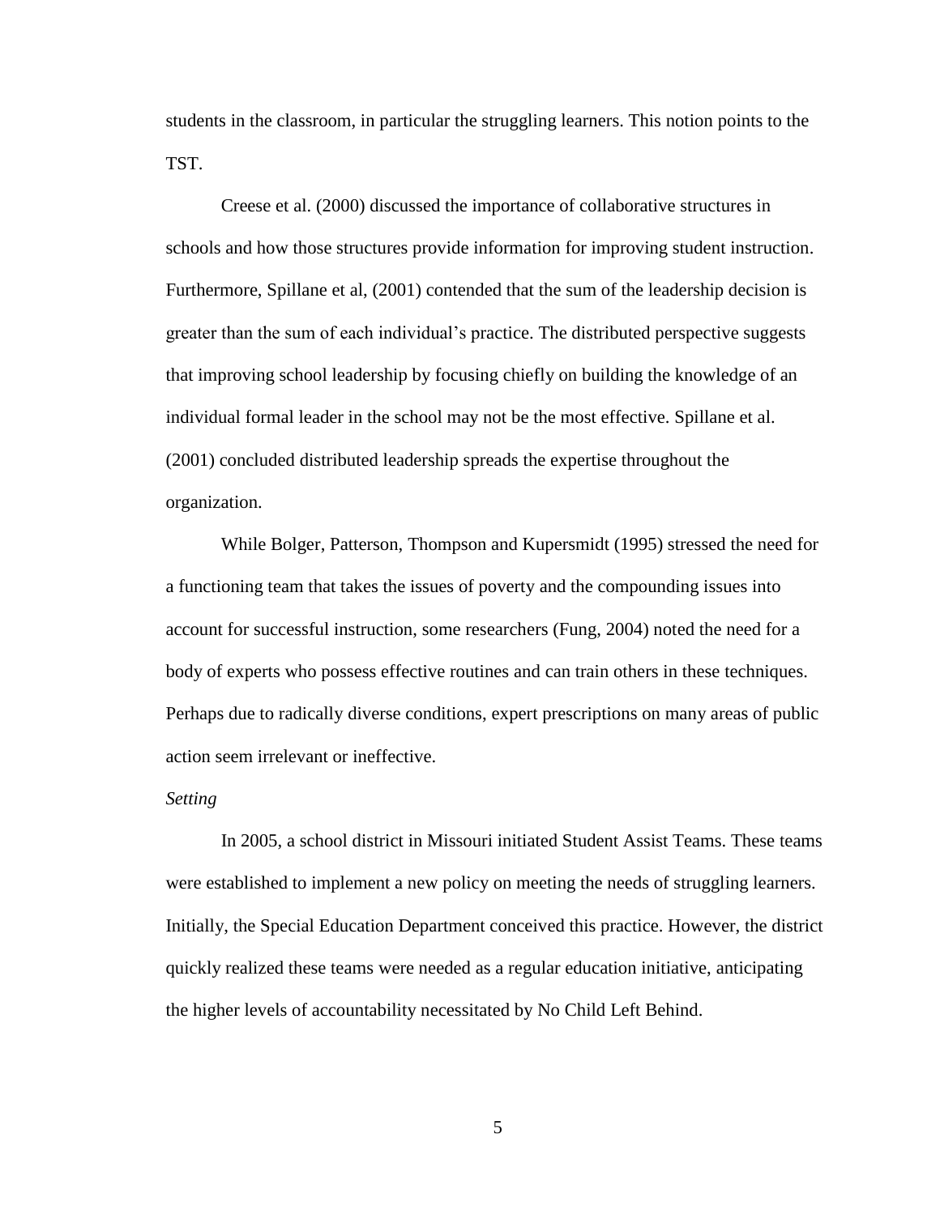students in the classroom, in particular the struggling learners. This notion points to the TST.

Creese et al. (2000) discussed the importance of collaborative structures in schools and how those structures provide information for improving student instruction. Furthermore, Spillane et al, (2001) contended that the sum of the leadership decision is greater than the sum of each individual's practice. The distributed perspective suggests that improving school leadership by focusing chiefly on building the knowledge of an individual formal leader in the school may not be the most effective. Spillane et al. (2001) concluded distributed leadership spreads the expertise throughout the organization.

While Bolger, Patterson, Thompson and Kupersmidt (1995) stressed the need for a functioning team that takes the issues of poverty and the compounding issues into account for successful instruction, some researchers (Fung, 2004) noted the need for a body of experts who possess effective routines and can train others in these techniques. Perhaps due to radically diverse conditions, expert prescriptions on many areas of public action seem irrelevant or ineffective.

*Setting*

In 2005, a school district in Missouri initiated Student Assist Teams. These teams were established to implement a new policy on meeting the needs of struggling learners. Initially, the Special Education Department conceived this practice. However, the district quickly realized these teams were needed as a regular education initiative, anticipating the higher levels of accountability necessitated by No Child Left Behind.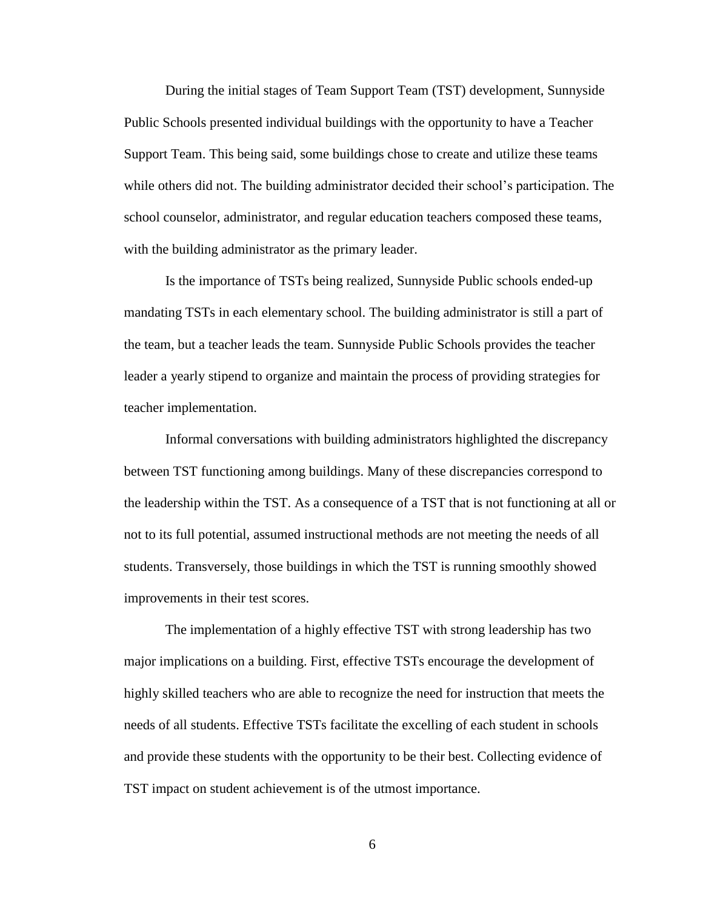During the initial stages of Team Support Team (TST) development, Sunnyside Public Schools presented individual buildings with the opportunity to have a Teacher Support Team. This being said, some buildings chose to create and utilize these teams while others did not. The building administrator decided their school's participation. The school counselor, administrator, and regular education teachers composed these teams, with the building administrator as the primary leader.

Is the importance of TSTs being realized, Sunnyside Public schools ended-up mandating TSTs in each elementary school. The building administrator is still a part of the team, but a teacher leads the team. Sunnyside Public Schools provides the teacher leader a yearly stipend to organize and maintain the process of providing strategies for teacher implementation.

Informal conversations with building administrators highlighted the discrepancy between TST functioning among buildings. Many of these discrepancies correspond to the leadership within the TST. As a consequence of a TST that is not functioning at all or not to its full potential, assumed instructional methods are not meeting the needs of all students. Transversely, those buildings in which the TST is running smoothly showed improvements in their test scores.

The implementation of a highly effective TST with strong leadership has two major implications on a building. First, effective TSTs encourage the development of highly skilled teachers who are able to recognize the need for instruction that meets the needs of all students. Effective TSTs facilitate the excelling of each student in schools and provide these students with the opportunity to be their best. Collecting evidence of TST impact on student achievement is of the utmost importance.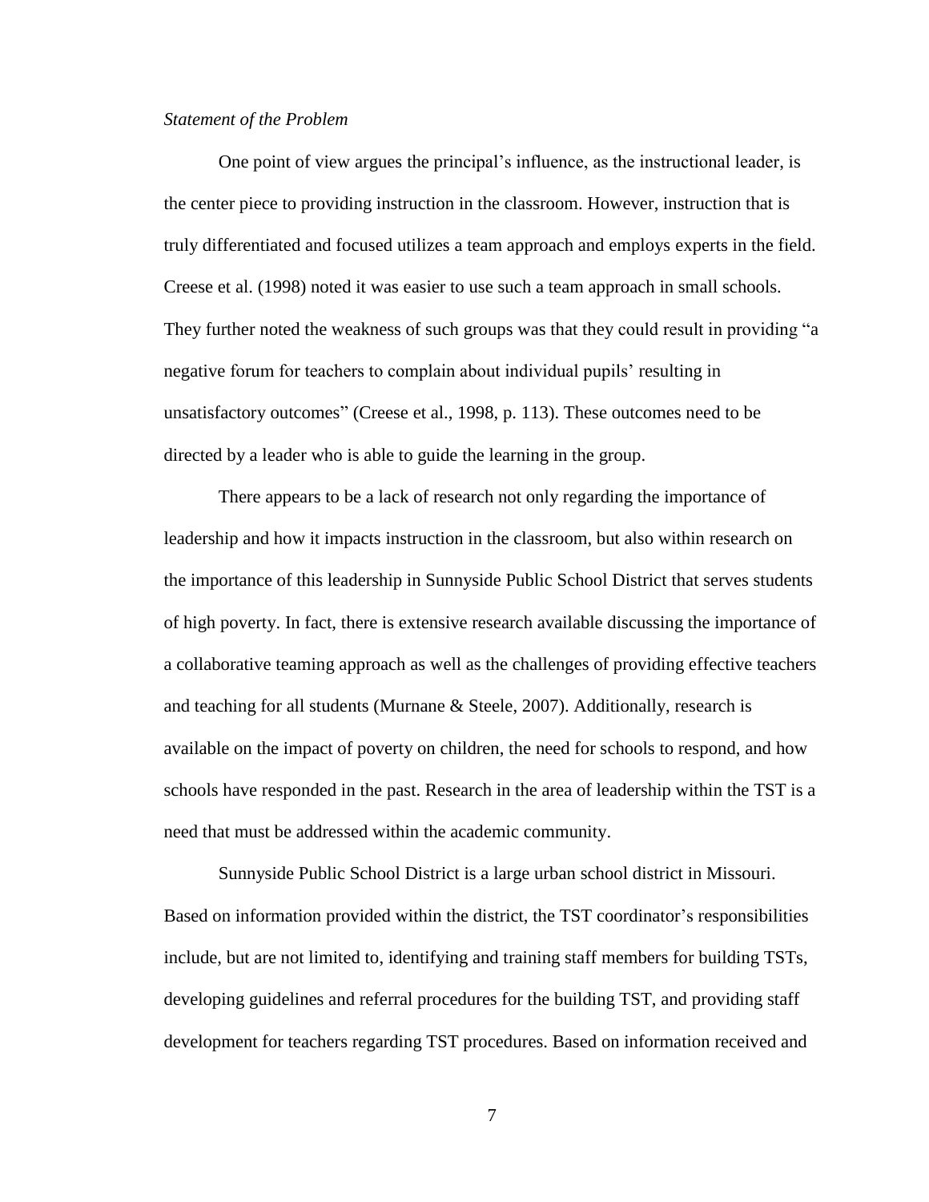*Statement of the Problem*

One point of view argues the principal's influence, as the instructional leader, is the center piece to providing instruction in the classroom. However, instruction that is truly differentiated and focused utilizes a team approach and employs experts in the field. Creese et al. (1998) noted it was easier to use such a team approach in small schools. They further noted the weakness of such groups was that they could result in providing "a negative forum for teachers to complain about individual pupils' resulting in unsatisfactory outcomes" (Creese et al., 1998, p. 113). These outcomes need to be directed by a leader who is able to guide the learning in the group.

There appears to be a lack of research not only regarding the importance of leadership and how it impacts instruction in the classroom, but also within research on the importance of this leadership in Sunnyside Public School District that serves students of high poverty. In fact, there is extensive research available discussing the importance of a collaborative teaming approach as well as the challenges of providing effective teachers and teaching for all students (Murnane & Steele, 2007). Additionally, research is available on the impact of poverty on children, the need for schools to respond, and how schools have responded in the past. Research in the area of leadership within the TST is a need that must be addressed within the academic community.

Sunnyside Public School District is a large urban school district in Missouri. Based on information provided within the district, the TST coordinator's responsibilities include, but are not limited to, identifying and training staff members for building TSTs, developing guidelines and referral procedures for the building TST, and providing staff development for teachers regarding TST procedures. Based on information received and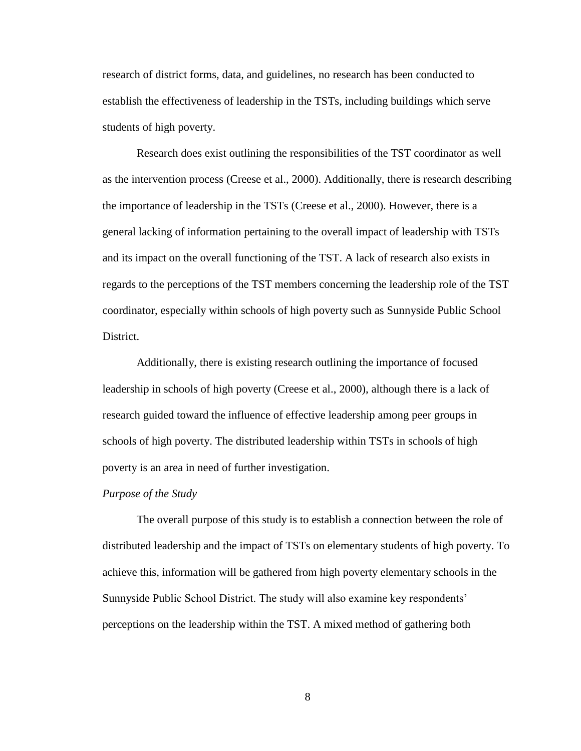research of district forms, data, and guidelines, no research has been conducted to establish the effectiveness of leadership in the TSTs, including buildings which serve students of high poverty.

Research does exist outlining the responsibilities of the TST coordinator as well as the intervention process (Creese et al., 2000). Additionally, there is research describing the importance of leadership in the TSTs (Creese et al., 2000). However, there is a general lacking of information pertaining to the overall impact of leadership with TSTs and its impact on the overall functioning of the TST. A lack of research also exists in regards to the perceptions of the TST members concerning the leadership role of the TST coordinator, especially within schools of high poverty such as Sunnyside Public School District.

Additionally, there is existing research outlining the importance of focused leadership in schools of high poverty (Creese et al., 2000), although there is a lack of research guided toward the influence of effective leadership among peer groups in schools of high poverty. The distributed leadership within TSTs in schools of high poverty is an area in need of further investigation.

*Purpose of the Study*

The overall purpose of this study is to establish a connection between the role of distributed leadership and the impact of TSTs on elementary students of high poverty. To achieve this, information will be gathered from high poverty elementary schools in the Sunnyside Public School District. The study will also examine key respondents' perceptions on the leadership within the TST. A mixed method of gathering both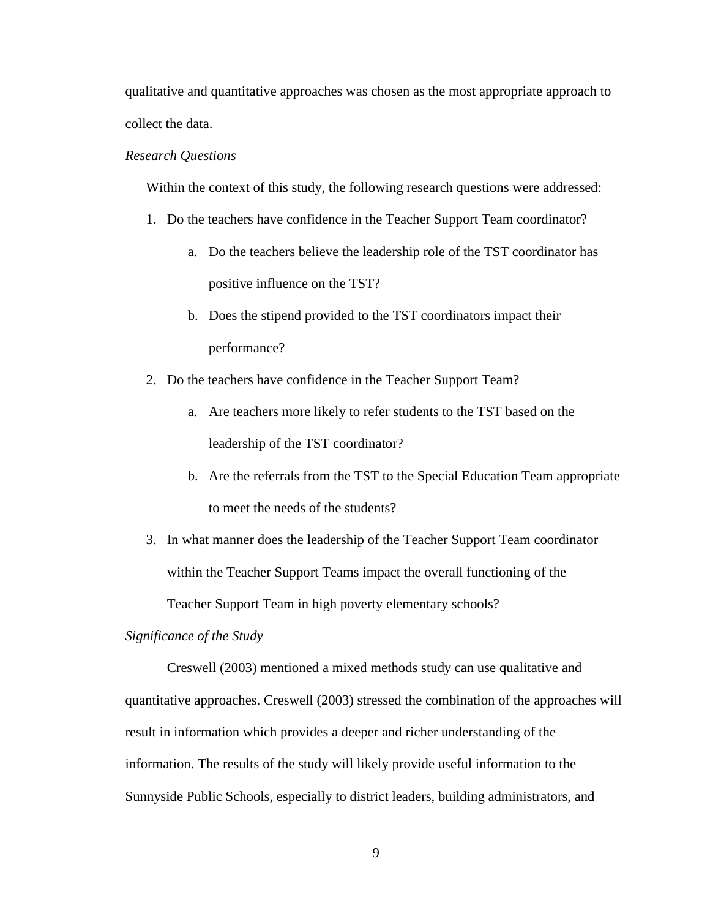qualitative and quantitative approaches was chosen as the most appropriate approach to collect the data.

### *Research Questions*

Within the context of this study, the following research questions were addressed:

1. Do the teachers have confidence in the Teacher Support Team coordinator?
    a. Do the teachers believe the leadership role of the TST coordinator has positive influence on the TST?
    b. Does the stipend provided to the TST coordinators impact their performance?
2. Do the teachers have confidence in the Teacher Support Team?
    a. Are teachers more likely to refer students to the TST based on the leadership of the TST coordinator?
    b. Are the referrals from the TST to the Special Education Team appropriate to meet the needs of the students?
3. In what manner does the leadership of the Teacher Support Team coordinator within the Teacher Support Teams impact the overall functioning of the Teacher Support Team in high poverty elementary schools?

### *Significance of the Study*

Creswell (2003) mentioned a mixed methods study can use qualitative and quantitative approaches. Creswell (2003) stressed the combination of the approaches will result in information which provides a deeper and richer understanding of the information. The results of the study will likely provide useful information to the Sunnyside Public Schools, especially to district leaders, building administrators, and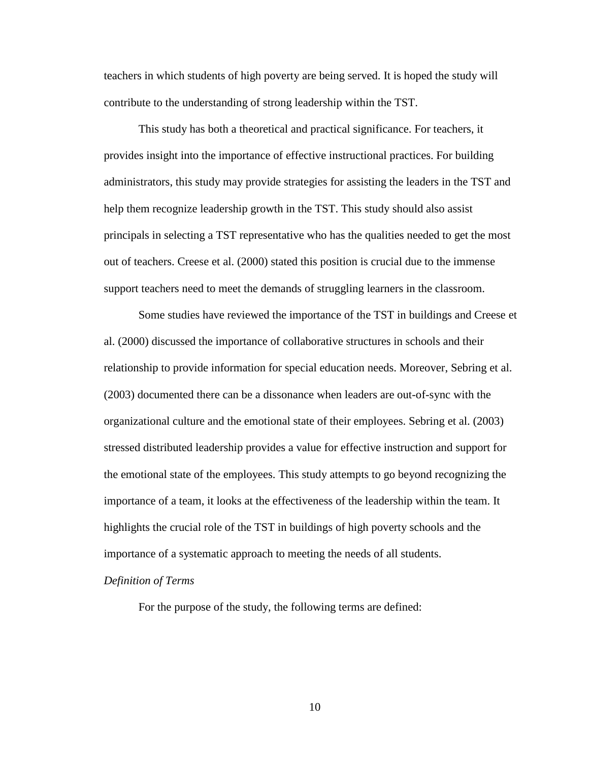teachers in which students of high poverty are being served. It is hoped the study will contribute to the understanding of strong leadership within the TST.

This study has both a theoretical and practical significance. For teachers, it provides insight into the importance of effective instructional practices. For building administrators, this study may provide strategies for assisting the leaders in the TST and help them recognize leadership growth in the TST. This study should also assist principals in selecting a TST representative who has the qualities needed to get the most out of teachers. Creese et al. (2000) stated this position is crucial due to the immense support teachers need to meet the demands of struggling learners in the classroom.

Some studies have reviewed the importance of the TST in buildings and Creese et al. (2000) discussed the importance of collaborative structures in schools and their relationship to provide information for special education needs. Moreover, Sebring et al. (2003) documented there can be a dissonance when leaders are out-of-sync with the organizational culture and the emotional state of their employees. Sebring et al. (2003) stressed distributed leadership provides a value for effective instruction and support for the emotional state of the employees. This study attempts to go beyond recognizing the importance of a team, it looks at the effectiveness of the leadership within the team. It highlights the crucial role of the TST in buildings of high poverty schools and the importance of a systematic approach to meeting the needs of all students.

### *Definition of Terms*

For the purpose of the study, the following terms are defined: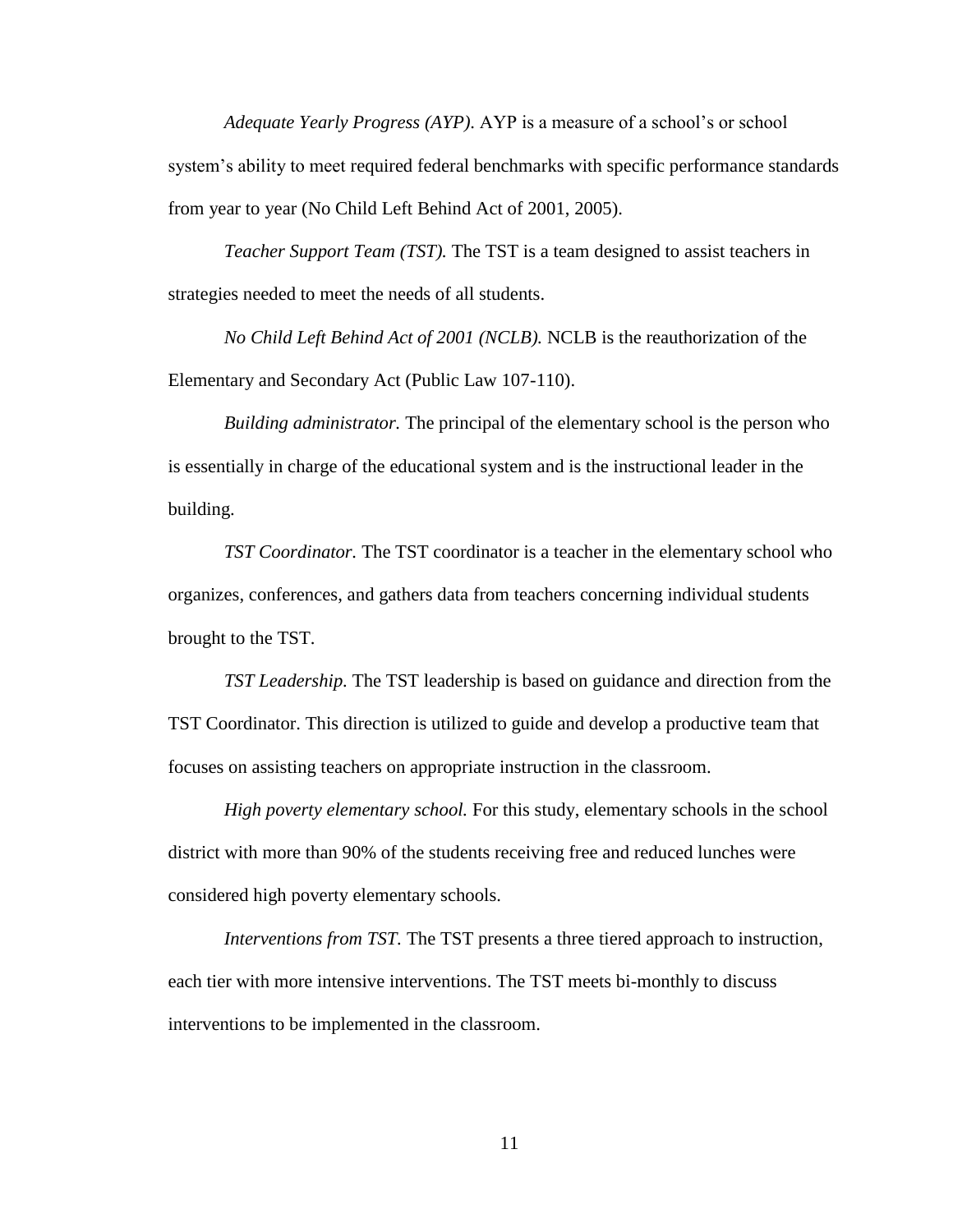*Adequate Yearly Progress (AYP)*. AYP is a measure of a school's or school system's ability to meet required federal benchmarks with specific performance standards from year to year (No Child Left Behind Act of 2001, 2005).

*Teacher Support Team (TST).* The TST is a team designed to assist teachers in strategies needed to meet the needs of all students.

*No Child Left Behind Act of 2001 (NCLB).* NCLB is the reauthorization of the Elementary and Secondary Act (Public Law 107-110).

*Building administrator.* The principal of the elementary school is the person who is essentially in charge of the educational system and is the instructional leader in the building.

*TST Coordinator.* The TST coordinator is a teacher in the elementary school who organizes, conferences, and gathers data from teachers concerning individual students brought to the TST.

*TST Leadership.* The TST leadership is based on guidance and direction from the TST Coordinator. This direction is utilized to guide and develop a productive team that focuses on assisting teachers on appropriate instruction in the classroom.

*High poverty elementary school.* For this study, elementary schools in the school district with more than 90% of the students receiving free and reduced lunches were considered high poverty elementary schools.

*Interventions from TST.* The TST presents a three tiered approach to instruction, each tier with more intensive interventions. The TST meets bi-monthly to discuss interventions to be implemented in the classroom.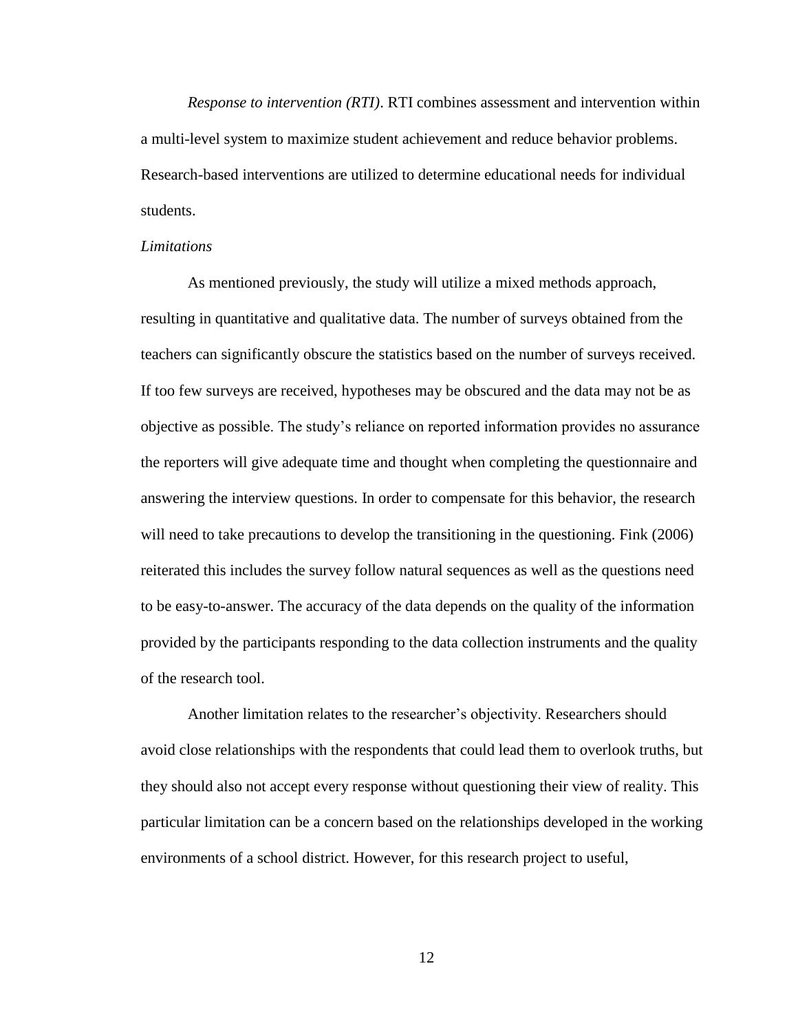*Response to intervention (RTI)*. RTI combines assessment and intervention within a multi-level system to maximize student achievement and reduce behavior problems. Research-based interventions are utilized to determine educational needs for individual students.

*Limitations*

As mentioned previously, the study will utilize a mixed methods approach, resulting in quantitative and qualitative data. The number of surveys obtained from the teachers can significantly obscure the statistics based on the number of surveys received. If too few surveys are received, hypotheses may be obscured and the data may not be as objective as possible. The study's reliance on reported information provides no assurance the reporters will give adequate time and thought when completing the questionnaire and answering the interview questions. In order to compensate for this behavior, the research will need to take precautions to develop the transitioning in the questioning. Fink (2006) reiterated this includes the survey follow natural sequences as well as the questions need to be easy-to-answer. The accuracy of the data depends on the quality of the information provided by the participants responding to the data collection instruments and the quality of the research tool.

Another limitation relates to the researcher's objectivity. Researchers should avoid close relationships with the respondents that could lead them to overlook truths, but they should also not accept every response without questioning their view of reality. This particular limitation can be a concern based on the relationships developed in the working environments of a school district. However, for this research project to useful,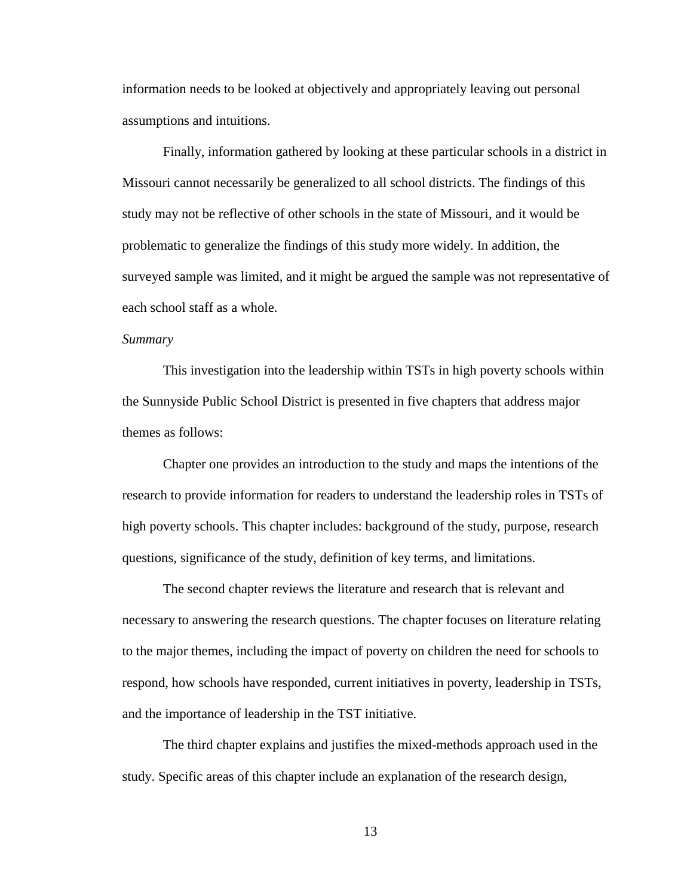information needs to be looked at objectively and appropriately leaving out personal assumptions and intuitions.

Finally, information gathered by looking at these particular schools in a district in Missouri cannot necessarily be generalized to all school districts. The findings of this study may not be reflective of other schools in the state of Missouri, and it would be problematic to generalize the findings of this study more widely. In addition, the surveyed sample was limited, and it might be argued the sample was not representative of each school staff as a whole.

*Summary*

This investigation into the leadership within TSTs in high poverty schools within the Sunnyside Public School District is presented in five chapters that address major themes as follows:

Chapter one provides an introduction to the study and maps the intentions of the research to provide information for readers to understand the leadership roles in TSTs of high poverty schools. This chapter includes: background of the study, purpose, research questions, significance of the study, definition of key terms, and limitations.

The second chapter reviews the literature and research that is relevant and necessary to answering the research questions. The chapter focuses on literature relating to the major themes, including the impact of poverty on children the need for schools to respond, how schools have responded, current initiatives in poverty, leadership in TSTs, and the importance of leadership in the TST initiative.

The third chapter explains and justifies the mixed-methods approach used in the study. Specific areas of this chapter include an explanation of the research design,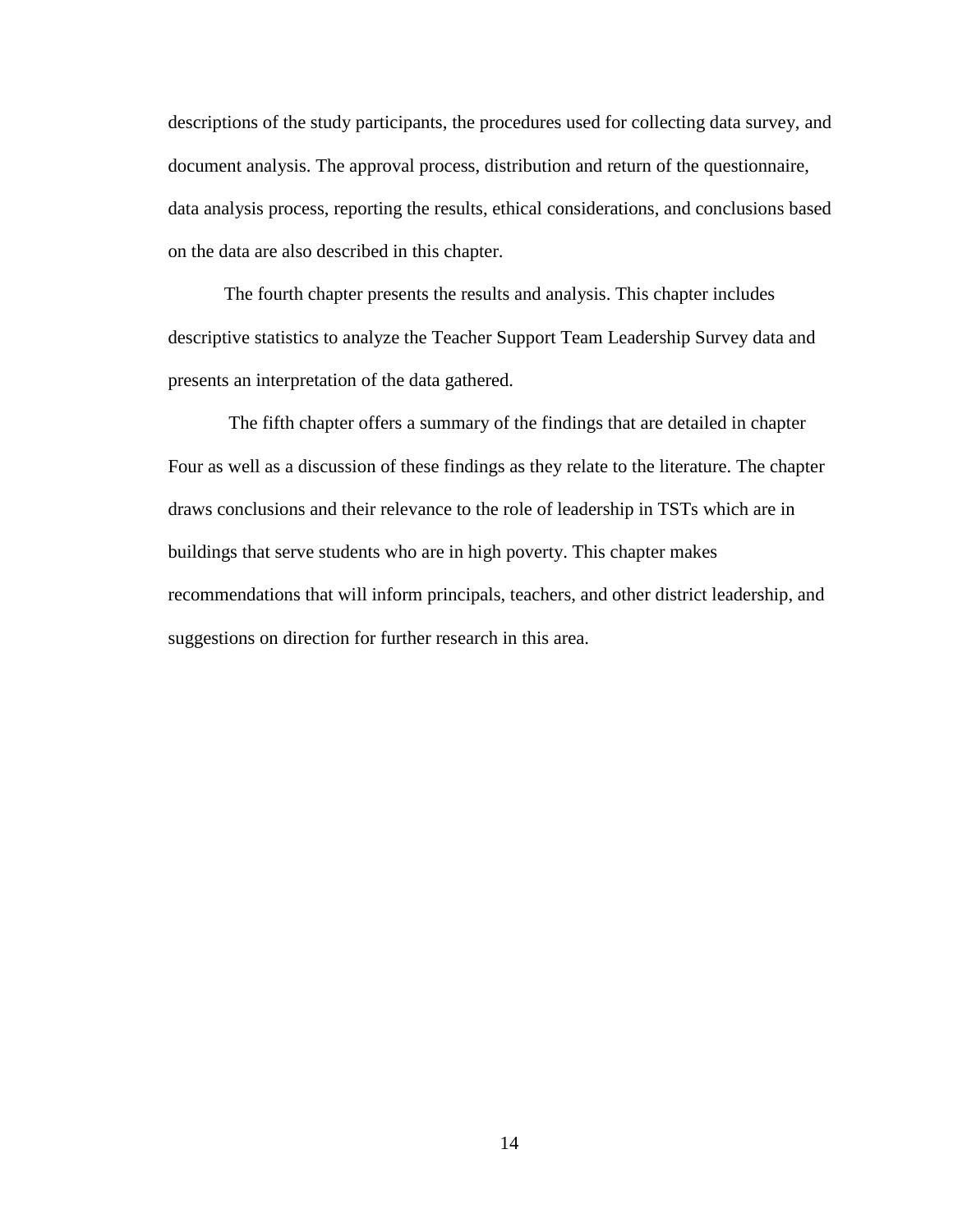descriptions of the study participants, the procedures used for collecting data survey, and document analysis. The approval process, distribution and return of the questionnaire, data analysis process, reporting the results, ethical considerations, and conclusions based on the data are also described in this chapter.

The fourth chapter presents the results and analysis. This chapter includes descriptive statistics to analyze the Teacher Support Team Leadership Survey data and presents an interpretation of the data gathered.

The fifth chapter offers a summary of the findings that are detailed in chapter Four as well as a discussion of these findings as they relate to the literature. The chapter draws conclusions and their relevance to the role of leadership in TSTs which are in buildings that serve students who are in high poverty. This chapter makes recommendations that will inform principals, teachers, and other district leadership, and suggestions on direction for further research in this area.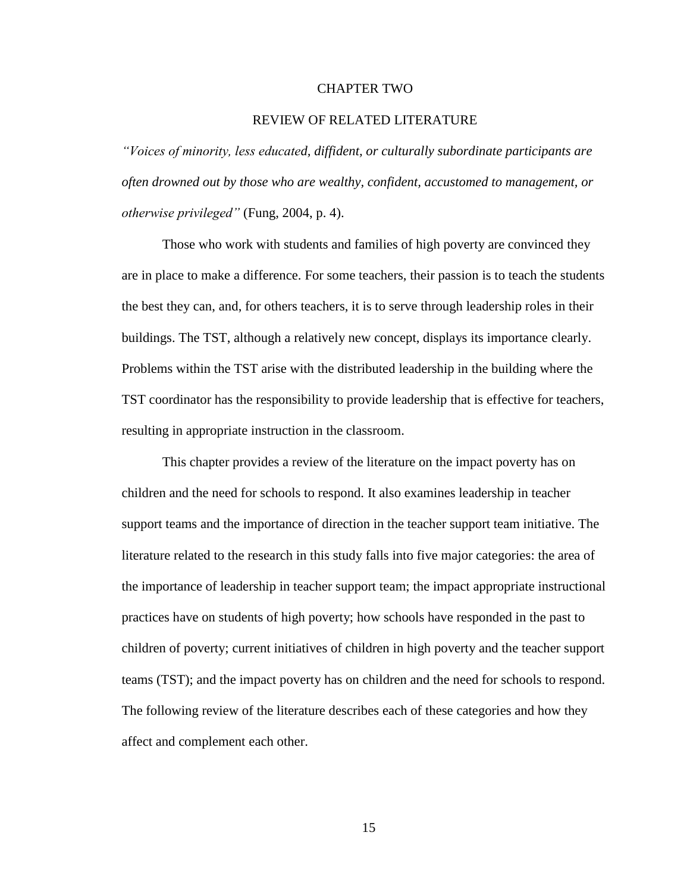# CHAPTER TWO

## REVIEW OF RELATED LITERATURE

*"Voices of minority, less educated, diffident, or culturally subordinate participants are often drowned out by those who are wealthy, confident, accustomed to management, or otherwise privileged"* (Fung, 2004, p. 4).

Those who work with students and families of high poverty are convinced they are in place to make a difference. For some teachers, their passion is to teach the students the best they can, and, for others teachers, it is to serve through leadership roles in their buildings. The TST, although a relatively new concept, displays its importance clearly. Problems within the TST arise with the distributed leadership in the building where the TST coordinator has the responsibility to provide leadership that is effective for teachers, resulting in appropriate instruction in the classroom.

This chapter provides a review of the literature on the impact poverty has on children and the need for schools to respond. It also examines leadership in teacher support teams and the importance of direction in the teacher support team initiative. The literature related to the research in this study falls into five major categories: the area of the importance of leadership in teacher support team; the impact appropriate instructional practices have on students of high poverty; how schools have responded in the past to children of poverty; current initiatives of children in high poverty and the teacher support teams (TST); and the impact poverty has on children and the need for schools to respond. The following review of the literature describes each of these categories and how they affect and complement each other.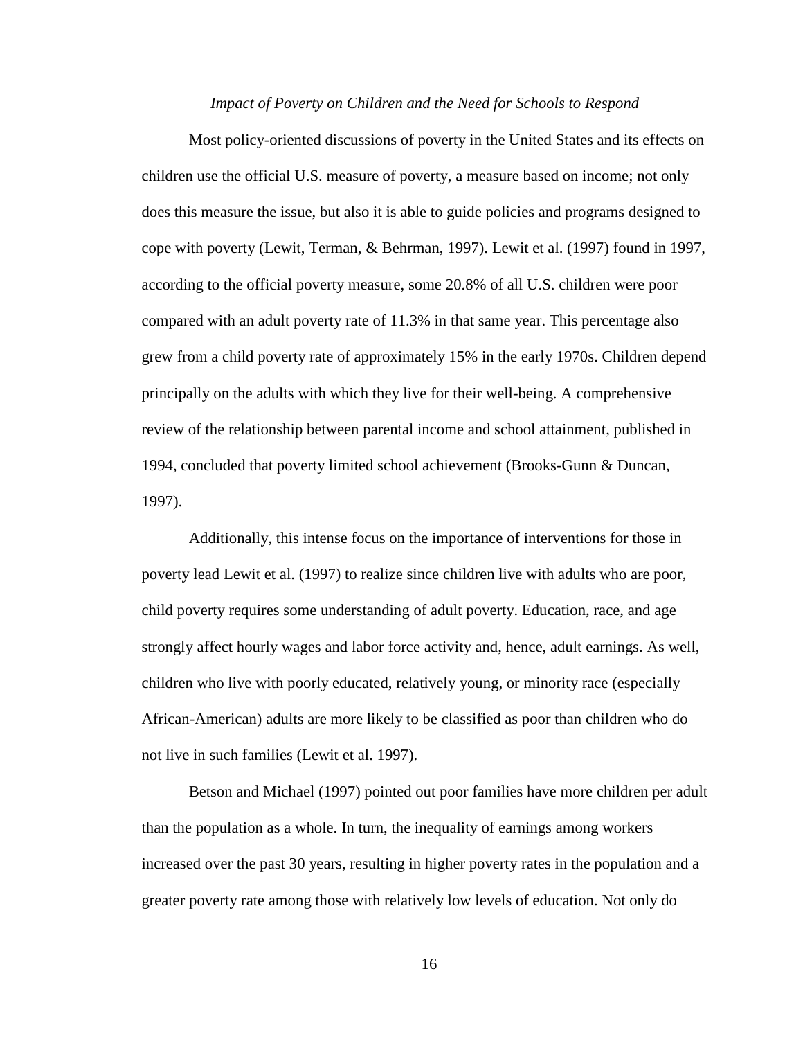### *Impact of Poverty on Children and the Need for Schools to Respond*

Most policy-oriented discussions of poverty in the United States and its effects on children use the official U.S. measure of poverty, a measure based on income; not only does this measure the issue, but also it is able to guide policies and programs designed to cope with poverty (Lewit, Terman, & Behrman, 1997). Lewit et al. (1997) found in 1997, according to the official poverty measure, some 20.8% of all U.S. children were poor compared with an adult poverty rate of 11.3% in that same year. This percentage also grew from a child poverty rate of approximately 15% in the early 1970s. Children depend principally on the adults with which they live for their well-being. A comprehensive review of the relationship between parental income and school attainment, published in 1994, concluded that poverty limited school achievement (Brooks-Gunn & Duncan, 1997).

Additionally, this intense focus on the importance of interventions for those in poverty lead Lewit et al. (1997) to realize since children live with adults who are poor, child poverty requires some understanding of adult poverty. Education, race, and age strongly affect hourly wages and labor force activity and, hence, adult earnings. As well, children who live with poorly educated, relatively young, or minority race (especially African-American) adults are more likely to be classified as poor than children who do not live in such families (Lewit et al. 1997).

Betson and Michael (1997) pointed out poor families have more children per adult than the population as a whole. In turn, the inequality of earnings among workers increased over the past 30 years, resulting in higher poverty rates in the population and a greater poverty rate among those with relatively low levels of education. Not only do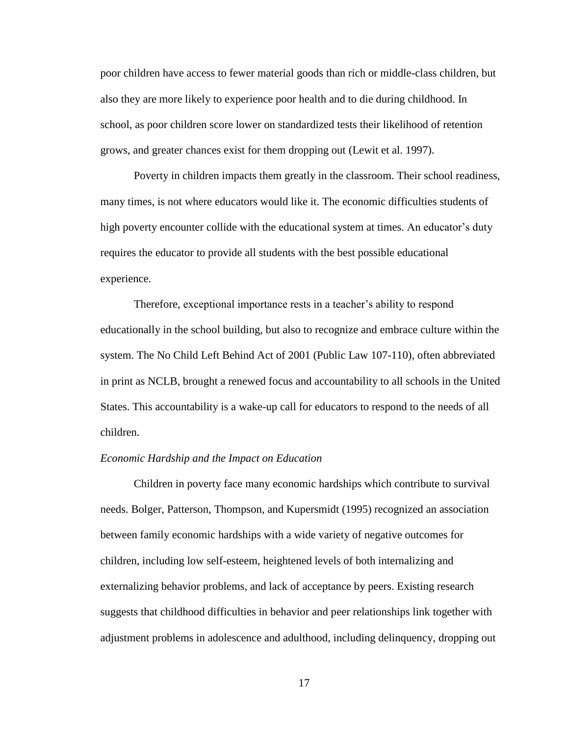poor children have access to fewer material goods than rich or middle-class children, but also they are more likely to experience poor health and to die during childhood. In school, as poor children score lower on standardized tests their likelihood of retention grows, and greater chances exist for them dropping out (Lewit et al. 1997).

Poverty in children impacts them greatly in the classroom. Their school readiness, many times, is not where educators would like it. The economic difficulties students of high poverty encounter collide with the educational system at times. An educator's duty requires the educator to provide all students with the best possible educational experience.

Therefore, exceptional importance rests in a teacher's ability to respond educationally in the school building, but also to recognize and embrace culture within the system. The No Child Left Behind Act of 2001 (Public Law 107-110), often abbreviated in print as NCLB, brought a renewed focus and accountability to all schools in the United States. This accountability is a wake-up call for educators to respond to the needs of all children.

*Economic Hardship and the Impact on Education*

Children in poverty face many economic hardships which contribute to survival needs. Bolger, Patterson, Thompson, and Kupersmidt (1995) recognized an association between family economic hardships with a wide variety of negative outcomes for children, including low self-esteem, heightened levels of both internalizing and externalizing behavior problems, and lack of acceptance by peers. Existing research suggests that childhood difficulties in behavior and peer relationships link together with adjustment problems in adolescence and adulthood, including delinquency, dropping out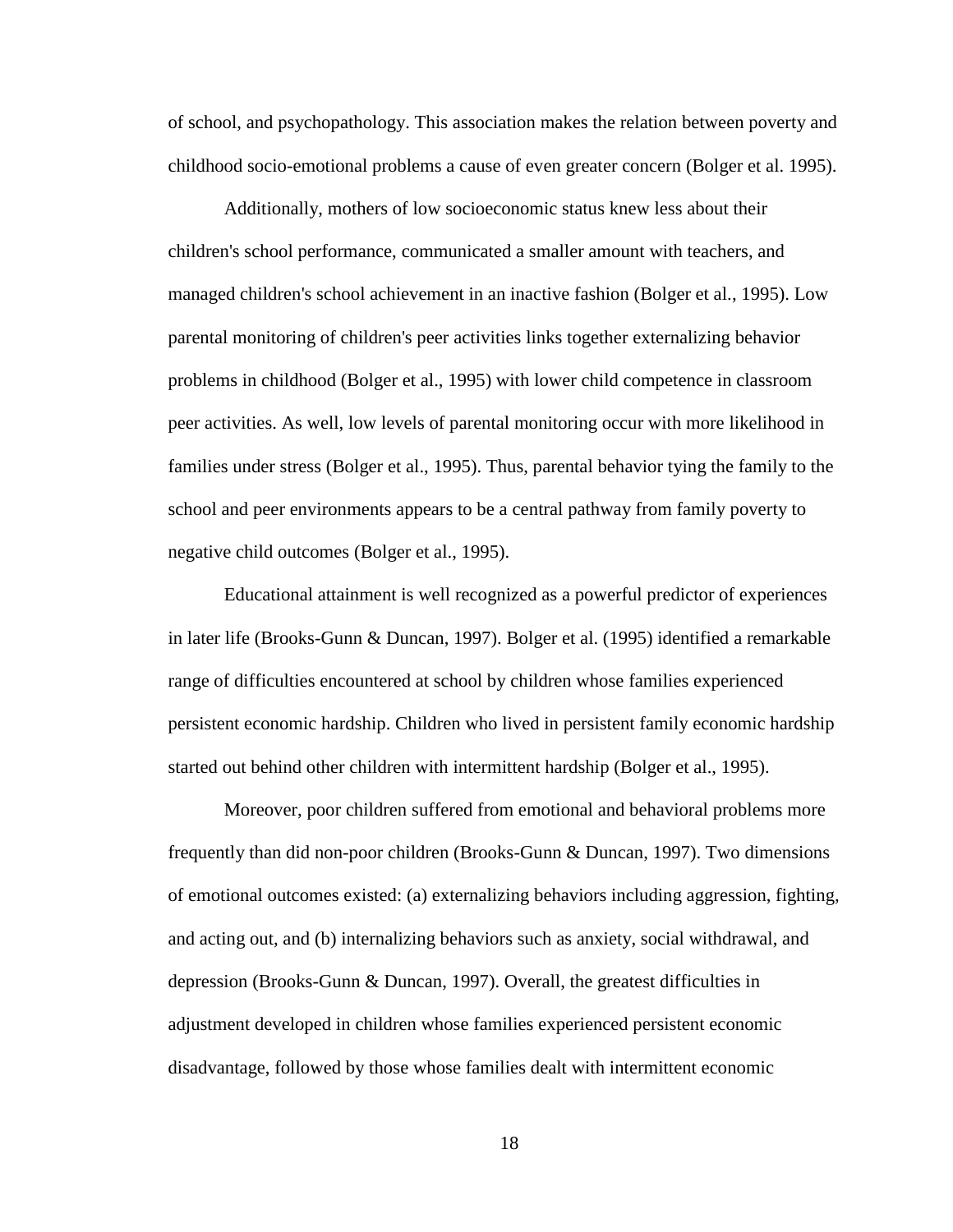of school, and psychopathology. This association makes the relation between poverty and childhood socio-emotional problems a cause of even greater concern (Bolger et al. 1995).

Additionally, mothers of low socioeconomic status knew less about their children's school performance, communicated a smaller amount with teachers, and managed children's school achievement in an inactive fashion (Bolger et al., 1995). Low parental monitoring of children's peer activities links together externalizing behavior problems in childhood (Bolger et al., 1995) with lower child competence in classroom peer activities. As well, low levels of parental monitoring occur with more likelihood in families under stress (Bolger et al., 1995). Thus, parental behavior tying the family to the school and peer environments appears to be a central pathway from family poverty to negative child outcomes (Bolger et al., 1995).

Educational attainment is well recognized as a powerful predictor of experiences in later life (Brooks-Gunn & Duncan, 1997). Bolger et al. (1995) identified a remarkable range of difficulties encountered at school by children whose families experienced persistent economic hardship. Children who lived in persistent family economic hardship started out behind other children with intermittent hardship (Bolger et al., 1995).

Moreover, poor children suffered from emotional and behavioral problems more frequently than did non-poor children (Brooks-Gunn & Duncan, 1997). Two dimensions of emotional outcomes existed: (a) externalizing behaviors including aggression, fighting, and acting out, and (b) internalizing behaviors such as anxiety, social withdrawal, and depression (Brooks-Gunn & Duncan, 1997). Overall, the greatest difficulties in adjustment developed in children whose families experienced persistent economic disadvantage, followed by those whose families dealt with intermittent economic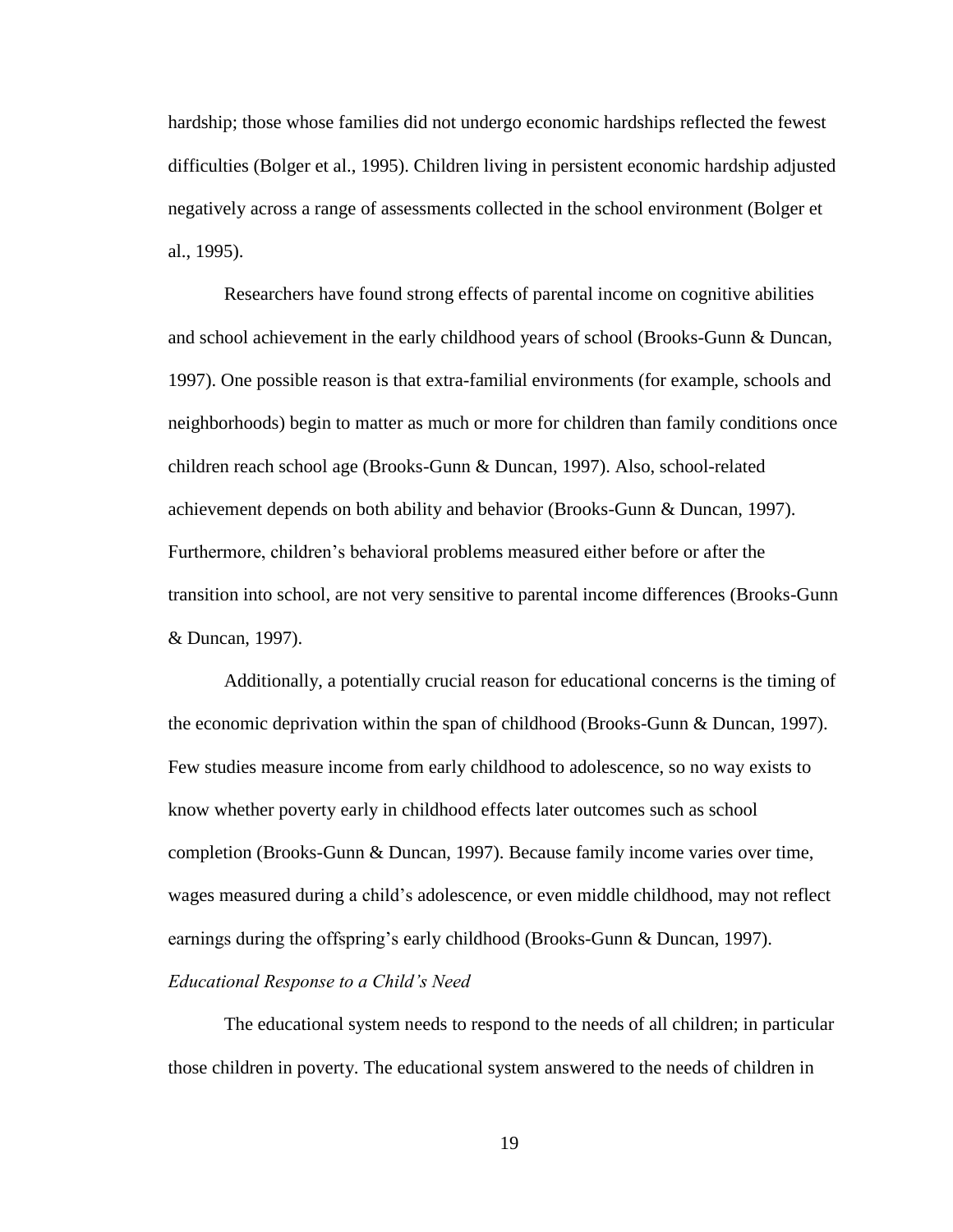hardship; those whose families did not undergo economic hardships reflected the fewest difficulties (Bolger et al., 1995). Children living in persistent economic hardship adjusted negatively across a range of assessments collected in the school environment (Bolger et al., 1995).

Researchers have found strong effects of parental income on cognitive abilities and school achievement in the early childhood years of school (Brooks-Gunn & Duncan, 1997). One possible reason is that extra-familial environments (for example, schools and neighborhoods) begin to matter as much or more for children than family conditions once children reach school age (Brooks-Gunn & Duncan, 1997). Also, school-related achievement depends on both ability and behavior (Brooks-Gunn & Duncan, 1997). Furthermore, children's behavioral problems measured either before or after the transition into school, are not very sensitive to parental income differences (Brooks-Gunn & Duncan, 1997).

Additionally, a potentially crucial reason for educational concerns is the timing of the economic deprivation within the span of childhood (Brooks-Gunn & Duncan, 1997). Few studies measure income from early childhood to adolescence, so no way exists to know whether poverty early in childhood effects later outcomes such as school completion (Brooks-Gunn & Duncan, 1997). Because family income varies over time, wages measured during a child's adolescence, or even middle childhood, may not reflect earnings during the offspring's early childhood (Brooks-Gunn & Duncan, 1997).

### *Educational Response to a Child's Need*

The educational system needs to respond to the needs of all children; in particular those children in poverty. The educational system answered to the needs of children in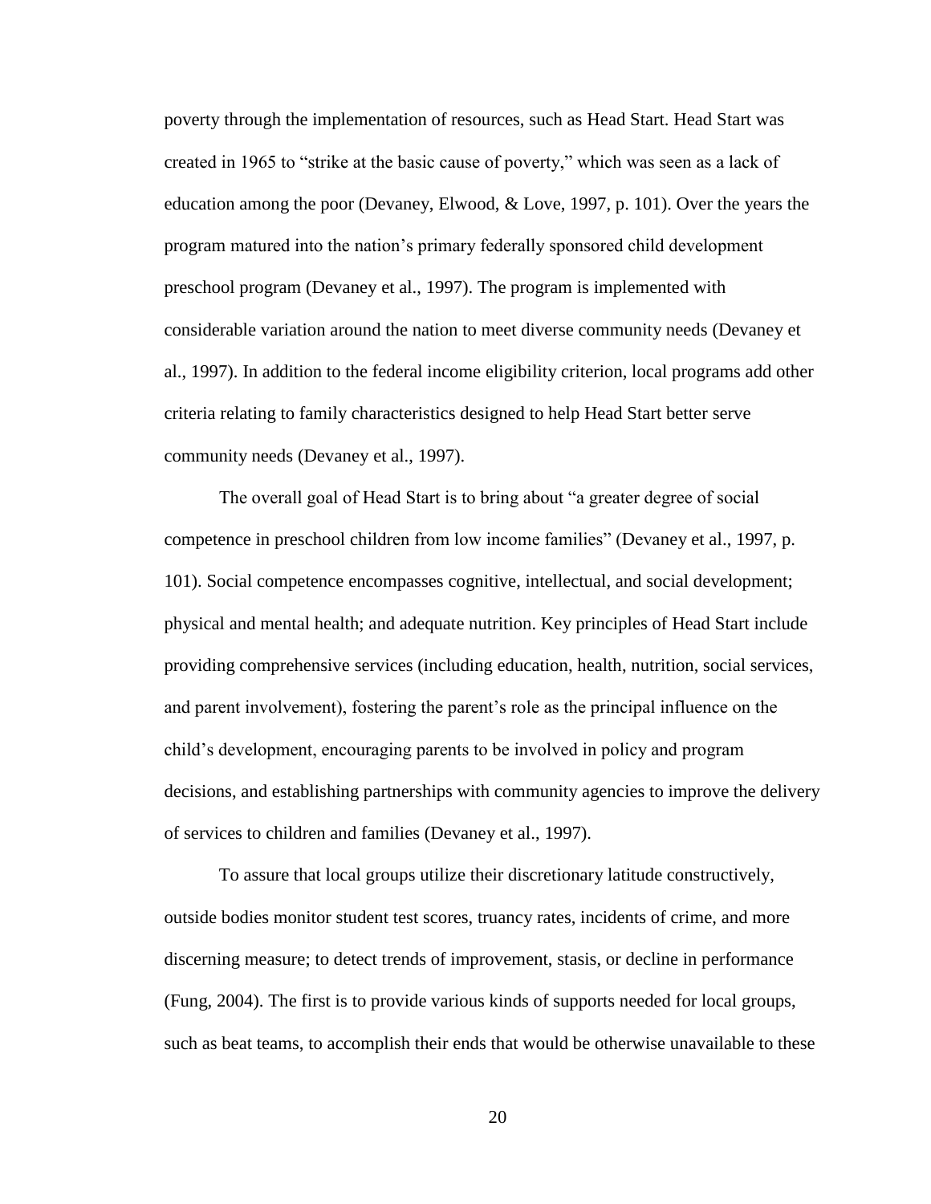poverty through the implementation of resources, such as Head Start. Head Start was created in 1965 to "strike at the basic cause of poverty," which was seen as a lack of education among the poor (Devaney, Elwood, & Love, 1997, p. 101). Over the years the program matured into the nation's primary federally sponsored child development preschool program (Devaney et al., 1997). The program is implemented with considerable variation around the nation to meet diverse community needs (Devaney et al., 1997). In addition to the federal income eligibility criterion, local programs add other criteria relating to family characteristics designed to help Head Start better serve community needs (Devaney et al., 1997).

The overall goal of Head Start is to bring about "a greater degree of social competence in preschool children from low income families" (Devaney et al., 1997, p. 101). Social competence encompasses cognitive, intellectual, and social development; physical and mental health; and adequate nutrition. Key principles of Head Start include providing comprehensive services (including education, health, nutrition, social services, and parent involvement), fostering the parent's role as the principal influence on the child's development, encouraging parents to be involved in policy and program decisions, and establishing partnerships with community agencies to improve the delivery of services to children and families (Devaney et al., 1997).

To assure that local groups utilize their discretionary latitude constructively, outside bodies monitor student test scores, truancy rates, incidents of crime, and more discerning measure; to detect trends of improvement, stasis, or decline in performance (Fung, 2004). The first is to provide various kinds of supports needed for local groups, such as beat teams, to accomplish their ends that would be otherwise unavailable to these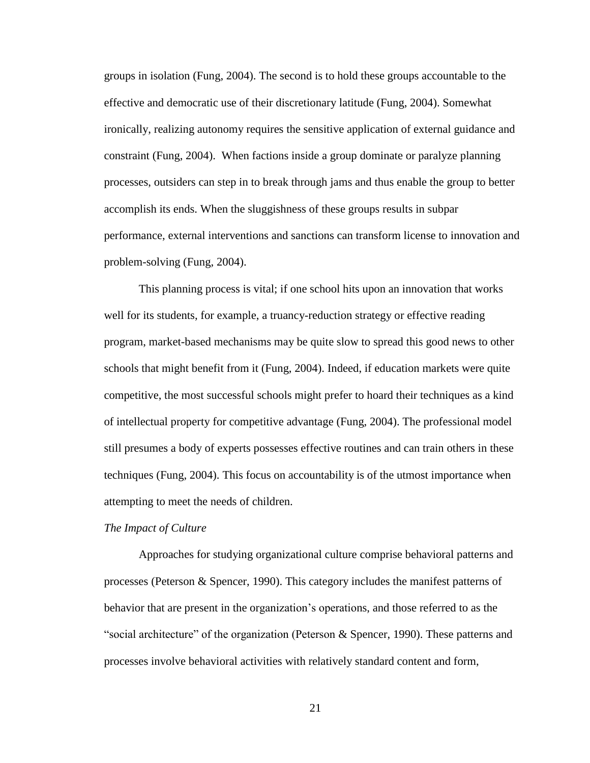groups in isolation (Fung, 2004). The second is to hold these groups accountable to the effective and democratic use of their discretionary latitude (Fung, 2004). Somewhat ironically, realizing autonomy requires the sensitive application of external guidance and constraint (Fung, 2004). When factions inside a group dominate or paralyze planning processes, outsiders can step in to break through jams and thus enable the group to better accomplish its ends. When the sluggishness of these groups results in subpar performance, external interventions and sanctions can transform license to innovation and problem-solving (Fung, 2004).

This planning process is vital; if one school hits upon an innovation that works well for its students, for example, a truancy-reduction strategy or effective reading program, market-based mechanisms may be quite slow to spread this good news to other schools that might benefit from it (Fung, 2004). Indeed, if education markets were quite competitive, the most successful schools might prefer to hoard their techniques as a kind of intellectual property for competitive advantage (Fung, 2004). The professional model still presumes a body of experts possesses effective routines and can train others in these techniques (Fung, 2004). This focus on accountability is of the utmost importance when attempting to meet the needs of children.

*The Impact of Culture*

Approaches for studying organizational culture comprise behavioral patterns and processes (Peterson & Spencer, 1990). This category includes the manifest patterns of behavior that are present in the organization's operations, and those referred to as the "social architecture" of the organization (Peterson & Spencer, 1990). These patterns and processes involve behavioral activities with relatively standard content and form,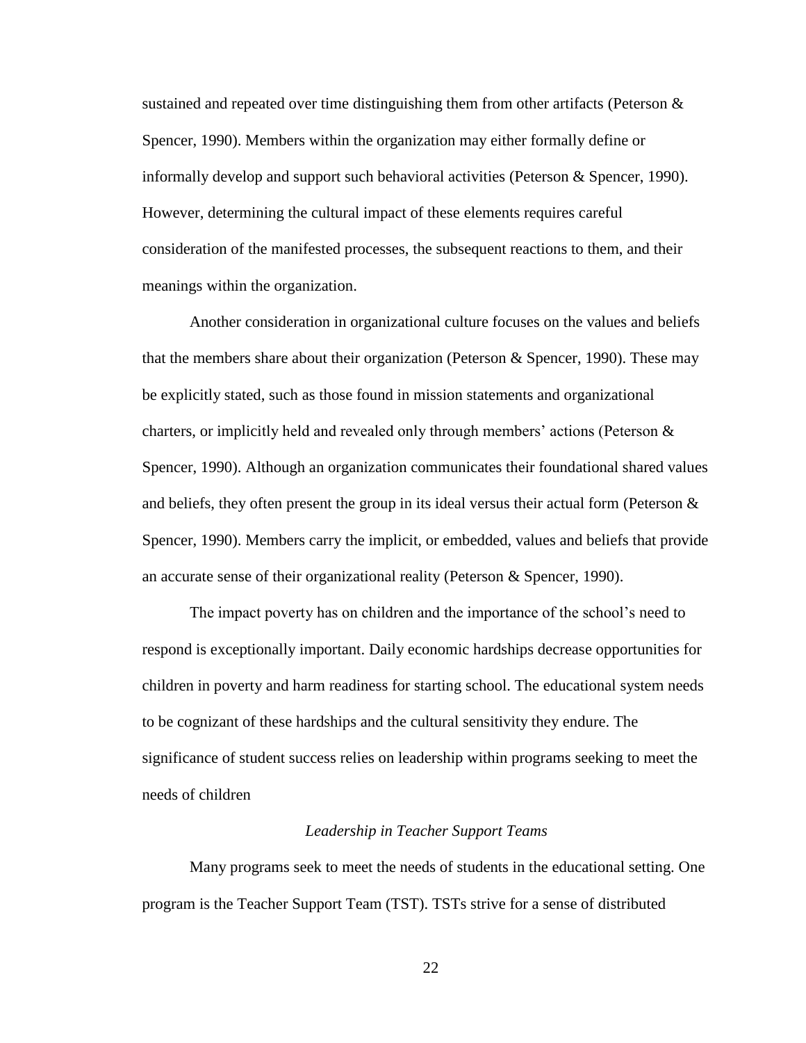sustained and repeated over time distinguishing them from other artifacts (Peterson & Spencer, 1990). Members within the organization may either formally define or informally develop and support such behavioral activities (Peterson & Spencer, 1990). However, determining the cultural impact of these elements requires careful consideration of the manifested processes, the subsequent reactions to them, and their meanings within the organization.

Another consideration in organizational culture focuses on the values and beliefs that the members share about their organization (Peterson & Spencer, 1990). These may be explicitly stated, such as those found in mission statements and organizational charters, or implicitly held and revealed only through members' actions (Peterson & Spencer, 1990). Although an organization communicates their foundational shared values and beliefs, they often present the group in its ideal versus their actual form (Peterson & Spencer, 1990). Members carry the implicit, or embedded, values and beliefs that provide an accurate sense of their organizational reality (Peterson & Spencer, 1990).

The impact poverty has on children and the importance of the school's need to respond is exceptionally important. Daily economic hardships decrease opportunities for children in poverty and harm readiness for starting school. The educational system needs to be cognizant of these hardships and the cultural sensitivity they endure. The significance of student success relies on leadership within programs seeking to meet the needs of children

### *Leadership in Teacher Support Teams*

Many programs seek to meet the needs of students in the educational setting. One program is the Teacher Support Team (TST). TSTs strive for a sense of distributed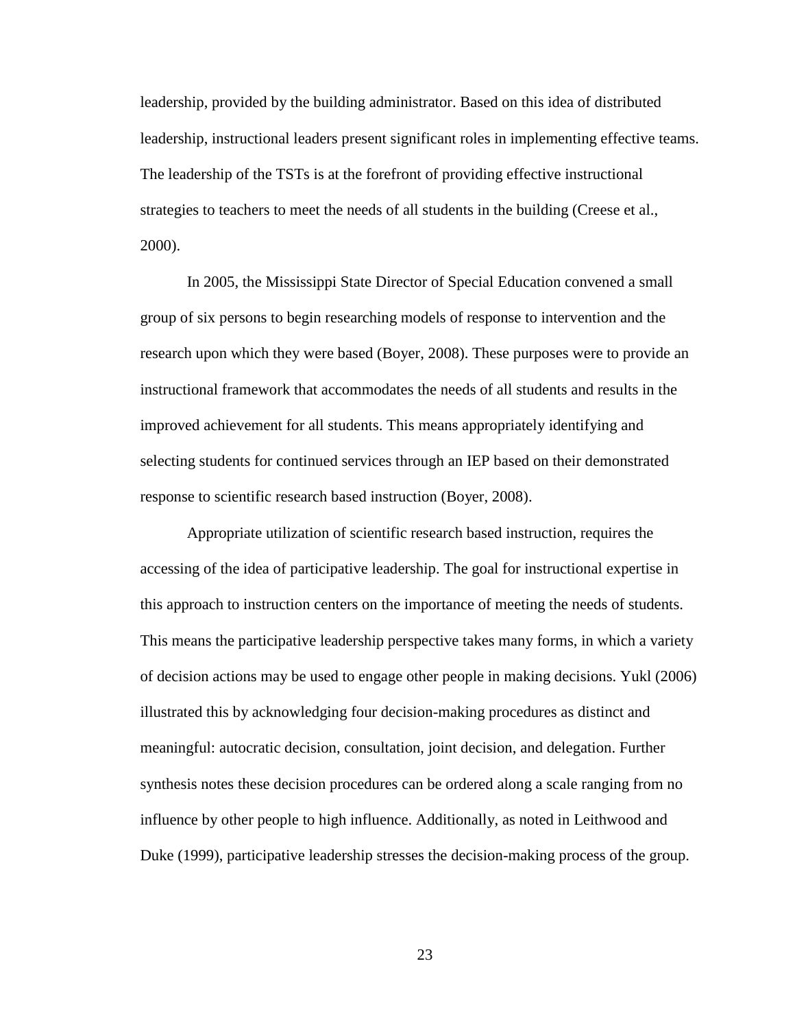leadership, provided by the building administrator. Based on this idea of distributed leadership, instructional leaders present significant roles in implementing effective teams. The leadership of the TSTs is at the forefront of providing effective instructional strategies to teachers to meet the needs of all students in the building (Creese et al., 2000).

In 2005, the Mississippi State Director of Special Education convened a small group of six persons to begin researching models of response to intervention and the research upon which they were based (Boyer, 2008). These purposes were to provide an instructional framework that accommodates the needs of all students and results in the improved achievement for all students. This means appropriately identifying and selecting students for continued services through an IEP based on their demonstrated response to scientific research based instruction (Boyer, 2008).

Appropriate utilization of scientific research based instruction, requires the accessing of the idea of participative leadership. The goal for instructional expertise in this approach to instruction centers on the importance of meeting the needs of students. This means the participative leadership perspective takes many forms, in which a variety of decision actions may be used to engage other people in making decisions. Yukl (2006) illustrated this by acknowledging four decision-making procedures as distinct and meaningful: autocratic decision, consultation, joint decision, and delegation. Further synthesis notes these decision procedures can be ordered along a scale ranging from no influence by other people to high influence. Additionally, as noted in Leithwood and Duke (1999), participative leadership stresses the decision-making process of the group.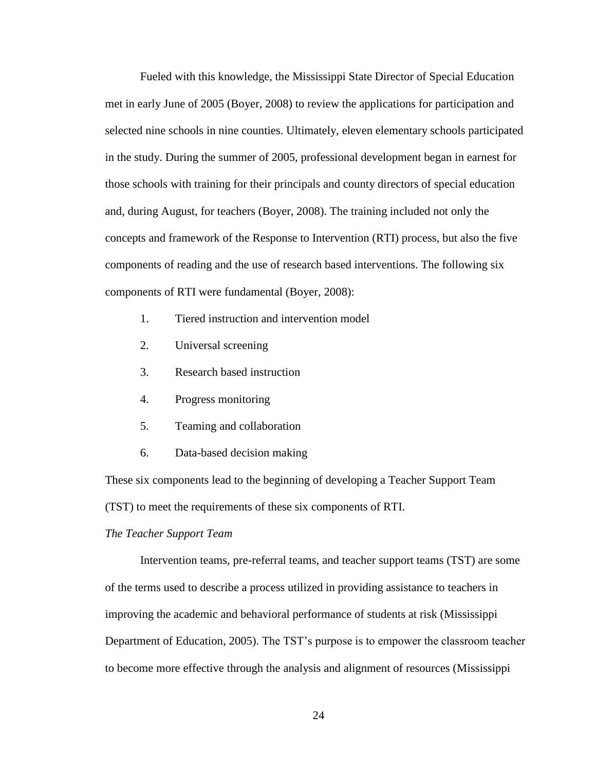Fueled with this knowledge, the Mississippi State Director of Special Education met in early June of 2005 (Boyer, 2008) to review the applications for participation and selected nine schools in nine counties. Ultimately, eleven elementary schools participated in the study. During the summer of 2005, professional development began in earnest for those schools with training for their principals and county directors of special education and, during August, for teachers (Boyer, 2008). The training included not only the concepts and framework of the Response to Intervention (RTI) process, but also the five components of reading and the use of research based interventions. The following six components of RTI were fundamental (Boyer, 2008):

1. Tiered instruction and intervention model
2. Universal screening
3. Research based instruction
4. Progress monitoring
5. Teaming and collaboration
6. Data-based decision making

These six components lead to the beginning of developing a Teacher Support Team (TST) to meet the requirements of these six components of RTI.

*The Teacher Support Team*

Intervention teams, pre-referral teams, and teacher support teams (TST) are some of the terms used to describe a process utilized in providing assistance to teachers in improving the academic and behavioral performance of students at risk (Mississippi Department of Education, 2005). The TST's purpose is to empower the classroom teacher to become more effective through the analysis and alignment of resources (Mississippi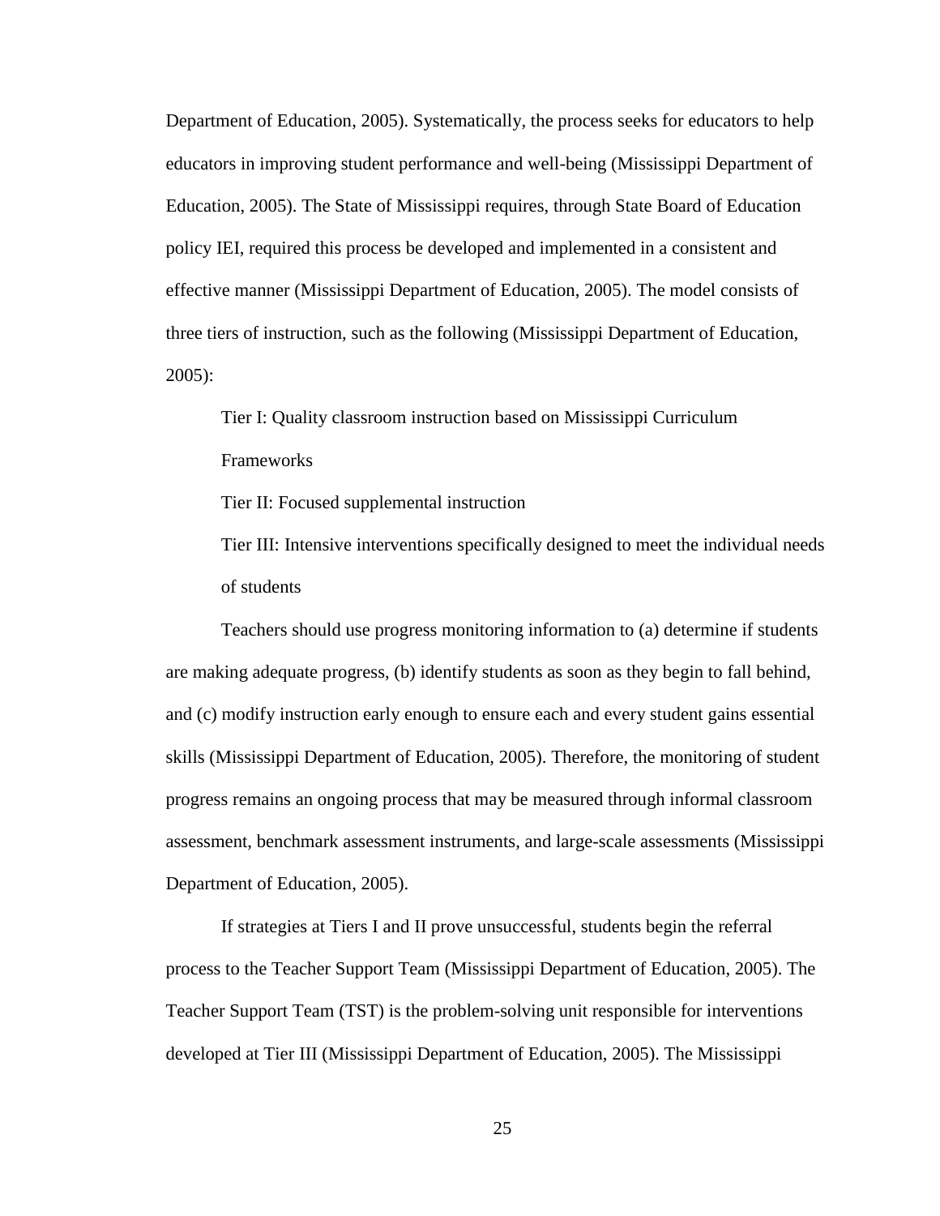Department of Education, 2005). Systematically, the process seeks for educators to help educators in improving student performance and well-being (Mississippi Department of Education, 2005). The State of Mississippi requires, through State Board of Education policy IEI, required this process be developed and implemented in a consistent and effective manner (Mississippi Department of Education, 2005). The model consists of three tiers of instruction, such as the following (Mississippi Department of Education, 2005):

> Tier I: Quality classroom instruction based on Mississippi Curriculum Frameworks
>
> Tier II: Focused supplemental instruction
>
> Tier III: Intensive interventions specifically designed to meet the individual needs of students

Teachers should use progress monitoring information to (a) determine if students are making adequate progress, (b) identify students as soon as they begin to fall behind, and (c) modify instruction early enough to ensure each and every student gains essential skills (Mississippi Department of Education, 2005). Therefore, the monitoring of student progress remains an ongoing process that may be measured through informal classroom assessment, benchmark assessment instruments, and large-scale assessments (Mississippi Department of Education, 2005).

If strategies at Tiers I and II prove unsuccessful, students begin the referral process to the Teacher Support Team (Mississippi Department of Education, 2005). The Teacher Support Team (TST) is the problem-solving unit responsible for interventions developed at Tier III (Mississippi Department of Education, 2005). The Mississippi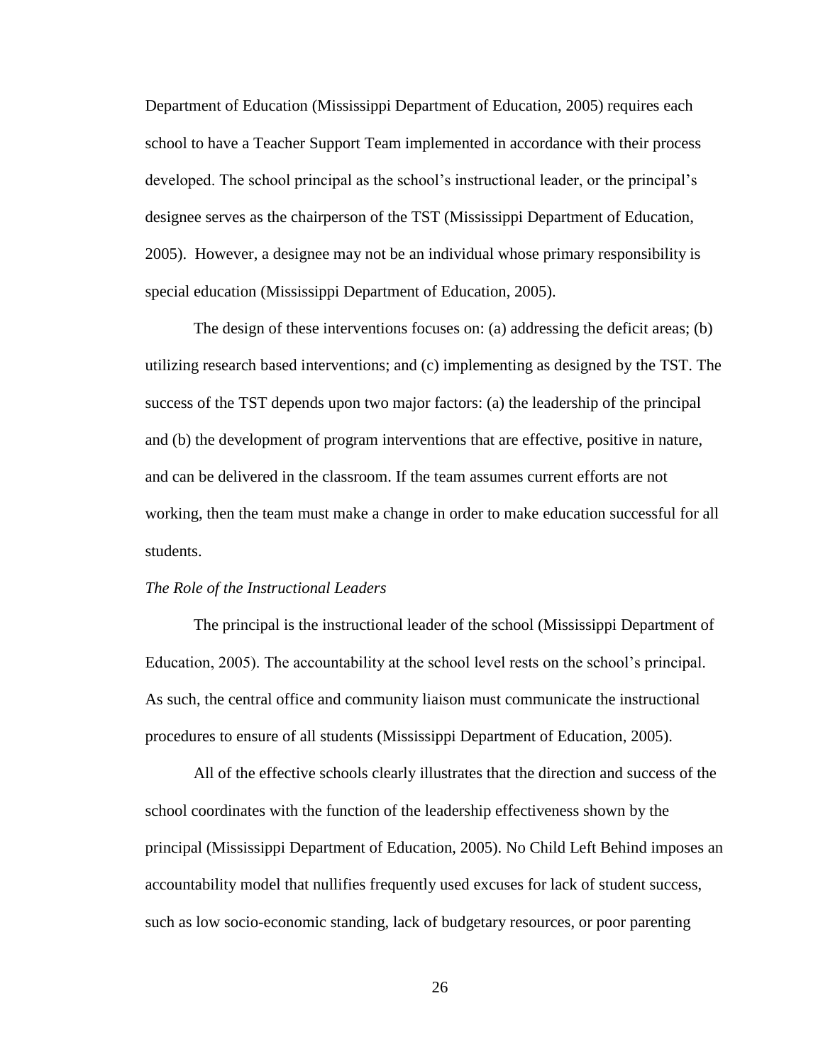Department of Education (Mississippi Department of Education, 2005) requires each school to have a Teacher Support Team implemented in accordance with their process developed. The school principal as the school's instructional leader, or the principal's designee serves as the chairperson of the TST (Mississippi Department of Education, 2005). However, a designee may not be an individual whose primary responsibility is special education (Mississippi Department of Education, 2005).

The design of these interventions focuses on: (a) addressing the deficit areas; (b) utilizing research based interventions; and (c) implementing as designed by the TST. The success of the TST depends upon two major factors: (a) the leadership of the principal and (b) the development of program interventions that are effective, positive in nature, and can be delivered in the classroom. If the team assumes current efforts are not working, then the team must make a change in order to make education successful for all students.

*The Role of the Instructional Leaders*

The principal is the instructional leader of the school (Mississippi Department of Education, 2005). The accountability at the school level rests on the school's principal. As such, the central office and community liaison must communicate the instructional procedures to ensure of all students (Mississippi Department of Education, 2005).

All of the effective schools clearly illustrates that the direction and success of the school coordinates with the function of the leadership effectiveness shown by the principal (Mississippi Department of Education, 2005). No Child Left Behind imposes an accountability model that nullifies frequently used excuses for lack of student success, such as low socio-economic standing, lack of budgetary resources, or poor parenting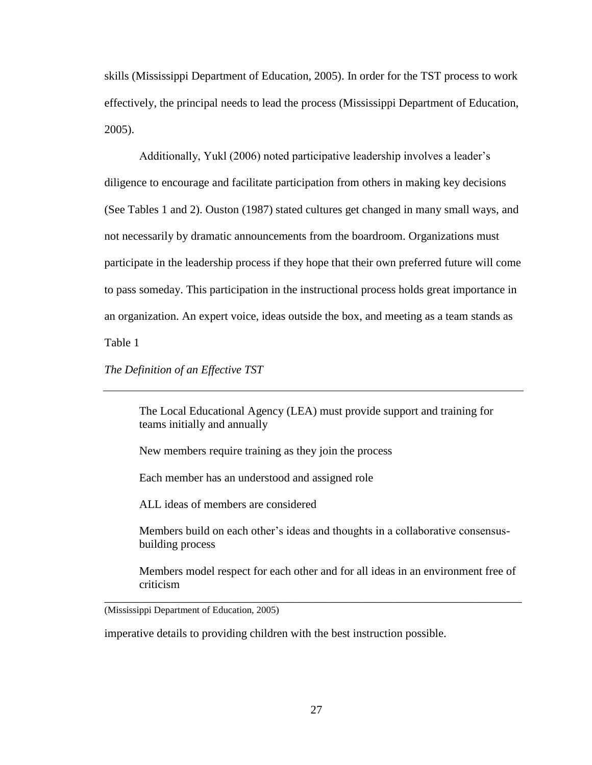skills (Mississippi Department of Education, 2005). In order for the TST process to work effectively, the principal needs to lead the process (Mississippi Department of Education, 2005).

Additionally, Yukl (2006) noted participative leadership involves a leader's diligence to encourage and facilitate participation from others in making key decisions (See Tables 1 and 2). Ouston (1987) stated cultures get changed in many small ways, and not necessarily by dramatic announcements from the boardroom. Organizations must participate in the leadership process if they hope that their own preferred future will come to pass someday. This participation in the instructional process holds great importance in an organization. An expert voice, ideas outside the box, and meeting as a team stands as imperative details to providing children with the best instruction possible.

Table 1

*The Definition of an Effective TST*

| |
|---|
| The Local Educational Agency (LEA) must provide support and training for teams initially and annually |
| New members require training as they join the process |
| Each member has an understood and assigned role |
| ALL ideas of members are considered |
| Members build on each other's ideas and thoughts in a collaborative consensus-building process |
| Members model respect for each other and for all ideas in an environment free of criticism |

(Mississippi Department of Education, 2005)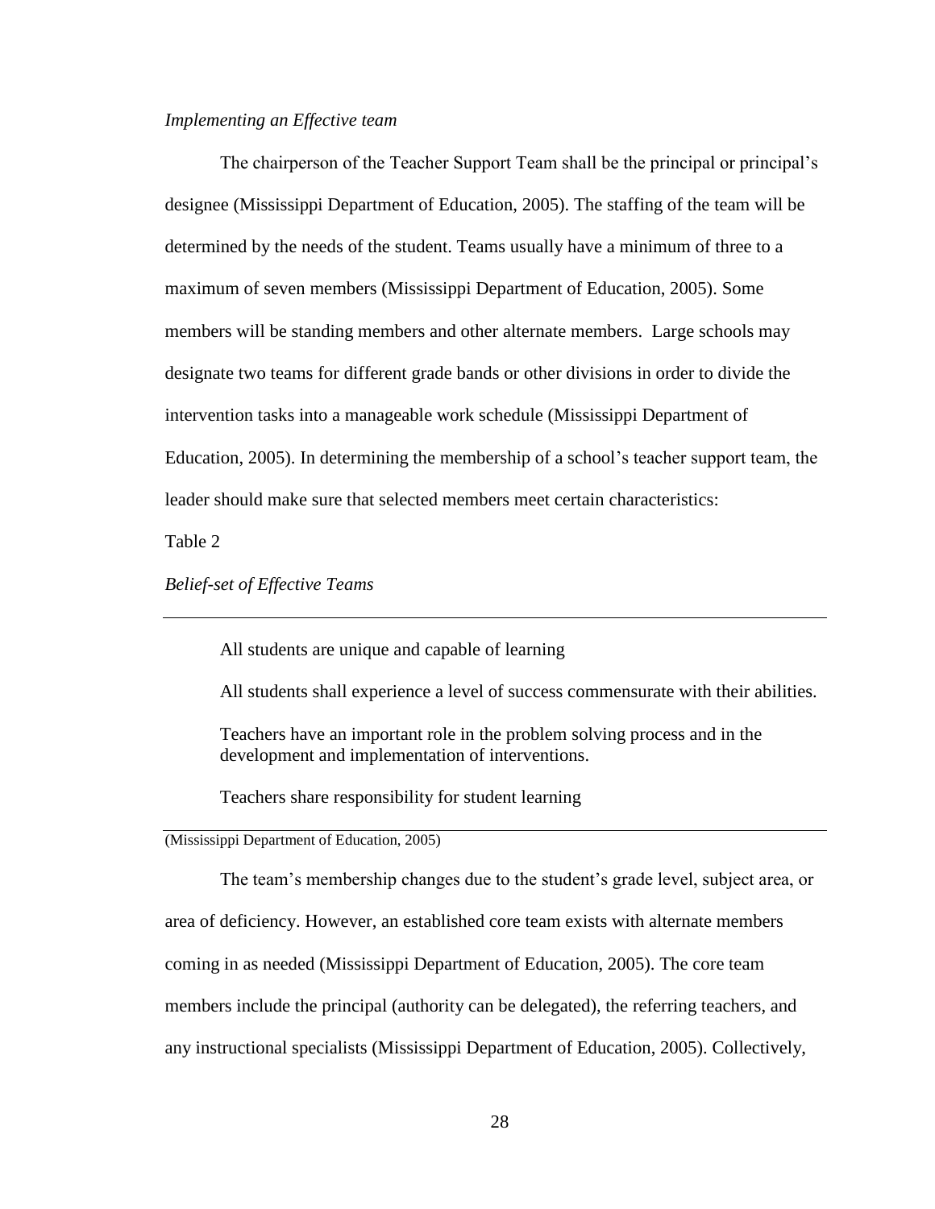*Implementing an Effective team*

The chairperson of the Teacher Support Team shall be the principal or principal's designee (Mississippi Department of Education, 2005). The staffing of the team will be determined by the needs of the student. Teams usually have a minimum of three to a maximum of seven members (Mississippi Department of Education, 2005). Some members will be standing members and other alternate members. Large schools may designate two teams for different grade bands or other divisions in order to divide the intervention tasks into a manageable work schedule (Mississippi Department of Education, 2005). In determining the membership of a school's teacher support team, the leader should make sure that selected members meet certain characteristics:

Table 2

*Belief-set of Effective Teams*

| |
|---|
| All students are unique and capable of learning |
| All students shall experience a level of success commensurate with their abilities. |
| Teachers have an important role in the problem solving process and in the development and implementation of interventions. |
| Teachers share responsibility for student learning |

(Mississippi Department of Education, 2005)

The team's membership changes due to the student's grade level, subject area, or area of deficiency. However, an established core team exists with alternate members coming in as needed (Mississippi Department of Education, 2005). The core team members include the principal (authority can be delegated), the referring teachers, and any instructional specialists (Mississippi Department of Education, 2005). Collectively,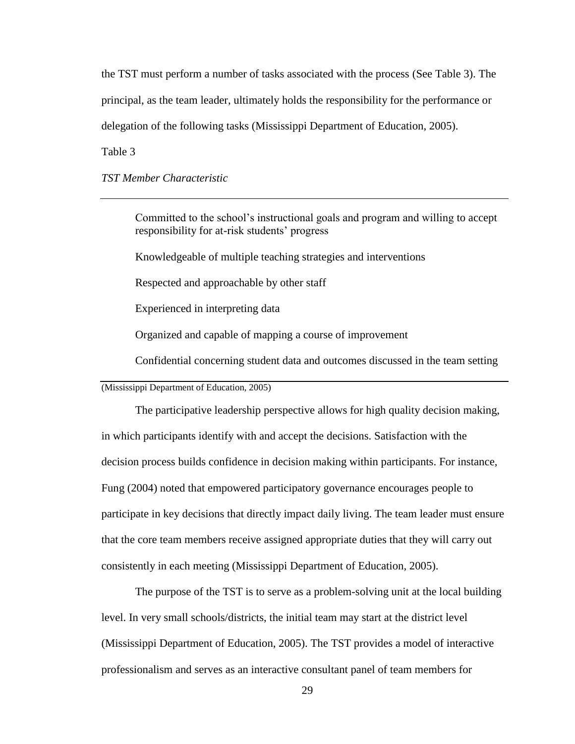the TST must perform a number of tasks associated with the process (See Table 3). The principal, as the team leader, ultimately holds the responsibility for the performance or delegation of the following tasks (Mississippi Department of Education, 2005).

Table 3

*TST Member Characteristic*

| |
|---|
| Committed to the school's instructional goals and program and willing to accept responsibility for at-risk students' progress |
| Knowledgeable of multiple teaching strategies and interventions |
| Respected and approachable by other staff |
| Experienced in interpreting data |
| Organized and capable of mapping a course of improvement |
| Confidential concerning student data and outcomes discussed in the team setting |

(Mississippi Department of Education, 2005)

The participative leadership perspective allows for high quality decision making, in which participants identify with and accept the decisions. Satisfaction with the decision process builds confidence in decision making within participants. For instance, Fung (2004) noted that empowered participatory governance encourages people to participate in key decisions that directly impact daily living. The team leader must ensure that the core team members receive assigned appropriate duties that they will carry out consistently in each meeting (Mississippi Department of Education, 2005).

The purpose of the TST is to serve as a problem-solving unit at the local building level. In very small schools/districts, the initial team may start at the district level (Mississippi Department of Education, 2005). The TST provides a model of interactive professionalism and serves as an interactive consultant panel of team members for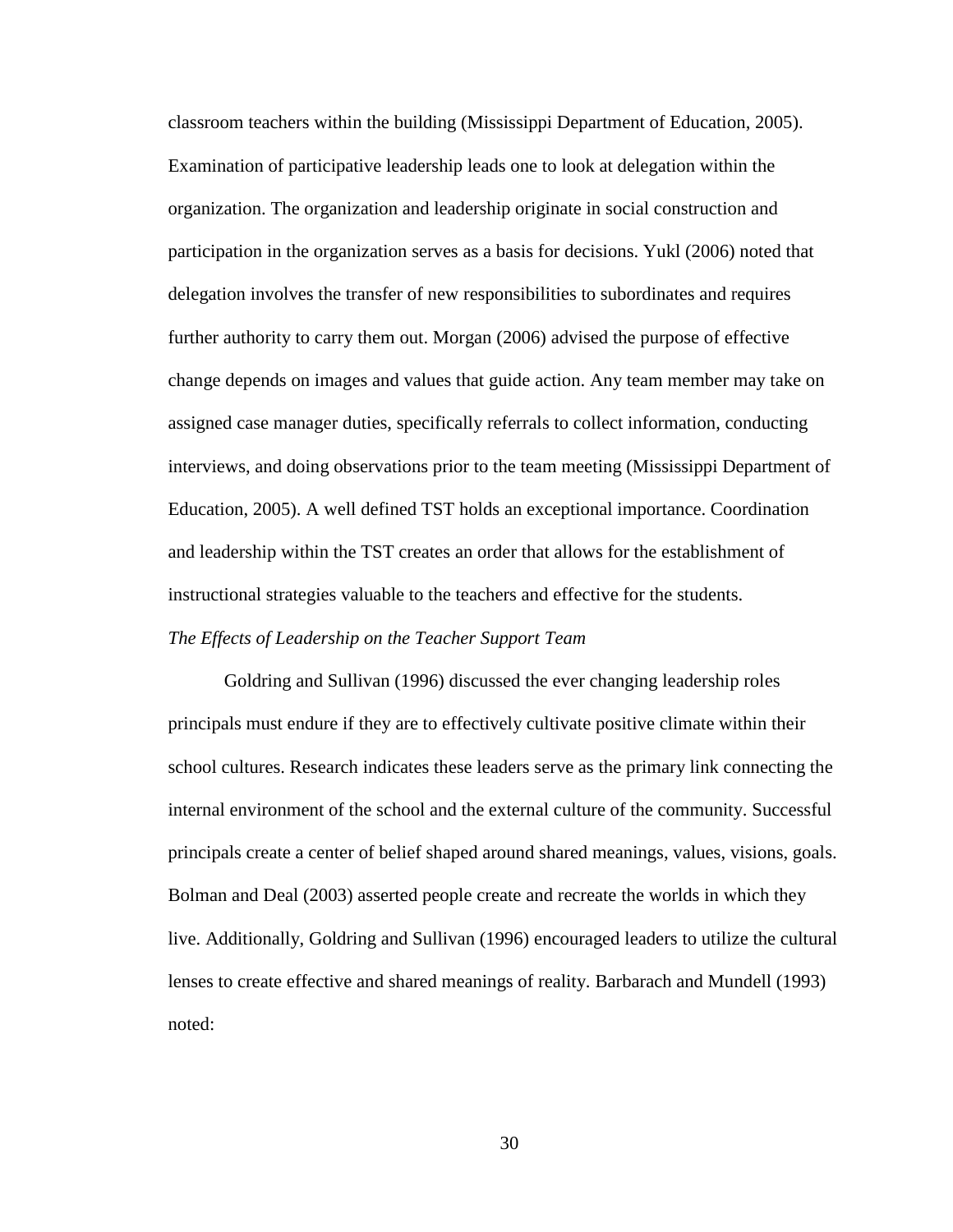classroom teachers within the building (Mississippi Department of Education, 2005). Examination of participative leadership leads one to look at delegation within the organization. The organization and leadership originate in social construction and participation in the organization serves as a basis for decisions. Yukl (2006) noted that delegation involves the transfer of new responsibilities to subordinates and requires further authority to carry them out. Morgan (2006) advised the purpose of effective change depends on images and values that guide action. Any team member may take on assigned case manager duties, specifically referrals to collect information, conducting interviews, and doing observations prior to the team meeting (Mississippi Department of Education, 2005). A well defined TST holds an exceptional importance. Coordination and leadership within the TST creates an order that allows for the establishment of instructional strategies valuable to the teachers and effective for the students.

*The Effects of Leadership on the Teacher Support Team*

Goldring and Sullivan (1996) discussed the ever changing leadership roles principals must endure if they are to effectively cultivate positive climate within their school cultures. Research indicates these leaders serve as the primary link connecting the internal environment of the school and the external culture of the community. Successful principals create a center of belief shaped around shared meanings, values, visions, goals. Bolman and Deal (2003) asserted people create and recreate the worlds in which they live. Additionally, Goldring and Sullivan (1996) encouraged leaders to utilize the cultural lenses to create effective and shared meanings of reality. Barbarach and Mundell (1993) noted: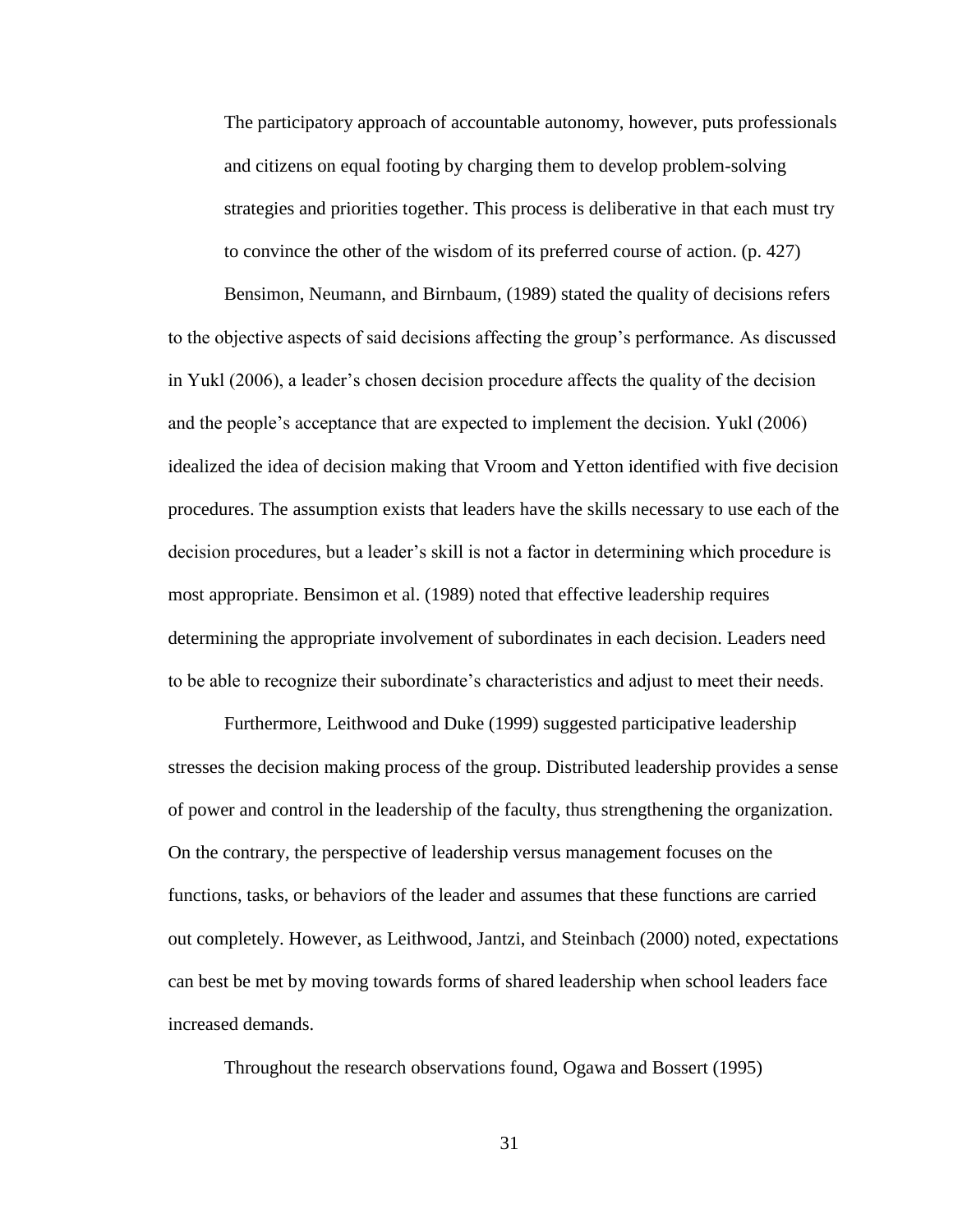> The participatory approach of accountable autonomy, however, puts professionals and citizens on equal footing by charging them to develop problem-solving strategies and priorities together. This process is deliberative in that each must try to convince the other of the wisdom of its preferred course of action. (p. 427)

Bensimon, Neumann, and Birnbaum, (1989) stated the quality of decisions refers to the objective aspects of said decisions affecting the group's performance. As discussed in Yukl (2006), a leader's chosen decision procedure affects the quality of the decision and the people's acceptance that are expected to implement the decision. Yukl (2006) idealized the idea of decision making that Vroom and Yetton identified with five decision procedures. The assumption exists that leaders have the skills necessary to use each of the decision procedures, but a leader's skill is not a factor in determining which procedure is most appropriate. Bensimon et al. (1989) noted that effective leadership requires determining the appropriate involvement of subordinates in each decision. Leaders need to be able to recognize their subordinate's characteristics and adjust to meet their needs.

Furthermore, Leithwood and Duke (1999) suggested participative leadership stresses the decision making process of the group. Distributed leadership provides a sense of power and control in the leadership of the faculty, thus strengthening the organization. On the contrary, the perspective of leadership versus management focuses on the functions, tasks, or behaviors of the leader and assumes that these functions are carried out completely. However, as Leithwood, Jantzi, and Steinbach (2000) noted, expectations can best be met by moving towards forms of shared leadership when school leaders face increased demands.

Throughout the research observations found, Ogawa and Bossert (1995)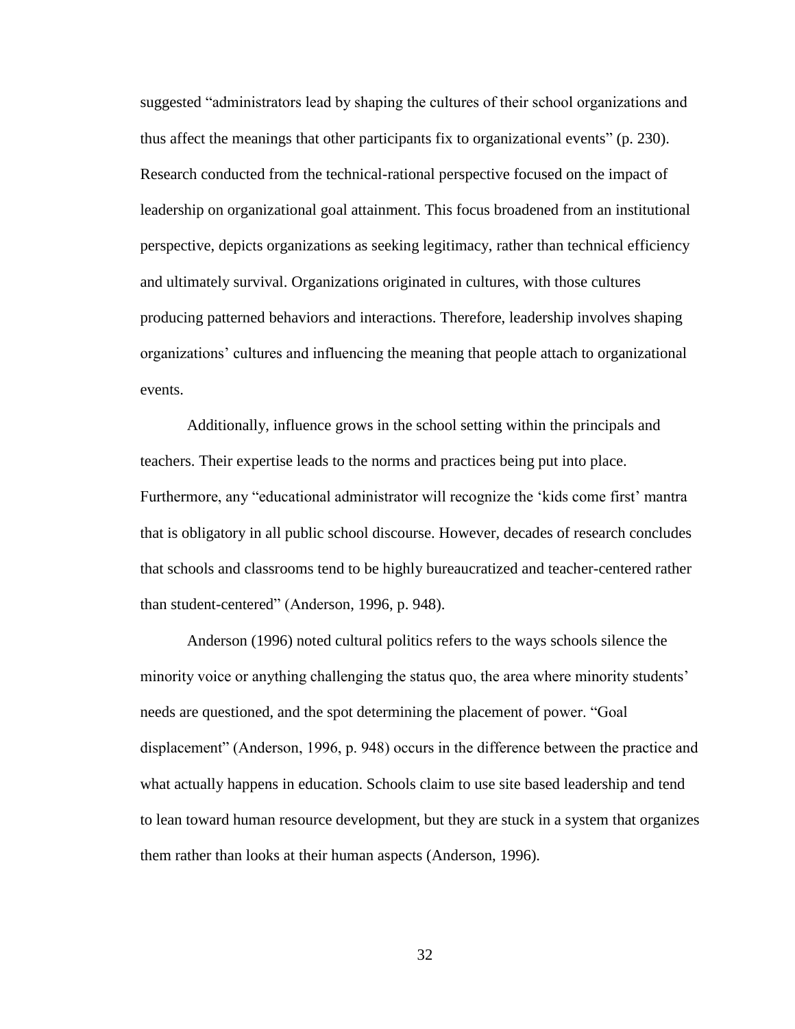suggested "administrators lead by shaping the cultures of their school organizations and thus affect the meanings that other participants fix to organizational events" (p. 230). Research conducted from the technical-rational perspective focused on the impact of leadership on organizational goal attainment. This focus broadened from an institutional perspective, depicts organizations as seeking legitimacy, rather than technical efficiency and ultimately survival. Organizations originated in cultures, with those cultures producing patterned behaviors and interactions. Therefore, leadership involves shaping organizations' cultures and influencing the meaning that people attach to organizational events.

Additionally, influence grows in the school setting within the principals and teachers. Their expertise leads to the norms and practices being put into place. Furthermore, any "educational administrator will recognize the 'kids come first' mantra that is obligatory in all public school discourse. However, decades of research concludes that schools and classrooms tend to be highly bureaucratized and teacher-centered rather than student-centered" (Anderson, 1996, p. 948).

Anderson (1996) noted cultural politics refers to the ways schools silence the minority voice or anything challenging the status quo, the area where minority students' needs are questioned, and the spot determining the placement of power. "Goal displacement" (Anderson, 1996, p. 948) occurs in the difference between the practice and what actually happens in education. Schools claim to use site based leadership and tend to lean toward human resource development, but they are stuck in a system that organizes them rather than looks at their human aspects (Anderson, 1996).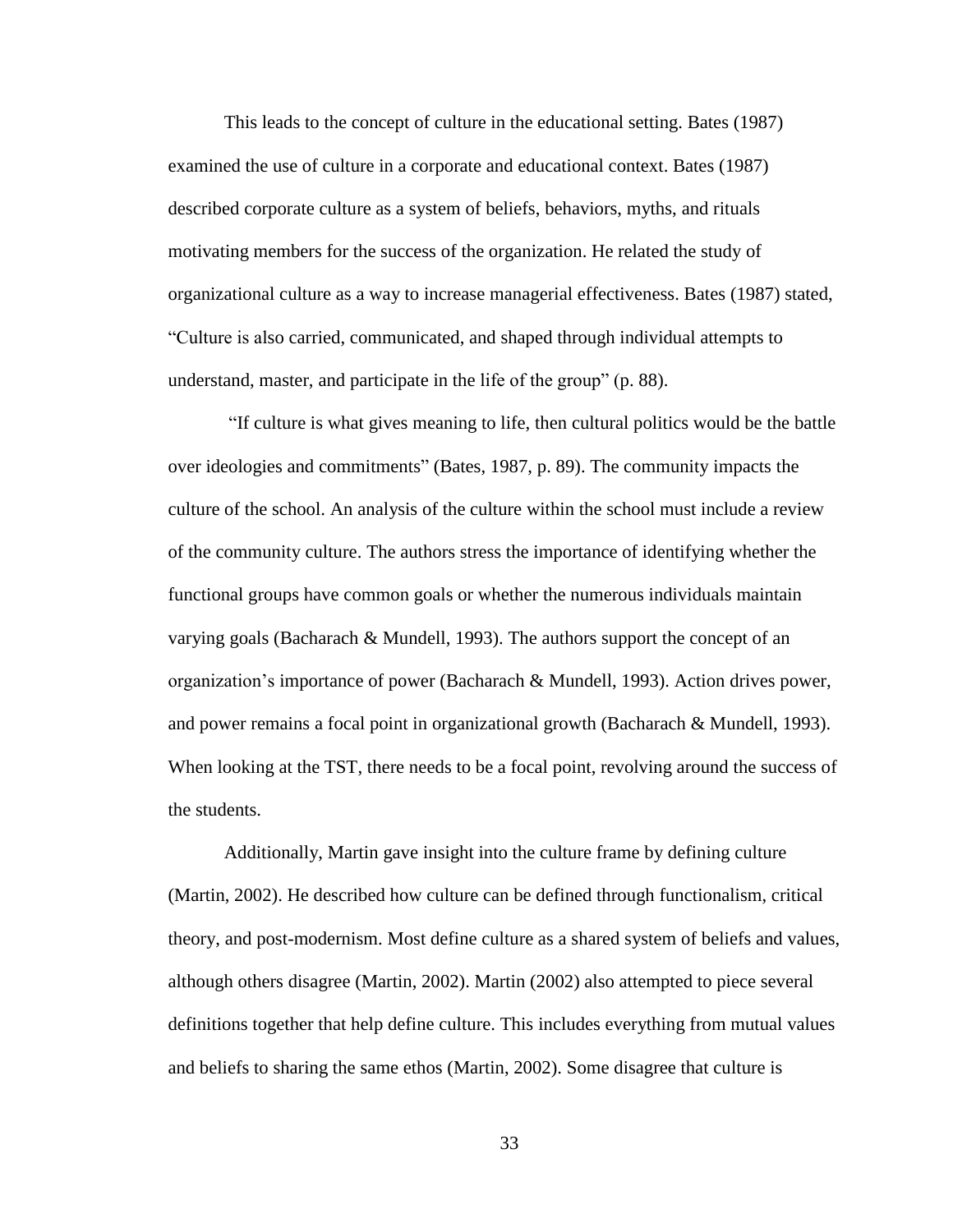This leads to the concept of culture in the educational setting. Bates (1987) examined the use of culture in a corporate and educational context. Bates (1987) described corporate culture as a system of beliefs, behaviors, myths, and rituals motivating members for the success of the organization. He related the study of organizational culture as a way to increase managerial effectiveness. Bates (1987) stated, "Culture is also carried, communicated, and shaped through individual attempts to understand, master, and participate in the life of the group" (p. 88).

"If culture is what gives meaning to life, then cultural politics would be the battle over ideologies and commitments" (Bates, 1987, p. 89). The community impacts the culture of the school. An analysis of the culture within the school must include a review of the community culture. The authors stress the importance of identifying whether the functional groups have common goals or whether the numerous individuals maintain varying goals (Bacharach & Mundell, 1993). The authors support the concept of an organization's importance of power (Bacharach & Mundell, 1993). Action drives power, and power remains a focal point in organizational growth (Bacharach & Mundell, 1993). When looking at the TST, there needs to be a focal point, revolving around the success of the students.

Additionally, Martin gave insight into the culture frame by defining culture (Martin, 2002). He described how culture can be defined through functionalism, critical theory, and post-modernism. Most define culture as a shared system of beliefs and values, although others disagree (Martin, 2002). Martin (2002) also attempted to piece several definitions together that help define culture. This includes everything from mutual values and beliefs to sharing the same ethos (Martin, 2002). Some disagree that culture is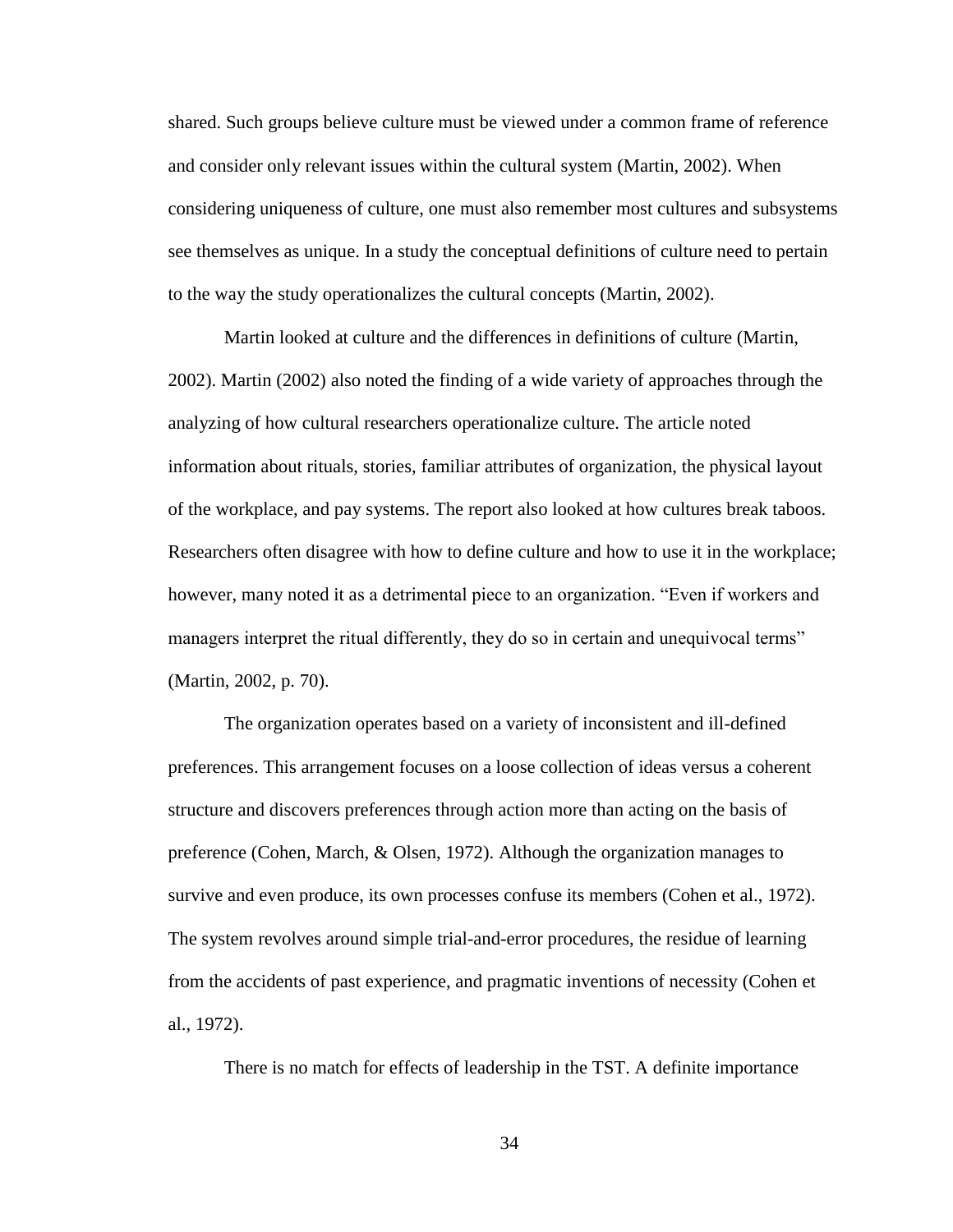shared. Such groups believe culture must be viewed under a common frame of reference and consider only relevant issues within the cultural system (Martin, 2002). When considering uniqueness of culture, one must also remember most cultures and subsystems see themselves as unique. In a study the conceptual definitions of culture need to pertain to the way the study operationalizes the cultural concepts (Martin, 2002).

Martin looked at culture and the differences in definitions of culture (Martin, 2002). Martin (2002) also noted the finding of a wide variety of approaches through the analyzing of how cultural researchers operationalize culture. The article noted information about rituals, stories, familiar attributes of organization, the physical layout of the workplace, and pay systems. The report also looked at how cultures break taboos. Researchers often disagree with how to define culture and how to use it in the workplace; however, many noted it as a detrimental piece to an organization. "Even if workers and managers interpret the ritual differently, they do so in certain and unequivocal terms" (Martin, 2002, p. 70).

The organization operates based on a variety of inconsistent and ill-defined preferences. This arrangement focuses on a loose collection of ideas versus a coherent structure and discovers preferences through action more than acting on the basis of preference (Cohen, March, & Olsen, 1972). Although the organization manages to survive and even produce, its own processes confuse its members (Cohen et al., 1972). The system revolves around simple trial-and-error procedures, the residue of learning from the accidents of past experience, and pragmatic inventions of necessity (Cohen et al., 1972).

There is no match for effects of leadership in the TST. A definite importance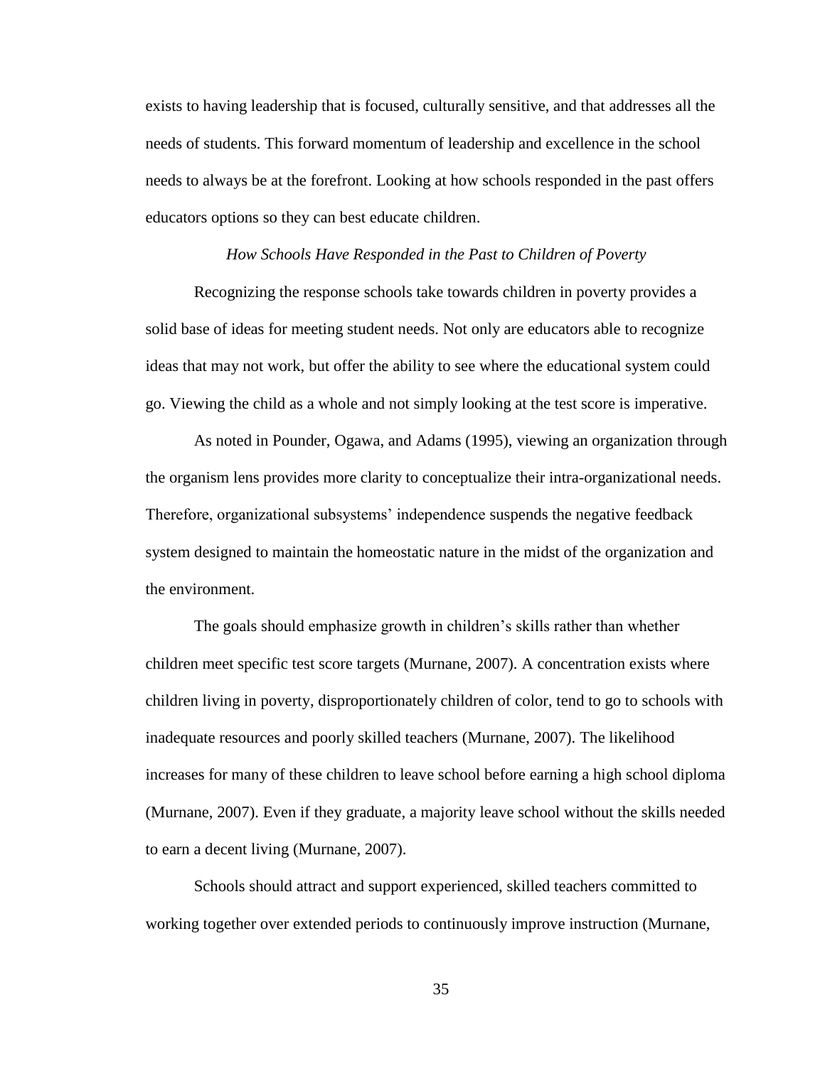exists to having leadership that is focused, culturally sensitive, and that addresses all the needs of students. This forward momentum of leadership and excellence in the school needs to always be at the forefront. Looking at how schools responded in the past offers educators options so they can best educate children.

### *How Schools Have Responded in the Past to Children of Poverty*

Recognizing the response schools take towards children in poverty provides a solid base of ideas for meeting student needs. Not only are educators able to recognize ideas that may not work, but offer the ability to see where the educational system could go. Viewing the child as a whole and not simply looking at the test score is imperative.

As noted in Pounder, Ogawa, and Adams (1995), viewing an organization through the organism lens provides more clarity to conceptualize their intra-organizational needs. Therefore, organizational subsystems' independence suspends the negative feedback system designed to maintain the homeostatic nature in the midst of the organization and the environment.

The goals should emphasize growth in children's skills rather than whether children meet specific test score targets (Murnane, 2007). A concentration exists where children living in poverty, disproportionately children of color, tend to go to schools with inadequate resources and poorly skilled teachers (Murnane, 2007). The likelihood increases for many of these children to leave school before earning a high school diploma (Murnane, 2007). Even if they graduate, a majority leave school without the skills needed to earn a decent living (Murnane, 2007).

Schools should attract and support experienced, skilled teachers committed to working together over extended periods to continuously improve instruction (Murnane,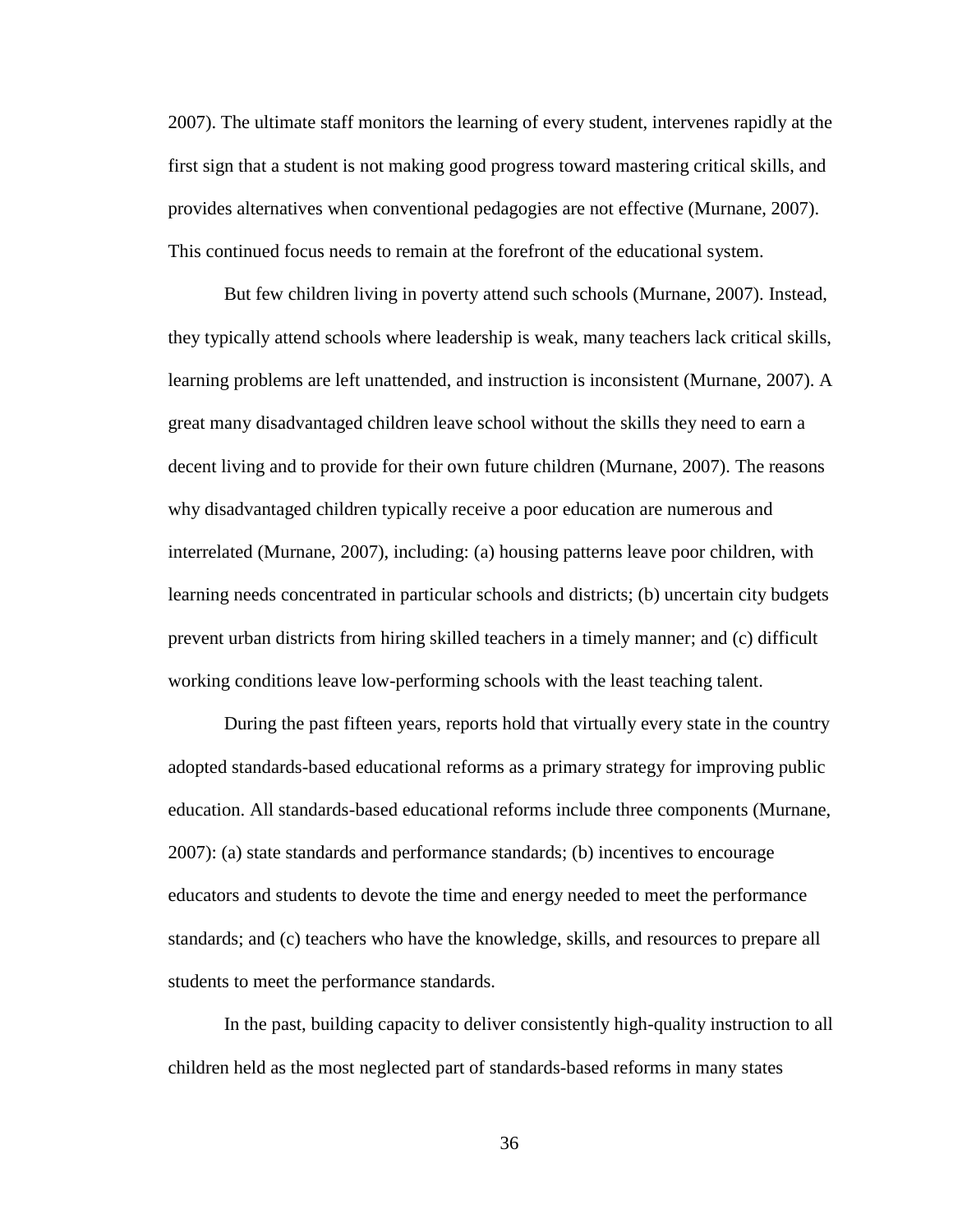2007). The ultimate staff monitors the learning of every student, intervenes rapidly at the first sign that a student is not making good progress toward mastering critical skills, and provides alternatives when conventional pedagogies are not effective (Murnane, 2007). This continued focus needs to remain at the forefront of the educational system.

But few children living in poverty attend such schools (Murnane, 2007). Instead, they typically attend schools where leadership is weak, many teachers lack critical skills, learning problems are left unattended, and instruction is inconsistent (Murnane, 2007). A great many disadvantaged children leave school without the skills they need to earn a decent living and to provide for their own future children (Murnane, 2007). The reasons why disadvantaged children typically receive a poor education are numerous and interrelated (Murnane, 2007), including: (a) housing patterns leave poor children, with learning needs concentrated in particular schools and districts; (b) uncertain city budgets prevent urban districts from hiring skilled teachers in a timely manner; and (c) difficult working conditions leave low-performing schools with the least teaching talent.

During the past fifteen years, reports hold that virtually every state in the country adopted standards-based educational reforms as a primary strategy for improving public education. All standards-based educational reforms include three components (Murnane, 2007): (a) state standards and performance standards; (b) incentives to encourage educators and students to devote the time and energy needed to meet the performance standards; and (c) teachers who have the knowledge, skills, and resources to prepare all students to meet the performance standards.

In the past, building capacity to deliver consistently high-quality instruction to all children held as the most neglected part of standards-based reforms in many states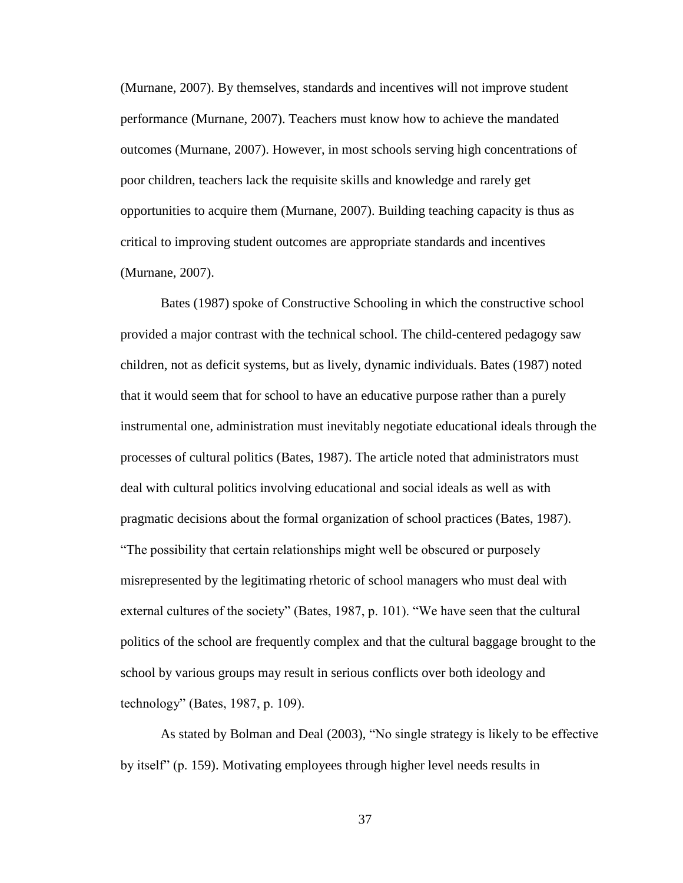(Murnane, 2007). By themselves, standards and incentives will not improve student performance (Murnane, 2007). Teachers must know how to achieve the mandated outcomes (Murnane, 2007). However, in most schools serving high concentrations of poor children, teachers lack the requisite skills and knowledge and rarely get opportunities to acquire them (Murnane, 2007). Building teaching capacity is thus as critical to improving student outcomes are appropriate standards and incentives (Murnane, 2007).

Bates (1987) spoke of Constructive Schooling in which the constructive school provided a major contrast with the technical school. The child-centered pedagogy saw children, not as deficit systems, but as lively, dynamic individuals. Bates (1987) noted that it would seem that for school to have an educative purpose rather than a purely instrumental one, administration must inevitably negotiate educational ideals through the processes of cultural politics (Bates, 1987). The article noted that administrators must deal with cultural politics involving educational and social ideals as well as with pragmatic decisions about the formal organization of school practices (Bates, 1987). "The possibility that certain relationships might well be obscured or purposely misrepresented by the legitimating rhetoric of school managers who must deal with external cultures of the society" (Bates, 1987, p. 101). "We have seen that the cultural politics of the school are frequently complex and that the cultural baggage brought to the school by various groups may result in serious conflicts over both ideology and technology" (Bates, 1987, p. 109).

As stated by Bolman and Deal (2003), "No single strategy is likely to be effective by itself" (p. 159). Motivating employees through higher level needs results in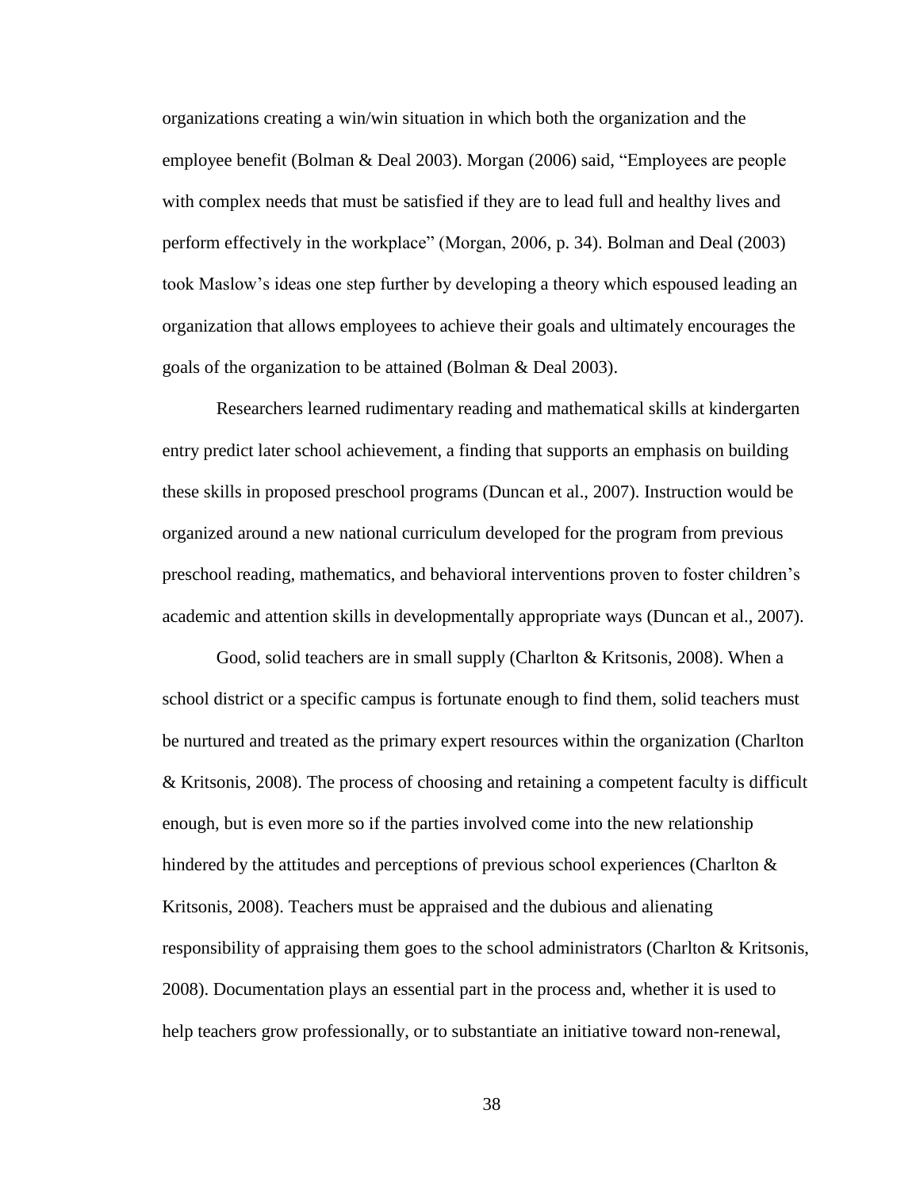organizations creating a win/win situation in which both the organization and the employee benefit (Bolman & Deal 2003). Morgan (2006) said, "Employees are people with complex needs that must be satisfied if they are to lead full and healthy lives and perform effectively in the workplace" (Morgan, 2006, p. 34). Bolman and Deal (2003) took Maslow's ideas one step further by developing a theory which espoused leading an organization that allows employees to achieve their goals and ultimately encourages the goals of the organization to be attained (Bolman & Deal 2003).

Researchers learned rudimentary reading and mathematical skills at kindergarten entry predict later school achievement, a finding that supports an emphasis on building these skills in proposed preschool programs (Duncan et al., 2007). Instruction would be organized around a new national curriculum developed for the program from previous preschool reading, mathematics, and behavioral interventions proven to foster children's academic and attention skills in developmentally appropriate ways (Duncan et al., 2007).

Good, solid teachers are in small supply (Charlton & Kritsonis, 2008). When a school district or a specific campus is fortunate enough to find them, solid teachers must be nurtured and treated as the primary expert resources within the organization (Charlton & Kritsonis, 2008). The process of choosing and retaining a competent faculty is difficult enough, but is even more so if the parties involved come into the new relationship hindered by the attitudes and perceptions of previous school experiences (Charlton & Kritsonis, 2008). Teachers must be appraised and the dubious and alienating responsibility of appraising them goes to the school administrators (Charlton & Kritsonis, 2008). Documentation plays an essential part in the process and, whether it is used to help teachers grow professionally, or to substantiate an initiative toward non-renewal,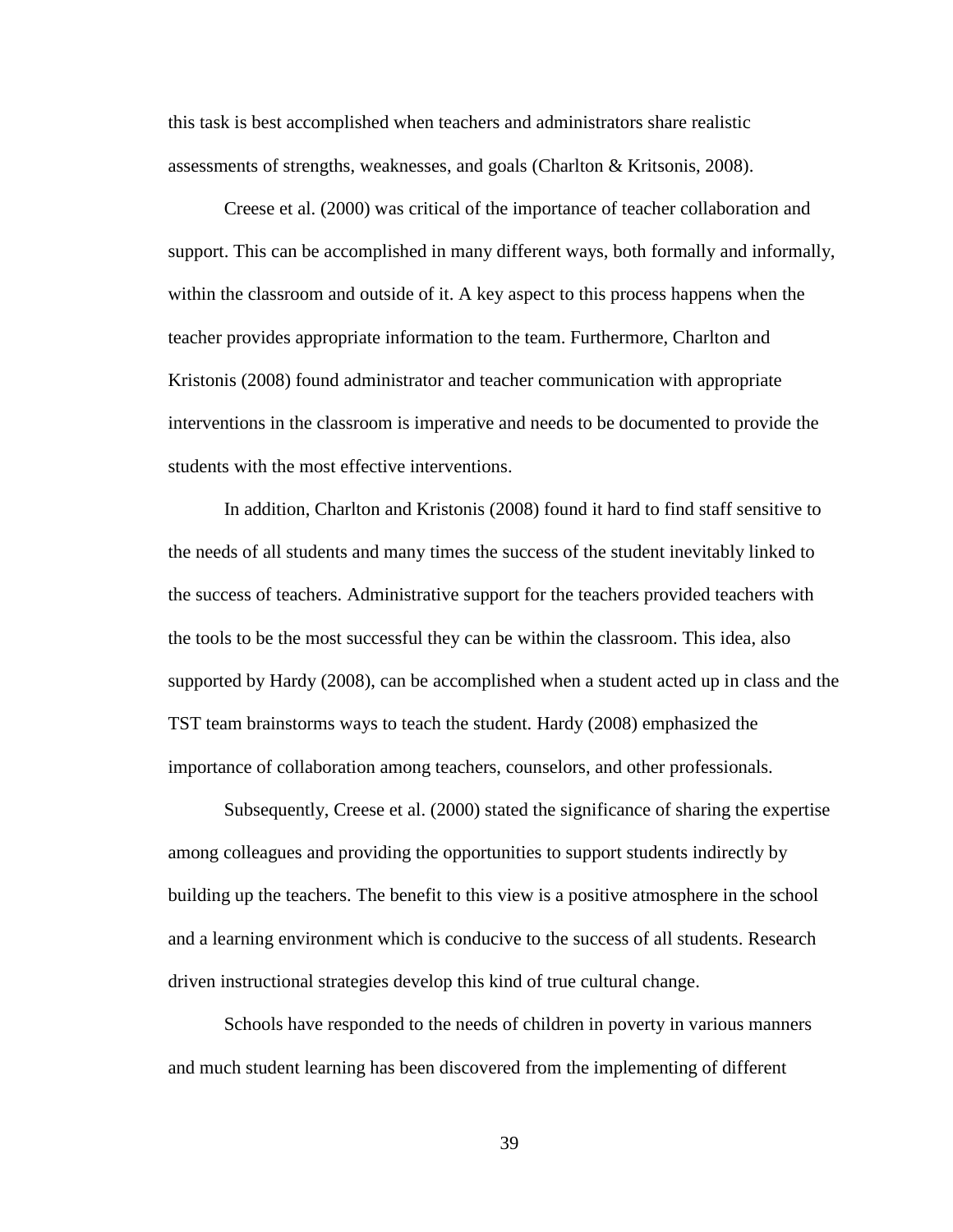this task is best accomplished when teachers and administrators share realistic assessments of strengths, weaknesses, and goals (Charlton & Kritsonis, 2008).

Creese et al. (2000) was critical of the importance of teacher collaboration and support. This can be accomplished in many different ways, both formally and informally, within the classroom and outside of it. A key aspect to this process happens when the teacher provides appropriate information to the team. Furthermore, Charlton and Kristonis (2008) found administrator and teacher communication with appropriate interventions in the classroom is imperative and needs to be documented to provide the students with the most effective interventions.

In addition, Charlton and Kristonis (2008) found it hard to find staff sensitive to the needs of all students and many times the success of the student inevitably linked to the success of teachers. Administrative support for the teachers provided teachers with the tools to be the most successful they can be within the classroom. This idea, also supported by Hardy (2008), can be accomplished when a student acted up in class and the TST team brainstorms ways to teach the student. Hardy (2008) emphasized the importance of collaboration among teachers, counselors, and other professionals.

Subsequently, Creese et al. (2000) stated the significance of sharing the expertise among colleagues and providing the opportunities to support students indirectly by building up the teachers. The benefit to this view is a positive atmosphere in the school and a learning environment which is conducive to the success of all students. Research driven instructional strategies develop this kind of true cultural change.

Schools have responded to the needs of children in poverty in various manners and much student learning has been discovered from the implementing of different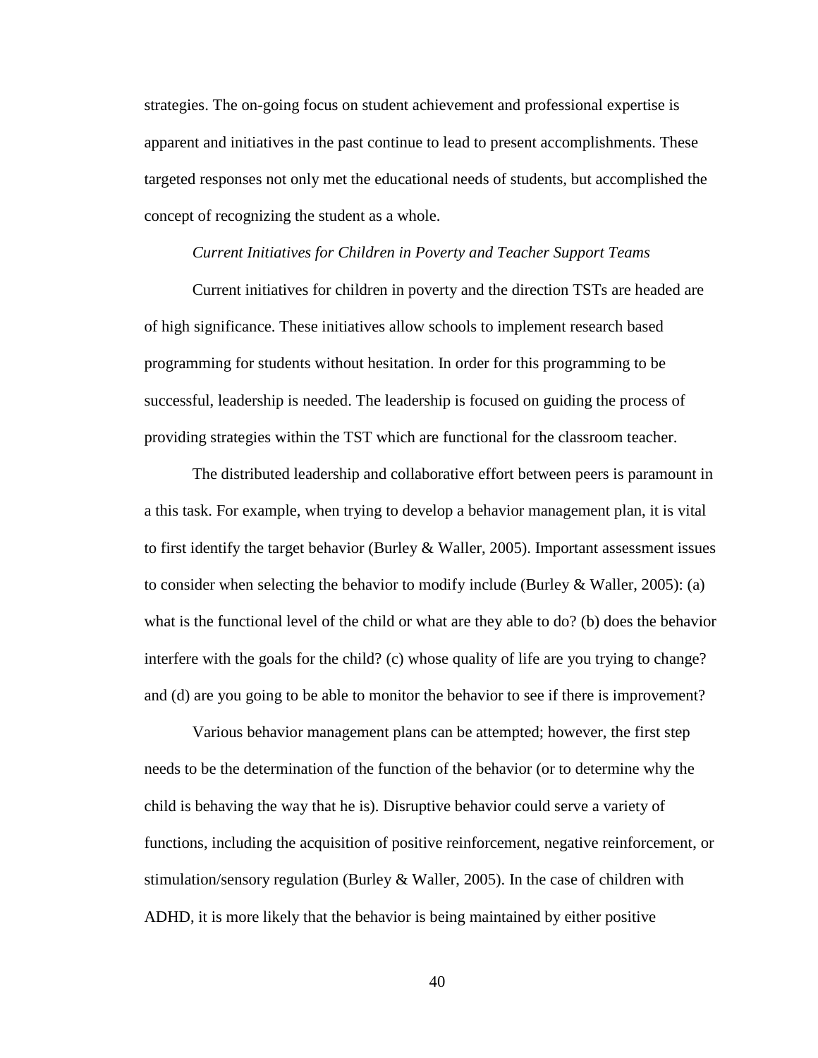strategies. The on-going focus on student achievement and professional expertise is apparent and initiatives in the past continue to lead to present accomplishments. These targeted responses not only met the educational needs of students, but accomplished the concept of recognizing the student as a whole.

### *Current Initiatives for Children in Poverty and Teacher Support Teams*

Current initiatives for children in poverty and the direction TSTs are headed are of high significance. These initiatives allow schools to implement research based programming for students without hesitation. In order for this programming to be successful, leadership is needed. The leadership is focused on guiding the process of providing strategies within the TST which are functional for the classroom teacher.

The distributed leadership and collaborative effort between peers is paramount in a this task. For example, when trying to develop a behavior management plan, it is vital to first identify the target behavior (Burley & Waller, 2005). Important assessment issues to consider when selecting the behavior to modify include (Burley & Waller, 2005): (a) what is the functional level of the child or what are they able to do? (b) does the behavior interfere with the goals for the child? (c) whose quality of life are you trying to change? and (d) are you going to be able to monitor the behavior to see if there is improvement?

Various behavior management plans can be attempted; however, the first step needs to be the determination of the function of the behavior (or to determine why the child is behaving the way that he is). Disruptive behavior could serve a variety of functions, including the acquisition of positive reinforcement, negative reinforcement, or stimulation/sensory regulation (Burley & Waller, 2005). In the case of children with ADHD, it is more likely that the behavior is being maintained by either positive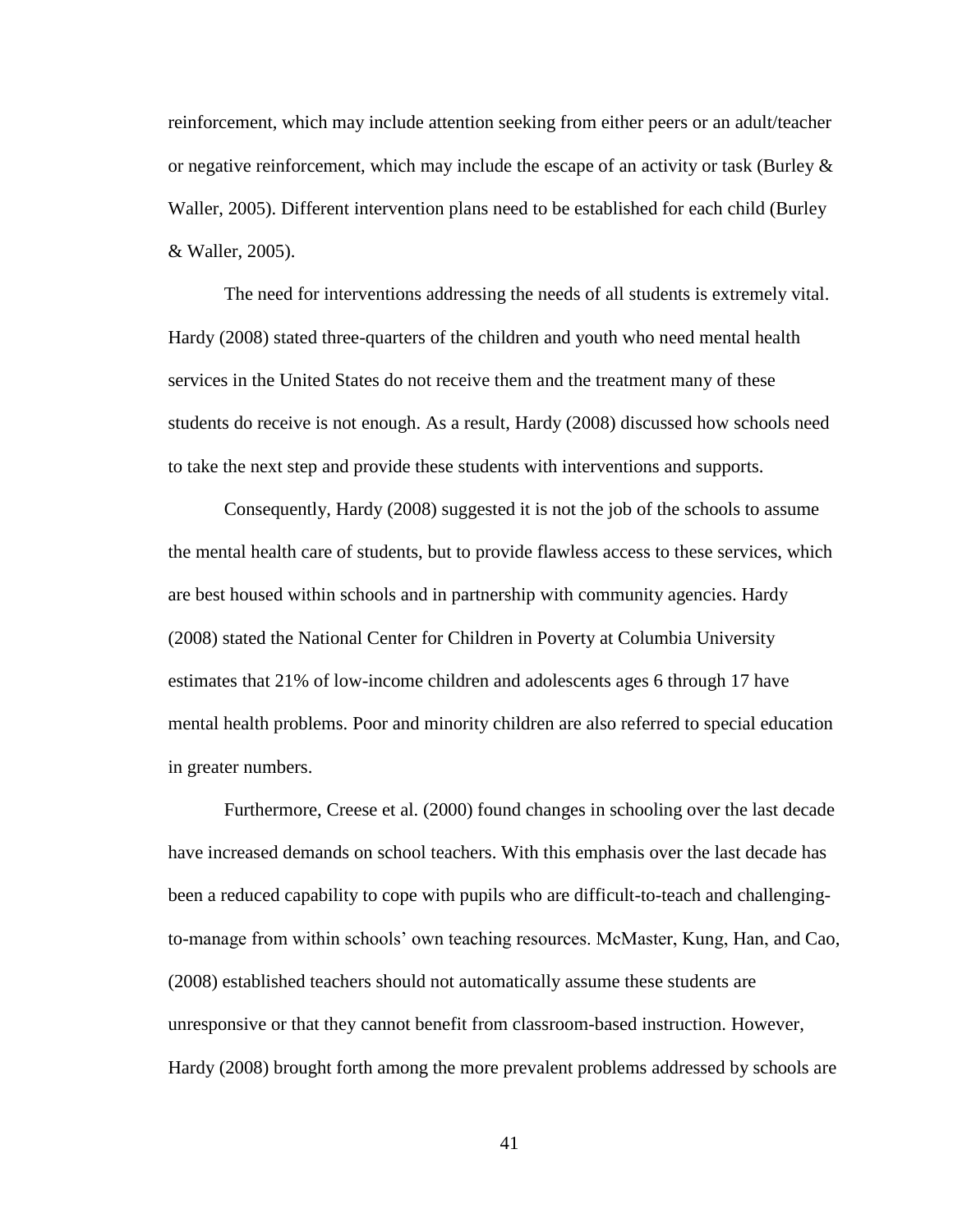reinforcement, which may include attention seeking from either peers or an adult/teacher or negative reinforcement, which may include the escape of an activity or task (Burley & Waller, 2005). Different intervention plans need to be established for each child (Burley & Waller, 2005).

The need for interventions addressing the needs of all students is extremely vital. Hardy (2008) stated three-quarters of the children and youth who need mental health services in the United States do not receive them and the treatment many of these students do receive is not enough. As a result, Hardy (2008) discussed how schools need to take the next step and provide these students with interventions and supports.

Consequently, Hardy (2008) suggested it is not the job of the schools to assume the mental health care of students, but to provide flawless access to these services, which are best housed within schools and in partnership with community agencies. Hardy (2008) stated the National Center for Children in Poverty at Columbia University estimates that 21% of low-income children and adolescents ages 6 through 17 have mental health problems. Poor and minority children are also referred to special education in greater numbers.

Furthermore, Creese et al. (2000) found changes in schooling over the last decade have increased demands on school teachers. With this emphasis over the last decade has been a reduced capability to cope with pupils who are difficult-to-teach and challenging-to-manage from within schools' own teaching resources. McMaster, Kung, Han, and Cao, (2008) established teachers should not automatically assume these students are unresponsive or that they cannot benefit from classroom-based instruction. However, Hardy (2008) brought forth among the more prevalent problems addressed by schools are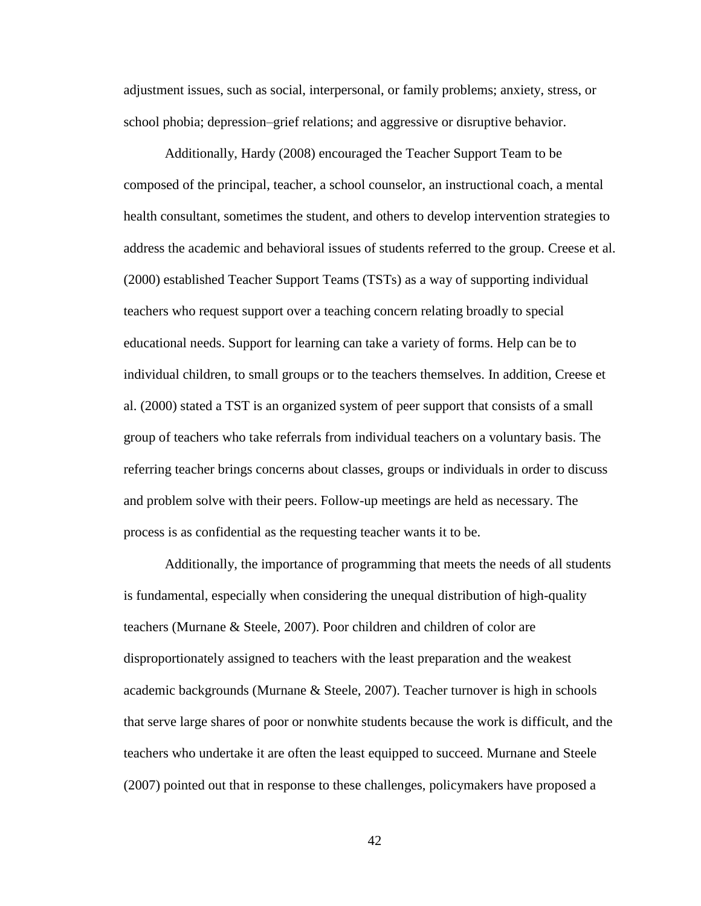adjustment issues, such as social, interpersonal, or family problems; anxiety, stress, or school phobia; depression–grief relations; and aggressive or disruptive behavior.

Additionally, Hardy (2008) encouraged the Teacher Support Team to be composed of the principal, teacher, a school counselor, an instructional coach, a mental health consultant, sometimes the student, and others to develop intervention strategies to address the academic and behavioral issues of students referred to the group. Creese et al. (2000) established Teacher Support Teams (TSTs) as a way of supporting individual teachers who request support over a teaching concern relating broadly to special educational needs. Support for learning can take a variety of forms. Help can be to individual children, to small groups or to the teachers themselves. In addition, Creese et al. (2000) stated a TST is an organized system of peer support that consists of a small group of teachers who take referrals from individual teachers on a voluntary basis. The referring teacher brings concerns about classes, groups or individuals in order to discuss and problem solve with their peers. Follow-up meetings are held as necessary. The process is as confidential as the requesting teacher wants it to be.

Additionally, the importance of programming that meets the needs of all students is fundamental, especially when considering the unequal distribution of high-quality teachers (Murnane & Steele, 2007). Poor children and children of color are disproportionately assigned to teachers with the least preparation and the weakest academic backgrounds (Murnane & Steele, 2007). Teacher turnover is high in schools that serve large shares of poor or nonwhite students because the work is difficult, and the teachers who undertake it are often the least equipped to succeed. Murnane and Steele (2007) pointed out that in response to these challenges, policymakers have proposed a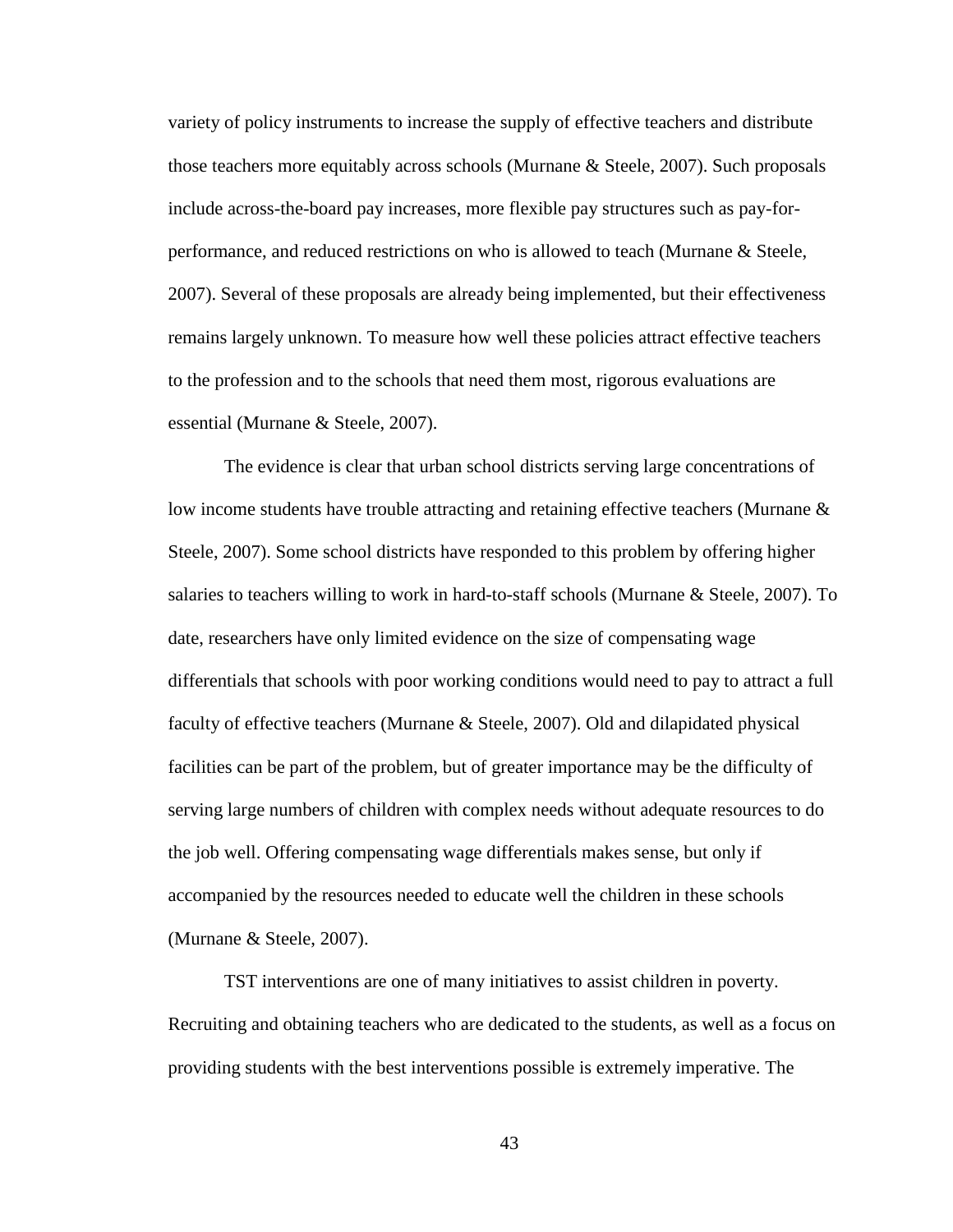variety of policy instruments to increase the supply of effective teachers and distribute those teachers more equitably across schools (Murnane & Steele, 2007). Such proposals include across-the-board pay increases, more flexible pay structures such as pay-for-performance, and reduced restrictions on who is allowed to teach (Murnane & Steele, 2007). Several of these proposals are already being implemented, but their effectiveness remains largely unknown. To measure how well these policies attract effective teachers to the profession and to the schools that need them most, rigorous evaluations are essential (Murnane & Steele, 2007).

The evidence is clear that urban school districts serving large concentrations of low income students have trouble attracting and retaining effective teachers (Murnane & Steele, 2007). Some school districts have responded to this problem by offering higher salaries to teachers willing to work in hard-to-staff schools (Murnane & Steele, 2007). To date, researchers have only limited evidence on the size of compensating wage differentials that schools with poor working conditions would need to pay to attract a full faculty of effective teachers (Murnane & Steele, 2007). Old and dilapidated physical facilities can be part of the problem, but of greater importance may be the difficulty of serving large numbers of children with complex needs without adequate resources to do the job well. Offering compensating wage differentials makes sense, but only if accompanied by the resources needed to educate well the children in these schools (Murnane & Steele, 2007).

TST interventions are one of many initiatives to assist children in poverty. Recruiting and obtaining teachers who are dedicated to the students, as well as a focus on providing students with the best interventions possible is extremely imperative. The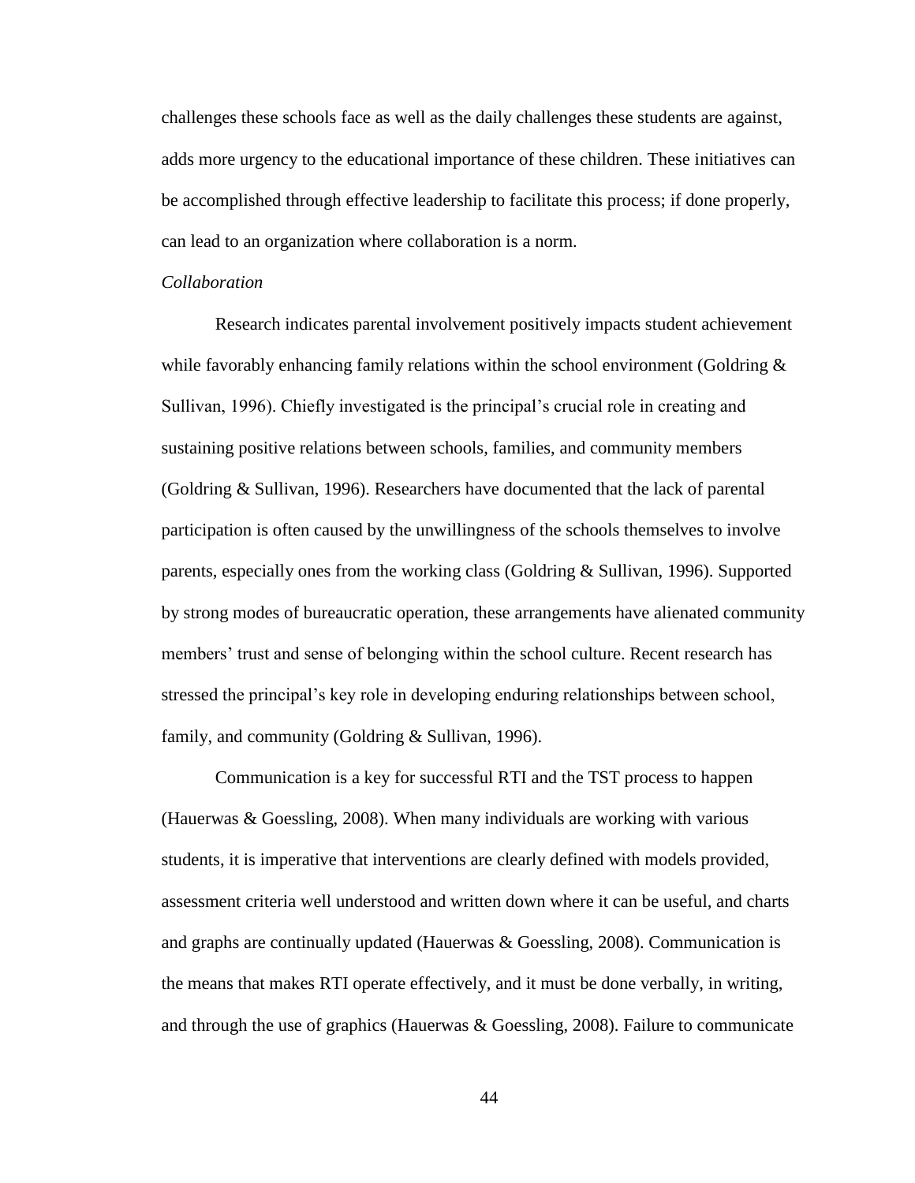challenges these schools face as well as the daily challenges these students are against, adds more urgency to the educational importance of these children. These initiatives can be accomplished through effective leadership to facilitate this process; if done properly, can lead to an organization where collaboration is a norm.

*Collaboration*

Research indicates parental involvement positively impacts student achievement while favorably enhancing family relations within the school environment (Goldring & Sullivan, 1996). Chiefly investigated is the principal's crucial role in creating and sustaining positive relations between schools, families, and community members (Goldring & Sullivan, 1996). Researchers have documented that the lack of parental participation is often caused by the unwillingness of the schools themselves to involve parents, especially ones from the working class (Goldring & Sullivan, 1996). Supported by strong modes of bureaucratic operation, these arrangements have alienated community members' trust and sense of belonging within the school culture. Recent research has stressed the principal's key role in developing enduring relationships between school, family, and community (Goldring & Sullivan, 1996).

Communication is a key for successful RTI and the TST process to happen (Hauerwas & Goessling, 2008). When many individuals are working with various students, it is imperative that interventions are clearly defined with models provided, assessment criteria well understood and written down where it can be useful, and charts and graphs are continually updated (Hauerwas & Goessling, 2008). Communication is the means that makes RTI operate effectively, and it must be done verbally, in writing, and through the use of graphics (Hauerwas & Goessling, 2008). Failure to communicate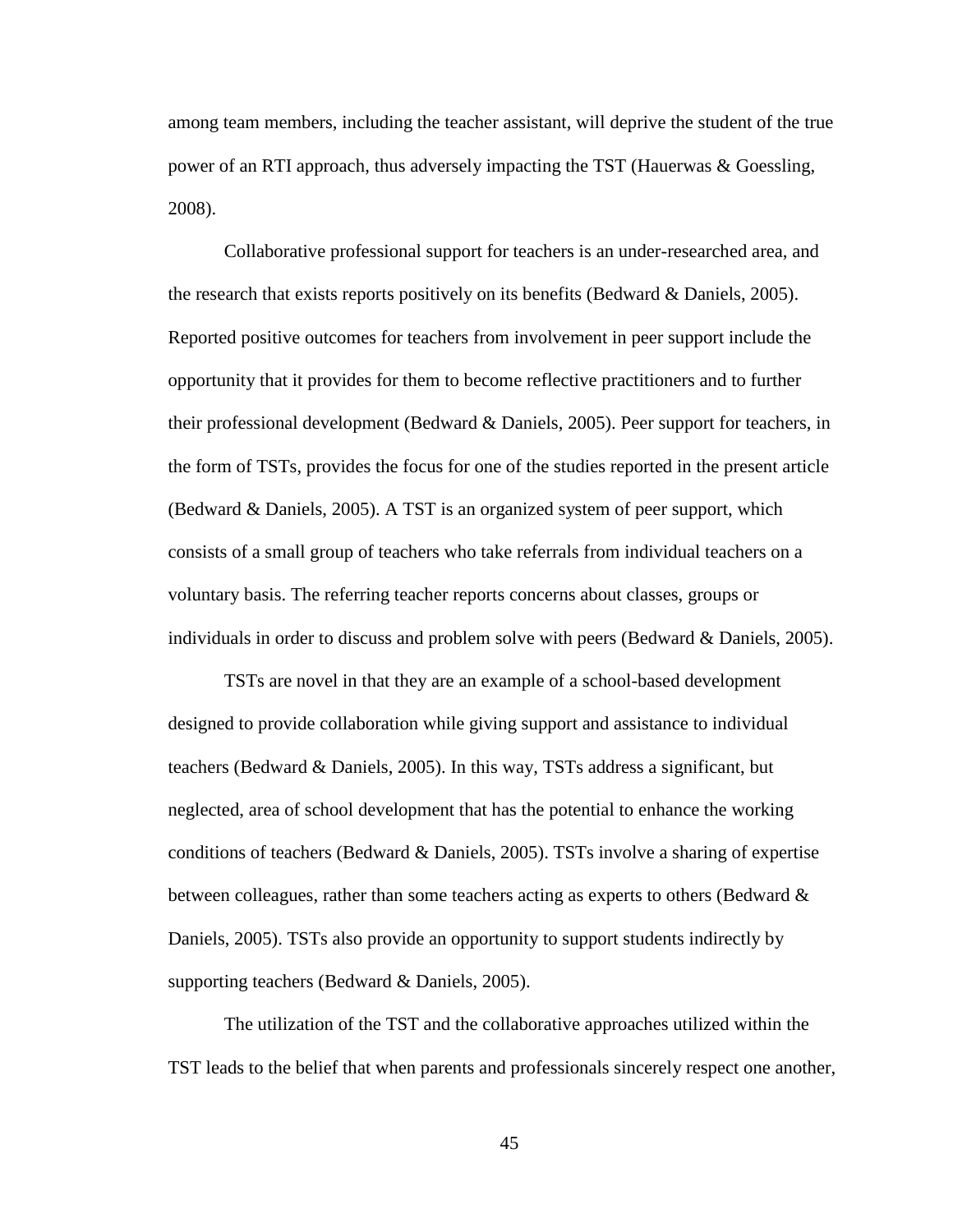among team members, including the teacher assistant, will deprive the student of the true power of an RTI approach, thus adversely impacting the TST (Hauerwas & Goessling, 2008).

Collaborative professional support for teachers is an under-researched area, and the research that exists reports positively on its benefits (Bedward & Daniels, 2005). Reported positive outcomes for teachers from involvement in peer support include the opportunity that it provides for them to become reflective practitioners and to further their professional development (Bedward & Daniels, 2005). Peer support for teachers, in the form of TSTs, provides the focus for one of the studies reported in the present article (Bedward & Daniels, 2005). A TST is an organized system of peer support, which consists of a small group of teachers who take referrals from individual teachers on a voluntary basis. The referring teacher reports concerns about classes, groups or individuals in order to discuss and problem solve with peers (Bedward & Daniels, 2005).

TSTs are novel in that they are an example of a school-based development designed to provide collaboration while giving support and assistance to individual teachers (Bedward & Daniels, 2005). In this way, TSTs address a significant, but neglected, area of school development that has the potential to enhance the working conditions of teachers (Bedward & Daniels, 2005). TSTs involve a sharing of expertise between colleagues, rather than some teachers acting as experts to others (Bedward & Daniels, 2005). TSTs also provide an opportunity to support students indirectly by supporting teachers (Bedward & Daniels, 2005).

The utilization of the TST and the collaborative approaches utilized within the TST leads to the belief that when parents and professionals sincerely respect one another,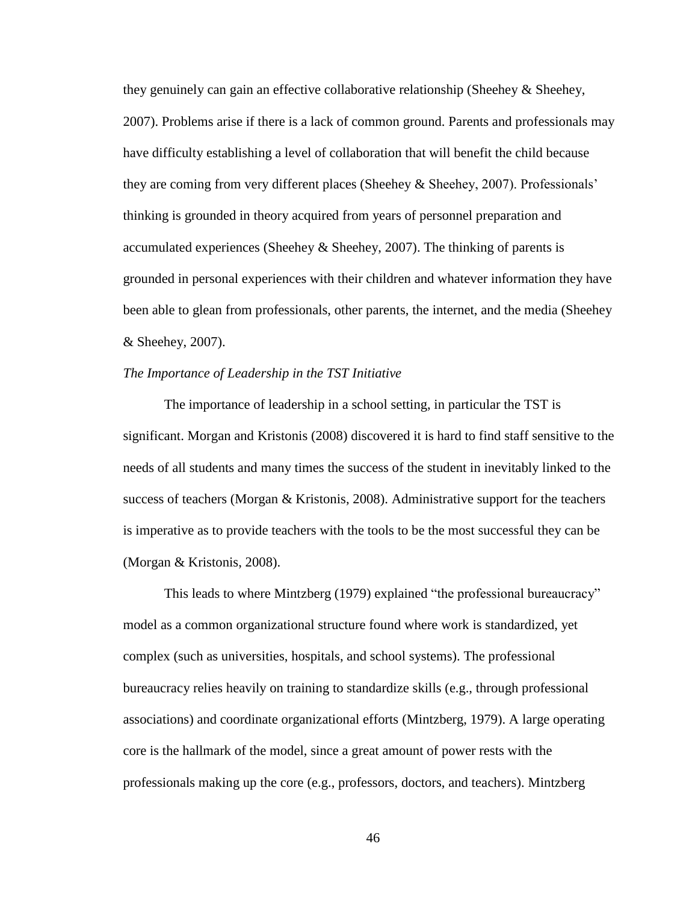they genuinely can gain an effective collaborative relationship (Sheehey & Sheehey, 2007). Problems arise if there is a lack of common ground. Parents and professionals may have difficulty establishing a level of collaboration that will benefit the child because they are coming from very different places (Sheehey & Sheehey, 2007). Professionals' thinking is grounded in theory acquired from years of personnel preparation and accumulated experiences (Sheehey & Sheehey, 2007). The thinking of parents is grounded in personal experiences with their children and whatever information they have been able to glean from professionals, other parents, the internet, and the media (Sheehey & Sheehey, 2007).

*The Importance of Leadership in the TST Initiative*

The importance of leadership in a school setting, in particular the TST is significant. Morgan and Kristonis (2008) discovered it is hard to find staff sensitive to the needs of all students and many times the success of the student in inevitably linked to the success of teachers (Morgan & Kristonis, 2008). Administrative support for the teachers is imperative as to provide teachers with the tools to be the most successful they can be (Morgan & Kristonis, 2008).

This leads to where Mintzberg (1979) explained "the professional bureaucracy" model as a common organizational structure found where work is standardized, yet complex (such as universities, hospitals, and school systems). The professional bureaucracy relies heavily on training to standardize skills (e.g., through professional associations) and coordinate organizational efforts (Mintzberg, 1979). A large operating core is the hallmark of the model, since a great amount of power rests with the professionals making up the core (e.g., professors, doctors, and teachers). Mintzberg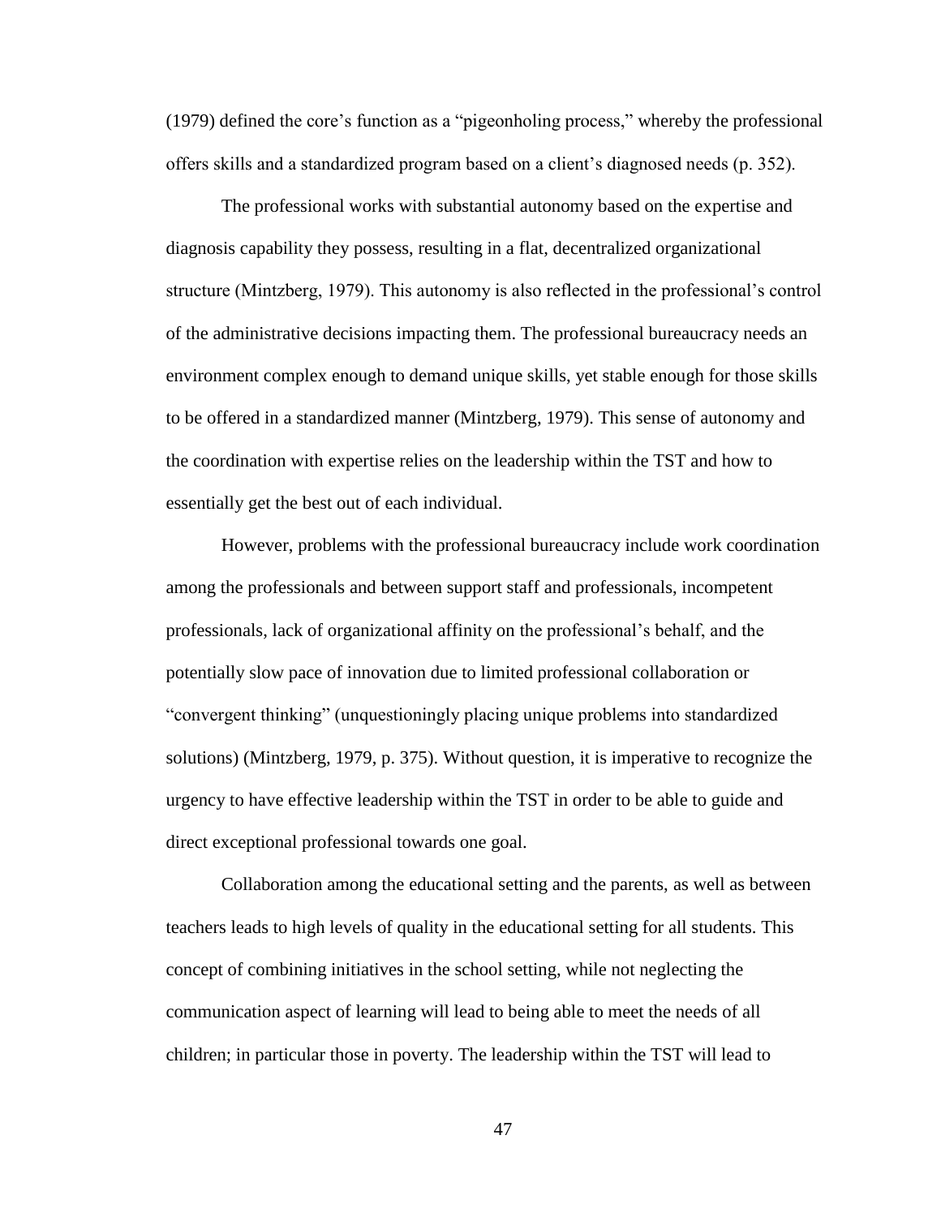(1979) defined the core's function as a "pigeonholing process," whereby the professional offers skills and a standardized program based on a client's diagnosed needs (p. 352).

The professional works with substantial autonomy based on the expertise and diagnosis capability they possess, resulting in a flat, decentralized organizational structure (Mintzberg, 1979). This autonomy is also reflected in the professional's control of the administrative decisions impacting them. The professional bureaucracy needs an environment complex enough to demand unique skills, yet stable enough for those skills to be offered in a standardized manner (Mintzberg, 1979). This sense of autonomy and the coordination with expertise relies on the leadership within the TST and how to essentially get the best out of each individual.

However, problems with the professional bureaucracy include work coordination among the professionals and between support staff and professionals, incompetent professionals, lack of organizational affinity on the professional's behalf, and the potentially slow pace of innovation due to limited professional collaboration or "convergent thinking" (unquestioningly placing unique problems into standardized solutions) (Mintzberg, 1979, p. 375). Without question, it is imperative to recognize the urgency to have effective leadership within the TST in order to be able to guide and direct exceptional professional towards one goal.

Collaboration among the educational setting and the parents, as well as between teachers leads to high levels of quality in the educational setting for all students. This concept of combining initiatives in the school setting, while not neglecting the communication aspect of learning will lead to being able to meet the needs of all children; in particular those in poverty. The leadership within the TST will lead to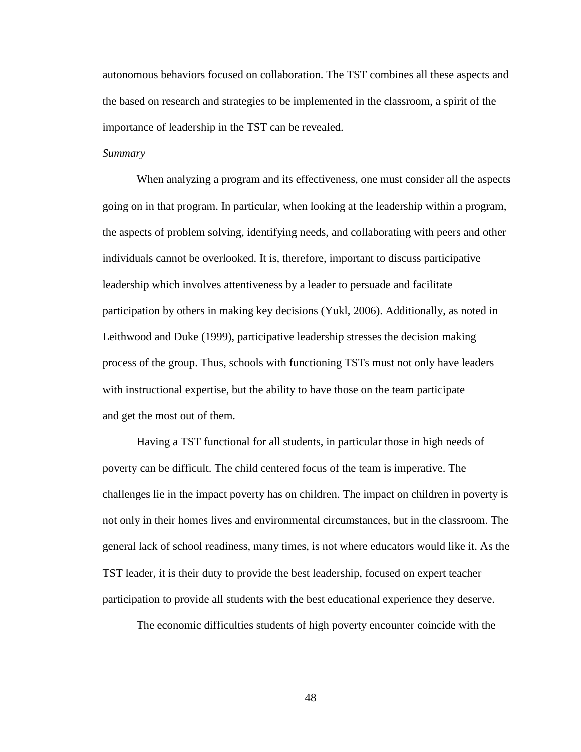autonomous behaviors focused on collaboration. The TST combines all these aspects and the based on research and strategies to be implemented in the classroom, a spirit of the importance of leadership in the TST can be revealed.

*Summary*

When analyzing a program and its effectiveness, one must consider all the aspects going on in that program. In particular, when looking at the leadership within a program, the aspects of problem solving, identifying needs, and collaborating with peers and other individuals cannot be overlooked. It is, therefore, important to discuss participative leadership which involves attentiveness by a leader to persuade and facilitate participation by others in making key decisions (Yukl, 2006). Additionally, as noted in Leithwood and Duke (1999), participative leadership stresses the decision making process of the group. Thus, schools with functioning TSTs must not only have leaders with instructional expertise, but the ability to have those on the team participate and get the most out of them.

Having a TST functional for all students, in particular those in high needs of poverty can be difficult. The child centered focus of the team is imperative. The challenges lie in the impact poverty has on children. The impact on children in poverty is not only in their homes lives and environmental circumstances, but in the classroom. The general lack of school readiness, many times, is not where educators would like it. As the TST leader, it is their duty to provide the best leadership, focused on expert teacher participation to provide all students with the best educational experience they deserve.

The economic difficulties students of high poverty encounter coincide with the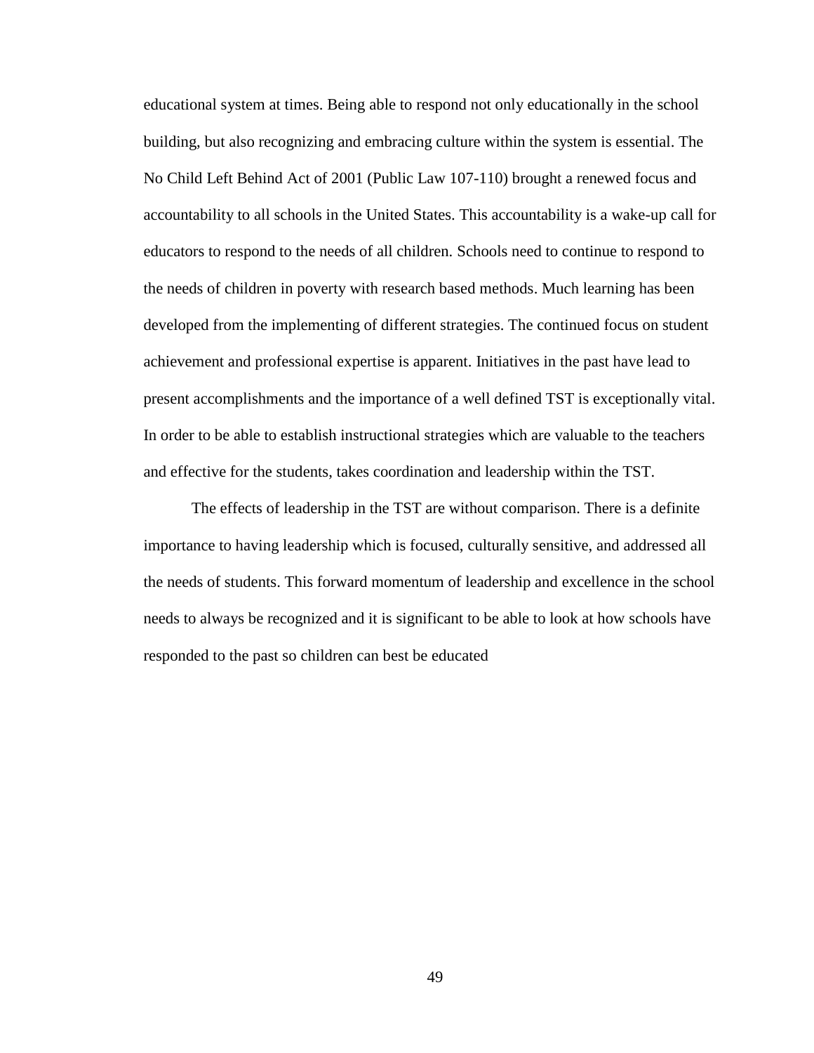educational system at times. Being able to respond not only educationally in the school building, but also recognizing and embracing culture within the system is essential. The No Child Left Behind Act of 2001 (Public Law 107-110) brought a renewed focus and accountability to all schools in the United States. This accountability is a wake-up call for educators to respond to the needs of all children. Schools need to continue to respond to the needs of children in poverty with research based methods. Much learning has been developed from the implementing of different strategies. The continued focus on student achievement and professional expertise is apparent. Initiatives in the past have lead to present accomplishments and the importance of a well defined TST is exceptionally vital. In order to be able to establish instructional strategies which are valuable to the teachers and effective for the students, takes coordination and leadership within the TST.

The effects of leadership in the TST are without comparison. There is a definite importance to having leadership which is focused, culturally sensitive, and addressed all the needs of students. This forward momentum of leadership and excellence in the school needs to always be recognized and it is significant to be able to look at how schools have responded to the past so children can best be educated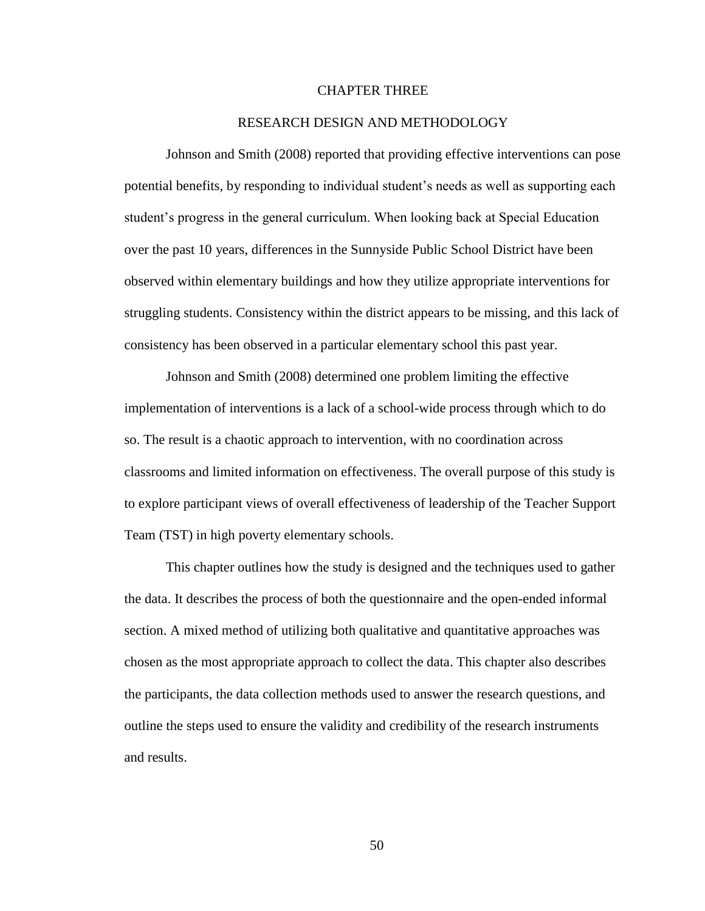# CHAPTER THREE

## RESEARCH DESIGN AND METHODOLOGY

Johnson and Smith (2008) reported that providing effective interventions can pose potential benefits, by responding to individual student's needs as well as supporting each student's progress in the general curriculum. When looking back at Special Education over the past 10 years, differences in the Sunnyside Public School District have been observed within elementary buildings and how they utilize appropriate interventions for struggling students. Consistency within the district appears to be missing, and this lack of consistency has been observed in a particular elementary school this past year.

Johnson and Smith (2008) determined one problem limiting the effective implementation of interventions is a lack of a school-wide process through which to do so. The result is a chaotic approach to intervention, with no coordination across classrooms and limited information on effectiveness. The overall purpose of this study is to explore participant views of overall effectiveness of leadership of the Teacher Support Team (TST) in high poverty elementary schools.

This chapter outlines how the study is designed and the techniques used to gather the data. It describes the process of both the questionnaire and the open-ended informal section. A mixed method of utilizing both qualitative and quantitative approaches was chosen as the most appropriate approach to collect the data. This chapter also describes the participants, the data collection methods used to answer the research questions, and outline the steps used to ensure the validity and credibility of the research instruments and results.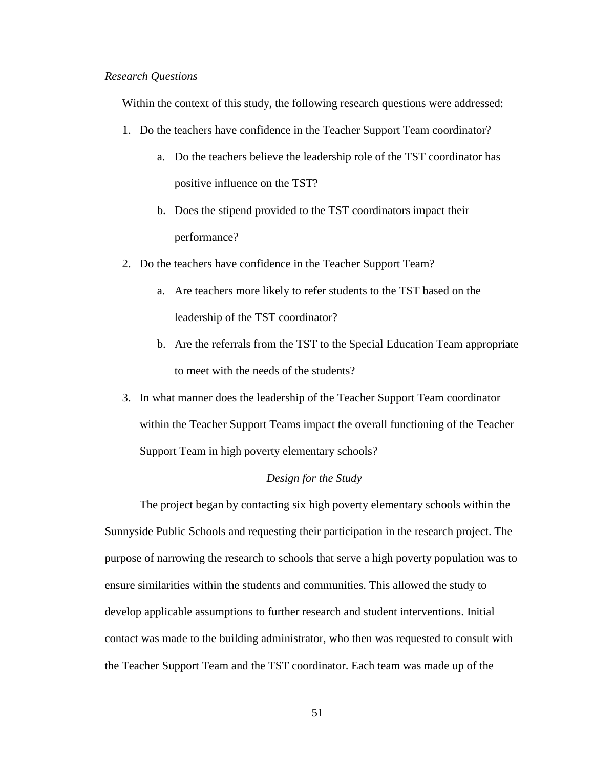*Research Questions*

Within the context of this study, the following research questions were addressed:

1. Do the teachers have confidence in the Teacher Support Team coordinator?
    a. Do the teachers believe the leadership role of the TST coordinator has positive influence on the TST?
    b. Does the stipend provided to the TST coordinators impact their performance?
2. Do the teachers have confidence in the Teacher Support Team?
    a. Are teachers more likely to refer students to the TST based on the leadership of the TST coordinator?
    b. Are the referrals from the TST to the Special Education Team appropriate to meet with the needs of the students?
3. In what manner does the leadership of the Teacher Support Team coordinator within the Teacher Support Teams impact the overall functioning of the Teacher Support Team in high poverty elementary schools?

## *Design for the Study*

The project began by contacting six high poverty elementary schools within the Sunnyside Public Schools and requesting their participation in the research project. The purpose of narrowing the research to schools that serve a high poverty population was to ensure similarities within the students and communities. This allowed the study to develop applicable assumptions to further research and student interventions. Initial contact was made to the building administrator, who then was requested to consult with the Teacher Support Team and the TST coordinator. Each team was made up of the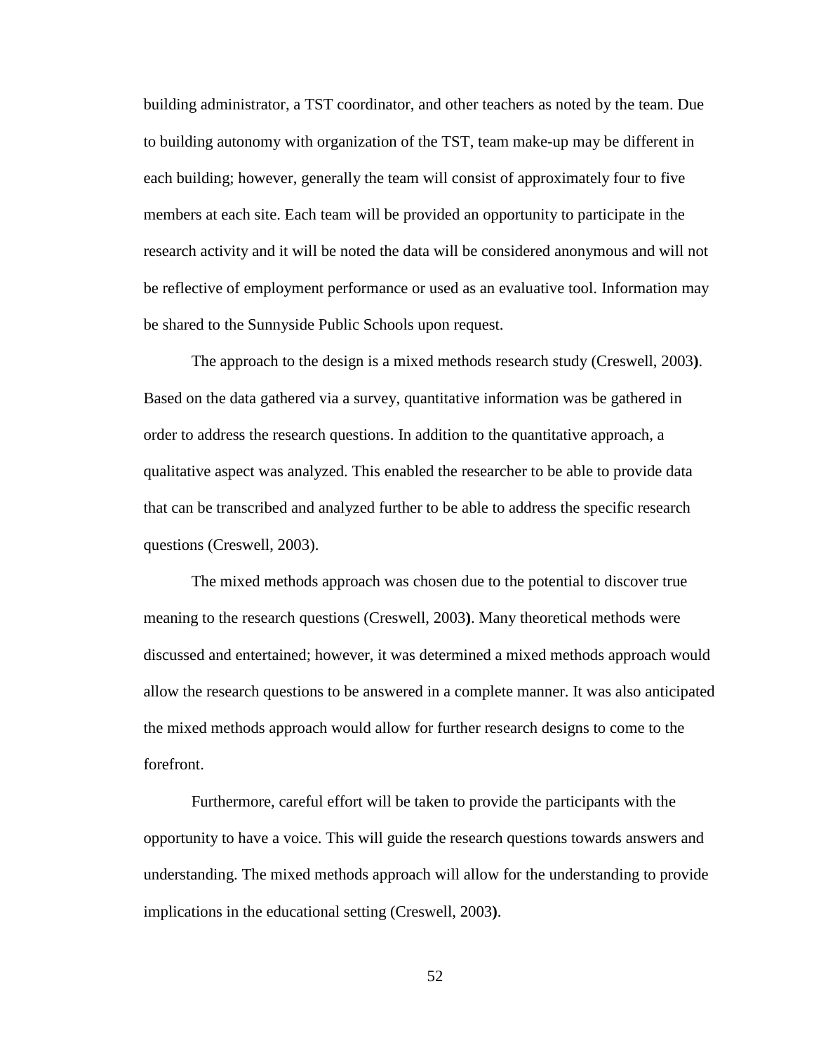building administrator, a TST coordinator, and other teachers as noted by the team. Due to building autonomy with organization of the TST, team make-up may be different in each building; however, generally the team will consist of approximately four to five members at each site. Each team will be provided an opportunity to participate in the research activity and it will be noted the data will be considered anonymous and will not be reflective of employment performance or used as an evaluative tool. Information may be shared to the Sunnyside Public Schools upon request.

The approach to the design is a mixed methods research study (Creswell, 2003**)**. Based on the data gathered via a survey, quantitative information was be gathered in order to address the research questions. In addition to the quantitative approach, a qualitative aspect was analyzed. This enabled the researcher to be able to provide data that can be transcribed and analyzed further to be able to address the specific research questions (Creswell, 2003).

The mixed methods approach was chosen due to the potential to discover true meaning to the research questions (Creswell, 2003**)**. Many theoretical methods were discussed and entertained; however, it was determined a mixed methods approach would allow the research questions to be answered in a complete manner. It was also anticipated the mixed methods approach would allow for further research designs to come to the forefront.

Furthermore, careful effort will be taken to provide the participants with the opportunity to have a voice. This will guide the research questions towards answers and understanding. The mixed methods approach will allow for the understanding to provide implications in the educational setting (Creswell, 2003**)**.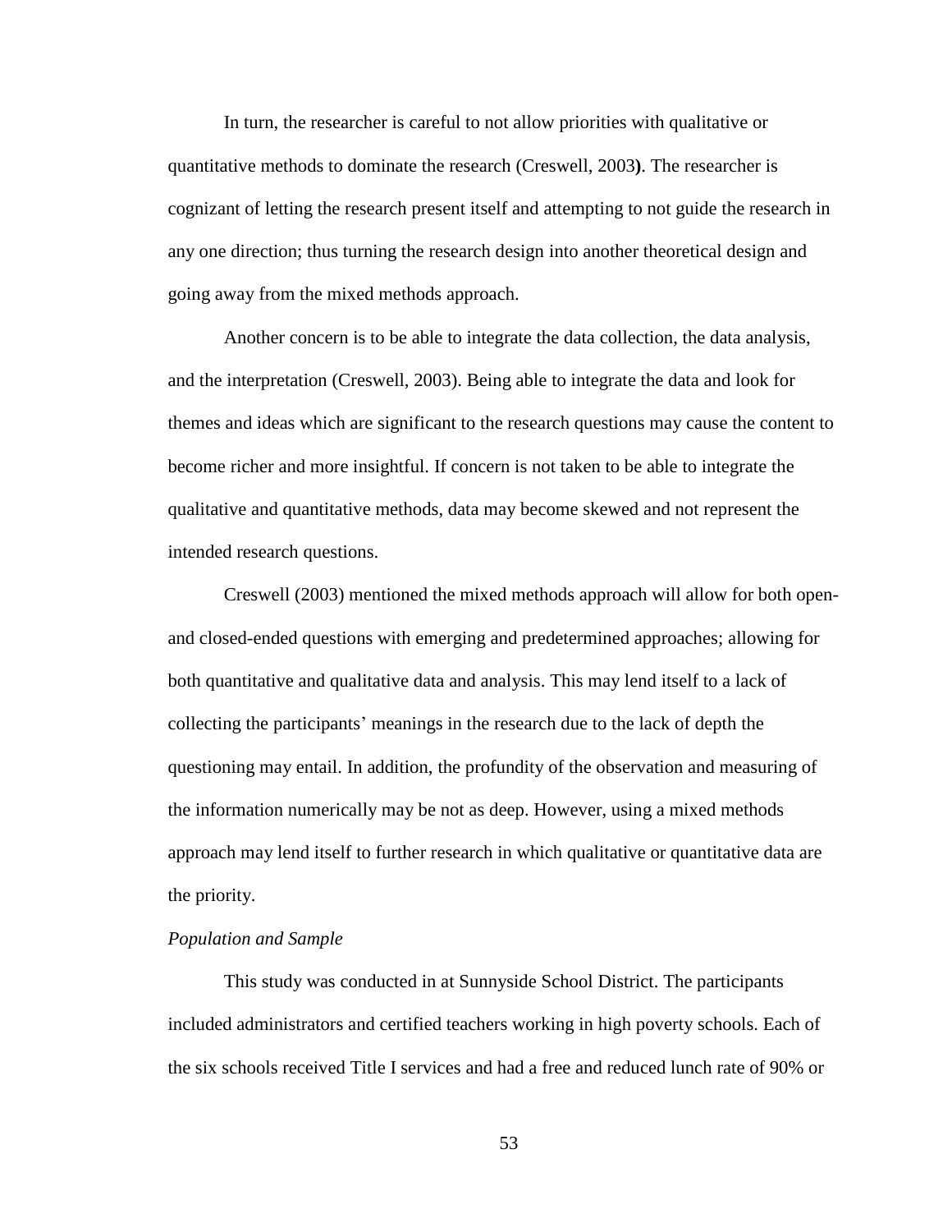In turn, the researcher is careful to not allow priorities with qualitative or quantitative methods to dominate the research (Creswell, 2003**)**. The researcher is cognizant of letting the research present itself and attempting to not guide the research in any one direction; thus turning the research design into another theoretical design and going away from the mixed methods approach.

Another concern is to be able to integrate the data collection, the data analysis, and the interpretation (Creswell, 2003). Being able to integrate the data and look for themes and ideas which are significant to the research questions may cause the content to become richer and more insightful. If concern is not taken to be able to integrate the qualitative and quantitative methods, data may become skewed and not represent the intended research questions.

Creswell (2003) mentioned the mixed methods approach will allow for both open- and closed-ended questions with emerging and predetermined approaches; allowing for both quantitative and qualitative data and analysis. This may lend itself to a lack of collecting the participants' meanings in the research due to the lack of depth the questioning may entail. In addition, the profundity of the observation and measuring of the information numerically may be not as deep. However, using a mixed methods approach may lend itself to further research in which qualitative or quantitative data are the priority.

*Population and Sample*

This study was conducted in at Sunnyside School District. The participants included administrators and certified teachers working in high poverty schools. Each of the six schools received Title I services and had a free and reduced lunch rate of 90% or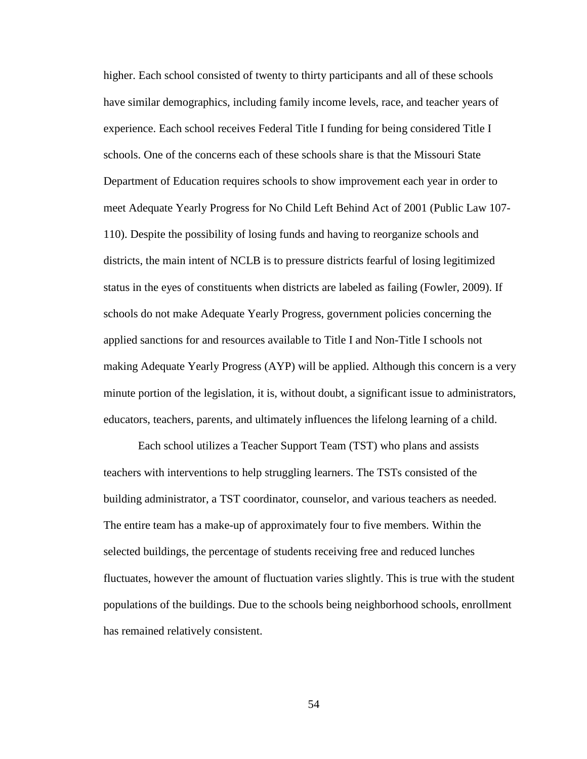higher. Each school consisted of twenty to thirty participants and all of these schools have similar demographics, including family income levels, race, and teacher years of experience. Each school receives Federal Title I funding for being considered Title I schools. One of the concerns each of these schools share is that the Missouri State Department of Education requires schools to show improvement each year in order to meet Adequate Yearly Progress for No Child Left Behind Act of 2001 (Public Law 107-110). Despite the possibility of losing funds and having to reorganize schools and districts, the main intent of NCLB is to pressure districts fearful of losing legitimized status in the eyes of constituents when districts are labeled as failing (Fowler, 2009). If schools do not make Adequate Yearly Progress, government policies concerning the applied sanctions for and resources available to Title I and Non-Title I schools not making Adequate Yearly Progress (AYP) will be applied. Although this concern is a very minute portion of the legislation, it is, without doubt, a significant issue to administrators, educators, teachers, parents, and ultimately influences the lifelong learning of a child.

Each school utilizes a Teacher Support Team (TST) who plans and assists teachers with interventions to help struggling learners. The TSTs consisted of the building administrator, a TST coordinator, counselor, and various teachers as needed. The entire team has a make-up of approximately four to five members. Within the selected buildings, the percentage of students receiving free and reduced lunches fluctuates, however the amount of fluctuation varies slightly. This is true with the student populations of the buildings. Due to the schools being neighborhood schools, enrollment has remained relatively consistent.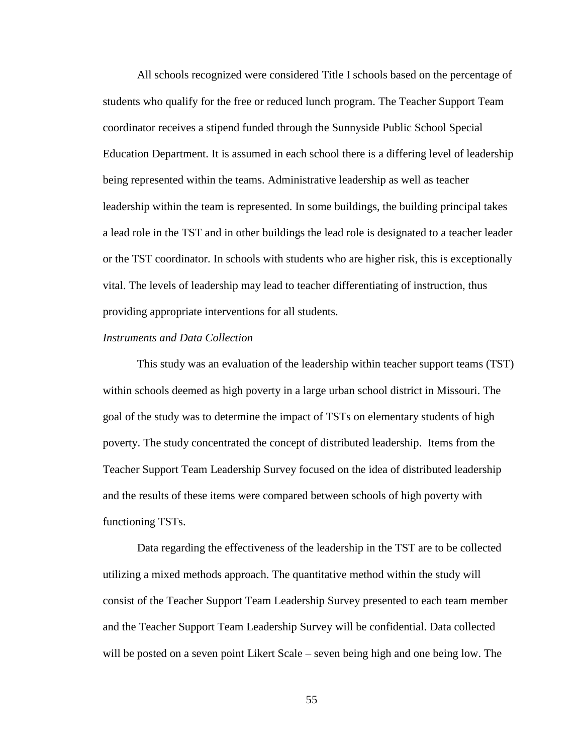All schools recognized were considered Title I schools based on the percentage of students who qualify for the free or reduced lunch program. The Teacher Support Team coordinator receives a stipend funded through the Sunnyside Public School Special Education Department. It is assumed in each school there is a differing level of leadership being represented within the teams. Administrative leadership as well as teacher leadership within the team is represented. In some buildings, the building principal takes a lead role in the TST and in other buildings the lead role is designated to a teacher leader or the TST coordinator. In schools with students who are higher risk, this is exceptionally vital. The levels of leadership may lead to teacher differentiating of instruction, thus providing appropriate interventions for all students.

*Instruments and Data Collection*

This study was an evaluation of the leadership within teacher support teams (TST) within schools deemed as high poverty in a large urban school district in Missouri. The goal of the study was to determine the impact of TSTs on elementary students of high poverty. The study concentrated the concept of distributed leadership. Items from the Teacher Support Team Leadership Survey focused on the idea of distributed leadership and the results of these items were compared between schools of high poverty with functioning TSTs.

Data regarding the effectiveness of the leadership in the TST are to be collected utilizing a mixed methods approach. The quantitative method within the study will consist of the Teacher Support Team Leadership Survey presented to each team member and the Teacher Support Team Leadership Survey will be confidential. Data collected will be posted on a seven point Likert Scale – seven being high and one being low. The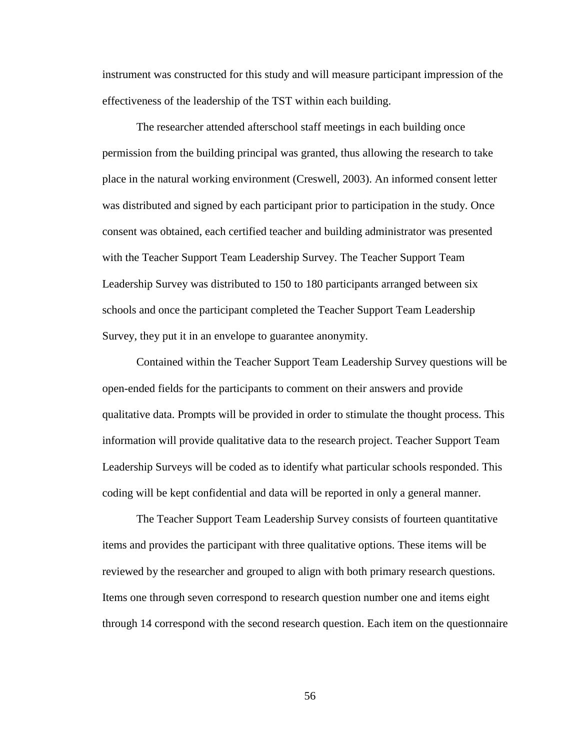instrument was constructed for this study and will measure participant impression of the effectiveness of the leadership of the TST within each building.

The researcher attended afterschool staff meetings in each building once permission from the building principal was granted, thus allowing the research to take place in the natural working environment (Creswell, 2003). An informed consent letter was distributed and signed by each participant prior to participation in the study. Once consent was obtained, each certified teacher and building administrator was presented with the Teacher Support Team Leadership Survey. The Teacher Support Team Leadership Survey was distributed to 150 to 180 participants arranged between six schools and once the participant completed the Teacher Support Team Leadership Survey, they put it in an envelope to guarantee anonymity.

Contained within the Teacher Support Team Leadership Survey questions will be open-ended fields for the participants to comment on their answers and provide qualitative data. Prompts will be provided in order to stimulate the thought process. This information will provide qualitative data to the research project. Teacher Support Team Leadership Surveys will be coded as to identify what particular schools responded. This coding will be kept confidential and data will be reported in only a general manner.

The Teacher Support Team Leadership Survey consists of fourteen quantitative items and provides the participant with three qualitative options. These items will be reviewed by the researcher and grouped to align with both primary research questions. Items one through seven correspond to research question number one and items eight through 14 correspond with the second research question. Each item on the questionnaire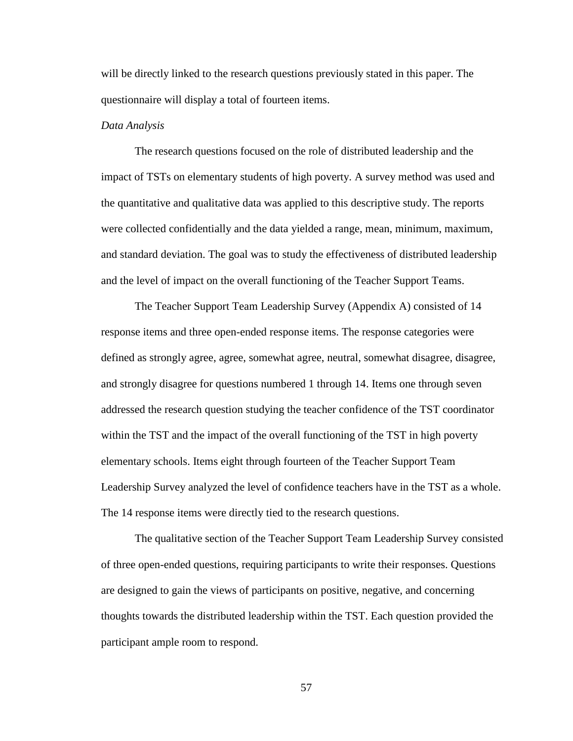will be directly linked to the research questions previously stated in this paper. The questionnaire will display a total of fourteen items.

*Data Analysis*

The research questions focused on the role of distributed leadership and the impact of TSTs on elementary students of high poverty. A survey method was used and the quantitative and qualitative data was applied to this descriptive study. The reports were collected confidentially and the data yielded a range, mean, minimum, maximum, and standard deviation. The goal was to study the effectiveness of distributed leadership and the level of impact on the overall functioning of the Teacher Support Teams.

The Teacher Support Team Leadership Survey (Appendix A) consisted of 14 response items and three open-ended response items. The response categories were defined as strongly agree, agree, somewhat agree, neutral, somewhat disagree, disagree, and strongly disagree for questions numbered 1 through 14. Items one through seven addressed the research question studying the teacher confidence of the TST coordinator within the TST and the impact of the overall functioning of the TST in high poverty elementary schools. Items eight through fourteen of the Teacher Support Team Leadership Survey analyzed the level of confidence teachers have in the TST as a whole. The 14 response items were directly tied to the research questions.

The qualitative section of the Teacher Support Team Leadership Survey consisted of three open-ended questions, requiring participants to write their responses. Questions are designed to gain the views of participants on positive, negative, and concerning thoughts towards the distributed leadership within the TST. Each question provided the participant ample room to respond.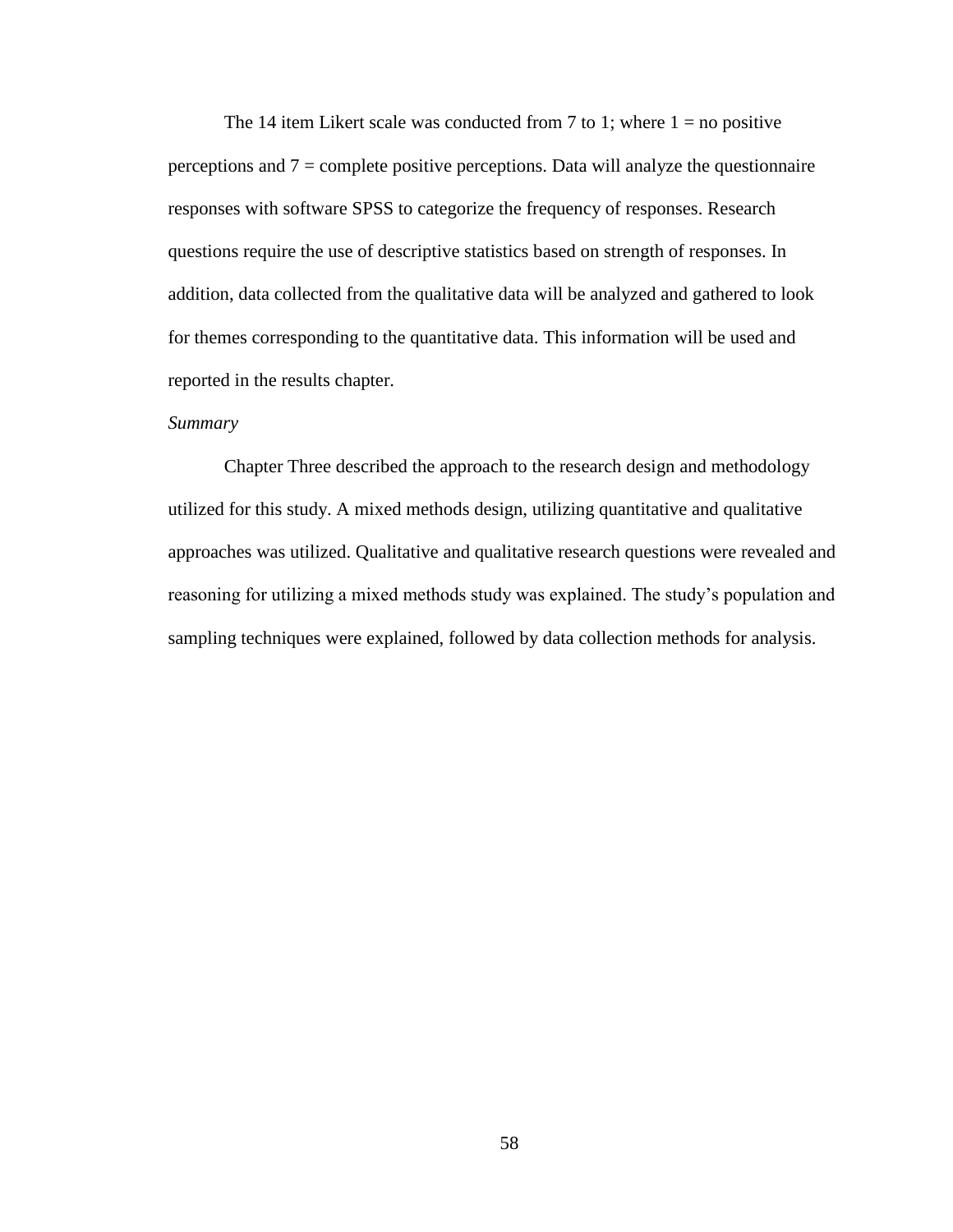The 14 item Likert scale was conducted from 7 to 1; where 1 = no positive perceptions and 7 = complete positive perceptions. Data will analyze the questionnaire responses with software SPSS to categorize the frequency of responses. Research questions require the use of descriptive statistics based on strength of responses. In addition, data collected from the qualitative data will be analyzed and gathered to look for themes corresponding to the quantitative data. This information will be used and reported in the results chapter.

*Summary*

Chapter Three described the approach to the research design and methodology utilized for this study. A mixed methods design, utilizing quantitative and qualitative approaches was utilized. Qualitative and qualitative research questions were revealed and reasoning for utilizing a mixed methods study was explained. The study's population and sampling techniques were explained, followed by data collection methods for analysis.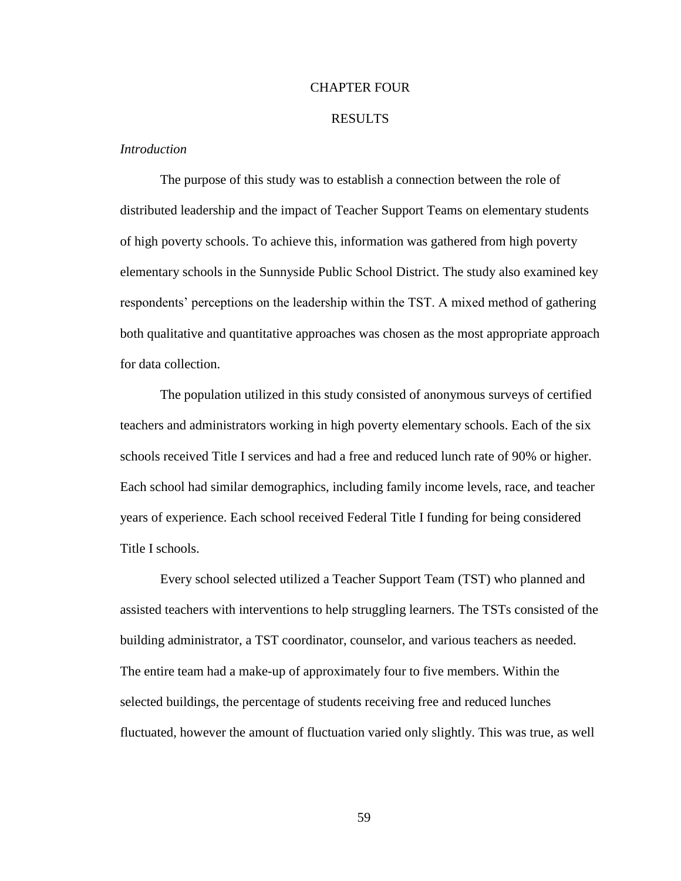# CHAPTER FOUR

# RESULTS

*Introduction*

The purpose of this study was to establish a connection between the role of distributed leadership and the impact of Teacher Support Teams on elementary students of high poverty schools. To achieve this, information was gathered from high poverty elementary schools in the Sunnyside Public School District. The study also examined key respondents' perceptions on the leadership within the TST. A mixed method of gathering both qualitative and quantitative approaches was chosen as the most appropriate approach for data collection.

The population utilized in this study consisted of anonymous surveys of certified teachers and administrators working in high poverty elementary schools. Each of the six schools received Title I services and had a free and reduced lunch rate of 90% or higher. Each school had similar demographics, including family income levels, race, and teacher years of experience. Each school received Federal Title I funding for being considered Title I schools.

Every school selected utilized a Teacher Support Team (TST) who planned and assisted teachers with interventions to help struggling learners. The TSTs consisted of the building administrator, a TST coordinator, counselor, and various teachers as needed. The entire team had a make-up of approximately four to five members. Within the selected buildings, the percentage of students receiving free and reduced lunches fluctuated, however the amount of fluctuation varied only slightly. This was true, as well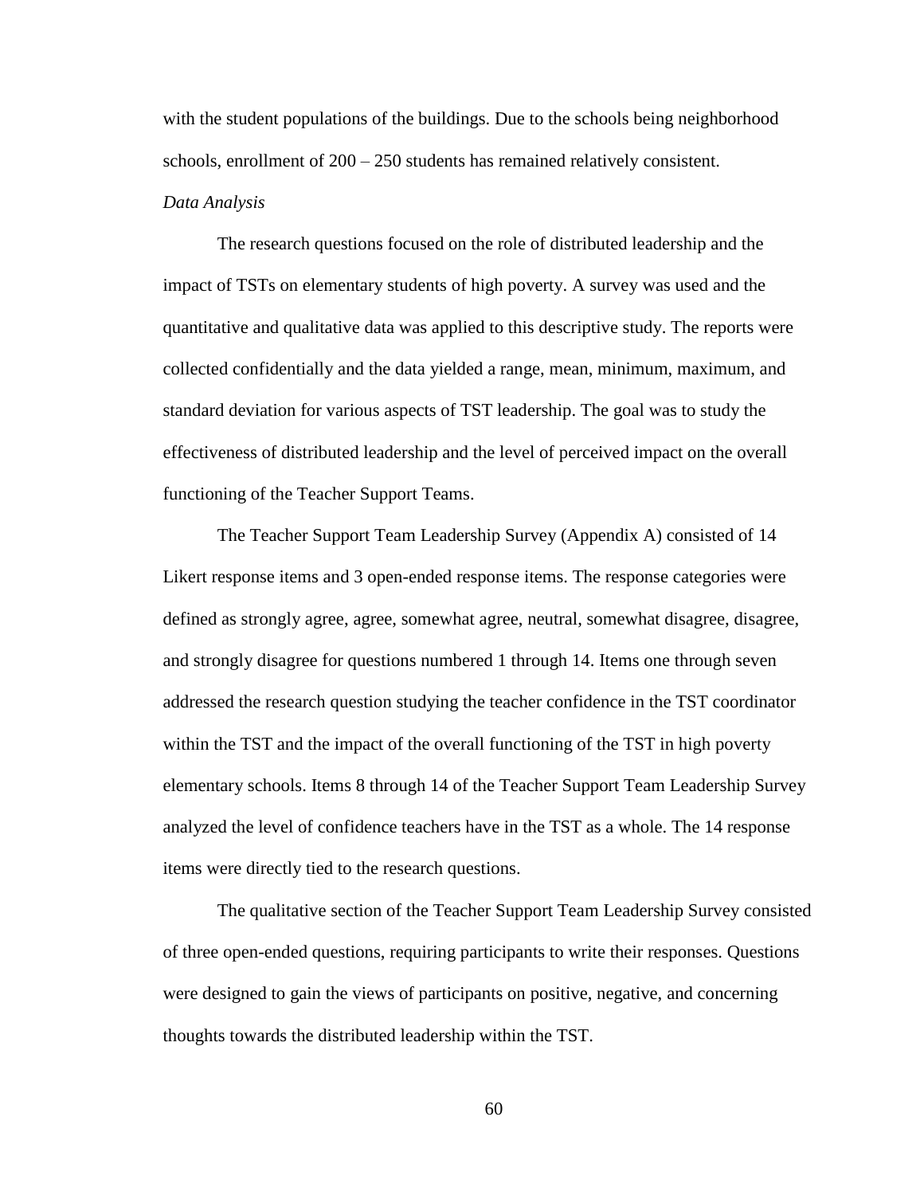with the student populations of the buildings. Due to the schools being neighborhood schools, enrollment of 200 – 250 students has remained relatively consistent.

*Data Analysis*

The research questions focused on the role of distributed leadership and the impact of TSTs on elementary students of high poverty. A survey was used and the quantitative and qualitative data was applied to this descriptive study. The reports were collected confidentially and the data yielded a range, mean, minimum, maximum, and standard deviation for various aspects of TST leadership. The goal was to study the effectiveness of distributed leadership and the level of perceived impact on the overall functioning of the Teacher Support Teams.

The Teacher Support Team Leadership Survey (Appendix A) consisted of 14 Likert response items and 3 open-ended response items. The response categories were defined as strongly agree, agree, somewhat agree, neutral, somewhat disagree, disagree, and strongly disagree for questions numbered 1 through 14. Items one through seven addressed the research question studying the teacher confidence in the TST coordinator within the TST and the impact of the overall functioning of the TST in high poverty elementary schools. Items 8 through 14 of the Teacher Support Team Leadership Survey analyzed the level of confidence teachers have in the TST as a whole. The 14 response items were directly tied to the research questions.

The qualitative section of the Teacher Support Team Leadership Survey consisted of three open-ended questions, requiring participants to write their responses. Questions were designed to gain the views of participants on positive, negative, and concerning thoughts towards the distributed leadership within the TST.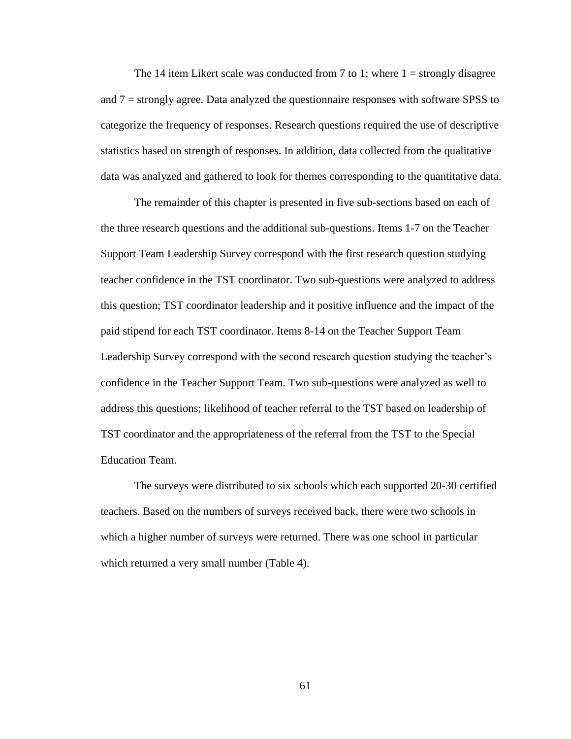The 14 item Likert scale was conducted from 7 to 1; where 1 = strongly disagree and 7 = strongly agree. Data analyzed the questionnaire responses with software SPSS to categorize the frequency of responses. Research questions required the use of descriptive statistics based on strength of responses. In addition, data collected from the qualitative data was analyzed and gathered to look for themes corresponding to the quantitative data.

The remainder of this chapter is presented in five sub-sections based on each of the three research questions and the additional sub-questions. Items 1-7 on the Teacher Support Team Leadership Survey correspond with the first research question studying teacher confidence in the TST coordinator. Two sub-questions were analyzed to address this question; TST coordinator leadership and it positive influence and the impact of the paid stipend for each TST coordinator. Items 8-14 on the Teacher Support Team Leadership Survey correspond with the second research question studying the teacher's confidence in the Teacher Support Team. Two sub-questions were analyzed as well to address this questions; likelihood of teacher referral to the TST based on leadership of TST coordinator and the appropriateness of the referral from the TST to the Special Education Team.

The surveys were distributed to six schools which each supported 20-30 certified teachers. Based on the numbers of surveys received back, there were two schools in which a higher number of surveys were returned. There was one school in particular which returned a very small number (Table 4).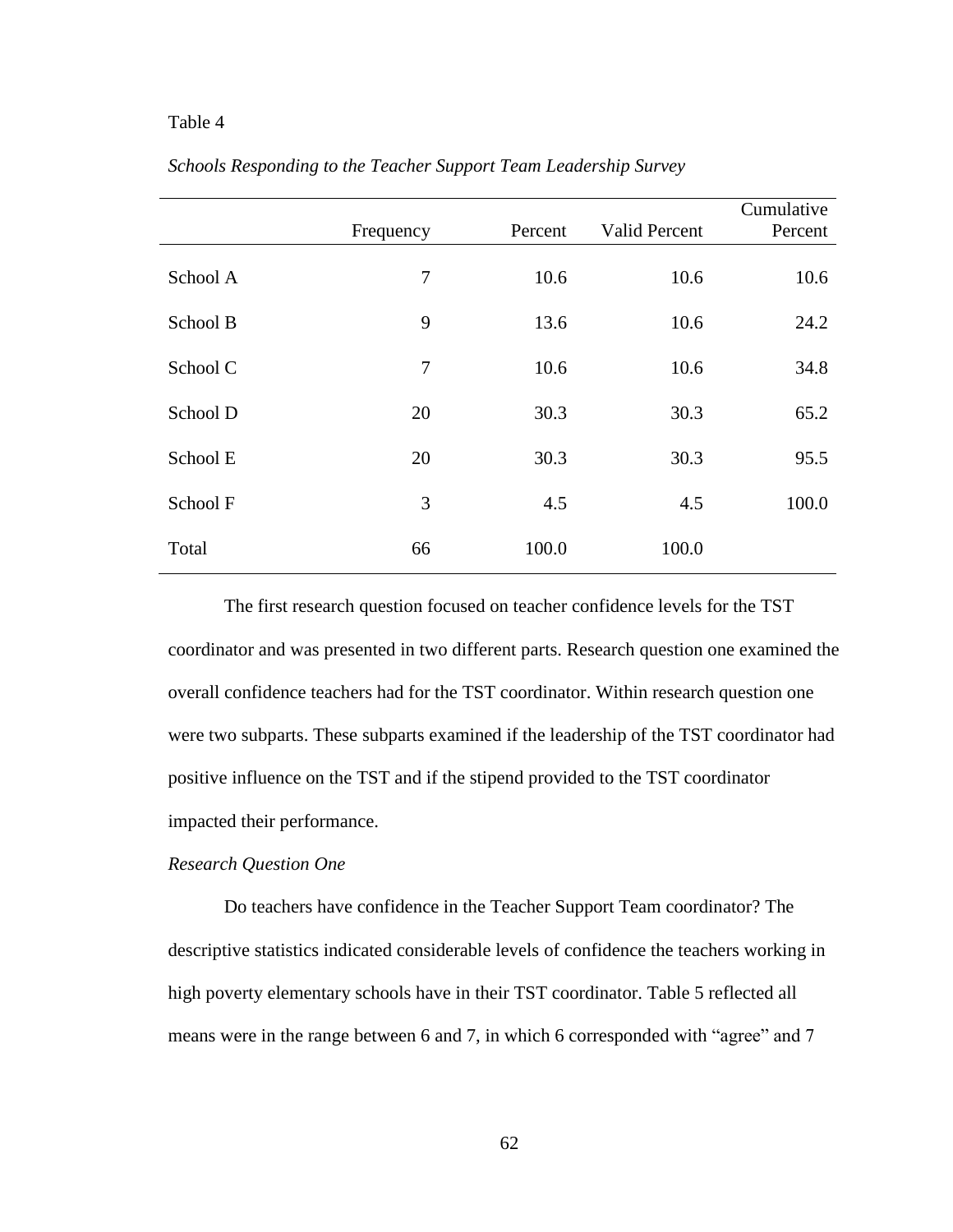Table 4

*Schools Responding to the Teacher Support Team Leadership Survey*

| | Frequency | Percent | Valid Percent | Cumulative Percent |
|---|---|---|---|---|
| School A | 7 | 10.6 | 10.6 | 10.6 |
| School B | 9 | 13.6 | 10.6 | 24.2 |
| School C | 7 | 10.6 | 10.6 | 34.8 |
| School D | 20 | 30.3 | 30.3 | 65.2 |
| School E | 20 | 30.3 | 30.3 | 95.5 |
| School F | 3 | 4.5 | 4.5 | 100.0 |
| Total | 66 | 100.0 | 100.0 | |

The first research question focused on teacher confidence levels for the TST coordinator and was presented in two different parts. Research question one examined the overall confidence teachers had for the TST coordinator. Within research question one were two subparts. These subparts examined if the leadership of the TST coordinator had positive influence on the TST and if the stipend provided to the TST coordinator impacted their performance.

*Research Question One*

Do teachers have confidence in the Teacher Support Team coordinator? The descriptive statistics indicated considerable levels of confidence the teachers working in high poverty elementary schools have in their TST coordinator. Table 5 reflected all means were in the range between 6 and 7, in which 6 corresponded with "agree" and 7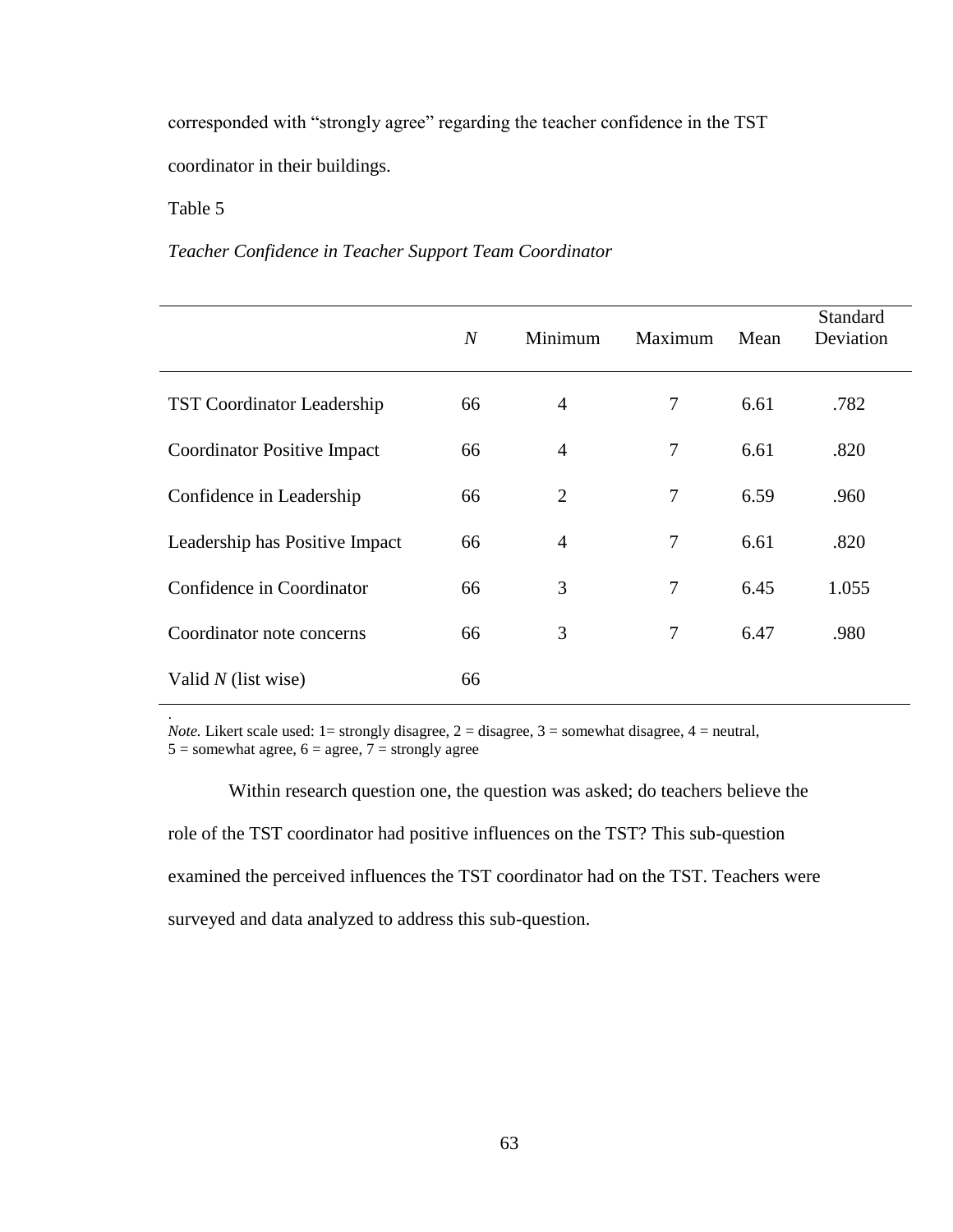corresponded with "strongly agree" regarding the teacher confidence in the TST coordinator in their buildings.

Table 5

*Teacher Confidence in Teacher Support Team Coordinator*

| | *N* | Minimum | Maximum | Mean | Standard Deviation |
|---|---|---|---|---|---|
| TST Coordinator Leadership | 66 | 4 | 7 | 6.61 | .782 |
| Coordinator Positive Impact | 66 | 4 | 7 | 6.61 | .820 |
| Confidence in Leadership | 66 | 2 | 7 | 6.59 | .960 |
| Leadership has Positive Impact | 66 | 4 | 7 | 6.61 | .820 |
| Confidence in Coordinator | 66 | 3 | 7 | 6.45 | 1.055 |
| Coordinator note concerns | 66 | 3 | 7 | 6.47 | .980 |
| Valid *N* (list wise) | 66 | | | | |

.
*Note.* Likert scale used: 1= strongly disagree, 2 = disagree, 3 = somewhat disagree, 4 = neutral, 5 = somewhat agree, 6 = agree, 7 = strongly agree

Within research question one, the question was asked; do teachers believe the role of the TST coordinator had positive influences on the TST? This sub-question examined the perceived influences the TST coordinator had on the TST. Teachers were surveyed and data analyzed to address this sub-question.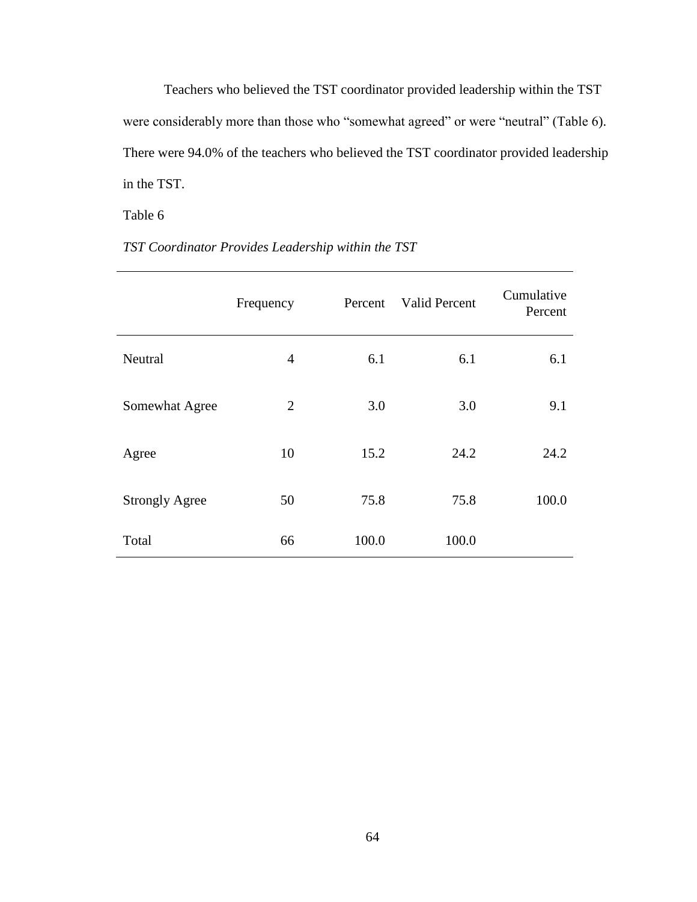Teachers who believed the TST coordinator provided leadership within the TST were considerably more than those who "somewhat agreed" or were "neutral" (Table 6). There were 94.0% of the teachers who believed the TST coordinator provided leadership in the TST.

Table 6

*TST Coordinator Provides Leadership within the TST*

| | Frequency | Percent | Valid Percent | Cumulative Percent |
|---|---|---|---|---|
| Neutral | 4 | 6.1 | 6.1 | 6.1 |
| Somewhat Agree | 2 | 3.0 | 3.0 | 9.1 |
| Agree | 10 | 15.2 | 24.2 | 24.2 |
| Strongly Agree | 50 | 75.8 | 75.8 | 100.0 |
| Total | 66 | 100.0 | 100.0 | |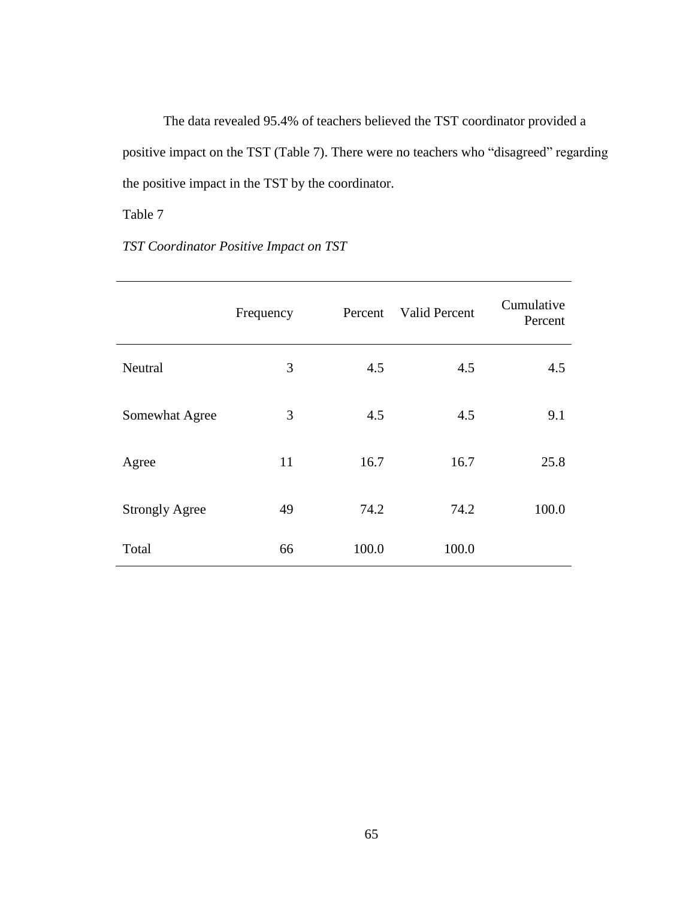The data revealed 95.4% of teachers believed the TST coordinator provided a positive impact on the TST (Table 7). There were no teachers who “disagreed” regarding the positive impact in the TST by the coordinator.

Table 7

*TST Coordinator Positive Impact on TST*

| | Frequency | Percent | Valid Percent | Cumulative Percent |
|---|---|---|---|---|
| Neutral | 3 | 4.5 | 4.5 | 4.5 |
| Somewhat Agree | 3 | 4.5 | 4.5 | 9.1 |
| Agree | 11 | 16.7 | 16.7 | 25.8 |
| Strongly Agree | 49 | 74.2 | 74.2 | 100.0 |
| Total | 66 | 100.0 | 100.0 | |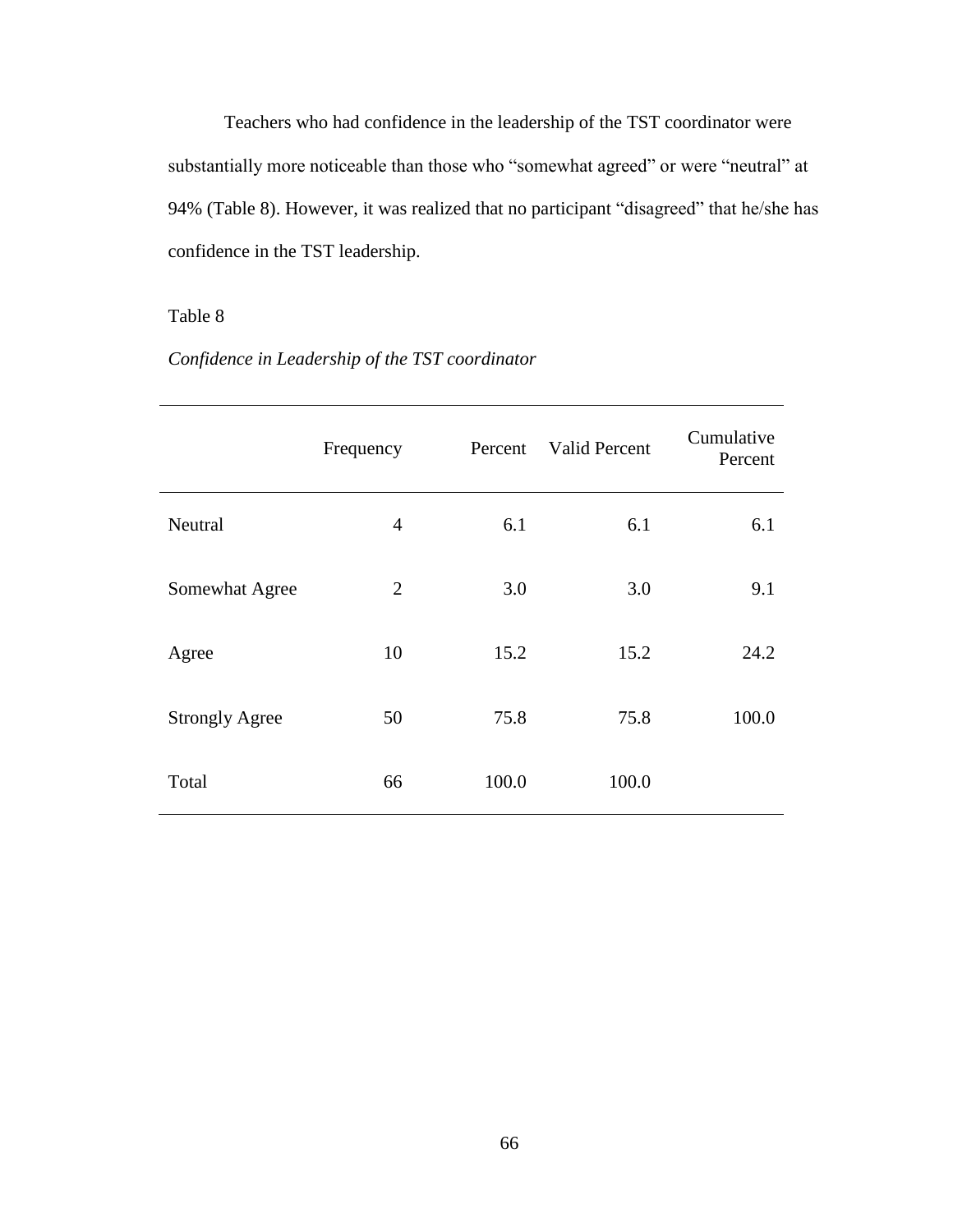Teachers who had confidence in the leadership of the TST coordinator were substantially more noticeable than those who "somewhat agreed" or were "neutral" at 94% (Table 8). However, it was realized that no participant "disagreed" that he/she has confidence in the TST leadership.

Table 8

*Confidence in Leadership of the TST coordinator*

| | Frequency | Percent | Valid Percent | Cumulative Percent |
|---|---|---|---|---|
| Neutral | 4 | 6.1 | 6.1 | 6.1 |
| Somewhat Agree | 2 | 3.0 | 3.0 | 9.1 |
| Agree | 10 | 15.2 | 15.2 | 24.2 |
| Strongly Agree | 50 | 75.8 | 75.8 | 100.0 |
| Total | 66 | 100.0 | 100.0 | |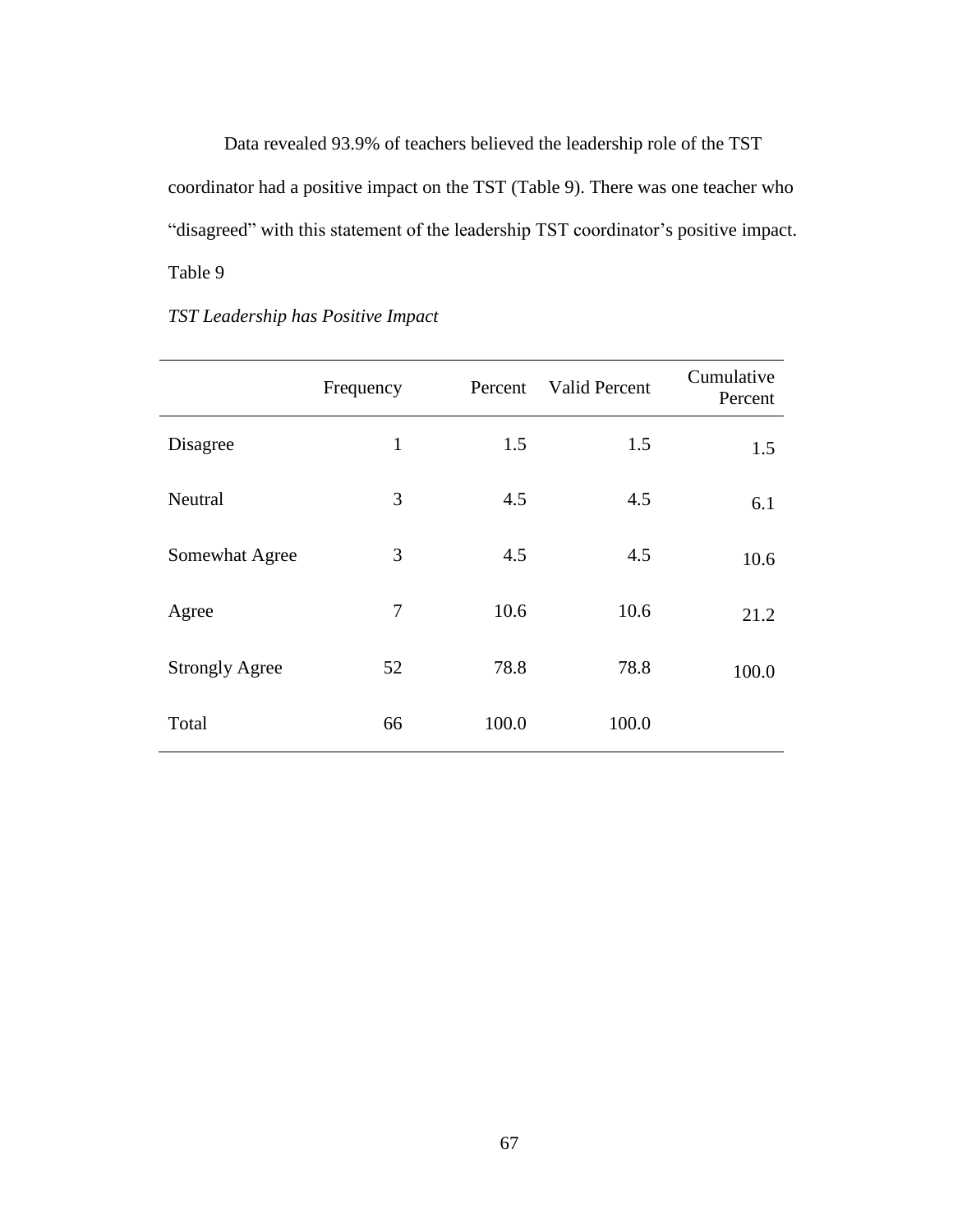Data revealed 93.9% of teachers believed the leadership role of the TST coordinator had a positive impact on the TST (Table 9). There was one teacher who "disagreed" with this statement of the leadership TST coordinator's positive impact.

Table 9

*TST Leadership has Positive Impact*

| | Frequency | Percent | Valid Percent | Cumulative Percent |
|---|---|---|---|---|
| Disagree | 1 | 1.5 | 1.5 | 1.5 |
| Neutral | 3 | 4.5 | 4.5 | 6.1 |
| Somewhat Agree | 3 | 4.5 | 4.5 | 10.6 |
| Agree | 7 | 10.6 | 10.6 | 21.2 |
| Strongly Agree | 52 | 78.8 | 78.8 | 100.0 |
| Total | 66 | 100.0 | 100.0 | |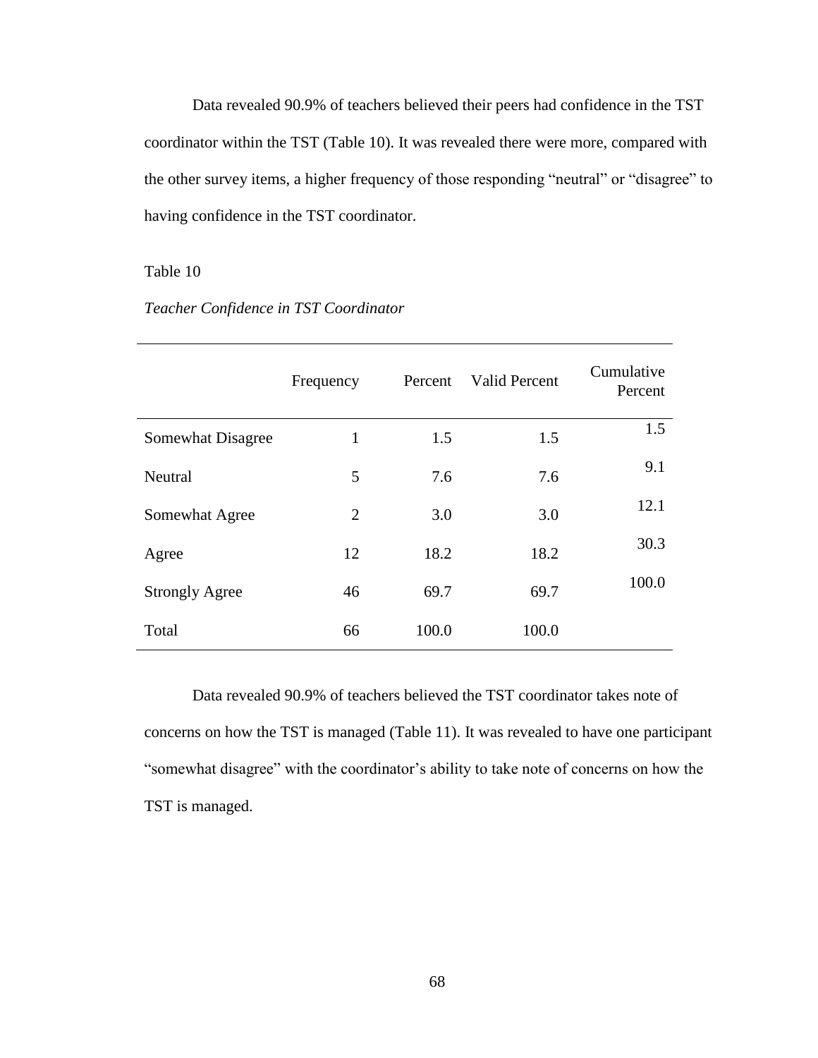Data revealed 90.9% of teachers believed their peers had confidence in the TST coordinator within the TST (Table 10). It was revealed there were more, compared with the other survey items, a higher frequency of those responding “neutral” or “disagree” to having confidence in the TST coordinator.

Table 10

*Teacher Confidence in TST Coordinator*

| | Frequency | Percent | Valid Percent | Cumulative Percent |
|---|---|---|---|---|
| Somewhat Disagree | 1 | 1.5 | 1.5 | 1.5 |
| Neutral | 5 | 7.6 | 7.6 | 9.1 |
| Somewhat Agree | 2 | 3.0 | 3.0 | 12.1 |
| Agree | 12 | 18.2 | 18.2 | 30.3 |
| Strongly Agree | 46 | 69.7 | 69.7 | 100.0 |
| Total | 66 | 100.0 | 100.0 | |

Data revealed 90.9% of teachers believed the TST coordinator takes note of concerns on how the TST is managed (Table 11). It was revealed to have one participant “somewhat disagree” with the coordinator’s ability to take note of concerns on how the TST is managed.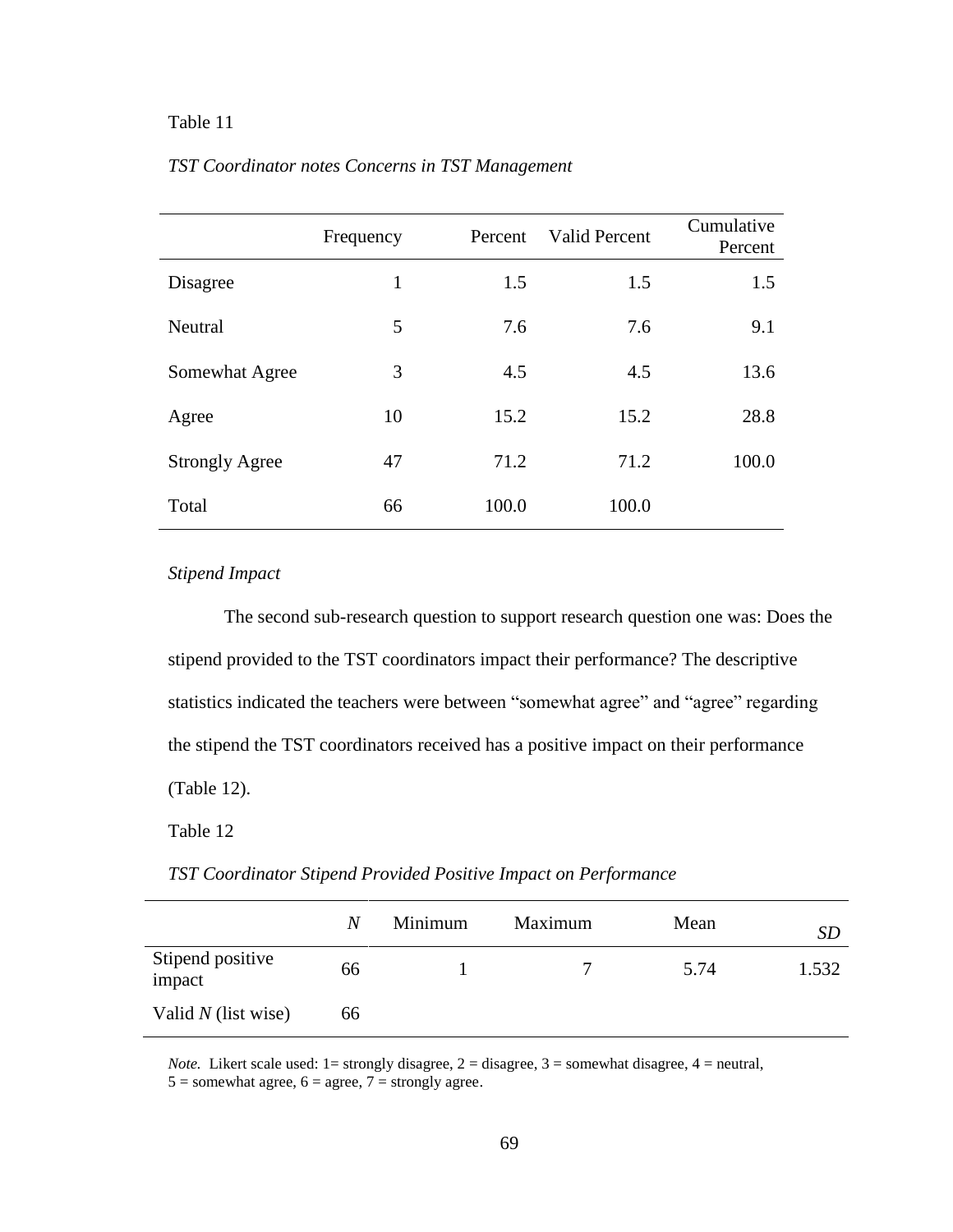Table 11

*TST Coordinator notes Concerns in TST Management*

| | Frequency | Percent | Valid Percent | Cumulative Percent |
|---|---|---|---|---|
| Disagree | 1 | 1.5 | 1.5 | 1.5 |
| Neutral | 5 | 7.6 | 7.6 | 9.1 |
| Somewhat Agree | 3 | 4.5 | 4.5 | 13.6 |
| Agree | 10 | 15.2 | 15.2 | 28.8 |
| Strongly Agree | 47 | 71.2 | 71.2 | 100.0 |
| Total | 66 | 100.0 | 100.0 | |

*Stipend Impact*

The second sub-research question to support research question one was: Does the stipend provided to the TST coordinators impact their performance? The descriptive statistics indicated the teachers were between "somewhat agree" and "agree" regarding the stipend the TST coordinators received has a positive impact on their performance (Table 12).

Table 12

*TST Coordinator Stipend Provided Positive Impact on Performance*

| | *N* | Minimum | Maximum | Mean | *SD* |
|---|---|---|---|---|---|
| Stipend positive impact | 66 | 1 | 7 | 5.74 | 1.532 |
| Valid *N* (list wise) | 66 | | | | |

*Note.* Likert scale used: 1= strongly disagree, 2 = disagree, 3 = somewhat disagree, 4 = neutral, 5 = somewhat agree, 6 = agree, 7 = strongly agree.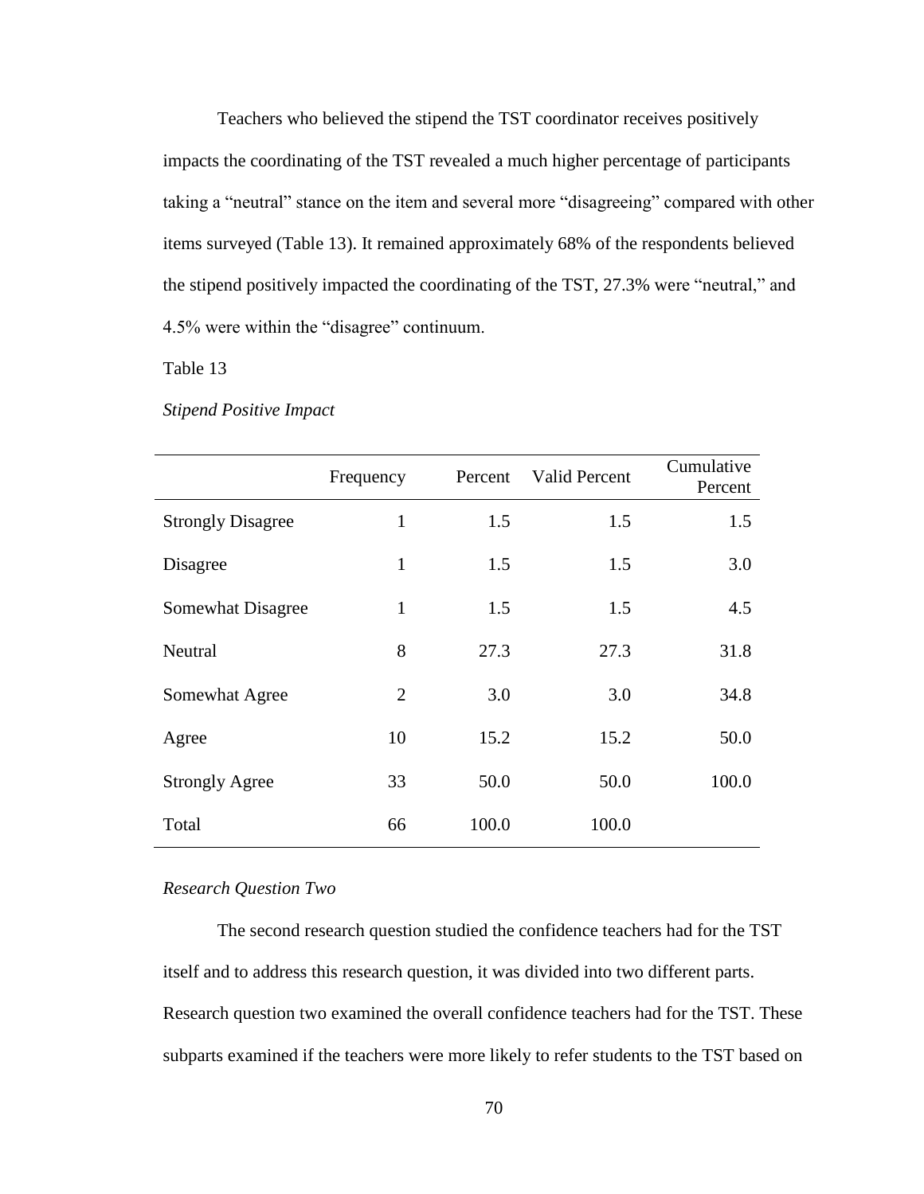Teachers who believed the stipend the TST coordinator receives positively impacts the coordinating of the TST revealed a much higher percentage of participants taking a "neutral" stance on the item and several more "disagreeing" compared with other items surveyed (Table 13). It remained approximately 68% of the respondents believed the stipend positively impacted the coordinating of the TST, 27.3% were "neutral," and 4.5% were within the "disagree" continuum.

Table 13

*Stipend Positive Impact*

| | Frequency | Percent | Valid Percent | Cumulative Percent |
|---|---|---|---|---|
| Strongly Disagree | 1 | 1.5 | 1.5 | 1.5 |
| Disagree | 1 | 1.5 | 1.5 | 3.0 |
| Somewhat Disagree | 1 | 1.5 | 1.5 | 4.5 |
| Neutral | 8 | 27.3 | 27.3 | 31.8 |
| Somewhat Agree | 2 | 3.0 | 3.0 | 34.8 |
| Agree | 10 | 15.2 | 15.2 | 50.0 |
| Strongly Agree | 33 | 50.0 | 50.0 | 100.0 |
| Total | 66 | 100.0 | 100.0 | |

*Research Question Two*

The second research question studied the confidence teachers had for the TST itself and to address this research question, it was divided into two different parts. Research question two examined the overall confidence teachers had for the TST. These subparts examined if the teachers were more likely to refer students to the TST based on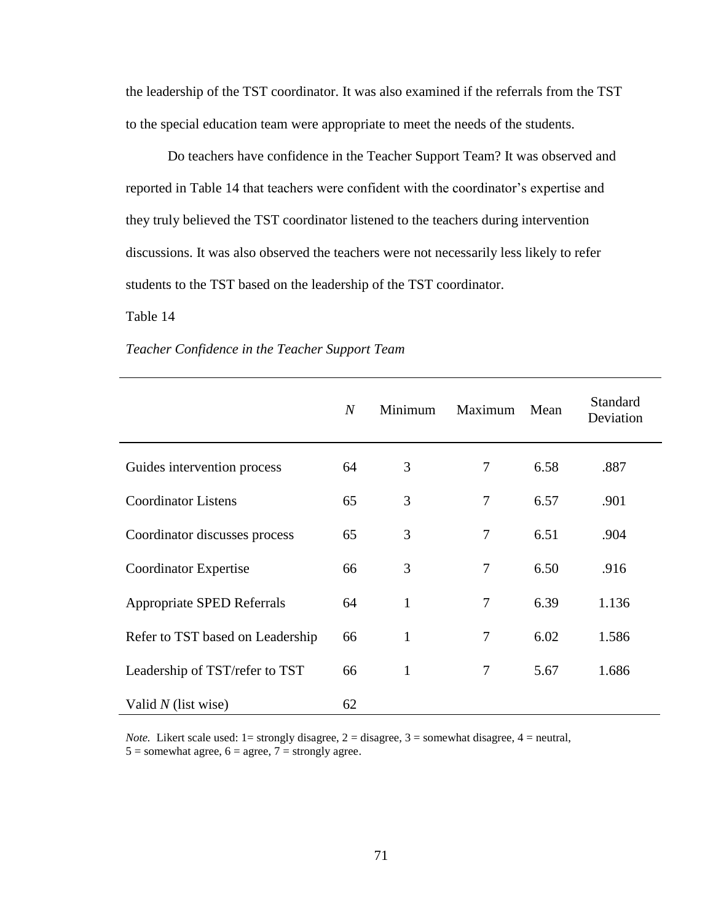the leadership of the TST coordinator. It was also examined if the referrals from the TST to the special education team were appropriate to meet the needs of the students.

Do teachers have confidence in the Teacher Support Team? It was observed and reported in Table 14 that teachers were confident with the coordinator's expertise and they truly believed the TST coordinator listened to the teachers during intervention discussions. It was also observed the teachers were not necessarily less likely to refer students to the TST based on the leadership of the TST coordinator.

Table 14

*Teacher Confidence in the Teacher Support Team*

| | *N* | Minimum | Maximum | Mean | Standard Deviation |
|---|---|---|---|---|---|
| Guides intervention process | 64 | 3 | 7 | 6.58 | .887 |
| Coordinator Listens | 65 | 3 | 7 | 6.57 | .901 |
| Coordinator discusses process | 65 | 3 | 7 | 6.51 | .904 |
| Coordinator Expertise | 66 | 3 | 7 | 6.50 | .916 |
| Appropriate SPED Referrals | 64 | 1 | 7 | 6.39 | 1.136 |
| Refer to TST based on Leadership | 66 | 1 | 7 | 6.02 | 1.586 |
| Leadership of TST/refer to TST | 66 | 1 | 7 | 5.67 | 1.686 |
| Valid *N* (list wise) | 62 | | | | |

*Note.* Likert scale used: 1= strongly disagree, 2 = disagree, 3 = somewhat disagree, 4 = neutral, 5 = somewhat agree, 6 = agree, 7 = strongly agree.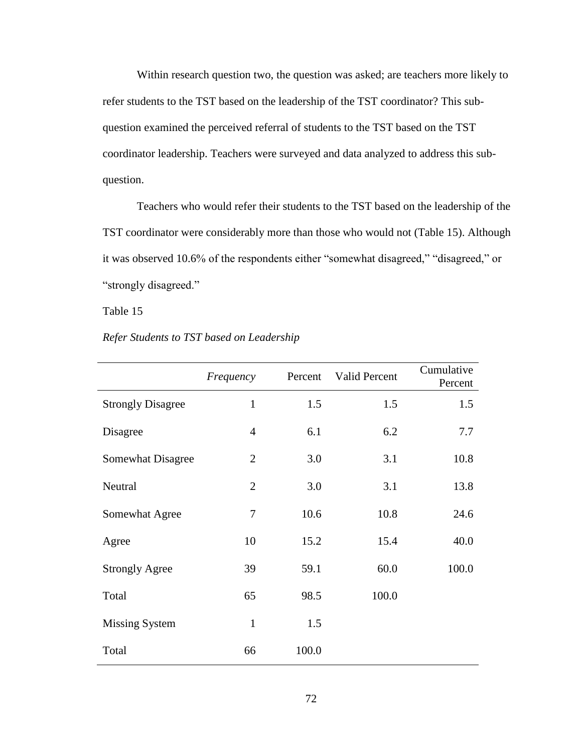Within research question two, the question was asked; are teachers more likely to refer students to the TST based on the leadership of the TST coordinator? This sub-question examined the perceived referral of students to the TST based on the TST coordinator leadership. Teachers were surveyed and data analyzed to address this sub-question.

Teachers who would refer their students to the TST based on the leadership of the TST coordinator were considerably more than those who would not (Table 15). Although it was observed 10.6% of the respondents either "somewhat disagreed," "disagreed," or "strongly disagreed."

Table 15

*Refer Students to TST based on Leadership*

| | *Frequency* | Percent | Valid Percent | Cumulative Percent |
|---|---|---|---|---|
| Strongly Disagree | 1 | 1.5 | 1.5 | 1.5 |
| Disagree | 4 | 6.1 | 6.2 | 7.7 |
| Somewhat Disagree | 2 | 3.0 | 3.1 | 10.8 |
| Neutral | 2 | 3.0 | 3.1 | 13.8 |
| Somewhat Agree | 7 | 10.6 | 10.8 | 24.6 |
| Agree | 10 | 15.2 | 15.4 | 40.0 |
| Strongly Agree | 39 | 59.1 | 60.0 | 100.0 |
| Total | 65 | 98.5 | 100.0 | |
| Missing System | 1 | 1.5 | | |
| Total | 66 | 100.0 | | |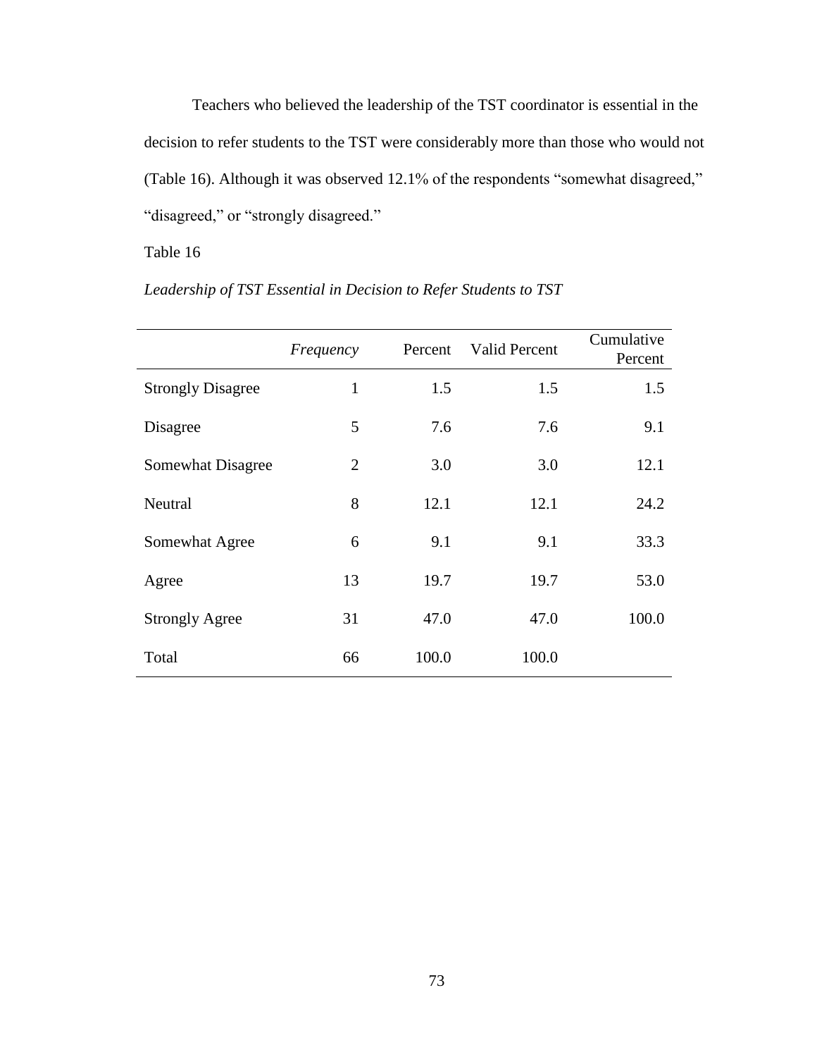Teachers who believed the leadership of the TST coordinator is essential in the decision to refer students to the TST were considerably more than those who would not (Table 16). Although it was observed 12.1% of the respondents "somewhat disagreed," "disagreed," or "strongly disagreed."

Table 16

*Leadership of TST Essential in Decision to Refer Students to TST*

| | *Frequency* | Percent | Valid Percent | Cumulative Percent |
|---|---|---|---|---|
| Strongly Disagree | 1 | 1.5 | 1.5 | 1.5 |
| Disagree | 5 | 7.6 | 7.6 | 9.1 |
| Somewhat Disagree | 2 | 3.0 | 3.0 | 12.1 |
| Neutral | 8 | 12.1 | 12.1 | 24.2 |
| Somewhat Agree | 6 | 9.1 | 9.1 | 33.3 |
| Agree | 13 | 19.7 | 19.7 | 53.0 |
| Strongly Agree | 31 | 47.0 | 47.0 | 100.0 |
| Total | 66 | 100.0 | 100.0 | |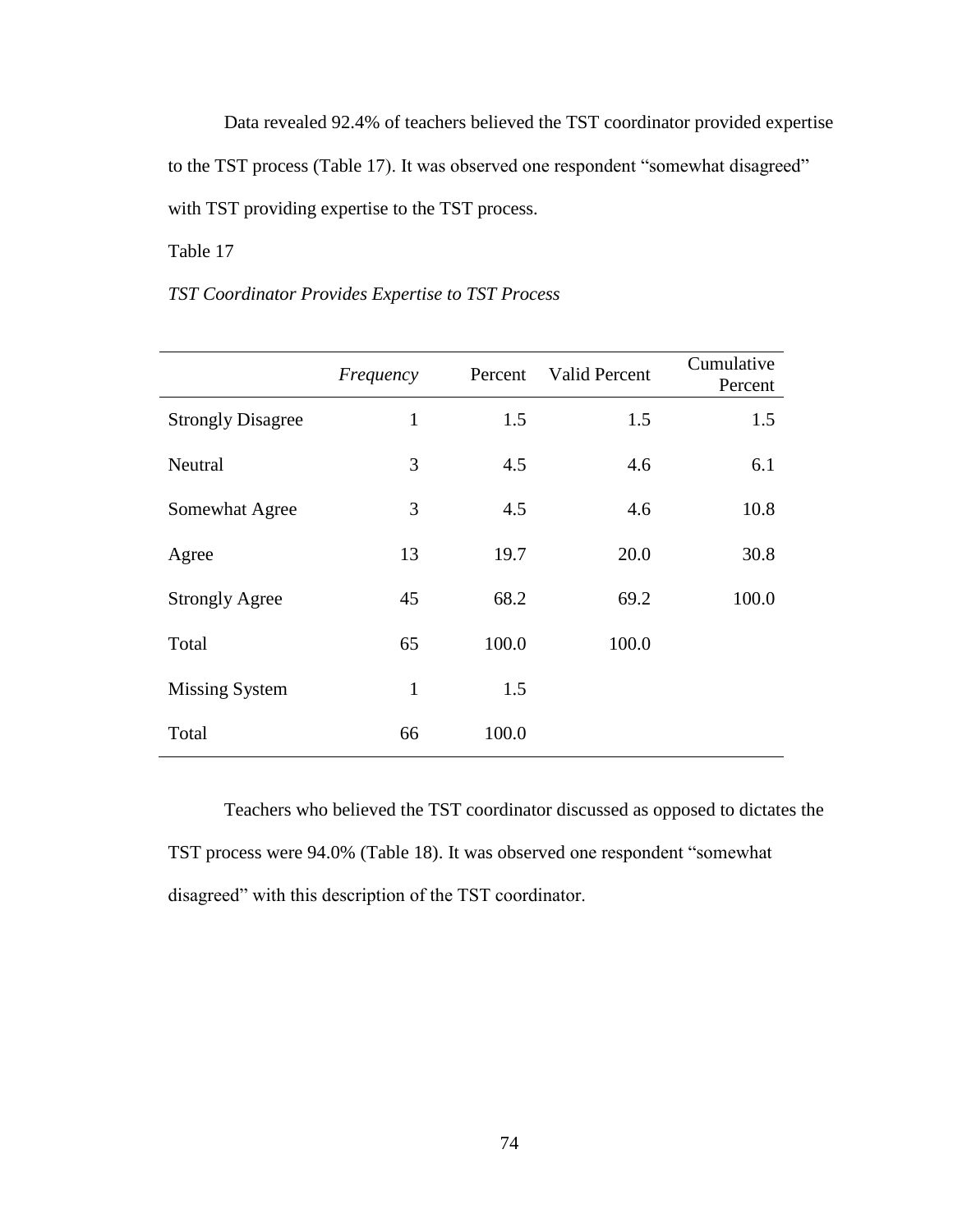Data revealed 92.4% of teachers believed the TST coordinator provided expertise to the TST process (Table 17). It was observed one respondent "somewhat disagreed" with TST providing expertise to the TST process.

Table 17

*TST Coordinator Provides Expertise to TST Process*

| | *Frequency* | Percent | Valid Percent | Cumulative Percent |
|---|---|---|---|---|
| Strongly Disagree | 1 | 1.5 | 1.5 | 1.5 |
| Neutral | 3 | 4.5 | 4.6 | 6.1 |
| Somewhat Agree | 3 | 4.5 | 4.6 | 10.8 |
| Agree | 13 | 19.7 | 20.0 | 30.8 |
| Strongly Agree | 45 | 68.2 | 69.2 | 100.0 |
| Total | 65 | 100.0 | 100.0 | |
| Missing System | 1 | 1.5 | | |
| Total | 66 | 100.0 | | |

Teachers who believed the TST coordinator discussed as opposed to dictates the TST process were 94.0% (Table 18). It was observed one respondent "somewhat disagreed" with this description of the TST coordinator.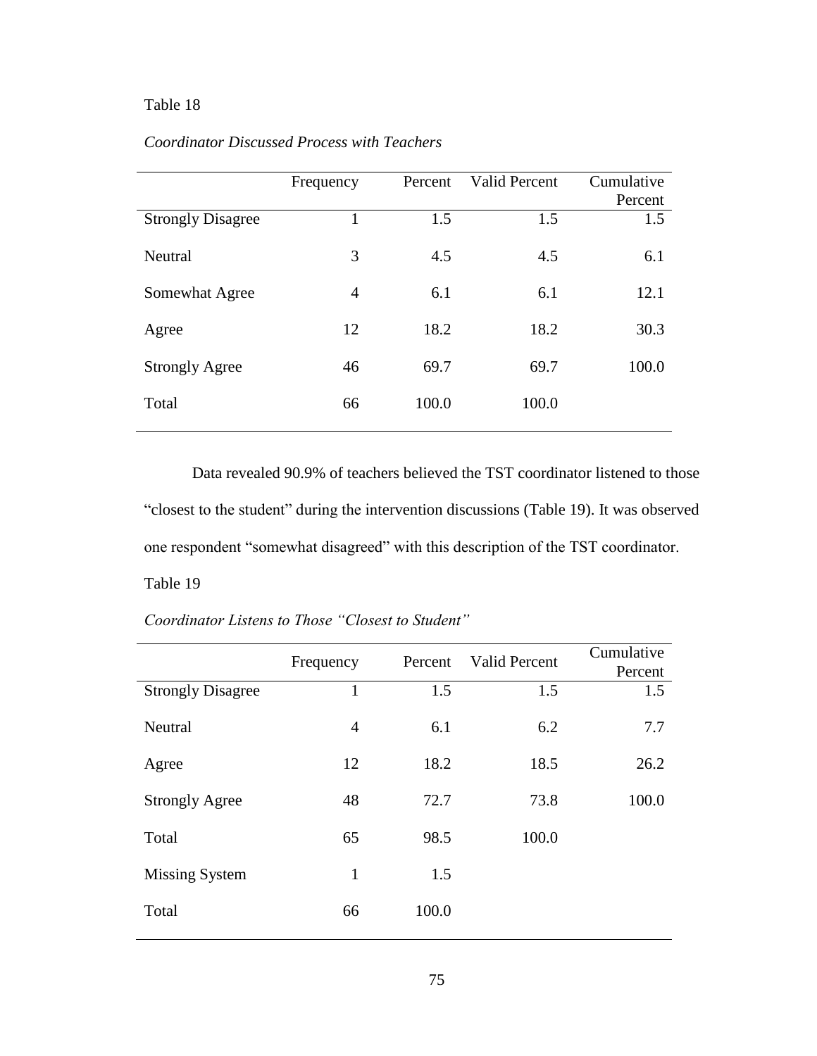Table 18

*Coordinator Discussed Process with Teachers*

| | Frequency | Percent | Valid Percent | Cumulative Percent |
|---|---|---|---|---|
| Strongly Disagree | 1 | 1.5 | 1.5 | 1.5 |
| Neutral | 3 | 4.5 | 4.5 | 6.1 |
| Somewhat Agree | 4 | 6.1 | 6.1 | 12.1 |
| Agree | 12 | 18.2 | 18.2 | 30.3 |
| Strongly Agree | 46 | 69.7 | 69.7 | 100.0 |
| Total | 66 | 100.0 | 100.0 | |

Data revealed 90.9% of teachers believed the TST coordinator listened to those "closest to the student" during the intervention discussions (Table 19). It was observed one respondent "somewhat disagreed" with this description of the TST coordinator.

Table 19

*Coordinator Listens to Those "Closest to Student"*

| | Frequency | Percent | Valid Percent | Cumulative Percent |
|---|---|---|---|---|
| Strongly Disagree | 1 | 1.5 | 1.5 | 1.5 |
| Neutral | 4 | 6.1 | 6.2 | 7.7 |
| Agree | 12 | 18.2 | 18.5 | 26.2 |
| Strongly Agree | 48 | 72.7 | 73.8 | 100.0 |
| Total | 65 | 98.5 | 100.0 | |
| Missing System | 1 | 1.5 | | |
| Total | 66 | 100.0 | | |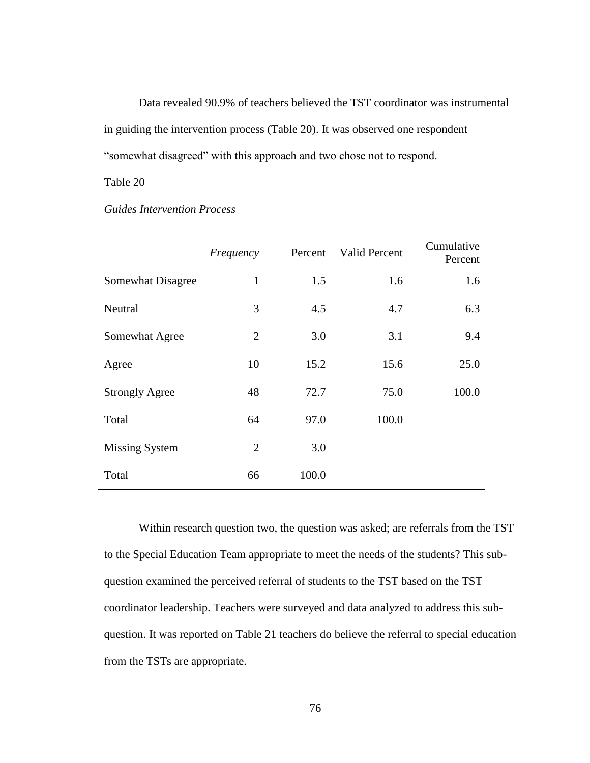Data revealed 90.9% of teachers believed the TST coordinator was instrumental in guiding the intervention process (Table 20). It was observed one respondent "somewhat disagreed" with this approach and two chose not to respond.

Table 20

*Guides Intervention Process*

| | *Frequency* | Percent | Valid Percent | Cumulative Percent |
|---|---|---|---|---|
| Somewhat Disagree | 1 | 1.5 | 1.6 | 1.6 |
| Neutral | 3 | 4.5 | 4.7 | 6.3 |
| Somewhat Agree | 2 | 3.0 | 3.1 | 9.4 |
| Agree | 10 | 15.2 | 15.6 | 25.0 |
| Strongly Agree | 48 | 72.7 | 75.0 | 100.0 |
| Total | 64 | 97.0 | 100.0 | |
| Missing System | 2 | 3.0 | | |
| Total | 66 | 100.0 | | |

Within research question two, the question was asked; are referrals from the TST to the Special Education Team appropriate to meet the needs of the students? This sub-question examined the perceived referral of students to the TST based on the TST coordinator leadership. Teachers were surveyed and data analyzed to address this sub-question. It was reported on Table 21 teachers do believe the referral to special education from the TSTs are appropriate.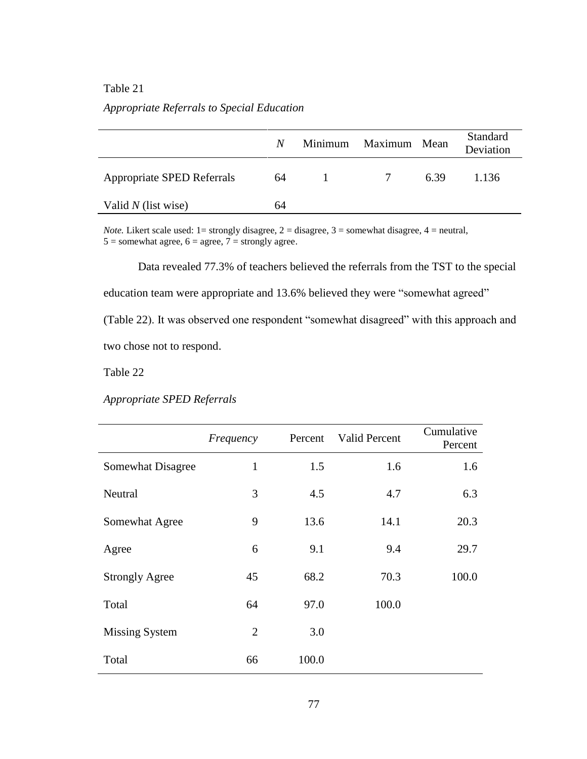Table 21

*Appropriate Referrals to Special Education*

| | *N* | Minimum | Maximum | Mean | Standard Deviation |
|---|---|---|---|---|---|
| Appropriate SPED Referrals | 64 | 1 | 7 | 6.39 | 1.136 |
| Valid *N* (list wise) | 64 | | | | |

*Note.* Likert scale used: 1= strongly disagree, 2 = disagree, 3 = somewhat disagree, 4 = neutral, 5 = somewhat agree, 6 = agree, 7 = strongly agree.

Data revealed 77.3% of teachers believed the referrals from the TST to the special education team were appropriate and 13.6% believed they were "somewhat agreed" (Table 22). It was observed one respondent "somewhat disagreed" with this approach and two chose not to respond.

Table 22

*Appropriate SPED Referrals*

| | *Frequency* | Percent | Valid Percent | Cumulative Percent |
|---|---|---|---|---|
| Somewhat Disagree | 1 | 1.5 | 1.6 | 1.6 |
| Neutral | 3 | 4.5 | 4.7 | 6.3 |
| Somewhat Agree | 9 | 13.6 | 14.1 | 20.3 |
| Agree | 6 | 9.1 | 9.4 | 29.7 |
| Strongly Agree | 45 | 68.2 | 70.3 | 100.0 |
| Total | 64 | 97.0 | 100.0 | |
| Missing System | 2 | 3.0 | | |
| Total | 66 | 100.0 | | |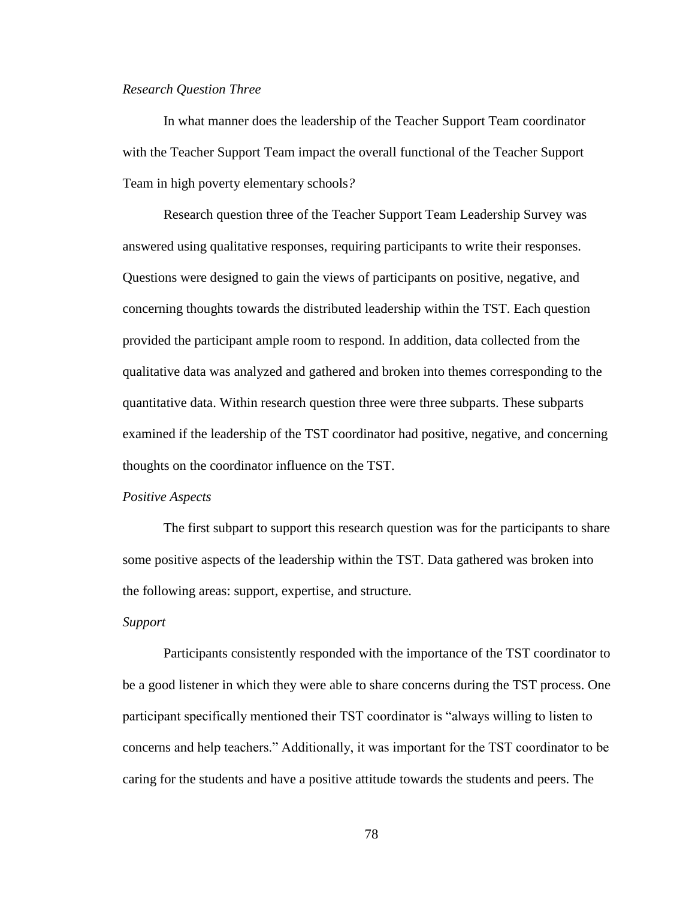*Research Question Three*

In what manner does the leadership of the Teacher Support Team coordinator with the Teacher Support Team impact the overall functional of the Teacher Support Team in high poverty elementary schools*?*

Research question three of the Teacher Support Team Leadership Survey was answered using qualitative responses, requiring participants to write their responses. Questions were designed to gain the views of participants on positive, negative, and concerning thoughts towards the distributed leadership within the TST. Each question provided the participant ample room to respond. In addition, data collected from the qualitative data was analyzed and gathered and broken into themes corresponding to the quantitative data. Within research question three were three subparts. These subparts examined if the leadership of the TST coordinator had positive, negative, and concerning thoughts on the coordinator influence on the TST.

*Positive Aspects*

The first subpart to support this research question was for the participants to share some positive aspects of the leadership within the TST. Data gathered was broken into the following areas: support, expertise, and structure.

*Support*

Participants consistently responded with the importance of the TST coordinator to be a good listener in which they were able to share concerns during the TST process. One participant specifically mentioned their TST coordinator is "always willing to listen to concerns and help teachers." Additionally, it was important for the TST coordinator to be caring for the students and have a positive attitude towards the students and peers. The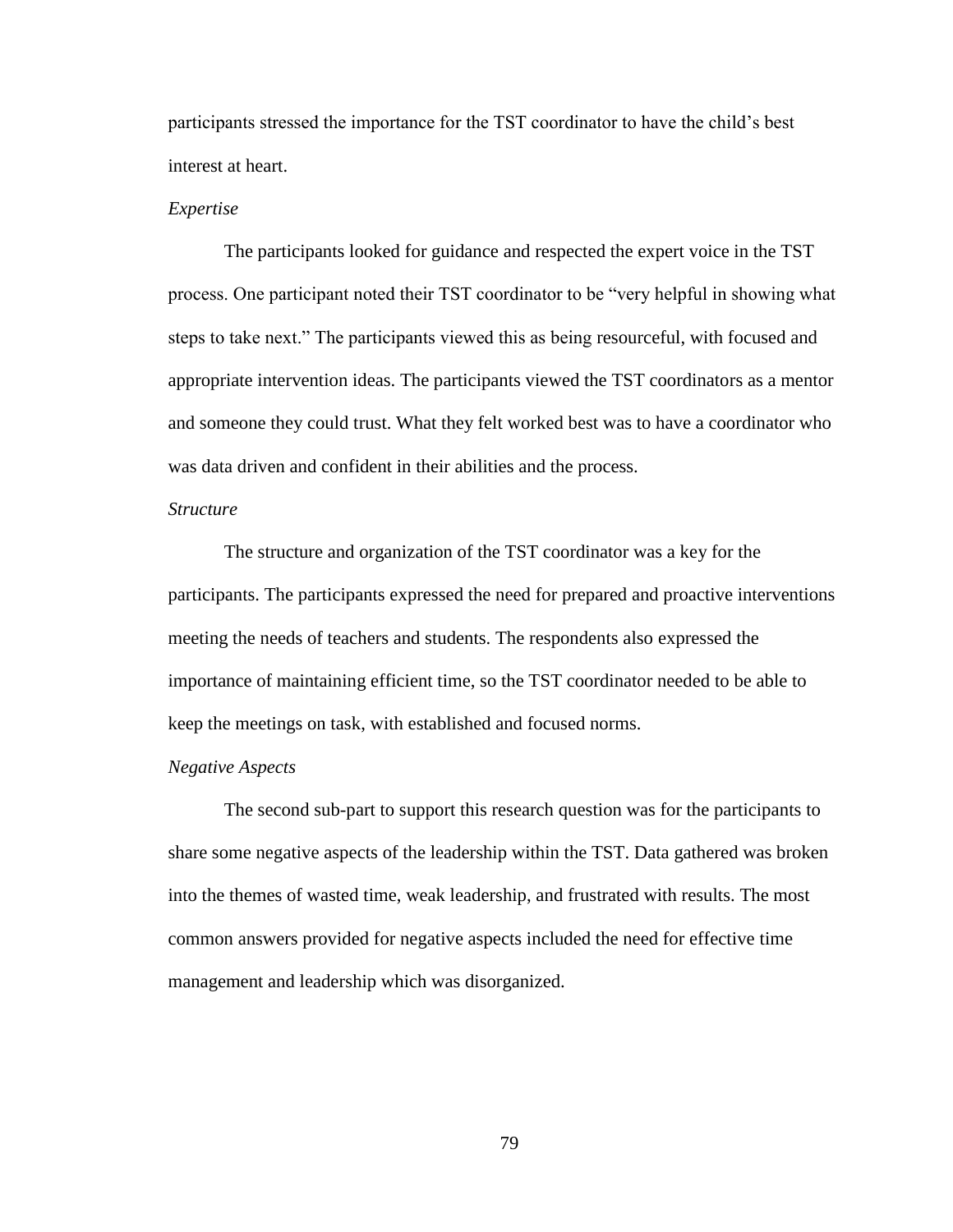participants stressed the importance for the TST coordinator to have the child's best interest at heart.

*Expertise*

The participants looked for guidance and respected the expert voice in the TST process. One participant noted their TST coordinator to be "very helpful in showing what steps to take next." The participants viewed this as being resourceful, with focused and appropriate intervention ideas. The participants viewed the TST coordinators as a mentor and someone they could trust. What they felt worked best was to have a coordinator who was data driven and confident in their abilities and the process.

*Structure*

The structure and organization of the TST coordinator was a key for the participants. The participants expressed the need for prepared and proactive interventions meeting the needs of teachers and students. The respondents also expressed the importance of maintaining efficient time, so the TST coordinator needed to be able to keep the meetings on task, with established and focused norms.

*Negative Aspects*

The second sub-part to support this research question was for the participants to share some negative aspects of the leadership within the TST. Data gathered was broken into the themes of wasted time, weak leadership, and frustrated with results. The most common answers provided for negative aspects included the need for effective time management and leadership which was disorganized.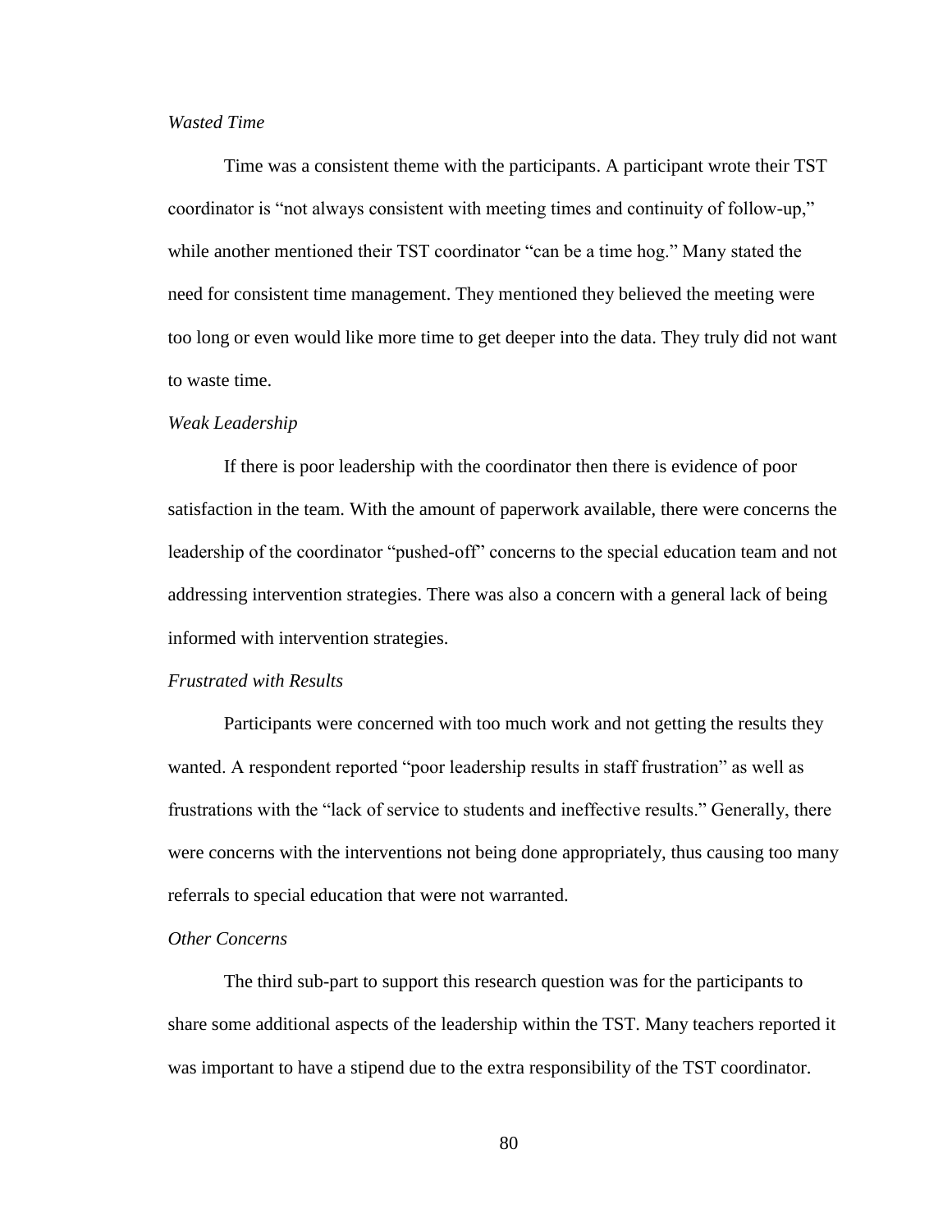*Wasted Time*

Time was a consistent theme with the participants. A participant wrote their TST coordinator is "not always consistent with meeting times and continuity of follow-up," while another mentioned their TST coordinator "can be a time hog." Many stated the need for consistent time management. They mentioned they believed the meeting were too long or even would like more time to get deeper into the data. They truly did not want to waste time.

*Weak Leadership*

If there is poor leadership with the coordinator then there is evidence of poor satisfaction in the team. With the amount of paperwork available, there were concerns the leadership of the coordinator "pushed-off" concerns to the special education team and not addressing intervention strategies. There was also a concern with a general lack of being informed with intervention strategies.

*Frustrated with Results*

Participants were concerned with too much work and not getting the results they wanted. A respondent reported "poor leadership results in staff frustration" as well as frustrations with the "lack of service to students and ineffective results." Generally, there were concerns with the interventions not being done appropriately, thus causing too many referrals to special education that were not warranted.

*Other Concerns*

The third sub-part to support this research question was for the participants to share some additional aspects of the leadership within the TST. Many teachers reported it was important to have a stipend due to the extra responsibility of the TST coordinator.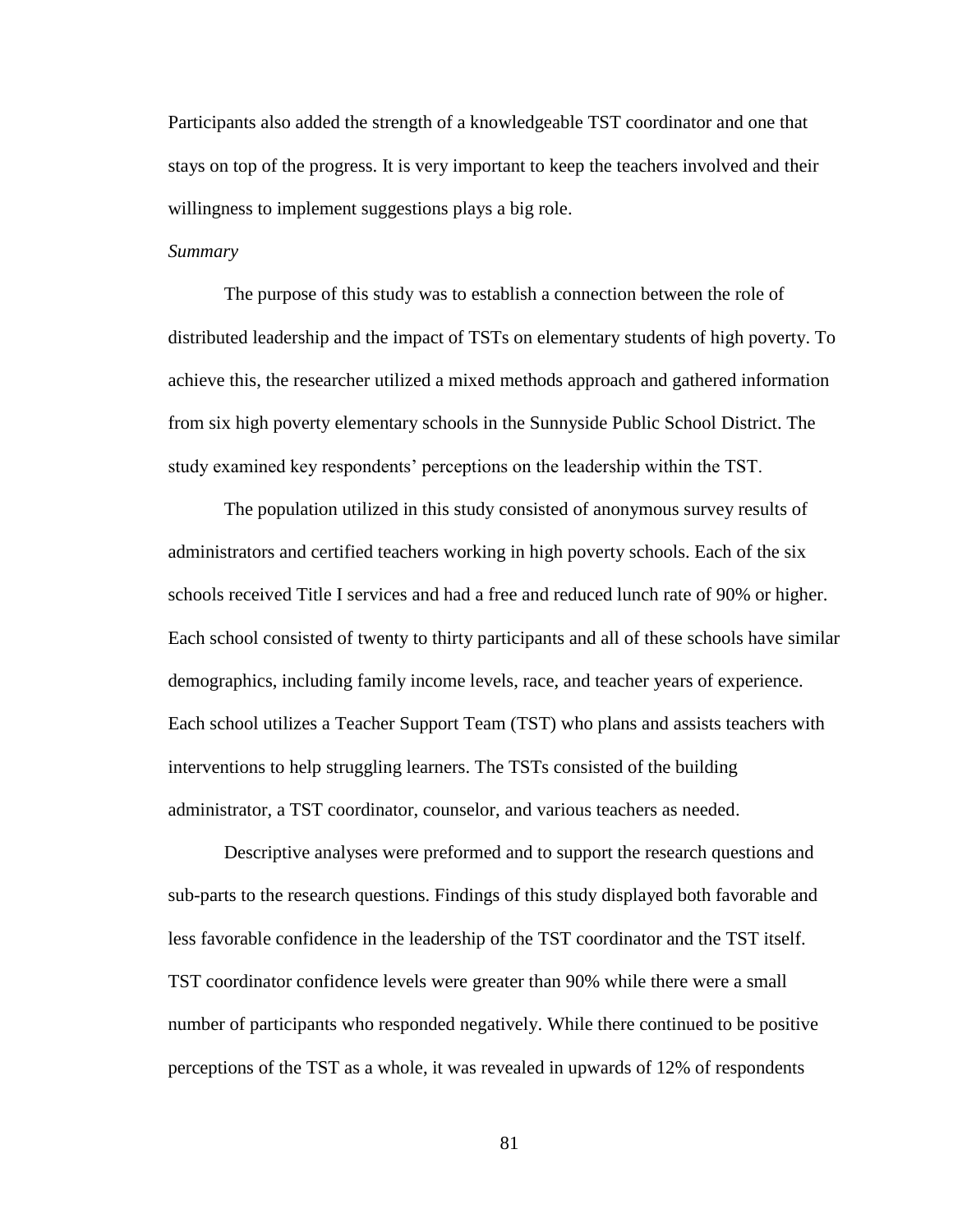Participants also added the strength of a knowledgeable TST coordinator and one that stays on top of the progress. It is very important to keep the teachers involved and their willingness to implement suggestions plays a big role.

*Summary*

The purpose of this study was to establish a connection between the role of distributed leadership and the impact of TSTs on elementary students of high poverty. To achieve this, the researcher utilized a mixed methods approach and gathered information from six high poverty elementary schools in the Sunnyside Public School District. The study examined key respondents' perceptions on the leadership within the TST.

The population utilized in this study consisted of anonymous survey results of administrators and certified teachers working in high poverty schools. Each of the six schools received Title I services and had a free and reduced lunch rate of 90% or higher. Each school consisted of twenty to thirty participants and all of these schools have similar demographics, including family income levels, race, and teacher years of experience. Each school utilizes a Teacher Support Team (TST) who plans and assists teachers with interventions to help struggling learners. The TSTs consisted of the building administrator, a TST coordinator, counselor, and various teachers as needed.

Descriptive analyses were preformed and to support the research questions and sub-parts to the research questions. Findings of this study displayed both favorable and less favorable confidence in the leadership of the TST coordinator and the TST itself. TST coordinator confidence levels were greater than 90% while there were a small number of participants who responded negatively. While there continued to be positive perceptions of the TST as a whole, it was revealed in upwards of 12% of respondents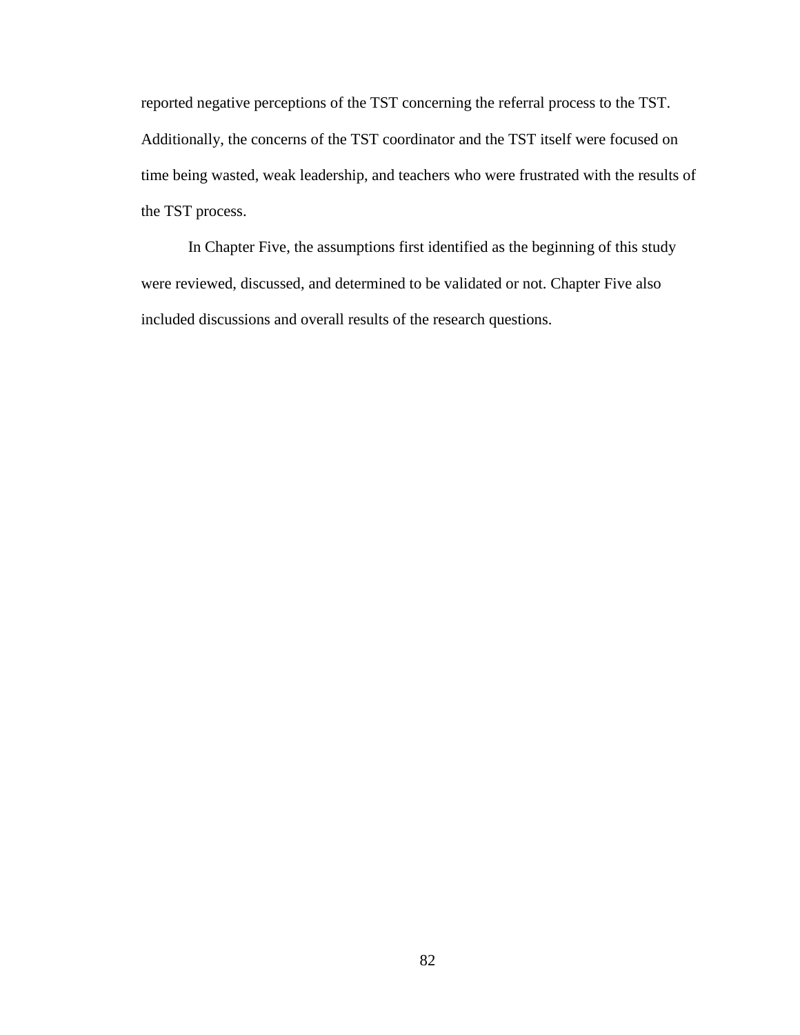reported negative perceptions of the TST concerning the referral process to the TST. Additionally, the concerns of the TST coordinator and the TST itself were focused on time being wasted, weak leadership, and teachers who were frustrated with the results of the TST process.

In Chapter Five, the assumptions first identified as the beginning of this study were reviewed, discussed, and determined to be validated or not. Chapter Five also included discussions and overall results of the research questions.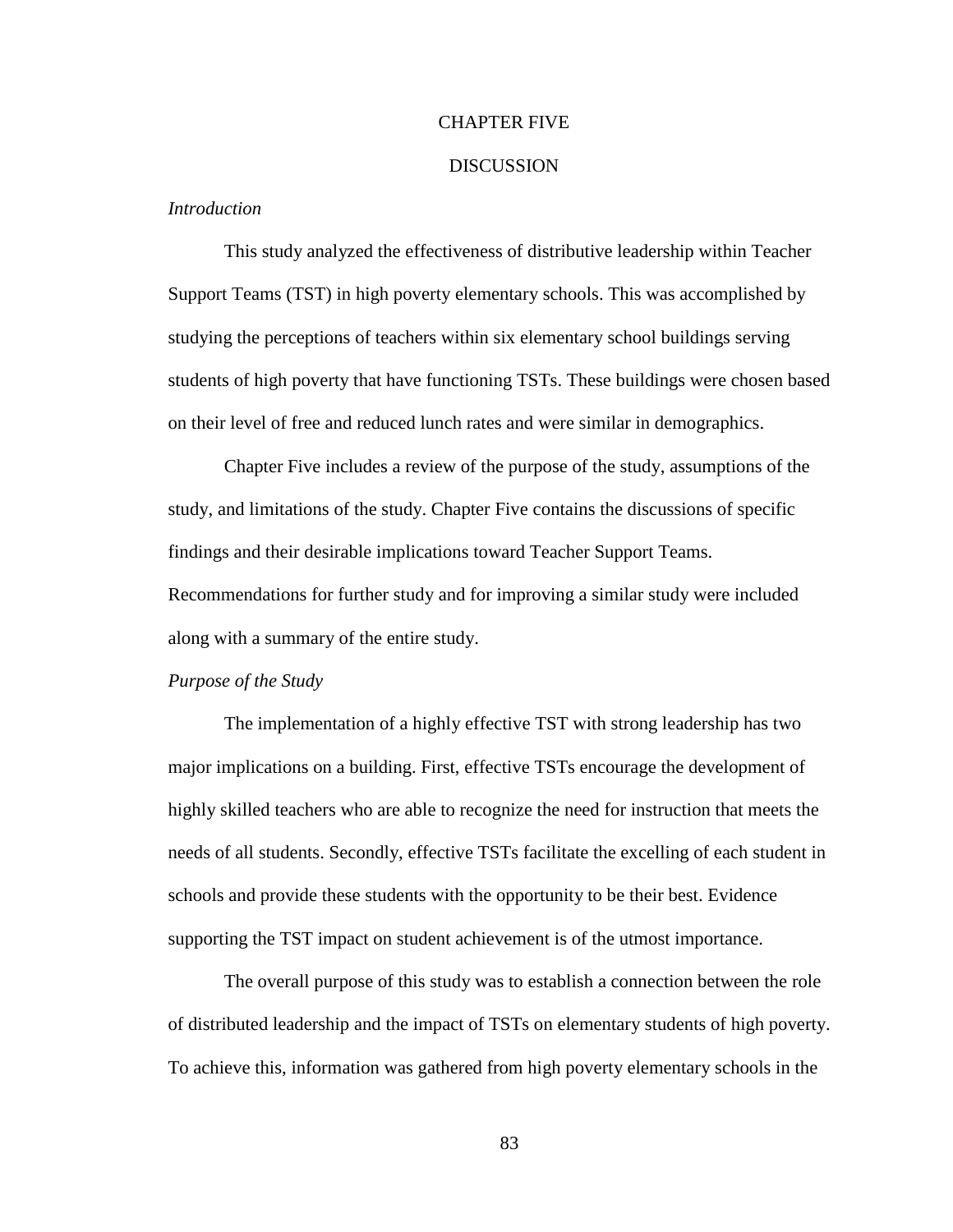# CHAPTER FIVE

# DISCUSSION

*Introduction*

This study analyzed the effectiveness of distributive leadership within Teacher Support Teams (TST) in high poverty elementary schools. This was accomplished by studying the perceptions of teachers within six elementary school buildings serving students of high poverty that have functioning TSTs. These buildings were chosen based on their level of free and reduced lunch rates and were similar in demographics.

Chapter Five includes a review of the purpose of the study, assumptions of the study, and limitations of the study. Chapter Five contains the discussions of specific findings and their desirable implications toward Teacher Support Teams. Recommendations for further study and for improving a similar study were included along with a summary of the entire study.

*Purpose of the Study*

The implementation of a highly effective TST with strong leadership has two major implications on a building. First, effective TSTs encourage the development of highly skilled teachers who are able to recognize the need for instruction that meets the needs of all students. Secondly, effective TSTs facilitate the excelling of each student in schools and provide these students with the opportunity to be their best. Evidence supporting the TST impact on student achievement is of the utmost importance.

The overall purpose of this study was to establish a connection between the role of distributed leadership and the impact of TSTs on elementary students of high poverty. To achieve this, information was gathered from high poverty elementary schools in the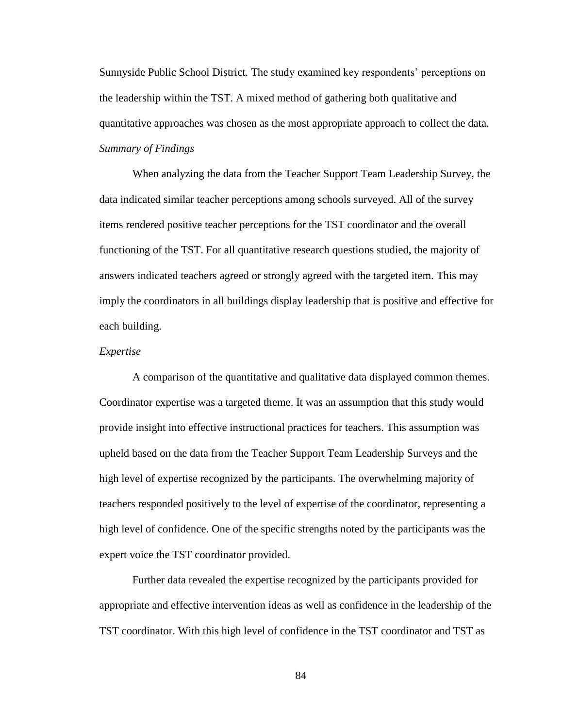Sunnyside Public School District. The study examined key respondents' perceptions on the leadership within the TST. A mixed method of gathering both qualitative and quantitative approaches was chosen as the most appropriate approach to collect the data.

*Summary of Findings*

When analyzing the data from the Teacher Support Team Leadership Survey, the data indicated similar teacher perceptions among schools surveyed. All of the survey items rendered positive teacher perceptions for the TST coordinator and the overall functioning of the TST. For all quantitative research questions studied, the majority of answers indicated teachers agreed or strongly agreed with the targeted item. This may imply the coordinators in all buildings display leadership that is positive and effective for each building.

*Expertise*

A comparison of the quantitative and qualitative data displayed common themes. Coordinator expertise was a targeted theme. It was an assumption that this study would provide insight into effective instructional practices for teachers. This assumption was upheld based on the data from the Teacher Support Team Leadership Surveys and the high level of expertise recognized by the participants. The overwhelming majority of teachers responded positively to the level of expertise of the coordinator, representing a high level of confidence. One of the specific strengths noted by the participants was the expert voice the TST coordinator provided.

Further data revealed the expertise recognized by the participants provided for appropriate and effective intervention ideas as well as confidence in the leadership of the TST coordinator. With this high level of confidence in the TST coordinator and TST as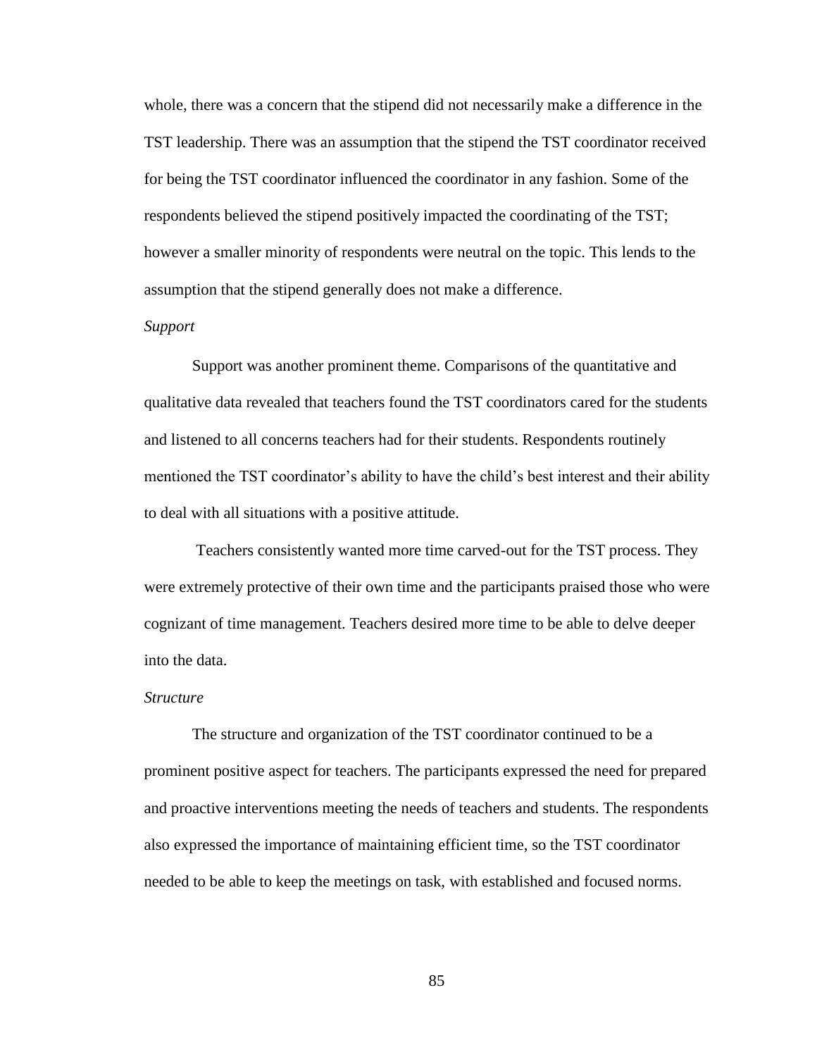whole, there was a concern that the stipend did not necessarily make a difference in the TST leadership. There was an assumption that the stipend the TST coordinator received for being the TST coordinator influenced the coordinator in any fashion. Some of the respondents believed the stipend positively impacted the coordinating of the TST; however a smaller minority of respondents were neutral on the topic. This lends to the assumption that the stipend generally does not make a difference.

*Support*

Support was another prominent theme. Comparisons of the quantitative and qualitative data revealed that teachers found the TST coordinators cared for the students and listened to all concerns teachers had for their students. Respondents routinely mentioned the TST coordinator's ability to have the child's best interest and their ability to deal with all situations with a positive attitude.

Teachers consistently wanted more time carved-out for the TST process. They were extremely protective of their own time and the participants praised those who were cognizant of time management. Teachers desired more time to be able to delve deeper into the data.

*Structure*

The structure and organization of the TST coordinator continued to be a prominent positive aspect for teachers. The participants expressed the need for prepared and proactive interventions meeting the needs of teachers and students. The respondents also expressed the importance of maintaining efficient time, so the TST coordinator needed to be able to keep the meetings on task, with established and focused norms.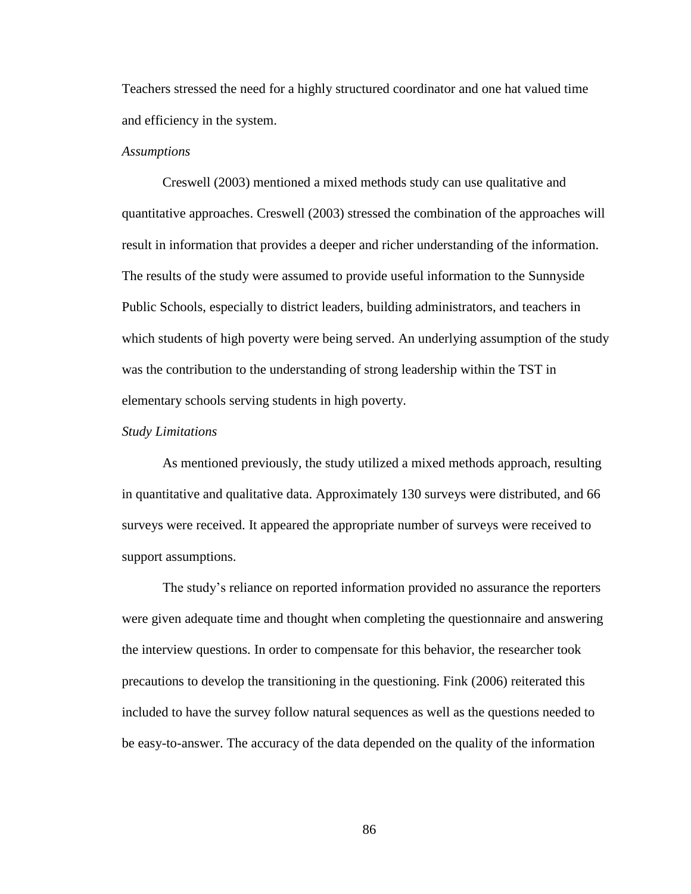Teachers stressed the need for a highly structured coordinator and one hat valued time and efficiency in the system.

*Assumptions*

Creswell (2003) mentioned a mixed methods study can use qualitative and quantitative approaches. Creswell (2003) stressed the combination of the approaches will result in information that provides a deeper and richer understanding of the information. The results of the study were assumed to provide useful information to the Sunnyside Public Schools, especially to district leaders, building administrators, and teachers in which students of high poverty were being served. An underlying assumption of the study was the contribution to the understanding of strong leadership within the TST in elementary schools serving students in high poverty.

*Study Limitations*

As mentioned previously, the study utilized a mixed methods approach, resulting in quantitative and qualitative data. Approximately 130 surveys were distributed, and 66 surveys were received. It appeared the appropriate number of surveys were received to support assumptions.

The study's reliance on reported information provided no assurance the reporters were given adequate time and thought when completing the questionnaire and answering the interview questions. In order to compensate for this behavior, the researcher took precautions to develop the transitioning in the questioning. Fink (2006) reiterated this included to have the survey follow natural sequences as well as the questions needed to be easy-to-answer. The accuracy of the data depended on the quality of the information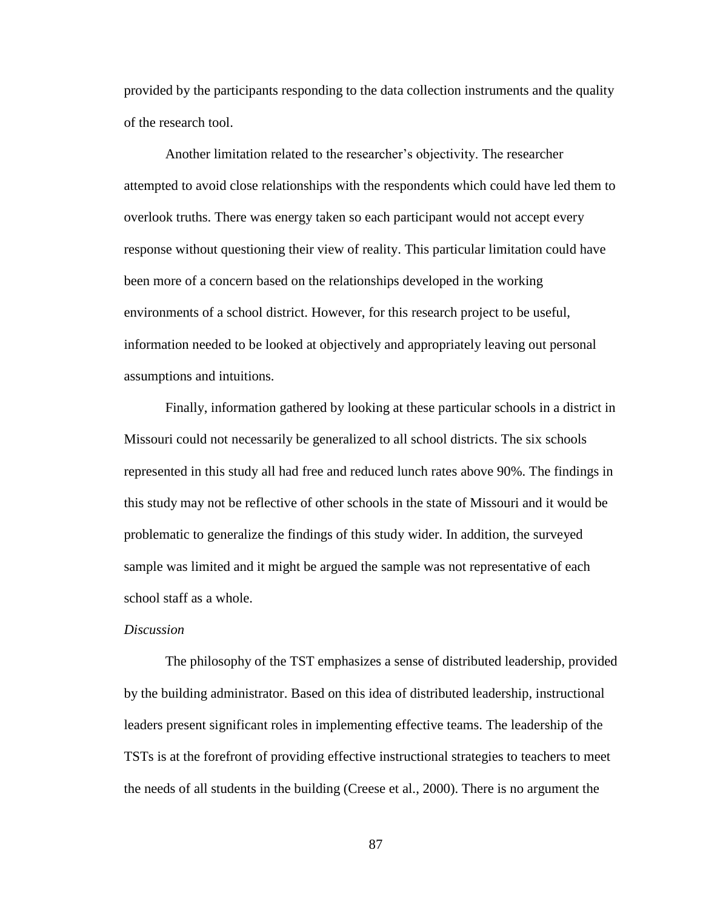provided by the participants responding to the data collection instruments and the quality of the research tool.

Another limitation related to the researcher's objectivity. The researcher attempted to avoid close relationships with the respondents which could have led them to overlook truths. There was energy taken so each participant would not accept every response without questioning their view of reality. This particular limitation could have been more of a concern based on the relationships developed in the working environments of a school district. However, for this research project to be useful, information needed to be looked at objectively and appropriately leaving out personal assumptions and intuitions.

Finally, information gathered by looking at these particular schools in a district in Missouri could not necessarily be generalized to all school districts. The six schools represented in this study all had free and reduced lunch rates above 90%. The findings in this study may not be reflective of other schools in the state of Missouri and it would be problematic to generalize the findings of this study wider. In addition, the surveyed sample was limited and it might be argued the sample was not representative of each school staff as a whole.

*Discussion*

The philosophy of the TST emphasizes a sense of distributed leadership, provided by the building administrator. Based on this idea of distributed leadership, instructional leaders present significant roles in implementing effective teams. The leadership of the TSTs is at the forefront of providing effective instructional strategies to teachers to meet the needs of all students in the building (Creese et al., 2000). There is no argument the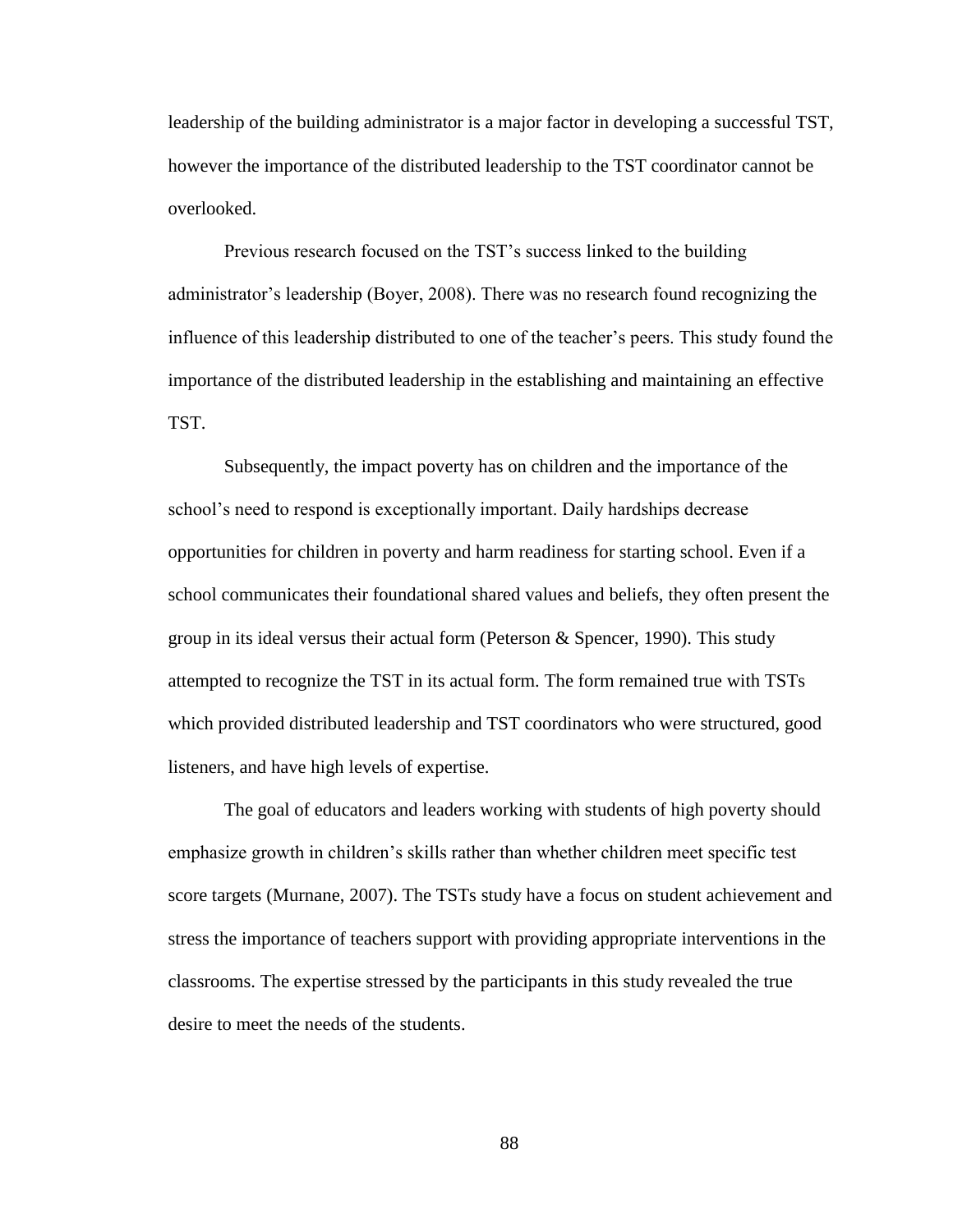leadership of the building administrator is a major factor in developing a successful TST, however the importance of the distributed leadership to the TST coordinator cannot be overlooked.

Previous research focused on the TST's success linked to the building administrator's leadership (Boyer, 2008). There was no research found recognizing the influence of this leadership distributed to one of the teacher's peers. This study found the importance of the distributed leadership in the establishing and maintaining an effective TST.

Subsequently, the impact poverty has on children and the importance of the school's need to respond is exceptionally important. Daily hardships decrease opportunities for children in poverty and harm readiness for starting school. Even if a school communicates their foundational shared values and beliefs, they often present the group in its ideal versus their actual form (Peterson & Spencer, 1990). This study attempted to recognize the TST in its actual form. The form remained true with TSTs which provided distributed leadership and TST coordinators who were structured, good listeners, and have high levels of expertise.

The goal of educators and leaders working with students of high poverty should emphasize growth in children's skills rather than whether children meet specific test score targets (Murnane, 2007). The TSTs study have a focus on student achievement and stress the importance of teachers support with providing appropriate interventions in the classrooms. The expertise stressed by the participants in this study revealed the true desire to meet the needs of the students.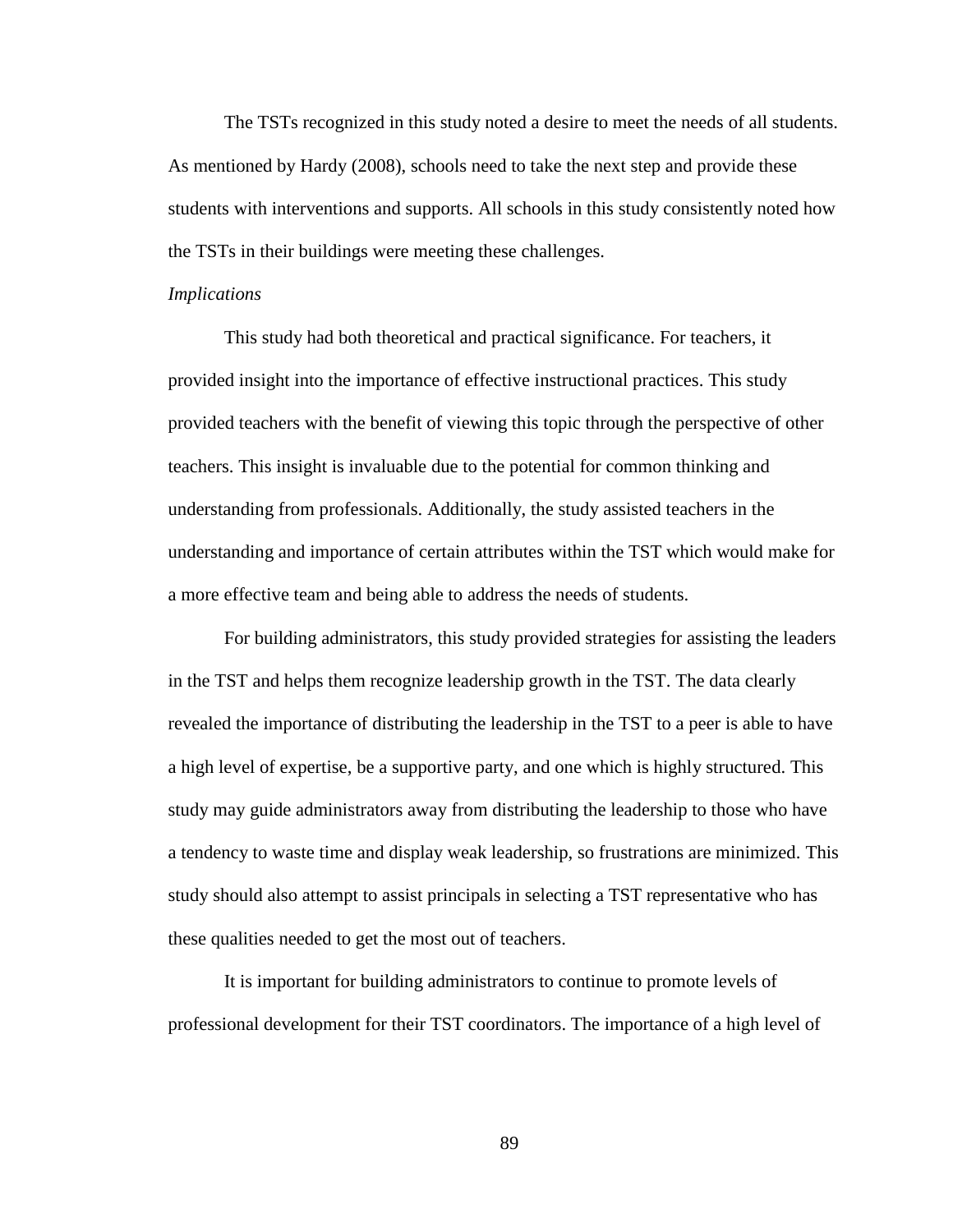The TSTs recognized in this study noted a desire to meet the needs of all students. As mentioned by Hardy (2008), schools need to take the next step and provide these students with interventions and supports. All schools in this study consistently noted how the TSTs in their buildings were meeting these challenges.

*Implications*

This study had both theoretical and practical significance. For teachers, it provided insight into the importance of effective instructional practices. This study provided teachers with the benefit of viewing this topic through the perspective of other teachers. This insight is invaluable due to the potential for common thinking and understanding from professionals. Additionally, the study assisted teachers in the understanding and importance of certain attributes within the TST which would make for a more effective team and being able to address the needs of students.

For building administrators, this study provided strategies for assisting the leaders in the TST and helps them recognize leadership growth in the TST. The data clearly revealed the importance of distributing the leadership in the TST to a peer is able to have a high level of expertise, be a supportive party, and one which is highly structured. This study may guide administrators away from distributing the leadership to those who have a tendency to waste time and display weak leadership, so frustrations are minimized. This study should also attempt to assist principals in selecting a TST representative who has these qualities needed to get the most out of teachers.

It is important for building administrators to continue to promote levels of professional development for their TST coordinators. The importance of a high level of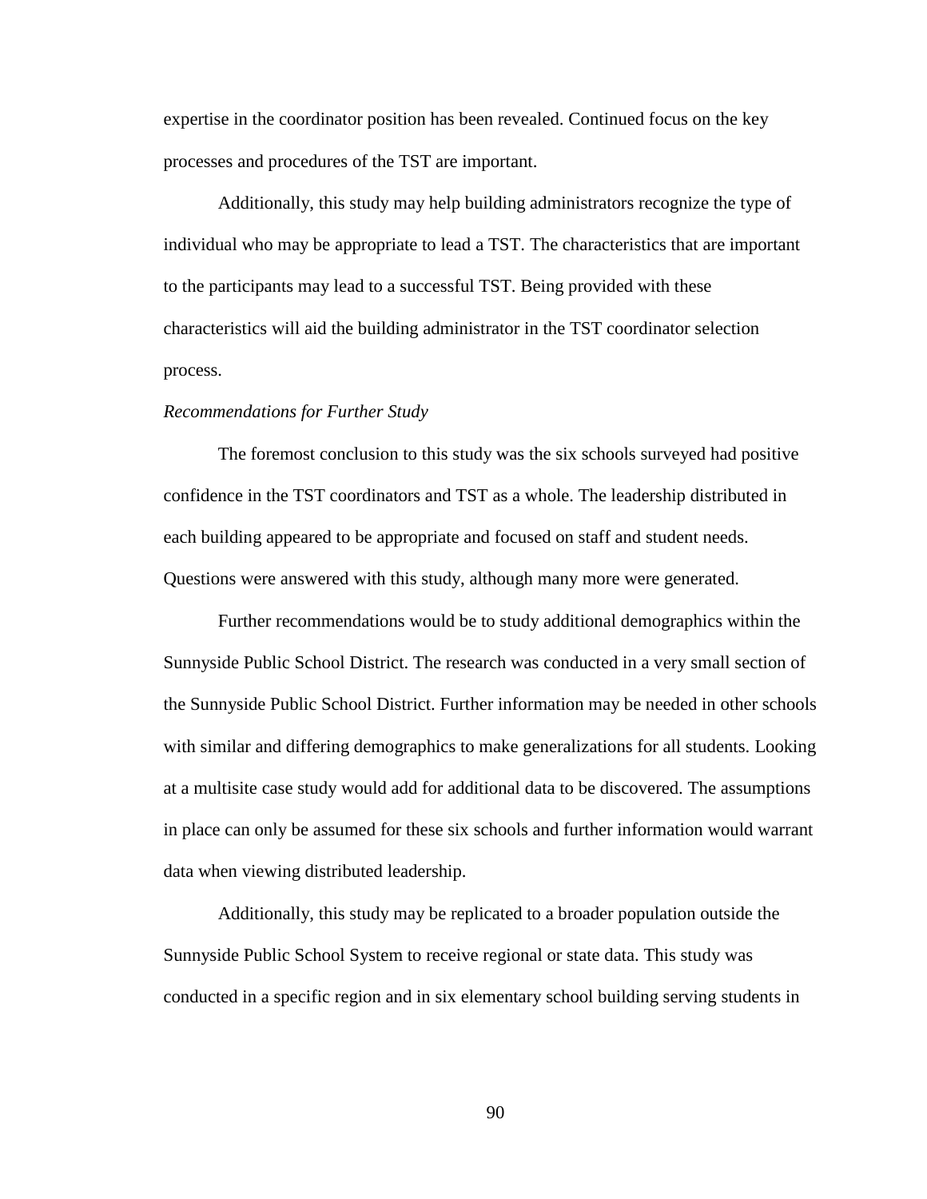expertise in the coordinator position has been revealed. Continued focus on the key processes and procedures of the TST are important.

Additionally, this study may help building administrators recognize the type of individual who may be appropriate to lead a TST. The characteristics that are important to the participants may lead to a successful TST. Being provided with these characteristics will aid the building administrator in the TST coordinator selection process.

*Recommendations for Further Study*

The foremost conclusion to this study was the six schools surveyed had positive confidence in the TST coordinators and TST as a whole. The leadership distributed in each building appeared to be appropriate and focused on staff and student needs. Questions were answered with this study, although many more were generated.

Further recommendations would be to study additional demographics within the Sunnyside Public School District. The research was conducted in a very small section of the Sunnyside Public School District. Further information may be needed in other schools with similar and differing demographics to make generalizations for all students. Looking at a multisite case study would add for additional data to be discovered. The assumptions in place can only be assumed for these six schools and further information would warrant data when viewing distributed leadership.

Additionally, this study may be replicated to a broader population outside the Sunnyside Public School System to receive regional or state data. This study was conducted in a specific region and in six elementary school building serving students in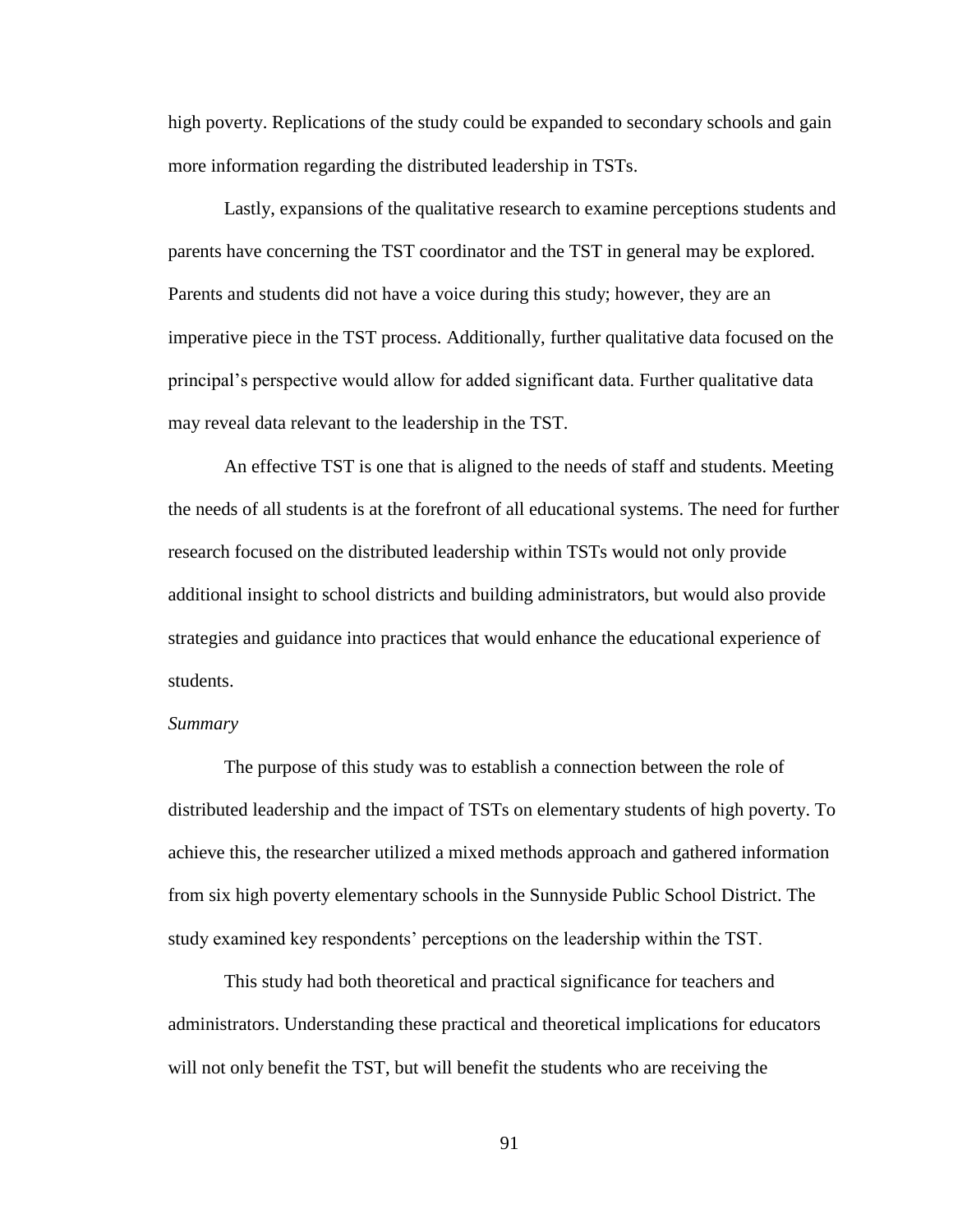high poverty. Replications of the study could be expanded to secondary schools and gain more information regarding the distributed leadership in TSTs.

Lastly, expansions of the qualitative research to examine perceptions students and parents have concerning the TST coordinator and the TST in general may be explored. Parents and students did not have a voice during this study; however, they are an imperative piece in the TST process. Additionally, further qualitative data focused on the principal's perspective would allow for added significant data. Further qualitative data may reveal data relevant to the leadership in the TST.

An effective TST is one that is aligned to the needs of staff and students. Meeting the needs of all students is at the forefront of all educational systems. The need for further research focused on the distributed leadership within TSTs would not only provide additional insight to school districts and building administrators, but would also provide strategies and guidance into practices that would enhance the educational experience of students.

*Summary*

The purpose of this study was to establish a connection between the role of distributed leadership and the impact of TSTs on elementary students of high poverty. To achieve this, the researcher utilized a mixed methods approach and gathered information from six high poverty elementary schools in the Sunnyside Public School District. The study examined key respondents' perceptions on the leadership within the TST.

This study had both theoretical and practical significance for teachers and administrators. Understanding these practical and theoretical implications for educators will not only benefit the TST, but will benefit the students who are receiving the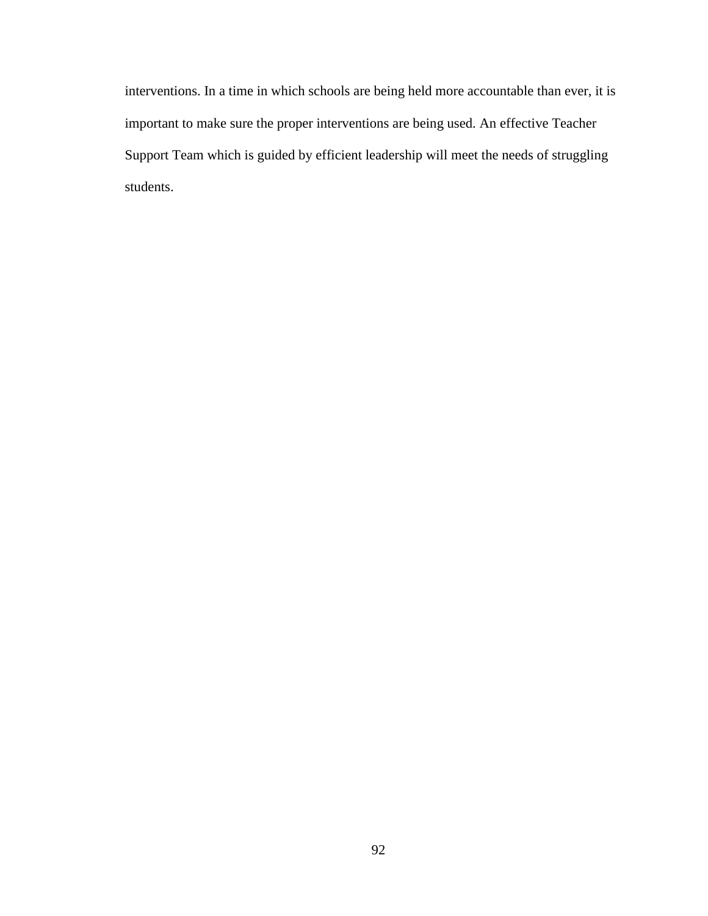interventions. In a time in which schools are being held more accountable than ever, it is important to make sure the proper interventions are being used. An effective Teacher Support Team which is guided by efficient leadership will meet the needs of struggling students.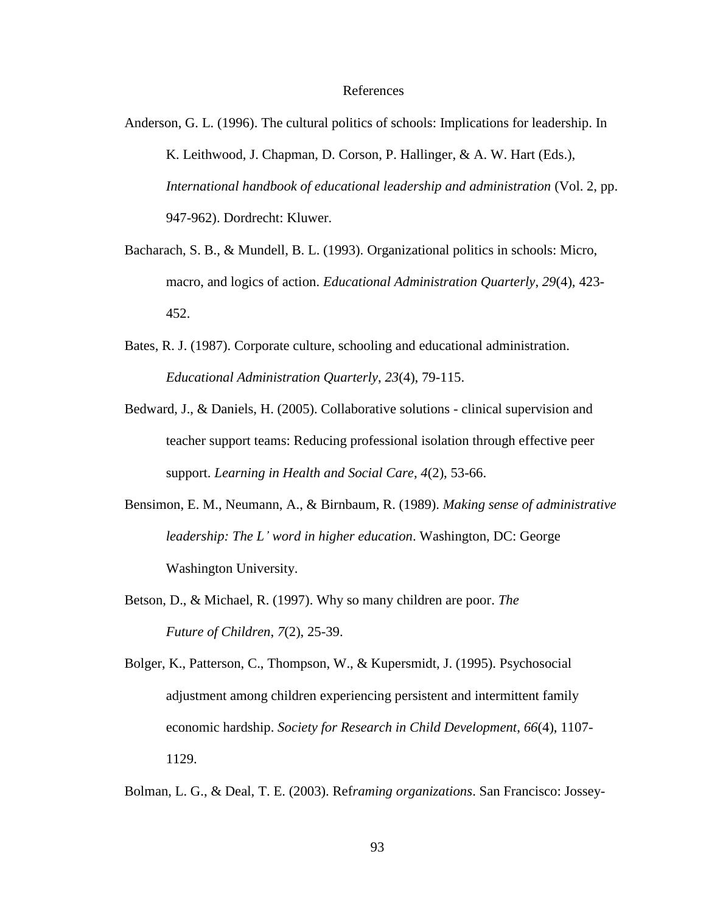# References

Anderson, G. L. (1996). The cultural politics of schools: Implications for leadership. In K. Leithwood, J. Chapman, D. Corson, P. Hallinger, & A. W. Hart (Eds.), *International handbook of educational leadership and administration* (Vol. 2, pp. 947-962). Dordrecht: Kluwer.

Bacharach, S. B., & Mundell, B. L. (1993). Organizational politics in schools: Micro, macro, and logics of action. *Educational Administration Quarterly*, *29*(4), 423-452.

Bates, R. J. (1987). Corporate culture, schooling and educational administration. *Educational Administration Quarterly*, *23*(4), 79-115.

Bedward, J., & Daniels, H. (2005). Collaborative solutions - clinical supervision and teacher support teams: Reducing professional isolation through effective peer support. *Learning in Health and Social Care*, *4*(2), 53-66.

Bensimon, E. M., Neumann, A., & Birnbaum, R. (1989). *Making sense of administrative leadership: The L' word in higher education*. Washington, DC: George Washington University.

Betson, D., & Michael, R. (1997). Why so many children are poor. *The Future of Children*, *7*(2), 25-39.

Bolger, K., Patterson, C., Thompson, W., & Kupersmidt, J. (1995). Psychosocial adjustment among children experiencing persistent and intermittent family economic hardship. *Society for Research in Child Development*, *66*(4), 1107-1129.

Bolman, L. G., & Deal, T. E. (2003). Ref*raming organizations*. San Francisco: Jossey-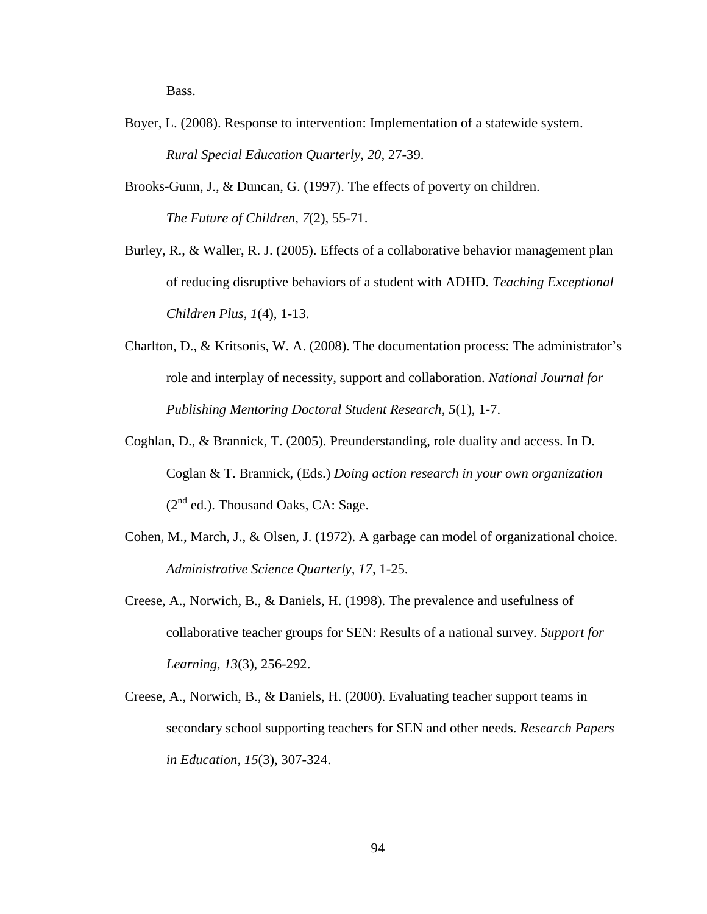Bass.

Boyer, L. (2008). Response to intervention: Implementation of a statewide system. *Rural Special Education Quarterly*, *20,* 27-39.

Brooks-Gunn, J., & Duncan, G. (1997). The effects of poverty on children. *The Future of Children*, *7*(2), 55-71.

Burley, R., & Waller, R. J. (2005). Effects of a collaborative behavior management plan of reducing disruptive behaviors of a student with ADHD. *Teaching Exceptional Children Plus*, *1*(4), 1-13.

Charlton, D., & Kritsonis, W. A. (2008). The documentation process: The administrator's role and interplay of necessity, support and collaboration. *National Journal for Publishing Mentoring Doctoral Student Research*, *5*(1), 1-7.

Coghlan, D., & Brannick, T. (2005). Preunderstanding, role duality and access. In D. Coglan & T. Brannick, (Eds.) *Doing action research in your own organization* (2nd ed.). Thousand Oaks, CA: Sage.

Cohen, M., March, J., & Olsen, J. (1972). A garbage can model of organizational choice. *Administrative Science Quarterly, 17*, 1-25.

Creese, A., Norwich, B., & Daniels, H. (1998). The prevalence and usefulness of collaborative teacher groups for SEN: Results of a national survey. *Support for Learning, 13*(3), 256-292.

Creese, A., Norwich, B., & Daniels, H. (2000). Evaluating teacher support teams in secondary school supporting teachers for SEN and other needs. *Research Papers in Education*, *15*(3), 307-324.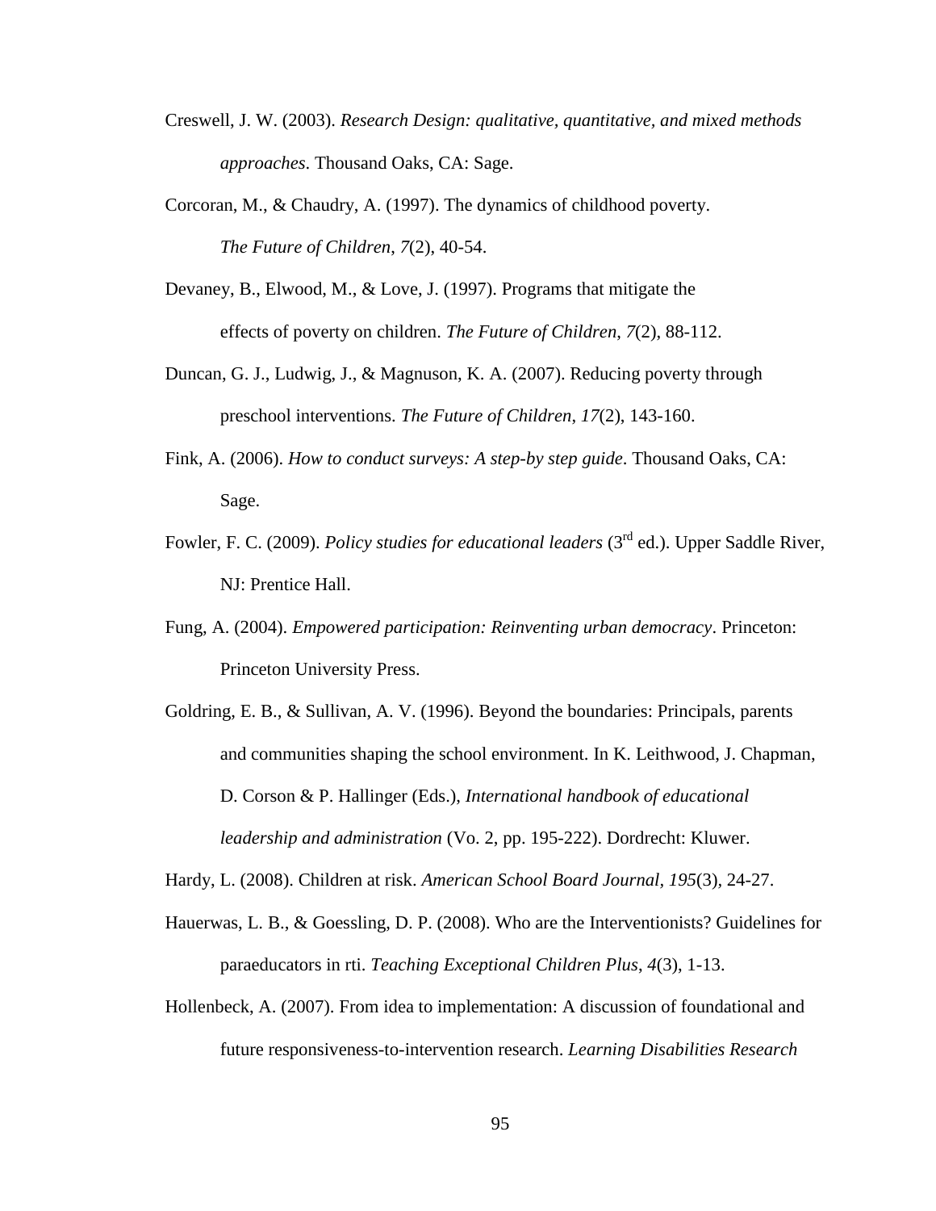Creswell, J. W. (2003). *Research Design: qualitative, quantitative, and mixed methods approaches*. Thousand Oaks, CA: Sage.

Corcoran, M., & Chaudry, A. (1997). The dynamics of childhood poverty. *The Future of Children*, *7*(2), 40-54.

Devaney, B., Elwood, M., & Love, J. (1997). Programs that mitigate the effects of poverty on children. *The Future of Children*, *7*(2), 88-112.

Duncan, G. J., Ludwig, J., & Magnuson, K. A. (2007). Reducing poverty through preschool interventions. *The Future of Children*, *17*(2), 143-160.

Fink, A. (2006). *How to conduct surveys: A step-by step guide*. Thousand Oaks, CA: Sage.

Fowler, F. C. (2009). *Policy studies for educational leaders* (3rd ed.). Upper Saddle River, NJ: Prentice Hall.

Fung, A. (2004). *Empowered participation: Reinventing urban democracy*. Princeton: Princeton University Press.

Goldring, E. B., & Sullivan, A. V. (1996). Beyond the boundaries: Principals, parents and communities shaping the school environment. In K. Leithwood, J. Chapman, D. Corson & P. Hallinger (Eds.), *International handbook of educational leadership and administration* (Vo. 2, pp. 195-222). Dordrecht: Kluwer.

Hardy, L. (2008). Children at risk. *American School Board Journal*, *195*(3), 24-27.

Hauerwas, L. B., & Goessling, D. P. (2008). Who are the Interventionists? Guidelines for paraeducators in rti. *Teaching Exceptional Children Plus*, *4*(3), 1-13.

Hollenbeck, A. (2007). From idea to implementation: A discussion of foundational and future responsiveness-to-intervention research. *Learning Disabilities Research*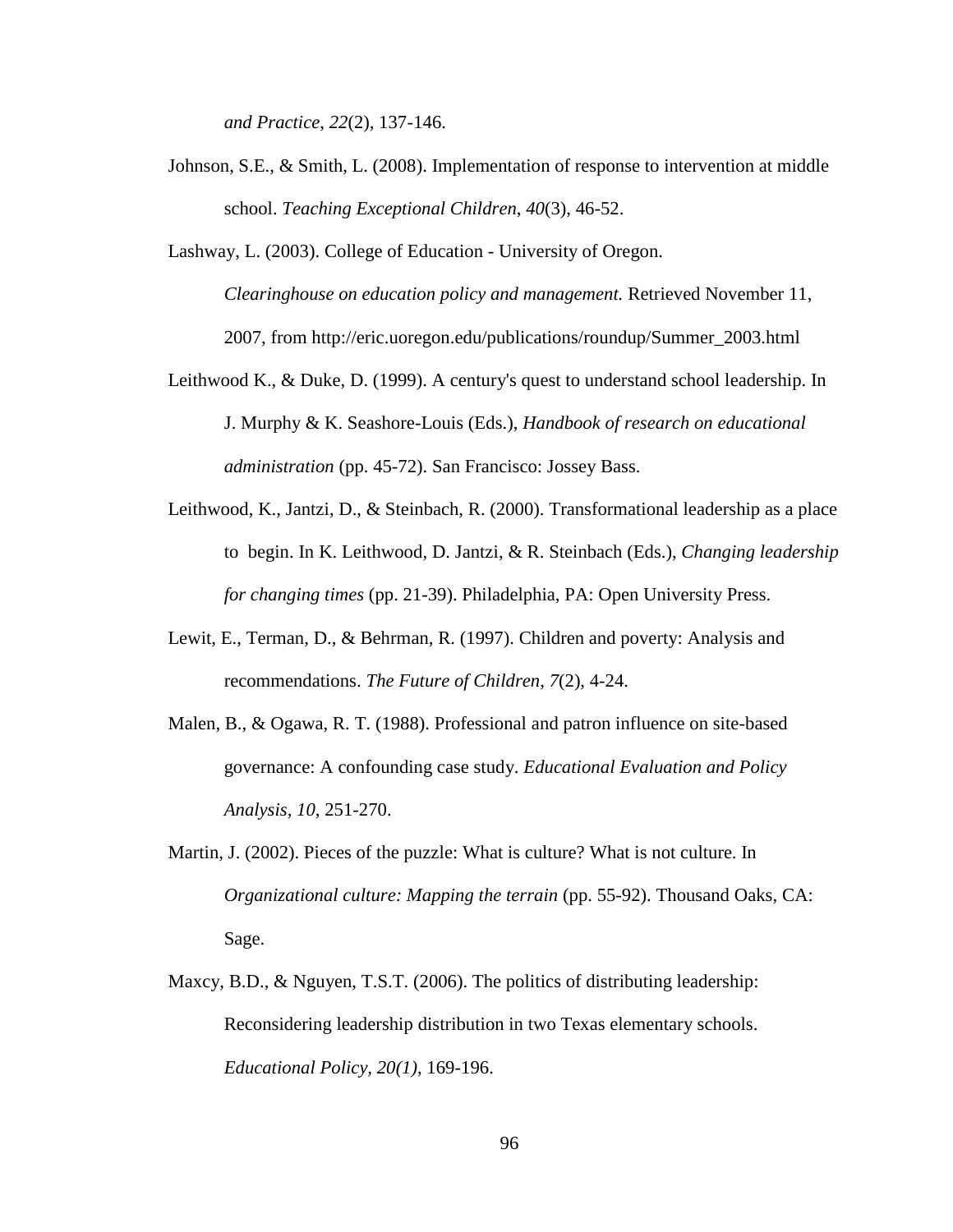*and Practice*, *22*(2), 137-146.

Johnson, S.E., & Smith, L. (2008). Implementation of response to intervention at middle school. *Teaching Exceptional Children*, *40*(3), 46-52.

Lashway, L. (2003). College of Education - University of Oregon. *Clearinghouse on education policy and management.* Retrieved November 11, 2007, from http://eric.uoregon.edu/publications/roundup/Summer_2003.html

Leithwood K., & Duke, D. (1999). A century's quest to understand school leadership. In J. Murphy & K. Seashore-Louis (Eds.), *Handbook of research on educational administration* (pp. 45-72). San Francisco: Jossey Bass.

Leithwood, K., Jantzi, D., & Steinbach, R. (2000). Transformational leadership as a place to begin. In K. Leithwood, D. Jantzi, & R. Steinbach (Eds.), *Changing leadership for changing times* (pp. 21-39). Philadelphia, PA: Open University Press.

Lewit, E., Terman, D., & Behrman, R. (1997). Children and poverty: Analysis and recommendations. *The Future of Children*, *7*(2), 4-24.

Malen, B., & Ogawa, R. T. (1988). Professional and patron influence on site-based governance: A confounding case study. *Educational Evaluation and Policy Analysis*, *10*, 251-270.

Martin, J. (2002). Pieces of the puzzle: What is culture? What is not culture. In *Organizational culture: Mapping the terrain* (pp. 55-92). Thousand Oaks, CA: Sage.

Maxcy, B.D., & Nguyen, T.S.T. (2006). The politics of distributing leadership: Reconsidering leadership distribution in two Texas elementary schools. *Educational Policy, 20(1)*, 169-196.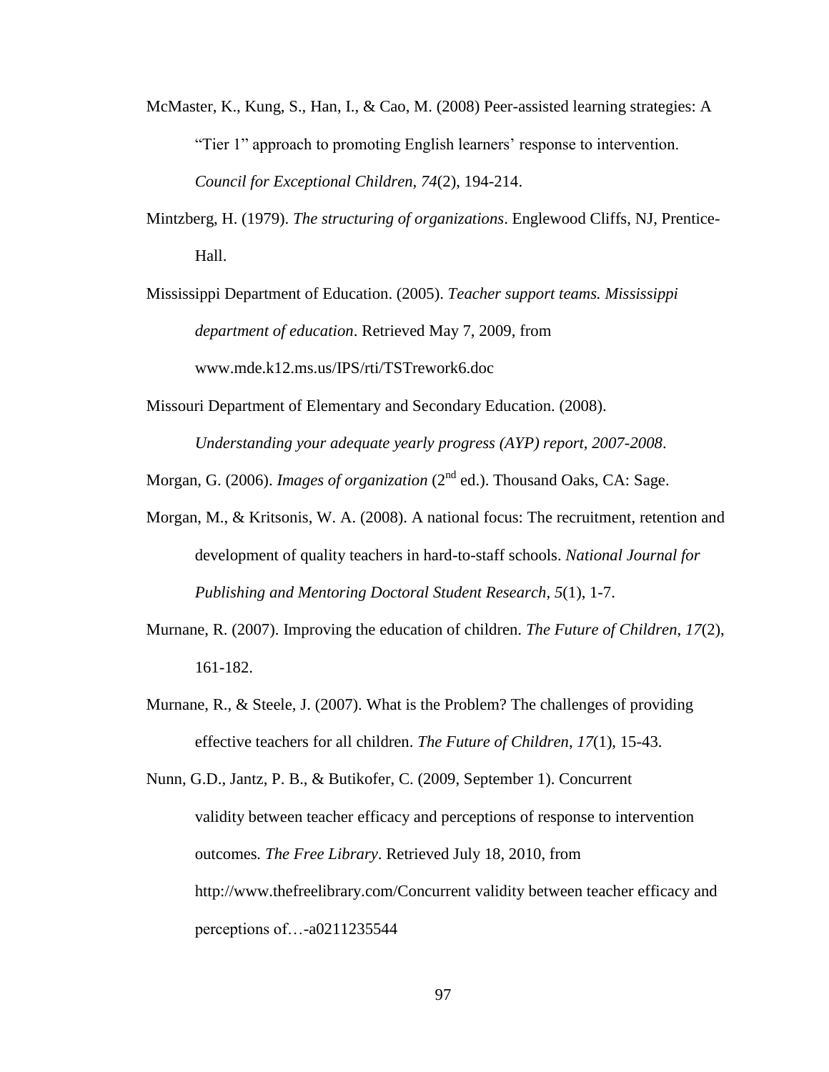McMaster, K., Kung, S., Han, I., & Cao, M. (2008) Peer-assisted learning strategies: A "Tier 1" approach to promoting English learners' response to intervention. *Council for Exceptional Children*, *74*(2), 194-214.

Mintzberg, H. (1979). *The structuring of organizations*. Englewood Cliffs, NJ, Prentice-Hall.

Mississippi Department of Education. (2005). *Teacher support teams. Mississippi department of education*. Retrieved May 7, 2009, from www.mde.k12.ms.us/IPS/rti/TSTrework6.doc

Missouri Department of Elementary and Secondary Education. (2008). *Understanding your adequate yearly progress (AYP) report, 2007-2008*.

Morgan, G. (2006). *Images of organization* (2nd ed.). Thousand Oaks, CA: Sage.

Morgan, M., & Kritsonis, W. A. (2008). A national focus: The recruitment, retention and development of quality teachers in hard-to-staff schools. *National Journal for Publishing and Mentoring Doctoral Student Research*, *5*(1), 1-7.

Murnane, R. (2007). Improving the education of children. *The Future of Children*, *17*(2), 161-182.

Murnane, R., & Steele, J. (2007). What is the Problem? The challenges of providing effective teachers for all children. *The Future of Children*, *17*(1), 15-43.

Nunn, G.D., Jantz, P. B., & Butikofer, C. (2009, September 1). Concurrent validity between teacher efficacy and perceptions of response to intervention outcomes*. The Free Library*. Retrieved July 18, 2010, from http://www.thefreelibrary.com/Concurrent validity between teacher efficacy and perceptions of…-a0211235544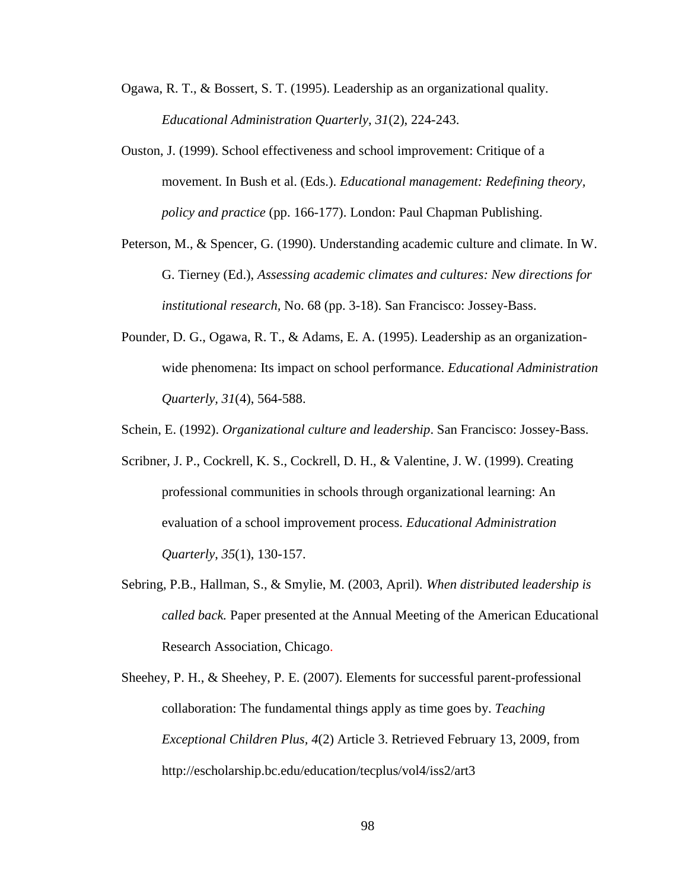Ogawa, R. T., & Bossert, S. T. (1995). Leadership as an organizational quality. *Educational Administration Quarterly*, *31*(2), 224-243.

Ouston, J. (1999). School effectiveness and school improvement: Critique of a movement. In Bush et al. (Eds.). *Educational management: Redefining theory, policy and practice* (pp. 166-177). London: Paul Chapman Publishing.

Peterson, M., & Spencer, G. (1990). Understanding academic culture and climate. In W. G. Tierney (Ed.), *Assessing academic climates and cultures: New directions for institutional research,* No. 68 (pp. 3-18). San Francisco: Jossey-Bass.

Pounder, D. G., Ogawa, R. T., & Adams, E. A. (1995). Leadership as an organization-wide phenomena: Its impact on school performance. *Educational Administration Quarterly, 31*(4), 564-588.

Schein, E. (1992). *Organizational culture and leadership*. San Francisco: Jossey-Bass.

Scribner, J. P., Cockrell, K. S., Cockrell, D. H., & Valentine, J. W. (1999). Creating professional communities in schools through organizational learning: An evaluation of a school improvement process. *Educational Administration Quarterly*, *35*(1), 130-157.

Sebring, P.B., Hallman, S., & Smylie, M. (2003, April). *When distributed leadership is called back.* Paper presented at the Annual Meeting of the American Educational Research Association, Chicago.

Sheehey, P. H., & Sheehey, P. E. (2007). Elements for successful parent-professional collaboration: The fundamental things apply as time goes by. *Teaching Exceptional Children Plus, 4*(2) Article 3. Retrieved February 13, 2009, from http://escholarship.bc.edu/education/tecplus/vol4/iss2/art3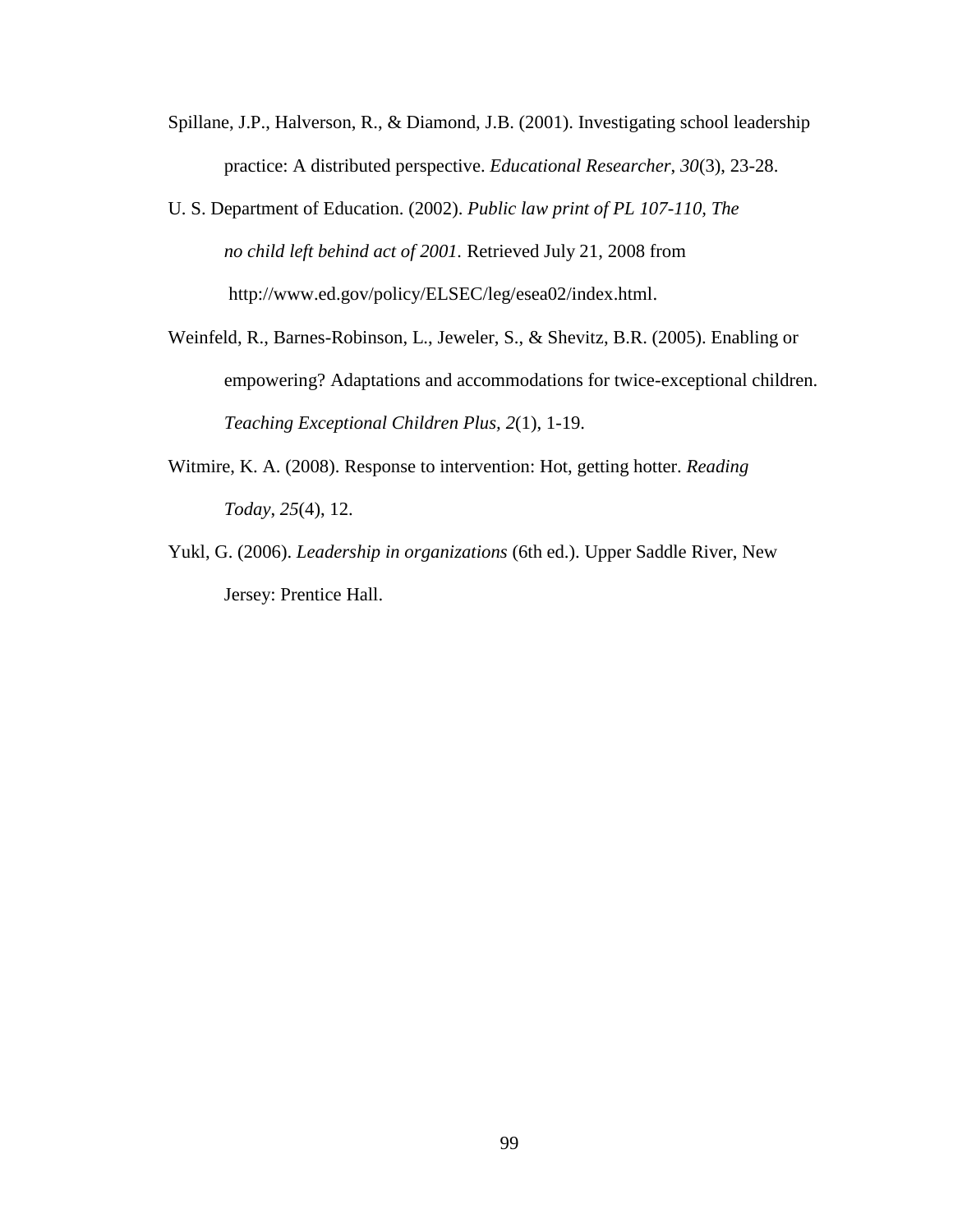Spillane, J.P., Halverson, R., & Diamond, J.B. (2001). Investigating school leadership practice: A distributed perspective. *Educational Researcher, 30*(3), 23-28.

U. S. Department of Education. (2002). *Public law print of PL 107-110, The no child left behind act of 2001.* Retrieved July 21, 2008 from http://www.ed.gov/policy/ELSEC/leg/esea02/index.html.

Weinfeld, R., Barnes-Robinson, L., Jeweler, S., & Shevitz, B.R. (2005). Enabling or empowering? Adaptations and accommodations for twice-exceptional children. *Teaching Exceptional Children Plus, 2*(1), 1-19.

Witmire, K. A. (2008). Response to intervention: Hot, getting hotter. *Reading Today, 25*(4), 12.

Yukl, G. (2006). *Leadership in organizations* (6th ed.). Upper Saddle River, New Jersey: Prentice Hall.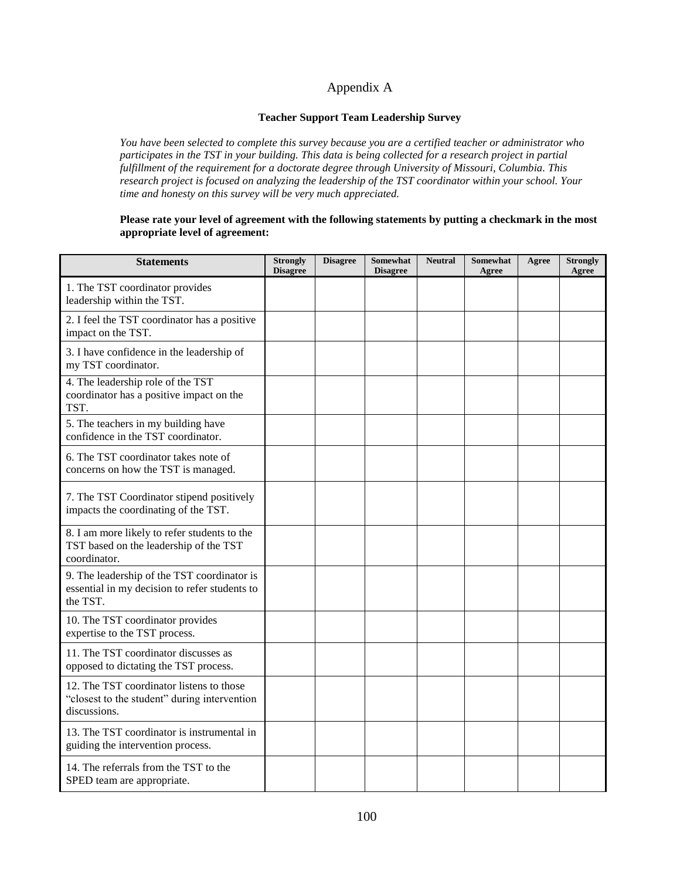# Appendix A

**Teacher Support Team Leadership Survey**

*You have been selected to complete this survey because you are a certified teacher or administrator who participates in the TST in your building. This data is being collected for a research project in partial fulfillment of the requirement for a doctorate degree through University of Missouri, Columbia. This research project is focused on analyzing the leadership of the TST coordinator within your school. Your time and honesty on this survey will be very much appreciated.*

**Please rate your level of agreement with the following statements by putting a checkmark in the most appropriate level of agreement:**

| Statements | Strongly Disagree | Disagree | Somewhat Disagree | Neutral | Somewhat Agree | Agree | Strongly Agree |
|---|---|---|---|---|---|---|---|
| 1. The TST coordinator provides leadership within the TST. | | | | | | | |
| 2. I feel the TST coordinator has a positive impact on the TST. | | | | | | | |
| 3. I have confidence in the leadership of my TST coordinator. | | | | | | | |
| 4. The leadership role of the TST coordinator has a positive impact on the TST. | | | | | | | |
| 5. The teachers in my building have confidence in the TST coordinator. | | | | | | | |
| 6. The TST coordinator takes note of concerns on how the TST is managed. | | | | | | | |
| 7. The TST Coordinator stipend positively impacts the coordinating of the TST. | | | | | | | |
| 8. I am more likely to refer students to the TST based on the leadership of the TST coordinator. | | | | | | | |
| 9. The leadership of the TST coordinator is essential in my decision to refer students to the TST. | | | | | | | |
| 10. The TST coordinator provides expertise to the TST process. | | | | | | | |
| 11. The TST coordinator discusses as opposed to dictating the TST process. | | | | | | | |
| 12. The TST coordinator listens to those "closest to the student" during intervention discussions. | | | | | | | |
| 13. The TST coordinator is instrumental in guiding the intervention process. | | | | | | | |
| 14. The referrals from the TST to the SPED team are appropriate. | | | | | | | |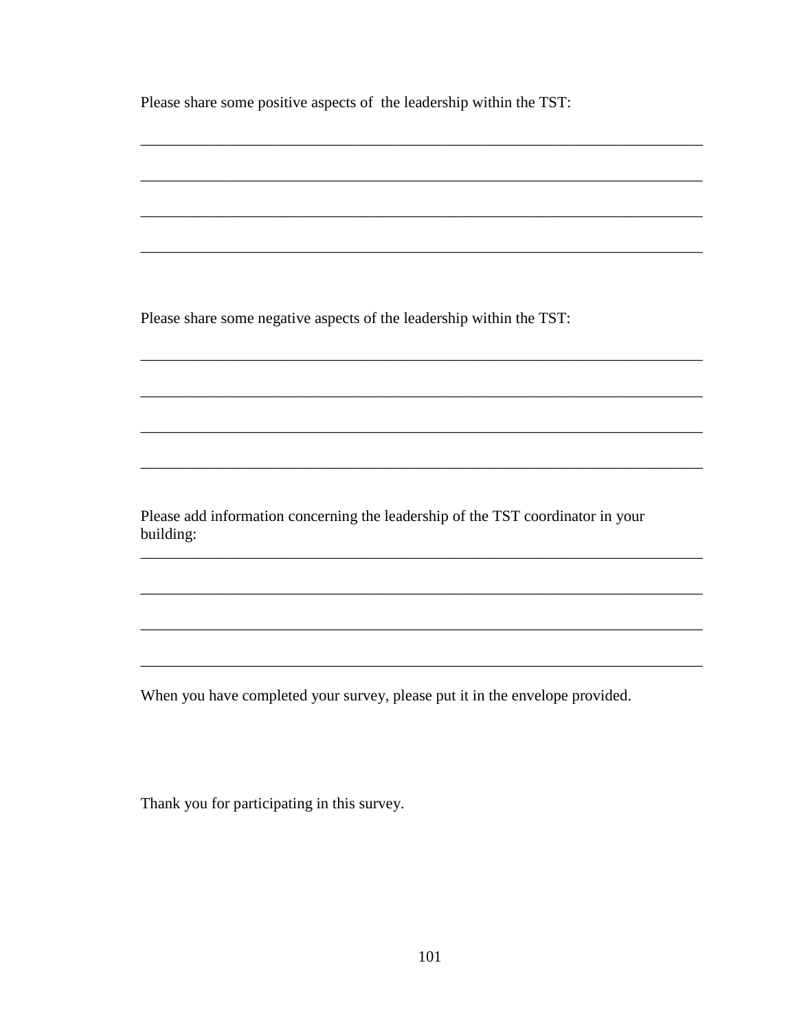Please share some positive aspects of  the leadership within the TST:

_______________________________________________________________________

_______________________________________________________________________

_______________________________________________________________________

_______________________________________________________________________

Please share some negative aspects of the leadership within the TST:

_______________________________________________________________________

_______________________________________________________________________

_______________________________________________________________________

_______________________________________________________________________

Please add information concerning the leadership of the TST coordinator in your building:

_______________________________________________________________________

_______________________________________________________________________

_______________________________________________________________________

_______________________________________________________________________

When you have completed your survey, please put it in the envelope provided.

Thank you for participating in this survey.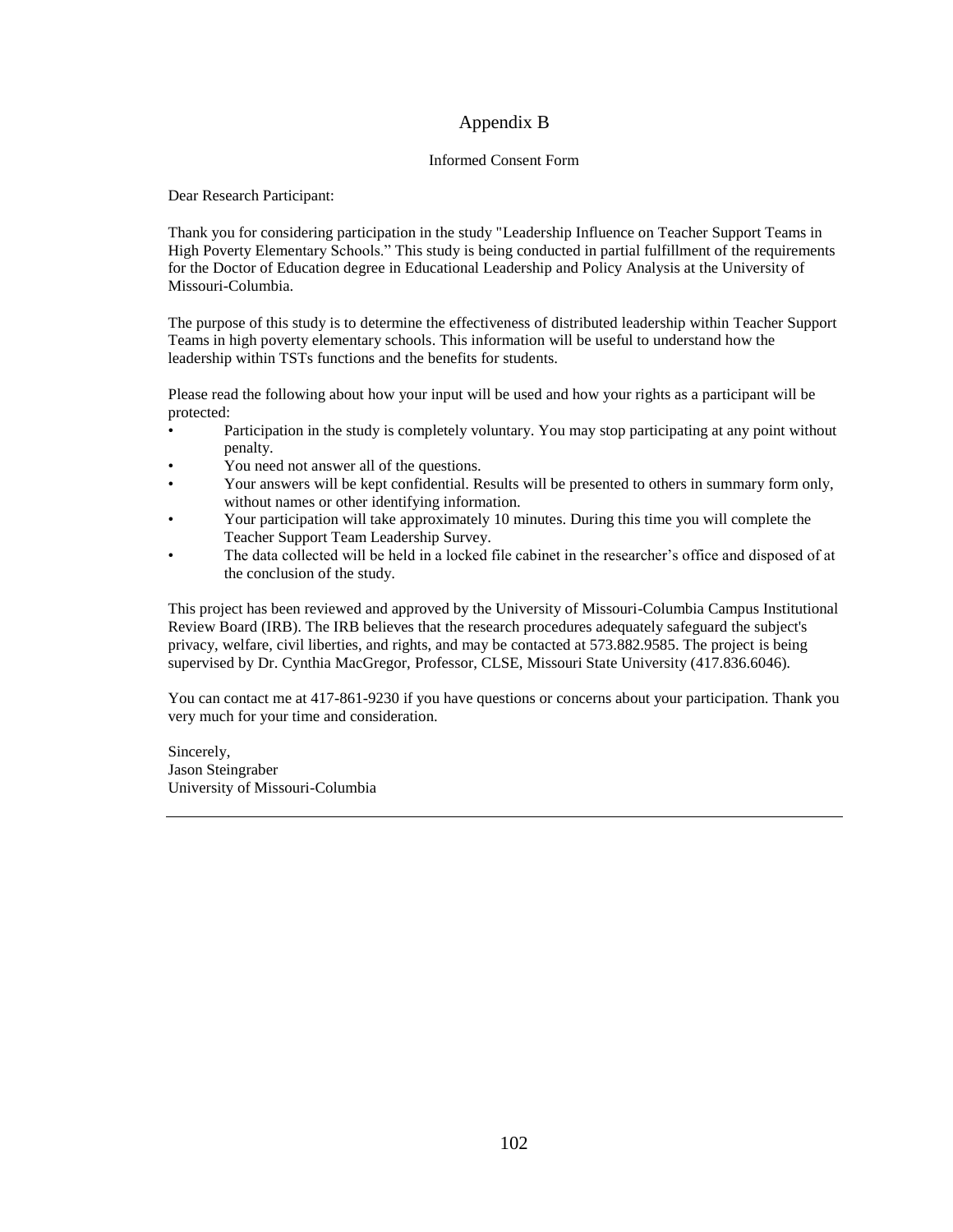# Appendix B

## Informed Consent Form

Dear Research Participant:

Thank you for considering participation in the study "Leadership Influence on Teacher Support Teams in High Poverty Elementary Schools." This study is being conducted in partial fulfillment of the requirements for the Doctor of Education degree in Educational Leadership and Policy Analysis at the University of Missouri-Columbia.

The purpose of this study is to determine the effectiveness of distributed leadership within Teacher Support Teams in high poverty elementary schools. This information will be useful to understand how the leadership within TSTs functions and the benefits for students.

Please read the following about how your input will be used and how your rights as a participant will be protected:

- Participation in the study is completely voluntary. You may stop participating at any point without penalty.
- You need not answer all of the questions.
- Your answers will be kept confidential. Results will be presented to others in summary form only, without names or other identifying information.
- Your participation will take approximately 10 minutes. During this time you will complete the Teacher Support Team Leadership Survey.
- The data collected will be held in a locked file cabinet in the researcher's office and disposed of at the conclusion of the study.

This project has been reviewed and approved by the University of Missouri-Columbia Campus Institutional Review Board (IRB). The IRB believes that the research procedures adequately safeguard the subject's privacy, welfare, civil liberties, and rights, and may be contacted at 573.882.9585. The project is being supervised by Dr. Cynthia MacGregor, Professor, CLSE, Missouri State University (417.836.6046).

You can contact me at 417-861-9230 if you have questions or concerns about your participation. Thank you very much for your time and consideration.

Sincerely,
Jason Steingraber
University of Missouri-Columbia

---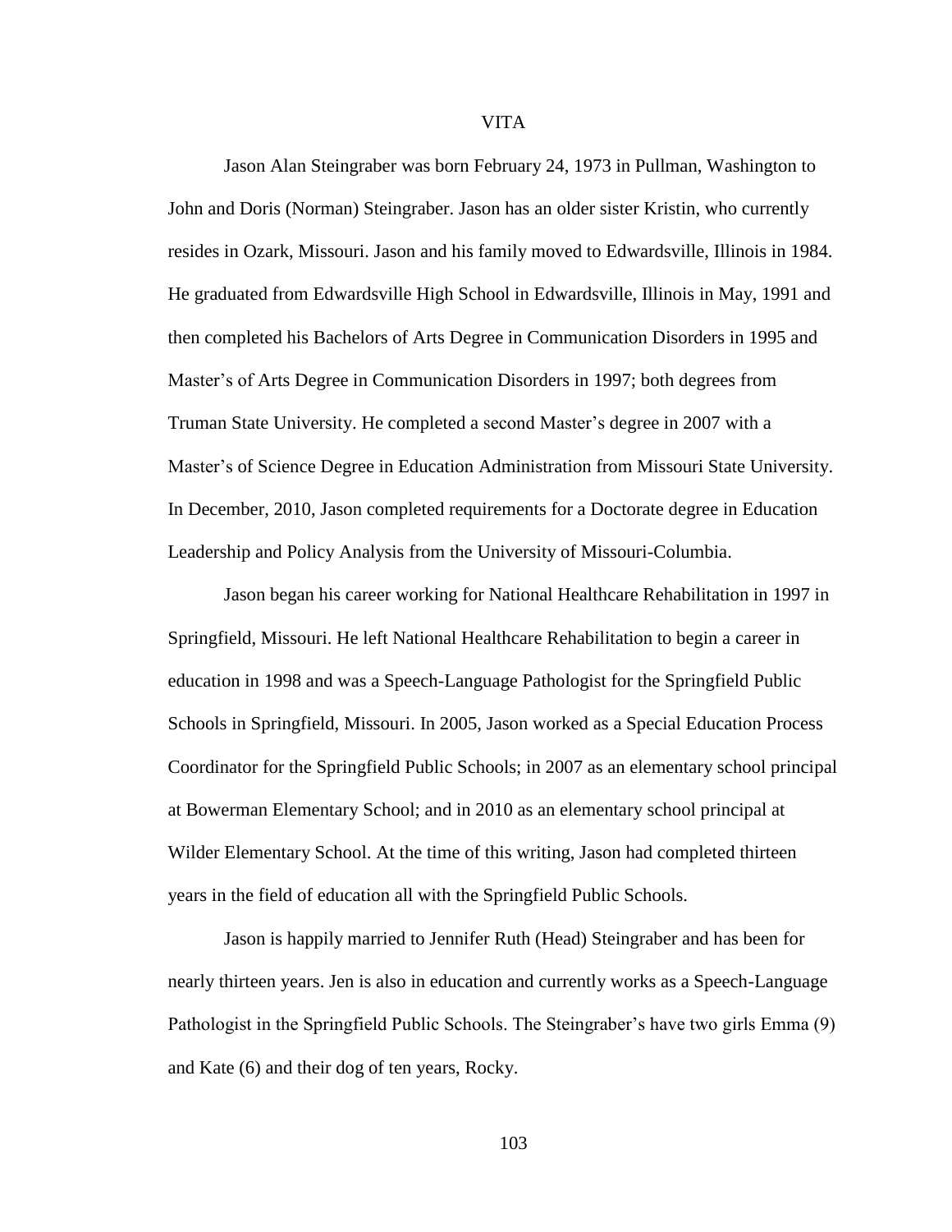# VITA

Jason Alan Steingraber was born February 24, 1973 in Pullman, Washington to John and Doris (Norman) Steingraber. Jason has an older sister Kristin, who currently resides in Ozark, Missouri. Jason and his family moved to Edwardsville, Illinois in 1984. He graduated from Edwardsville High School in Edwardsville, Illinois in May, 1991 and then completed his Bachelors of Arts Degree in Communication Disorders in 1995 and Master's of Arts Degree in Communication Disorders in 1997; both degrees from Truman State University. He completed a second Master's degree in 2007 with a Master's of Science Degree in Education Administration from Missouri State University. In December, 2010, Jason completed requirements for a Doctorate degree in Education Leadership and Policy Analysis from the University of Missouri-Columbia.

Jason began his career working for National Healthcare Rehabilitation in 1997 in Springfield, Missouri. He left National Healthcare Rehabilitation to begin a career in education in 1998 and was a Speech-Language Pathologist for the Springfield Public Schools in Springfield, Missouri. In 2005, Jason worked as a Special Education Process Coordinator for the Springfield Public Schools; in 2007 as an elementary school principal at Bowerman Elementary School; and in 2010 as an elementary school principal at Wilder Elementary School. At the time of this writing, Jason had completed thirteen years in the field of education all with the Springfield Public Schools.

Jason is happily married to Jennifer Ruth (Head) Steingraber and has been for nearly thirteen years. Jen is also in education and currently works as a Speech-Language Pathologist in the Springfield Public Schools. The Steingraber's have two girls Emma (9) and Kate (6) and their dog of ten years, Rocky.